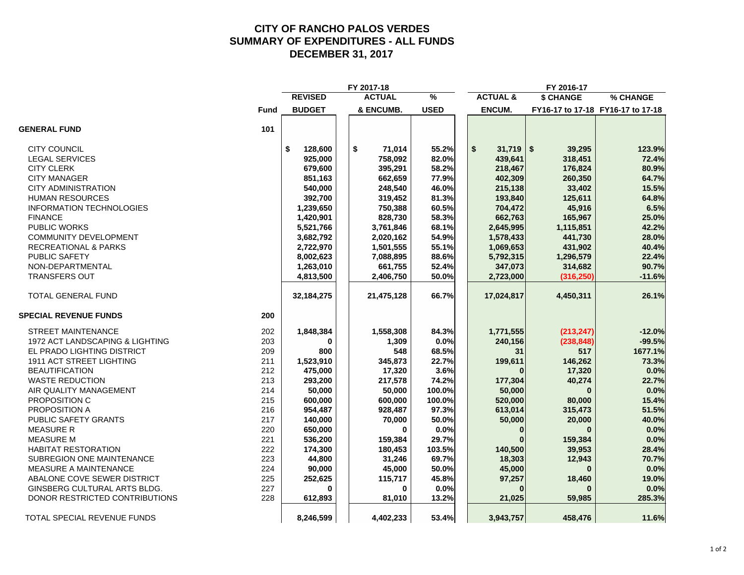# CITY OF RANCHO PALOS VERDES
## SUMMARY OF EXPENDITURES - ALL FUNDS
## DECEMBER 31, 2017

| | Fund | FY 2017-18 REVISED BUDGET | FY 2017-18 ACTUAL & ENCUMB. | FY 2017-18 % USED | FY 2016-17 ACTUAL & ENCUM. | FY 2016-17 $ CHANGE FY16-17 to 17-18 | FY 2016-17 % CHANGE FY16-17 to 17-18 |
|---|---|---|---|---|---|---|---|
| **GENERAL FUND** | **101** | | | | | | |
| CITY COUNCIL | | $ 128,600 | $ 71,014 | 55.2% | $ 31,719 | $ 39,295 | 123.9% |
| LEGAL SERVICES | | 925,000 | 758,092 | 82.0% | 439,641 | 318,451 | 72.4% |
| CITY CLERK | | 679,600 | 395,291 | 58.2% | 218,467 | 176,824 | 80.9% |
| CITY MANAGER | | 851,163 | 662,659 | 77.9% | 402,309 | 260,350 | 64.7% |
| CITY ADMINISTRATION | | 540,000 | 248,540 | 46.0% | 215,138 | 33,402 | 15.5% |
| HUMAN RESOURCES | | 392,700 | 319,452 | 81.3% | 193,840 | 125,611 | 64.8% |
| INFORMATION TECHNOLOGIES | | 1,239,650 | 750,388 | 60.5% | 704,472 | 45,916 | 6.5% |
| FINANCE | | 1,420,901 | 828,730 | 58.3% | 662,763 | 165,967 | 25.0% |
| PUBLIC WORKS | | 5,521,766 | 3,761,846 | 68.1% | 2,645,995 | 1,115,851 | 42.2% |
| COMMUNITY DEVELOPMENT | | 3,682,792 | 2,020,162 | 54.9% | 1,578,433 | 441,730 | 28.0% |
| RECREATIONAL & PARKS | | 2,722,970 | 1,501,555 | 55.1% | 1,069,653 | 431,902 | 40.4% |
| PUBLIC SAFETY | | 8,002,623 | 7,088,895 | 88.6% | 5,792,315 | 1,296,579 | 22.4% |
| NON-DEPARTMENTAL | | 1,263,010 | 661,755 | 52.4% | 347,073 | 314,682 | 90.7% |
| TRANSFERS OUT | | 4,813,500 | 2,406,750 | 50.0% | 2,723,000 | (316,250) | -11.6% |
| TOTAL GENERAL FUND | | 32,184,275 | 21,475,128 | 66.7% | 17,024,817 | 4,450,311 | 26.1% |
| **SPECIAL REVENUE FUNDS** | **200** | | | | | | |
| STREET MAINTENANCE | 202 | 1,848,384 | 1,558,308 | 84.3% | 1,771,555 | (213,247) | -12.0% |
| 1972 ACT LANDSCAPING & LIGHTING | 203 | 0 | 1,309 | 0.0% | 240,156 | (238,848) | -99.5% |
| EL PRADO LIGHTING DISTRICT | 209 | 800 | 548 | 68.5% | 31 | 517 | 1677.1% |
| 1911 ACT STREET LIGHTING | 211 | 1,523,910 | 345,873 | 22.7% | 199,611 | 146,262 | 73.3% |
| BEAUTIFICATION | 212 | 475,000 | 17,320 | 3.6% | 0 | 17,320 | 0.0% |
| WASTE REDUCTION | 213 | 293,200 | 217,578 | 74.2% | 177,304 | 40,274 | 22.7% |
| AIR QUALITY MANAGEMENT | 214 | 50,000 | 50,000 | 100.0% | 50,000 | 0 | 0.0% |
| PROPOSITION C | 215 | 600,000 | 600,000 | 100.0% | 520,000 | 80,000 | 15.4% |
| PROPOSITION A | 216 | 954,487 | 928,487 | 97.3% | 613,014 | 315,473 | 51.5% |
| PUBLIC SAFETY GRANTS | 217 | 140,000 | 70,000 | 50.0% | 50,000 | 20,000 | 40.0% |
| MEASURE R | 220 | 650,000 | 0 | 0.0% | 0 | 0 | 0.0% |
| MEASURE M | 221 | 536,200 | 159,384 | 29.7% | 0 | 159,384 | 0.0% |
| HABITAT RESTORATION | 222 | 174,300 | 180,453 | 103.5% | 140,500 | 39,953 | 28.4% |
| SUBREGION ONE MAINTENANCE | 223 | 44,800 | 31,246 | 69.7% | 18,303 | 12,943 | 70.7% |
| MEASURE A MAINTENANCE | 224 | 90,000 | 45,000 | 50.0% | 45,000 | 0 | 0.0% |
| ABALONE COVE SEWER DISTRICT | 225 | 252,625 | 115,717 | 45.8% | 97,257 | 18,460 | 19.0% |
| GINSBERG CULTURAL ARTS BLDG. | 227 | 0 | 0 | 0.0% | 0 | 0 | 0.0% |
| DONOR RESTRICTED CONTRIBUTIONS | 228 | 612,893 | 81,010 | 13.2% | 21,025 | 59,985 | 285.3% |
| TOTAL SPECIAL REVENUE FUNDS | | 8,246,599 | 4,402,233 | 53.4% | 3,943,757 | 458,476 | 11.6% |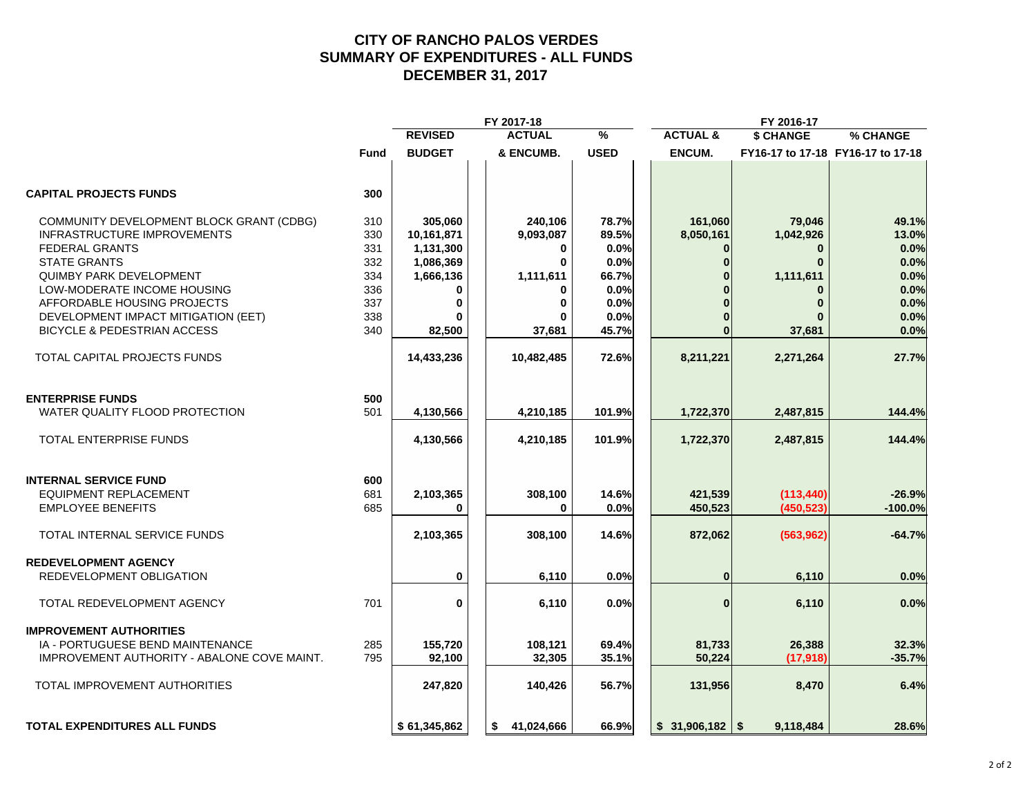# CITY OF RANCHO PALOS VERDES
## SUMMARY OF EXPENDITURES - ALL FUNDS
## DECEMBER 31, 2017

| | | FY 2017-18 | | | FY 2016-17 | | |
|---|---|---|---|---|---|---|---|
| | Fund | REVISED BUDGET | ACTUAL & ENCUMB. | % USED | ACTUAL & ENCUM. | $ CHANGE FY16-17 to 17-18 | % CHANGE FY16-17 to 17-18 |
| **CAPITAL PROJECTS FUNDS** | 300 | | | | | | |
| COMMUNITY DEVELOPMENT BLOCK GRANT (CDBG) | 310 | 305,060 | 240,106 | 78.7% | 161,060 | 79,046 | 49.1% |
| INFRASTRUCTURE IMPROVEMENTS | 330 | 10,161,871 | 9,093,087 | 89.5% | 8,050,161 | 1,042,926 | 13.0% |
| FEDERAL GRANTS | 331 | 1,131,300 | 0 | 0.0% | 0 | 0 | 0.0% |
| STATE GRANTS | 332 | 1,086,369 | 0 | 0.0% | 0 | 0 | 0.0% |
| QUIMBY PARK DEVELOPMENT | 334 | 1,666,136 | 1,111,611 | 66.7% | 0 | 1,111,611 | 0.0% |
| LOW-MODERATE INCOME HOUSING | 336 | 0 | 0 | 0.0% | 0 | 0 | 0.0% |
| AFFORDABLE HOUSING PROJECTS | 337 | 0 | 0 | 0.0% | 0 | 0 | 0.0% |
| DEVELOPMENT IMPACT MITIGATION (EET) | 338 | 0 | 0 | 0.0% | 0 | 0 | 0.0% |
| BICYCLE & PEDESTRIAN ACCESS | 340 | 82,500 | 37,681 | 45.7% | 0 | 37,681 | 0.0% |
| TOTAL CAPITAL PROJECTS FUNDS | | 14,433,236 | 10,482,485 | 72.6% | 8,211,221 | 2,271,264 | 27.7% |
| **ENTERPRISE FUNDS** | 500 | | | | | | |
| WATER QUALITY FLOOD PROTECTION | 501 | 4,130,566 | 4,210,185 | 101.9% | 1,722,370 | 2,487,815 | 144.4% |
| TOTAL ENTERPRISE FUNDS | | 4,130,566 | 4,210,185 | 101.9% | 1,722,370 | 2,487,815 | 144.4% |
| **INTERNAL SERVICE FUND** | 600 | | | | | | |
| EQUIPMENT REPLACEMENT | 681 | 2,103,365 | 308,100 | 14.6% | 421,539 | (113,440) | -26.9% |
| EMPLOYEE BENEFITS | 685 | 0 | 0 | 0.0% | 450,523 | (450,523) | -100.0% |
| TOTAL INTERNAL SERVICE FUNDS | | 2,103,365 | 308,100 | 14.6% | 872,062 | (563,962) | -64.7% |
| **REDEVELOPMENT AGENCY** | | | | | | | |
| REDEVELOPMENT OBLIGATION | | 0 | 6,110 | 0.0% | 0 | 6,110 | 0.0% |
| TOTAL REDEVELOPMENT AGENCY | 701 | 0 | 6,110 | 0.0% | 0 | 6,110 | 0.0% |
| **IMPROVEMENT AUTHORITIES** | | | | | | | |
| IA - PORTUGUESE BEND MAINTENANCE | 285 | 155,720 | 108,121 | 69.4% | 81,733 | 26,388 | 32.3% |
| IMPROVEMENT AUTHORITY - ABALONE COVE MAINT. | 795 | 92,100 | 32,305 | 35.1% | 50,224 | (17,918) | -35.7% |
| TOTAL IMPROVEMENT AUTHORITIES | | 247,820 | 140,426 | 56.7% | 131,956 | 8,470 | 6.4% |
| **TOTAL EXPENDITURES ALL FUNDS** | | $ 61,345,862 | $ 41,024,666 | 66.9% | $ 31,906,182 | $ 9,118,484 | 28.6% |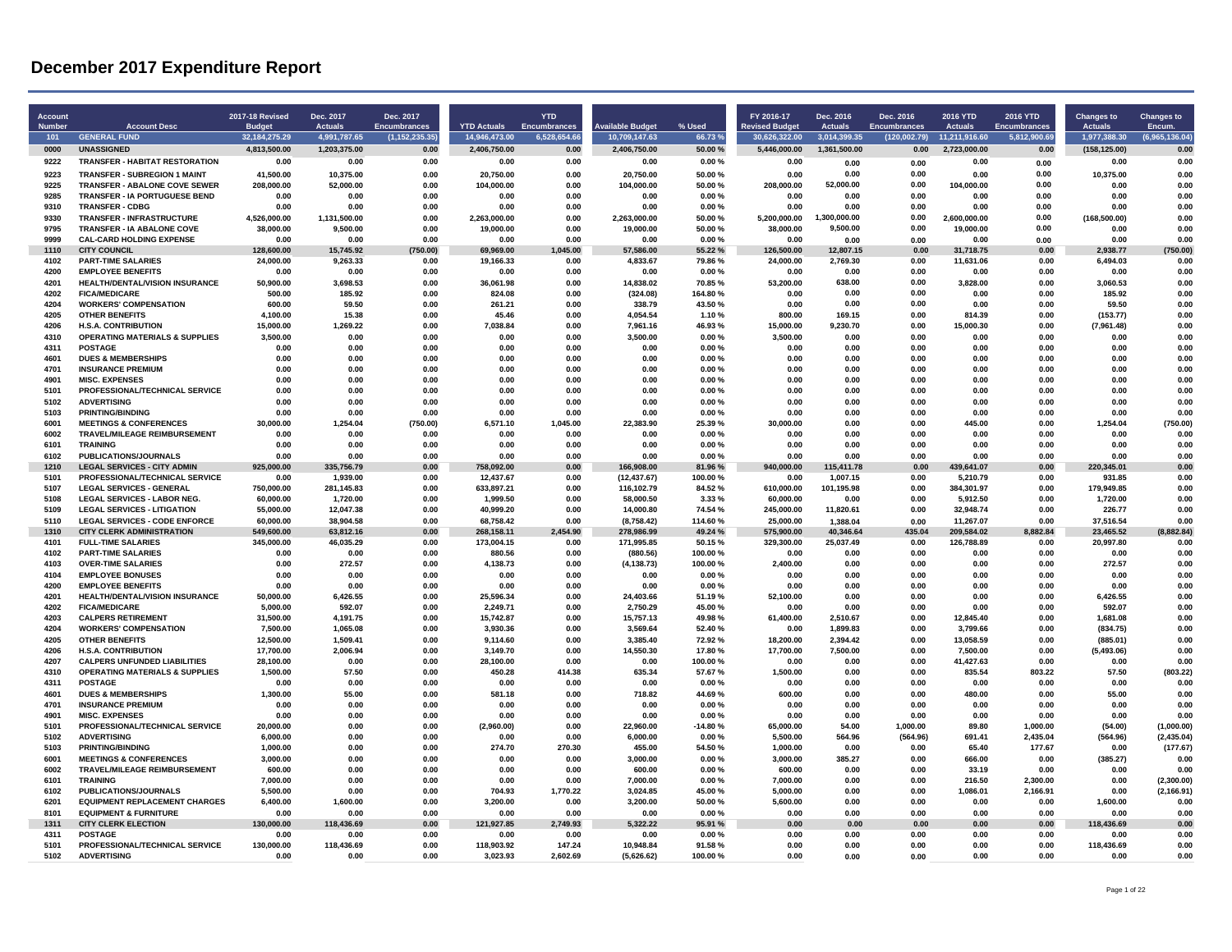# December 2017 Expenditure Report

| Account Number | Account Desc | 2017-18 Revised Budget | Dec. 2017 Actuals | Dec. 2017 Encumbrances | YTD Actuals | YTD Encumbrances | Available Budget | % Used | FY 2016-17 Revised Budget | Dec. 2016 Actuals | Dec. 2016 Encumbrances | 2016 YTD Actuals | 2016 YTD Encumbrances | Changes to Actuals | Changes to Encum. |
|---|---|---|---|---|---|---|---|---|---|---|---|---|---|---|---|
| 101 | GENERAL FUND | 32,184,275.29 | 4,991,787.65 | (1,152,235.35) | 14,946,473.00 | 6,528,654.66 | 10,709,147.63 | 66.73 % | 30,626,322.00 | 3,014,399.35 | (120,002.79) | 11,211,916.60 | 5,812,900.69 | 1,977,388.30 | (6,965,136.04) |
| 0000 | UNASSIGNED | 4,813,500.00 | 1,203,375.00 | 0.00 | 2,406,750.00 | 0.00 | 2,406,750.00 | 50.00 % | 5,446,000.00 | 1,361,500.00 | 0.00 | 2,723,000.00 | 0.00 | (158,125.00) | 0.00 |
| 9222 | TRANSFER - HABITAT RESTORATION | 0.00 | 0.00 | 0.00 | 0.00 | 0.00 | 0.00 | 0.00 % | 0.00 | 0.00 | 0.00 | 0.00 | 0.00 | 0.00 | 0.00 |
| 9223 | TRANSFER - SUBREGION 1 MAINT | 41,500.00 | 10,375.00 | 0.00 | 20,750.00 | 0.00 | 20,750.00 | 50.00 % | 0.00 | 0.00 | 0.00 | 0.00 | 0.00 | 10,375.00 | 0.00 |
| 9225 | TRANSFER - ABALONE COVE SEWER | 208,000.00 | 52,000.00 | 0.00 | 104,000.00 | 0.00 | 104,000.00 | 50.00 % | 208,000.00 | 52,000.00 | 0.00 | 104,000.00 | 0.00 | 0.00 | 0.00 |
| 9285 | TRANSFER - IA PORTUGUESE BEND | 0.00 | 0.00 | 0.00 | 0.00 | 0.00 | 0.00 | 0.00 % | 0.00 | 0.00 | 0.00 | 0.00 | 0.00 | 0.00 | 0.00 |
| 9310 | TRANSFER - CDBG | 0.00 | 0.00 | 0.00 | 0.00 | 0.00 | 0.00 | 0.00 % | 0.00 | 0.00 | 0.00 | 0.00 | 0.00 | 0.00 | 0.00 |
| 9330 | TRANSFER - INFRASTRUCTURE | 4,526,000.00 | 1,131,500.00 | 0.00 | 2,263,000.00 | 0.00 | 2,263,000.00 | 50.00 % | 5,200,000.00 | 1,300,000.00 | 0.00 | 2,600,000.00 | 0.00 | (168,500.00) | 0.00 |
| 9795 | TRANSFER - IA ABALONE COVE | 38,000.00 | 9,500.00 | 0.00 | 19,000.00 | 0.00 | 19,000.00 | 50.00 % | 38,000.00 | 9,500.00 | 0.00 | 19,000.00 | 0.00 | 0.00 | 0.00 |
| 9999 | CAL-CARD HOLDING EXPENSE | 0.00 | 0.00 | 0.00 | 0.00 | 0.00 | 0.00 | 0.00 % | 0.00 | 0.00 | 0.00 | 0.00 | 0.00 | 0.00 | 0.00 |
| 1110 | CITY COUNCIL | 128,600.00 | 15,745.92 | (750.00) | 69,969.00 | 1,045.00 | 57,586.00 | 55.22 % | 126,500.00 | 12,807.15 | 0.00 | 31,718.75 | 0.00 | 2,938.77 | (750.00) |
| 4102 | PART-TIME SALARIES | 24,000.00 | 9,263.33 | 0.00 | 19,166.33 | 0.00 | 4,833.67 | 79.86 % | 24,000.00 | 2,769.30 | 0.00 | 11,631.06 | 0.00 | 6,494.03 | 0.00 |
| 4200 | EMPLOYEE BENEFITS | 0.00 | 0.00 | 0.00 | 0.00 | 0.00 | 0.00 | 0.00 % | 0.00 | 0.00 | 0.00 | 0.00 | 0.00 | 0.00 | 0.00 |
| 4201 | HEALTH/DENTAL/VISION INSURANCE | 50,900.00 | 3,698.53 | 0.00 | 36,061.98 | 0.00 | 14,838.02 | 70.85 % | 53,200.00 | 638.00 | 0.00 | 3,828.00 | 0.00 | 3,060.53 | 0.00 |
| 4202 | FICA/MEDICARE | 500.00 | 185.92 | 0.00 | 824.08 | 0.00 | (324.08) | 164.80 % | 0.00 | 0.00 | 0.00 | 0.00 | 0.00 | 185.92 | 0.00 |
| 4204 | WORKERS' COMPENSATION | 600.00 | 59.50 | 0.00 | 261.21 | 0.00 | 338.79 | 43.50 % | 0.00 | 0.00 | 0.00 | 0.00 | 0.00 | 59.50 | 0.00 |
| 4205 | OTHER BENEFITS | 4,100.00 | 15.38 | 0.00 | 45.46 | 0.00 | 4,054.54 | 1.10 % | 800.00 | 169.15 | 0.00 | 814.39 | 0.00 | (153.77) | 0.00 |
| 4206 | H.S.A. CONTRIBUTION | 15,000.00 | 1,269.22 | 0.00 | 7,038.84 | 0.00 | 7,961.16 | 46.93 % | 15,000.00 | 9,230.70 | 0.00 | 15,000.30 | 0.00 | (7,961.48) | 0.00 |
| 4310 | OPERATING MATERIALS & SUPPLIES | 3,500.00 | 0.00 | 0.00 | 0.00 | 0.00 | 3,500.00 | 0.00 % | 3,500.00 | 0.00 | 0.00 | 0.00 | 0.00 | 0.00 | 0.00 |
| 4311 | POSTAGE | 0.00 | 0.00 | 0.00 | 0.00 | 0.00 | 0.00 | 0.00 % | 0.00 | 0.00 | 0.00 | 0.00 | 0.00 | 0.00 | 0.00 |
| 4601 | DUES & MEMBERSHIPS | 0.00 | 0.00 | 0.00 | 0.00 | 0.00 | 0.00 | 0.00 % | 0.00 | 0.00 | 0.00 | 0.00 | 0.00 | 0.00 | 0.00 |
| 4701 | INSURANCE PREMIUM | 0.00 | 0.00 | 0.00 | 0.00 | 0.00 | 0.00 | 0.00 % | 0.00 | 0.00 | 0.00 | 0.00 | 0.00 | 0.00 | 0.00 |
| 4901 | MISC. EXPENSES | 0.00 | 0.00 | 0.00 | 0.00 | 0.00 | 0.00 | 0.00 % | 0.00 | 0.00 | 0.00 | 0.00 | 0.00 | 0.00 | 0.00 |
| 5101 | PROFESSIONAL/TECHNICAL SERVICE | 0.00 | 0.00 | 0.00 | 0.00 | 0.00 | 0.00 | 0.00 % | 0.00 | 0.00 | 0.00 | 0.00 | 0.00 | 0.00 | 0.00 |
| 5102 | ADVERTISING | 0.00 | 0.00 | 0.00 | 0.00 | 0.00 | 0.00 | 0.00 % | 0.00 | 0.00 | 0.00 | 0.00 | 0.00 | 0.00 | 0.00 |
| 5103 | PRINTING/BINDING | 0.00 | 0.00 | 0.00 | 0.00 | 0.00 | 0.00 | 0.00 % | 0.00 | 0.00 | 0.00 | 0.00 | 0.00 | 0.00 | 0.00 |
| 6001 | MEETINGS & CONFERENCES | 30,000.00 | 1,254.04 | (750.00) | 6,571.10 | 1,045.00 | 22,383.90 | 25.39 % | 30,000.00 | 0.00 | 0.00 | 445.00 | 0.00 | 1,254.04 | (750.00) |
| 6002 | TRAVEL/MILEAGE REIMBURSEMENT | 0.00 | 0.00 | 0.00 | 0.00 | 0.00 | 0.00 | 0.00 % | 0.00 | 0.00 | 0.00 | 0.00 | 0.00 | 0.00 | 0.00 |
| 6101 | TRAINING | 0.00 | 0.00 | 0.00 | 0.00 | 0.00 | 0.00 | 0.00 % | 0.00 | 0.00 | 0.00 | 0.00 | 0.00 | 0.00 | 0.00 |
| 6102 | PUBLICATIONS/JOURNALS | 0.00 | 0.00 | 0.00 | 0.00 | 0.00 | 0.00 | 0.00 % | 0.00 | 0.00 | 0.00 | 0.00 | 0.00 | 0.00 | 0.00 |
| 1210 | LEGAL SERVICES - CITY ADMIN | 925,000.00 | 335,756.79 | 0.00 | 758,092.00 | 0.00 | 166,908.00 | 81.96 % | 940,000.00 | 115,411.78 | 0.00 | 439,641.07 | 0.00 | 220,345.01 | 0.00 |
| 5101 | PROFESSIONAL/TECHNICAL SERVICE | 0.00 | 1,939.00 | 0.00 | 12,437.67 | 0.00 | (12,437.67) | 100.00 % | 0.00 | 1,007.15 | 0.00 | 5,210.79 | 0.00 | 931.85 | 0.00 |
| 5107 | LEGAL SERVICES - GENERAL | 750,000.00 | 281,145.83 | 0.00 | 633,897.21 | 0.00 | 116,102.79 | 84.52 % | 610,000.00 | 101,195.98 | 0.00 | 384,301.97 | 0.00 | 179,949.85 | 0.00 |
| 5108 | LEGAL SERVICES - LABOR NEG. | 60,000.00 | 1,720.00 | 0.00 | 1,999.50 | 0.00 | 58,000.50 | 3.33 % | 60,000.00 | 0.00 | 0.00 | 5,912.50 | 0.00 | 1,720.00 | 0.00 |
| 5109 | LEGAL SERVICES - LITIGATION | 55,000.00 | 12,047.38 | 0.00 | 40,999.20 | 0.00 | 14,000.80 | 74.54 % | 245,000.00 | 11,820.61 | 0.00 | 32,948.74 | 0.00 | 226.77 | 0.00 |
| 5110 | LEGAL SERVICES - CODE ENFORCE | 60,000.00 | 38,904.58 | 0.00 | 68,758.42 | 0.00 | (8,758.42) | 114.60 % | 25,000.00 | 1,388.04 | 0.00 | 11,267.07 | 0.00 | 37,516.54 | 0.00 |
| 1310 | CITY CLERK ADMINISTRATION | 549,600.00 | 63,812.16 | 0.00 | 268,158.11 | 2,454.90 | 278,986.99 | 49.24 % | 575,900.00 | 40,346.64 | 435.04 | 209,584.02 | 8,882.84 | 23,465.52 | (8,882.84) |
| 4101 | FULL-TIME SALARIES | 345,000.00 | 46,035.29 | 0.00 | 173,004.15 | 0.00 | 171,995.85 | 50.15 % | 329,300.00 | 25,037.49 | 0.00 | 126,788.89 | 0.00 | 20,997.80 | 0.00 |
| 4102 | PART-TIME SALARIES | 0.00 | 0.00 | 0.00 | 880.56 | 0.00 | (880.56) | 100.00 % | 0.00 | 0.00 | 0.00 | 0.00 | 0.00 | 0.00 | 0.00 |
| 4103 | OVER-TIME SALARIES | 0.00 | 272.57 | 0.00 | 4,138.73 | 0.00 | (4,138.73) | 100.00 % | 2,400.00 | 0.00 | 0.00 | 0.00 | 0.00 | 272.57 | 0.00 |
| 4104 | EMPLOYEE BONUSES | 0.00 | 0.00 | 0.00 | 0.00 | 0.00 | 0.00 | 0.00 % | 0.00 | 0.00 | 0.00 | 0.00 | 0.00 | 0.00 | 0.00 |
| 4200 | EMPLOYEE BENEFITS | 0.00 | 0.00 | 0.00 | 0.00 | 0.00 | 0.00 | 0.00 % | 0.00 | 0.00 | 0.00 | 0.00 | 0.00 | 0.00 | 0.00 |
| 4201 | HEALTH/DENTAL/VISION INSURANCE | 50,000.00 | 6,426.55 | 0.00 | 25,596.34 | 0.00 | 24,403.66 | 51.19 % | 52,100.00 | 0.00 | 0.00 | 0.00 | 0.00 | 6,426.55 | 0.00 |
| 4202 | FICA/MEDICARE | 5,000.00 | 592.07 | 0.00 | 2,249.71 | 0.00 | 2,750.29 | 45.00 % | 0.00 | 0.00 | 0.00 | 0.00 | 0.00 | 592.07 | 0.00 |
| 4203 | CALPERS RETIREMENT | 31,500.00 | 4,191.75 | 0.00 | 15,742.87 | 0.00 | 15,757.13 | 49.98 % | 61,400.00 | 2,510.67 | 0.00 | 12,845.40 | 0.00 | 1,681.08 | 0.00 |
| 4204 | WORKERS' COMPENSATION | 7,500.00 | 1,065.08 | 0.00 | 3,930.36 | 0.00 | 3,569.64 | 52.40 % | 0.00 | 1,899.83 | 0.00 | 3,799.66 | 0.00 | (834.75) | 0.00 |
| 4205 | OTHER BENEFITS | 12,500.00 | 1,509.41 | 0.00 | 9,114.60 | 0.00 | 3,385.40 | 72.92 % | 18,200.00 | 2,394.42 | 0.00 | 13,058.59 | 0.00 | (885.01) | 0.00 |
| 4206 | H.S.A. CONTRIBUTION | 17,700.00 | 2,006.94 | 0.00 | 3,149.70 | 0.00 | 14,550.30 | 17.80 % | 17,700.00 | 7,500.00 | 0.00 | 7,500.00 | 0.00 | (5,493.06) | 0.00 |
| 4207 | CALPERS UNFUNDED LIABILITIES | 28,100.00 | 0.00 | 0.00 | 28,100.00 | 0.00 | 0.00 | 100.00 % | 0.00 | 0.00 | 0.00 | 41,427.63 | 0.00 | 0.00 | 0.00 |
| 4310 | OPERATING MATERIALS & SUPPLIES | 1,500.00 | 57.50 | 0.00 | 450.28 | 414.38 | 635.34 | 57.67 % | 1,500.00 | 0.00 | 0.00 | 835.54 | 803.22 | 57.50 | (803.22) |
| 4311 | POSTAGE | 0.00 | 0.00 | 0.00 | 0.00 | 0.00 | 0.00 | 0.00 % | 0.00 | 0.00 | 0.00 | 0.00 | 0.00 | 0.00 | 0.00 |
| 4601 | DUES & MEMBERSHIPS | 1,300.00 | 55.00 | 0.00 | 581.18 | 0.00 | 718.82 | 44.69 % | 600.00 | 0.00 | 0.00 | 480.00 | 0.00 | 55.00 | 0.00 |
| 4701 | INSURANCE PREMIUM | 0.00 | 0.00 | 0.00 | 0.00 | 0.00 | 0.00 | 0.00 % | 0.00 | 0.00 | 0.00 | 0.00 | 0.00 | 0.00 | 0.00 |
| 4901 | MISC. EXPENSES | 0.00 | 0.00 | 0.00 | 0.00 | 0.00 | 0.00 | 0.00 % | 0.00 | 0.00 | 0.00 | 0.00 | 0.00 | 0.00 | 0.00 |
| 5101 | PROFESSIONAL/TECHNICAL SERVICE | 20,000.00 | 0.00 | 0.00 | (2,960.00) | 0.00 | 22,960.00 | -14.80 % | 65,000.00 | 54.00 | 1,000.00 | 89.80 | 1,000.00 | (54.00) | (1,000.00) |
| 5102 | ADVERTISING | 6,000.00 | 0.00 | 0.00 | 0.00 | 0.00 | 6,000.00 | 0.00 % | 5,500.00 | 564.96 | (564.96) | 691.41 | 2,435.04 | (564.96) | (2,435.04) |
| 5103 | PRINTING/BINDING | 1,000.00 | 0.00 | 0.00 | 274.70 | 270.30 | 455.00 | 54.50 % | 1,000.00 | 0.00 | 0.00 | 65.40 | 177.67 | 0.00 | (177.67) |
| 6001 | MEETINGS & CONFERENCES | 3,000.00 | 0.00 | 0.00 | 0.00 | 0.00 | 3,000.00 | 0.00 % | 3,000.00 | 385.27 | 0.00 | 666.00 | 0.00 | (385.27) | 0.00 |
| 6002 | TRAVEL/MILEAGE REIMBURSEMENT | 600.00 | 0.00 | 0.00 | 0.00 | 0.00 | 600.00 | 0.00 % | 600.00 | 0.00 | 0.00 | 33.19 | 0.00 | 0.00 | 0.00 |
| 6101 | TRAINING | 7,000.00 | 0.00 | 0.00 | 0.00 | 0.00 | 7,000.00 | 0.00 % | 7,000.00 | 0.00 | 0.00 | 216.50 | 2,300.00 | 0.00 | (2,300.00) |
| 6102 | PUBLICATIONS/JOURNALS | 5,500.00 | 0.00 | 0.00 | 704.93 | 1,770.22 | 3,024.85 | 45.00 % | 5,000.00 | 0.00 | 0.00 | 1,086.01 | 2,166.91 | 0.00 | (2,166.91) |
| 6201 | EQUIPMENT REPLACEMENT CHARGES | 6,400.00 | 1,600.00 | 0.00 | 3,200.00 | 0.00 | 3,200.00 | 50.00 % | 5,600.00 | 0.00 | 0.00 | 0.00 | 0.00 | 1,600.00 | 0.00 |
| 8101 | EQUIPMENT & FURNITURE | 0.00 | 0.00 | 0.00 | 0.00 | 0.00 | 0.00 | 0.00 % | 0.00 | 0.00 | 0.00 | 0.00 | 0.00 | 0.00 | 0.00 |
| 1311 | CITY CLERK ELECTION | 130,000.00 | 118,436.69 | 0.00 | 121,927.85 | 2,749.93 | 5,322.22 | 95.91 % | 0.00 | 0.00 | 0.00 | 0.00 | 0.00 | 118,436.69 | 0.00 |
| 4311 | POSTAGE | 0.00 | 0.00 | 0.00 | 0.00 | 0.00 | 0.00 | 0.00 % | 0.00 | 0.00 | 0.00 | 0.00 | 0.00 | 0.00 | 0.00 |
| 5101 | PROFESSIONAL/TECHNICAL SERVICE | 130,000.00 | 118,436.69 | 0.00 | 118,903.92 | 147.24 | 10,948.84 | 91.58 % | 0.00 | 0.00 | 0.00 | 0.00 | 0.00 | 118,436.69 | 0.00 |
| 5102 | ADVERTISING | 0.00 | 0.00 | 0.00 | 3,023.93 | 2,602.69 | (5,626.62) | 100.00 % | 0.00 | 0.00 | 0.00 | 0.00 | 0.00 | 0.00 | 0.00 |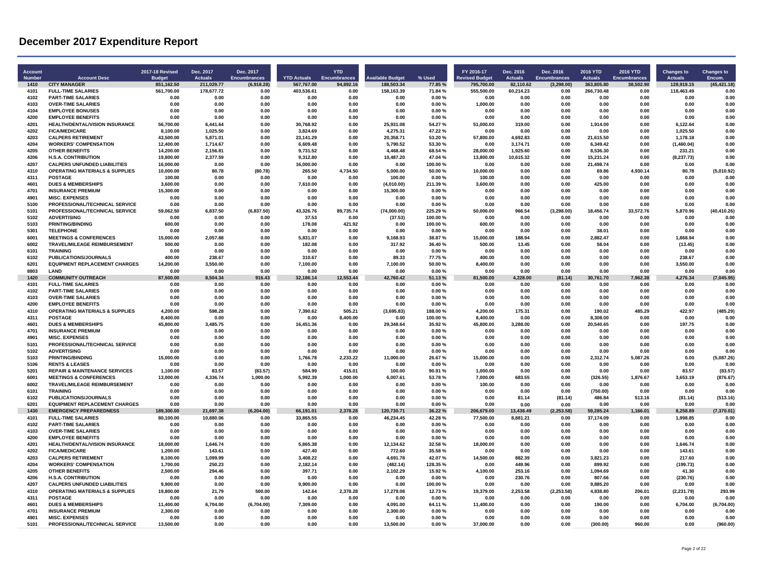# December 2017 Expenditure Report

| Account Number | Account Desc | 2017-18 Revised Budget | Dec. 2017 Actuals | Dec. 2017 Encumbrances | YTD Actuals | YTD Encumbrances | Available Budget | % Used | FY 2016-17 Revised Budget | Dec. 2016 Actuals | Dec. 2016 Encumbrances | 2016 YTD Actuals | 2016 YTD Encumbrances | Changes to Actuals | Changes to Encum. |
|---|---|---|---|---|---|---|---|---|---|---|---|---|---|---|---|
| 1410 | CITY MANAGER | 851,162.50 | 211,029.77 | (6,918.28) | 567,767.00 | 94,892.16 | 188,503.34 | 77.85 % | 795,700.00 | 82,110.62 | (3,298.00) | 363,805.80 | 38,502.90 | 128,919.15 | (45,421.18) |
| 4101 | FULL-TIME SALARIES | 561,700.00 | 178,677.72 | 0.00 | 403,536.61 | 0.00 | 158,163.39 | 71.84 % | 555,500.00 | 60,214.23 | 0.00 | 266,730.48 | 0.00 | 118,463.49 | 0.00 |
| 4102 | PART-TIME SALARIES | 0.00 | 0.00 | 0.00 | 0.00 | 0.00 | 0.00 | 0.00 % | 0.00 | 0.00 | 0.00 | 0.00 | 0.00 | 0.00 | 0.00 |
| 4103 | OVER-TIME SALARIES | 0.00 | 0.00 | 0.00 | 0.00 | 0.00 | 0.00 | 0.00 % | 1,000.00 | 0.00 | 0.00 | 0.00 | 0.00 | 0.00 | 0.00 |
| 4104 | EMPLOYEE BONUSES | 0.00 | 0.00 | 0.00 | 0.00 | 0.00 | 0.00 | 0.00 % | 0.00 | 0.00 | 0.00 | 0.00 | 0.00 | 0.00 | 0.00 |
| 4200 | EMPLOYEE BENEFITS | 0.00 | 0.00 | 0.00 | 0.00 | 0.00 | 0.00 | 0.00 % | 0.00 | 0.00 | 0.00 | 0.00 | 0.00 | 0.00 | 0.00 |
| 4201 | HEALTH/DENTAL/VISION INSURANCE | 56,700.00 | 6,441.64 | 0.00 | 30,768.92 | 0.00 | 25,931.08 | 54.27 % | 51,000.00 | 319.00 | 0.00 | 1,914.00 | 0.00 | 6,122.64 | 0.00 |
| 4202 | FICA/MEDICARE | 8,100.00 | 1,025.50 | 0.00 | 3,824.69 | 0.00 | 4,275.31 | 47.22 % | 0.00 | 0.00 | 0.00 | 0.00 | 0.00 | 1,025.50 | 0.00 |
| 4203 | CALPERS RETIREMENT | 43,500.00 | 5,871.01 | 0.00 | 23,141.29 | 0.00 | 20,358.71 | 53.20 % | 57,800.00 | 4,692.83 | 0.00 | 21,615.50 | 0.00 | 1,178.18 | 0.00 |
| 4204 | WORKERS' COMPENSATION | 12,400.00 | 1,714.67 | 0.00 | 6,609.48 | 0.00 | 5,790.52 | 53.30 % | 0.00 | 3,174.71 | 0.00 | 6,349.42 | 0.00 | (1,460.04) | 0.00 |
| 4205 | OTHER BENEFITS | 14,200.00 | 2,156.81 | 0.00 | 9,731.52 | 0.00 | 4,468.48 | 68.54 % | 28,000.00 | 1,925.60 | 0.00 | 8,536.30 | 0.00 | 231.21 | 0.00 |
| 4206 | H.S.A. CONTRIBUTION | 19,800.00 | 2,377.59 | 0.00 | 9,312.80 | 0.00 | 10,487.20 | 47.04 % | 13,800.00 | 10,615.32 | 0.00 | 15,231.24 | 0.00 | (8,237.73) | 0.00 |
| 4207 | CALPERS UNFUNDED LIABILITIES | 16,000.00 | 0.00 | 0.00 | 16,000.00 | 0.00 | 0.00 | 100.00 % | 0.00 | 0.00 | 0.00 | 21,498.74 | 0.00 | 0.00 | 0.00 |
| 4310 | OPERATING MATERIALS & SUPPLIES | 10,000.00 | 80.78 | (80.78) | 265.50 | 4,734.50 | 5,000.00 | 50.00 % | 10,000.00 | 0.00 | 0.00 | 69.86 | 4,930.14 | 80.78 | (5,010.92) |
| 4311 | POSTAGE | 100.00 | 0.00 | 0.00 | 0.00 | 0.00 | 100.00 | 0.00 % | 100.00 | 0.00 | 0.00 | 0.00 | 0.00 | 0.00 | 0.00 |
| 4601 | DUES & MEMBERSHIPS | 3,600.00 | 0.00 | 0.00 | 7,610.00 | 0.00 | (4,010.00) | 211.39 % | 3,600.00 | 0.00 | 0.00 | 425.00 | 0.00 | 0.00 | 0.00 |
| 4701 | INSURANCE PREMIUM | 15,300.00 | 0.00 | 0.00 | 0.00 | 0.00 | 15,300.00 | 0.00 % | 0.00 | 0.00 | 0.00 | 0.00 | 0.00 | 0.00 | 0.00 |
| 4901 | MISC. EXPENSES | 0.00 | 0.00 | 0.00 | 0.00 | 0.00 | 0.00 | 0.00 % | 0.00 | 0.00 | 0.00 | 0.00 | 0.00 | 0.00 | 0.00 |
| 5100 | PROFESSIONAL/TECHNICAL SERVICE | 0.00 | 0.00 | 0.00 | 0.00 | 0.00 | 0.00 | 0.00 % | 0.00 | 0.00 | 0.00 | 0.00 | 0.00 | 0.00 | 0.00 |
| 5101 | PROFESSIONAL/TECHNICAL SERVICE | 59,062.50 | 6,837.50 | (6,837.50) | 43,326.76 | 89,735.74 | (74,000.00) | 225.29 % | 50,000.00 | 966.54 | (3,298.00) | 18,456.74 | 33,572.76 | 5,870.96 | (40,410.26) |
| 5102 | ADVERTISING | 0.00 | 0.00 | 0.00 | 37.53 | 0.00 | (37.53) | 100.00 % | 0.00 | 0.00 | 0.00 | 0.00 | 0.00 | 0.00 | 0.00 |
| 5103 | PRINTING/BINDING | 600.00 | 0.00 | 0.00 | 178.08 | 421.92 | 0.00 | 100.00 % | 600.00 | 0.00 | 0.00 | 0.00 | 0.00 | 0.00 | 0.00 |
| 5301 | TELEPHONE | 0.00 | 0.00 | 0.00 | 0.00 | 0.00 | 0.00 | 0.00 % | 0.00 | 0.00 | 0.00 | 38.01 | 0.00 | 0.00 | 0.00 |
| 6001 | MEETINGS & CONFERENCES | 15,000.00 | 2,057.88 | 0.00 | 5,831.07 | 0.00 | 9,168.93 | 38.87 % | 15,000.00 | 188.94 | 0.00 | 2,882.47 | 0.00 | 1,868.94 | 0.00 |
| 6002 | TRAVEL/MILEAGE REIMBURSEMENT | 500.00 | 0.00 | 0.00 | 182.08 | 0.00 | 317.92 | 36.40 % | 500.00 | 13.45 | 0.00 | 58.04 | 0.00 | (13.45) | 0.00 |
| 6101 | TRAINING | 0.00 | 0.00 | 0.00 | 0.00 | 0.00 | 0.00 | 0.00 % | 0.00 | 0.00 | 0.00 | 0.00 | 0.00 | 0.00 | 0.00 |
| 6102 | PUBLICATIONS/JOURNALS | 400.00 | 238.67 | 0.00 | 310.67 | 0.00 | 89.33 | 77.75 % | 400.00 | 0.00 | 0.00 | 0.00 | 0.00 | 238.67 | 0.00 |
| 6201 | EQUIPMENT REPLACEMENT CHARGES | 14,200.00 | 3,550.00 | 0.00 | 7,100.00 | 0.00 | 7,100.00 | 50.00 % | 8,400.00 | 0.00 | 0.00 | 0.00 | 0.00 | 3,550.00 | 0.00 |
| 8803 | LAND | 0.00 | 0.00 | 0.00 | 0.00 | 0.00 | 0.00 | 0.00 % | 0.00 | 0.00 | 0.00 | 0.00 | 0.00 | 0.00 | 0.00 |
| 1420 | COMMUNITY OUTREACH | 87,500.00 | 8,504.34 | 916.43 | 32,186.14 | 12,553.44 | 42,760.42 | 51.13 % | 81,500.00 | 4,228.00 | (81.14) | 30,761.70 | 7,962.38 | 4,276.34 | (7,045.95) |
| 4101 | FULL-TIME SALARIES | 0.00 | 0.00 | 0.00 | 0.00 | 0.00 | 0.00 | 0.00 % | 0.00 | 0.00 | 0.00 | 0.00 | 0.00 | 0.00 | 0.00 |
| 4102 | PART-TIME SALARIES | 0.00 | 0.00 | 0.00 | 0.00 | 0.00 | 0.00 | 0.00 % | 0.00 | 0.00 | 0.00 | 0.00 | 0.00 | 0.00 | 0.00 |
| 4103 | OVER-TIME SALARIES | 0.00 | 0.00 | 0.00 | 0.00 | 0.00 | 0.00 | 0.00 % | 0.00 | 0.00 | 0.00 | 0.00 | 0.00 | 0.00 | 0.00 |
| 4200 | EMPLOYEE BENEFITS | 0.00 | 0.00 | 0.00 | 0.00 | 0.00 | 0.00 | 0.00 % | 0.00 | 0.00 | 0.00 | 0.00 | 0.00 | 0.00 | 0.00 |
| 4310 | OPERATING MATERIALS & SUPPLIES | 4,200.00 | 598.28 | 0.00 | 7,390.62 | 505.21 | (3,695.83) | 188.00 % | 4,200.00 | 175.31 | 0.00 | 190.02 | 485.29 | 422.97 | (485.29) |
| 4311 | POSTAGE | 8,400.00 | 0.00 | 0.00 | 0.00 | 8,400.00 | 0.00 | 100.00 % | 8,400.00 | 0.00 | 0.00 | 8,308.00 | 0.00 | 0.00 | 0.00 |
| 4601 | DUES & MEMBERSHIPS | 45,800.00 | 3,485.75 | 0.00 | 16,451.36 | 0.00 | 29,348.64 | 35.92 % | 45,800.00 | 3,288.00 | 0.00 | 20,540.65 | 0.00 | 197.75 | 0.00 |
| 4701 | INSURANCE PREMIUM | 0.00 | 0.00 | 0.00 | 0.00 | 0.00 | 0.00 | 0.00 % | 0.00 | 0.00 | 0.00 | 0.00 | 0.00 | 0.00 | 0.00 |
| 4901 | MISC. EXPENSES | 0.00 | 0.00 | 0.00 | 0.00 | 0.00 | 0.00 | 0.00 % | 0.00 | 0.00 | 0.00 | 0.00 | 0.00 | 0.00 | 0.00 |
| 5101 | PROFESSIONAL/TECHNICAL SERVICE | 0.00 | 0.00 | 0.00 | 0.00 | 0.00 | 0.00 | 0.00 % | 0.00 | 0.00 | 0.00 | 0.00 | 0.00 | 0.00 | 0.00 |
| 5102 | ADVERTISING | 0.00 | 0.00 | 0.00 | 0.00 | 0.00 | 0.00 | 0.00 % | 0.00 | 0.00 | 0.00 | 0.00 | 0.00 | 0.00 | 0.00 |
| 5103 | PRINTING/BINDING | 15,000.00 | 0.00 | 0.00 | 1,766.78 | 2,233.22 | 11,000.00 | 26.67 % | 15,000.00 | 0.00 | 0.00 | 2,312.74 | 5,087.26 | 0.00 | (5,087.26) |
| 5106 | RENTS & LEASES | 0.00 | 0.00 | 0.00 | 0.00 | 0.00 | 0.00 | 0.00 % | 0.00 | 0.00 | 0.00 | 0.00 | 0.00 | 0.00 | 0.00 |
| 5201 | REPAIR & MAINTENANCE SERVICES | 1,100.00 | 83.57 | (83.57) | 584.99 | 415.01 | 100.00 | 90.91 % | 1,000.00 | 0.00 | 0.00 | 0.00 | 0.00 | 83.57 | (83.57) |
| 6001 | MEETINGS & CONFERENCES | 13,000.00 | 4,336.74 | 1,000.00 | 5,992.39 | 1,000.00 | 6,007.61 | 53.78 % | 7,000.00 | 683.55 | 0.00 | (326.55) | 1,876.67 | 3,653.19 | (876.67) |
| 6002 | TRAVEL/MILEAGE REIMBURSEMENT | 0.00 | 0.00 | 0.00 | 0.00 | 0.00 | 0.00 | 0.00 % | 100.00 | 0.00 | 0.00 | 0.00 | 0.00 | 0.00 | 0.00 |
| 6101 | TRAINING | 0.00 | 0.00 | 0.00 | 0.00 | 0.00 | 0.00 | 0.00 % | 0.00 | 0.00 | 0.00 | (750.00) | 0.00 | 0.00 | 0.00 |
| 6102 | PUBLICATIONS/JOURNALS | 0.00 | 0.00 | 0.00 | 0.00 | 0.00 | 0.00 | 0.00 % | 0.00 | 81.14 | (81.14) | 486.84 | 513.16 | (81.14) | (513.16) |
| 6201 | EQUIPMENT REPLACEMENT CHARGES | 0.00 | 0.00 | 0.00 | 0.00 | 0.00 | 0.00 | 0.00 % | 0.00 | 0.00 | 0.00 | 0.00 | 0.00 | 0.00 | 0.00 |
| 1430 | EMERGENCY PREPAREDNESS | 189,300.00 | 21,697.38 | (6,204.00) | 66,191.01 | 2,378.28 | 120,730.71 | 36.22 % | 206,679.00 | 13,438.49 | (2,253.58) | 59,285.24 | 1,166.01 | 8,258.89 | (7,370.01) |
| 4101 | FULL-TIME SALARIES | 80,100.00 | 10,880.06 | 0.00 | 33,865.55 | 0.00 | 46,234.45 | 42.28 % | 77,500.00 | 8,881.21 | 0.00 | 37,174.09 | 0.00 | 1,998.85 | 0.00 |
| 4102 | PART-TIME SALARIES | 0.00 | 0.00 | 0.00 | 0.00 | 0.00 | 0.00 | 0.00 % | 0.00 | 0.00 | 0.00 | 0.00 | 0.00 | 0.00 | 0.00 |
| 4103 | OVER-TIME SALARIES | 0.00 | 0.00 | 0.00 | 0.00 | 0.00 | 0.00 | 0.00 % | 0.00 | 0.00 | 0.00 | 0.00 | 0.00 | 0.00 | 0.00 |
| 4200 | EMPLOYEE BENEFITS | 0.00 | 0.00 | 0.00 | 0.00 | 0.00 | 0.00 | 0.00 % | 0.00 | 0.00 | 0.00 | 0.00 | 0.00 | 0.00 | 0.00 |
| 4201 | HEALTH/DENTAL/VISION INSURANCE | 18,000.00 | 1,646.74 | 0.00 | 5,865.38 | 0.00 | 12,134.62 | 32.58 % | 18,000.00 | 0.00 | 0.00 | 0.00 | 0.00 | 1,646.74 | 0.00 |
| 4202 | FICA/MEDICARE | 1,200.00 | 143.61 | 0.00 | 427.40 | 0.00 | 772.60 | 35.58 % | 0.00 | 0.00 | 0.00 | 0.00 | 0.00 | 143.61 | 0.00 |
| 4203 | CALPERS RETIREMENT | 8,100.00 | 1,099.99 | 0.00 | 3,408.22 | 0.00 | 4,691.78 | 42.07 % | 14,500.00 | 882.39 | 0.00 | 3,821.23 | 0.00 | 217.60 | 0.00 |
| 4204 | WORKERS' COMPENSATION | 1,700.00 | 250.23 | 0.00 | 2,182.14 | 0.00 | (482.14) | 128.35 % | 0.00 | 449.96 | 0.00 | 899.92 | 0.00 | (199.73) | 0.00 |
| 4205 | OTHER BENEFITS | 2,500.00 | 294.46 | 0.00 | 397.71 | 0.00 | 2,102.29 | 15.92 % | 4,100.00 | 253.16 | 0.00 | 1,094.69 | 0.00 | 41.30 | 0.00 |
| 4206 | H.S.A. CONTRIBUTION | 0.00 | 0.00 | 0.00 | 0.00 | 0.00 | 0.00 | 0.00 % | 0.00 | 230.76 | 0.00 | 807.66 | 0.00 | (230.76) | 0.00 |
| 4207 | CALPERS UNFUNDED LIABILITIES | 9,900.00 | 0.00 | 0.00 | 9,900.00 | 0.00 | 0.00 | 100.00 % | 0.00 | 0.00 | 0.00 | 9,885.20 | 0.00 | 0.00 | 0.00 |
| 4310 | OPERATING MATERIALS & SUPPLIES | 19,800.00 | 21.79 | 500.00 | 142.64 | 2,378.28 | 17,279.08 | 12.73 % | 19,379.00 | 2,253.58 | (2,253.58) | 4,838.80 | 206.01 | (2,231.79) | 293.99 |
| 4311 | POSTAGE | 0.00 | 0.00 | 0.00 | 0.00 | 0.00 | 0.00 | 0.00 % | 0.00 | 0.00 | 0.00 | 0.00 | 0.00 | 0.00 | 0.00 |
| 4601 | DUES & MEMBERSHIPS | 11,400.00 | 6,704.00 | (6,704.00) | 7,309.00 | 0.00 | 4,091.00 | 64.11 % | 11,400.00 | 0.00 | 0.00 | 190.00 | 0.00 | 6,704.00 | (6,704.00) |
| 4701 | INSURANCE PREMIUM | 2,300.00 | 0.00 | 0.00 | 0.00 | 0.00 | 2,300.00 | 0.00 % | 0.00 | 0.00 | 0.00 | 0.00 | 0.00 | 0.00 | 0.00 |
| 4901 | MISC. EXPENSES | 0.00 | 0.00 | 0.00 | 0.00 | 0.00 | 0.00 | 0.00 % | 0.00 | 0.00 | 0.00 | 0.00 | 0.00 | 0.00 | 0.00 |
| 5101 | PROFESSIONAL/TECHNICAL SERVICE | 13,500.00 | 0.00 | 0.00 | 0.00 | 0.00 | 13,500.00 | 0.00 % | 37,000.00 | 0.00 | 0.00 | (300.00) | 960.00 | 0.00 | (960.00) |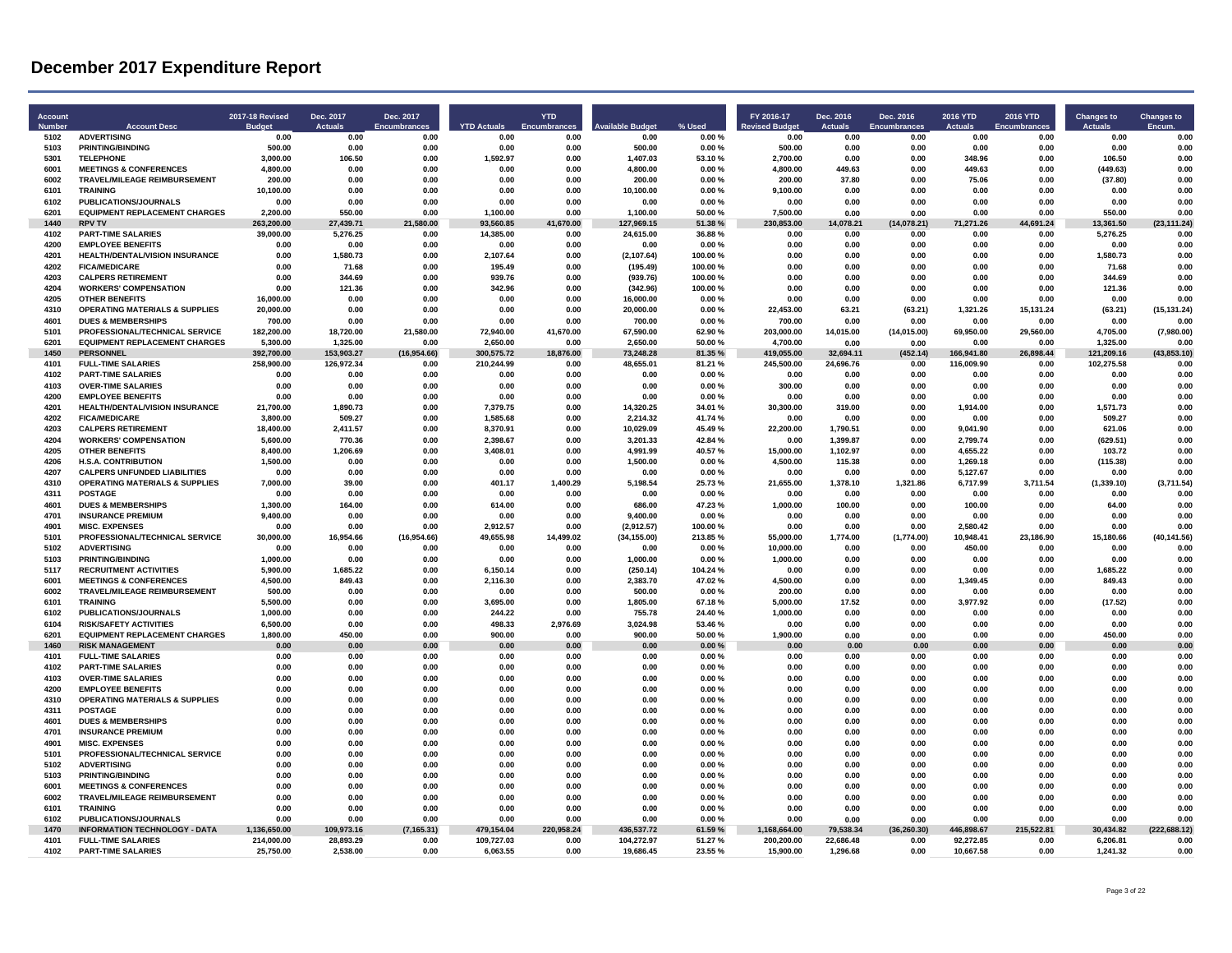# December 2017 Expenditure Report

| Account Number | Account Desc | 2017-18 Revised Budget | Dec. 2017 Actuals | Dec. 2017 Encumbrances | YTD Actuals | YTD Encumbrances | Available Budget | % Used | FY 2016-17 Revised Budget | Dec. 2016 Actuals | Dec. 2016 Encumbrances | 2016 YTD Actuals | 2016 YTD Encumbrances | Changes to Actuals | Changes to Encum. |
|---|---|---|---|---|---|---|---|---|---|---|---|---|---|---|---|
| 5102 | ADVERTISING | 0.00 | 0.00 | 0.00 | 0.00 | 0.00 | 0.00 | 0.00 % | 0.00 | 0.00 | 0.00 | 0.00 | 0.00 | 0.00 | 0.00 |
| 5103 | PRINTING/BINDING | 500.00 | 0.00 | 0.00 | 0.00 | 0.00 | 500.00 | 0.00 % | 500.00 | 0.00 | 0.00 | 0.00 | 0.00 | 0.00 | 0.00 |
| 5301 | TELEPHONE | 3,000.00 | 106.50 | 0.00 | 1,592.97 | 0.00 | 1,407.03 | 53.10 % | 2,700.00 | 0.00 | 0.00 | 348.96 | 0.00 | 106.50 | 0.00 |
| 6001 | MEETINGS & CONFERENCES | 4,800.00 | 0.00 | 0.00 | 0.00 | 0.00 | 4,800.00 | 0.00 % | 4,800.00 | 449.63 | 0.00 | 449.63 | 0.00 | (449.63) | 0.00 |
| 6002 | TRAVEL/MILEAGE REIMBURSEMENT | 200.00 | 0.00 | 0.00 | 0.00 | 0.00 | 200.00 | 0.00 % | 200.00 | 37.80 | 0.00 | 75.06 | 0.00 | (37.80) | 0.00 |
| 6101 | TRAINING | 10,100.00 | 0.00 | 0.00 | 0.00 | 0.00 | 10,100.00 | 0.00 % | 9,100.00 | 0.00 | 0.00 | 0.00 | 0.00 | 0.00 | 0.00 |
| 6102 | PUBLICATIONS/JOURNALS | 0.00 | 0.00 | 0.00 | 0.00 | 0.00 | 0.00 | 0.00 % | 0.00 | 0.00 | 0.00 | 0.00 | 0.00 | 0.00 | 0.00 |
| 6201 | EQUIPMENT REPLACEMENT CHARGES | 2,200.00 | 550.00 | 0.00 | 1,100.00 | 0.00 | 1,100.00 | 50.00 % | 7,500.00 | 0.00 | 0.00 | 0.00 | 0.00 | 550.00 | 0.00 |
| 1440 | RPV TV | 263,200.00 | 27,439.71 | 21,580.00 | 93,560.85 | 41,670.00 | 127,969.15 | 51.38 % | 230,853.00 | 14,078.21 | (14,078.21) | 71,271.26 | 44,691.24 | 13,361.50 | (23,111.24) |
| 4102 | PART-TIME SALARIES | 39,000.00 | 5,276.25 | 0.00 | 14,385.00 | 0.00 | 24,615.00 | 36.88 % | 0.00 | 0.00 | 0.00 | 0.00 | 0.00 | 5,276.25 | 0.00 |
| 4200 | EMPLOYEE BENEFITS | 0.00 | 0.00 | 0.00 | 0.00 | 0.00 | 0.00 | 0.00 % | 0.00 | 0.00 | 0.00 | 0.00 | 0.00 | 0.00 | 0.00 |
| 4201 | HEALTH/DENTAL/VISION INSURANCE | 0.00 | 1,580.73 | 0.00 | 2,107.64 | 0.00 | (2,107.64) | 100.00 % | 0.00 | 0.00 | 0.00 | 0.00 | 0.00 | 1,580.73 | 0.00 |
| 4202 | FICA/MEDICARE | 0.00 | 71.68 | 0.00 | 195.49 | 0.00 | (195.49) | 100.00 % | 0.00 | 0.00 | 0.00 | 0.00 | 0.00 | 71.68 | 0.00 |
| 4203 | CALPERS RETIREMENT | 0.00 | 344.69 | 0.00 | 939.76 | 0.00 | (939.76) | 100.00 % | 0.00 | 0.00 | 0.00 | 0.00 | 0.00 | 344.69 | 0.00 |
| 4204 | WORKERS' COMPENSATION | 0.00 | 121.36 | 0.00 | 342.96 | 0.00 | (342.96) | 100.00 % | 0.00 | 0.00 | 0.00 | 0.00 | 0.00 | 121.36 | 0.00 |
| 4205 | OTHER BENEFITS | 16,000.00 | 0.00 | 0.00 | 0.00 | 0.00 | 16,000.00 | 0.00 % | 0.00 | 0.00 | 0.00 | 0.00 | 0.00 | 0.00 | 0.00 |
| 4310 | OPERATING MATERIALS & SUPPLIES | 20,000.00 | 0.00 | 0.00 | 0.00 | 0.00 | 20,000.00 | 0.00 % | 22,453.00 | 63.21 | (63.21) | 1,321.26 | 15,131.24 | (63.21) | (15,131.24) |
| 4601 | DUES & MEMBERSHIPS | 700.00 | 0.00 | 0.00 | 0.00 | 0.00 | 700.00 | 0.00 % | 700.00 | 0.00 | 0.00 | 0.00 | 0.00 | 0.00 | 0.00 |
| 5101 | PROFESSIONAL/TECHNICAL SERVICE | 182,200.00 | 18,720.00 | 21,580.00 | 72,940.00 | 41,670.00 | 67,590.00 | 62.90 % | 203,000.00 | 14,015.00 | (14,015.00) | 69,950.00 | 29,560.00 | 4,705.00 | (7,980.00) |
| 6201 | EQUIPMENT REPLACEMENT CHARGES | 5,300.00 | 1,325.00 | 0.00 | 2,650.00 | 0.00 | 2,650.00 | 50.00 % | 4,700.00 | 0.00 | 0.00 | 0.00 | 0.00 | 1,325.00 | 0.00 |
| 1450 | PERSONNEL | 392,700.00 | 153,903.27 | (16,954.66) | 300,575.72 | 18,876.00 | 73,248.28 | 81.35 % | 419,055.00 | 32,694.11 | (452.14) | 166,941.80 | 26,898.44 | 121,209.16 | (43,853.10) |
| 4101 | FULL-TIME SALARIES | 258,900.00 | 126,972.34 | 0.00 | 210,244.99 | 0.00 | 48,655.01 | 81.21 % | 245,500.00 | 24,696.76 | 0.00 | 116,009.90 | 0.00 | 102,275.58 | 0.00 |
| 4102 | PART-TIME SALARIES | 0.00 | 0.00 | 0.00 | 0.00 | 0.00 | 0.00 | 0.00 % | 0.00 | 0.00 | 0.00 | 0.00 | 0.00 | 0.00 | 0.00 |
| 4103 | OVER-TIME SALARIES | 0.00 | 0.00 | 0.00 | 0.00 | 0.00 | 0.00 | 0.00 % | 300.00 | 0.00 | 0.00 | 0.00 | 0.00 | 0.00 | 0.00 |
| 4200 | EMPLOYEE BENEFITS | 0.00 | 0.00 | 0.00 | 0.00 | 0.00 | 0.00 | 0.00 % | 0.00 | 0.00 | 0.00 | 0.00 | 0.00 | 0.00 | 0.00 |
| 4201 | HEALTH/DENTAL/VISION INSURANCE | 21,700.00 | 1,890.73 | 0.00 | 7,379.75 | 0.00 | 14,320.25 | 34.01 % | 30,300.00 | 319.00 | 0.00 | 1,914.00 | 0.00 | 1,571.73 | 0.00 |
| 4202 | FICA/MEDICARE | 3,800.00 | 509.27 | 0.00 | 1,585.68 | 0.00 | 2,214.32 | 41.74 % | 0.00 | 0.00 | 0.00 | 0.00 | 0.00 | 509.27 | 0.00 |
| 4203 | CALPERS RETIREMENT | 18,400.00 | 2,411.57 | 0.00 | 8,370.91 | 0.00 | 10,029.09 | 45.49 % | 22,200.00 | 1,790.51 | 0.00 | 9,041.90 | 0.00 | 621.06 | 0.00 |
| 4204 | WORKERS' COMPENSATION | 5,600.00 | 770.36 | 0.00 | 2,398.67 | 0.00 | 3,201.33 | 42.84 % | 0.00 | 1,399.87 | 0.00 | 2,799.74 | 0.00 | (629.51) | 0.00 |
| 4205 | OTHER BENEFITS | 8,400.00 | 1,206.69 | 0.00 | 3,408.01 | 0.00 | 4,991.99 | 40.57 % | 15,000.00 | 1,102.97 | 0.00 | 4,655.22 | 0.00 | 103.72 | 0.00 |
| 4206 | H.S.A. CONTRIBUTION | 1,500.00 | 0.00 | 0.00 | 0.00 | 0.00 | 1,500.00 | 0.00 % | 4,500.00 | 115.38 | 0.00 | 1,269.18 | 0.00 | (115.38) | 0.00 |
| 4207 | CALPERS UNFUNDED LIABILITIES | 0.00 | 0.00 | 0.00 | 0.00 | 0.00 | 0.00 | 0.00 % | 0.00 | 0.00 | 0.00 | 5,127.67 | 0.00 | 0.00 | 0.00 |
| 4310 | OPERATING MATERIALS & SUPPLIES | 7,000.00 | 39.00 | 0.00 | 401.17 | 1,400.29 | 5,198.54 | 25.73 % | 21,655.00 | 1,378.10 | 1,321.86 | 6,717.99 | 3,711.54 | (1,339.10) | (3,711.54) |
| 4311 | POSTAGE | 0.00 | 0.00 | 0.00 | 0.00 | 0.00 | 0.00 | 0.00 % | 0.00 | 0.00 | 0.00 | 0.00 | 0.00 | 0.00 | 0.00 |
| 4601 | DUES & MEMBERSHIPS | 1,300.00 | 164.00 | 0.00 | 614.00 | 0.00 | 686.00 | 47.23 % | 1,000.00 | 100.00 | 0.00 | 100.00 | 0.00 | 64.00 | 0.00 |
| 4701 | INSURANCE PREMIUM | 9,400.00 | 0.00 | 0.00 | 0.00 | 0.00 | 9,400.00 | 0.00 % | 0.00 | 0.00 | 0.00 | 0.00 | 0.00 | 0.00 | 0.00 |
| 4901 | MISC. EXPENSES | 0.00 | 0.00 | 0.00 | 2,912.57 | 0.00 | (2,912.57) | 100.00 % | 0.00 | 0.00 | 0.00 | 2,580.42 | 0.00 | 0.00 | 0.00 |
| 5101 | PROFESSIONAL/TECHNICAL SERVICE | 30,000.00 | 16,954.66 | (16,954.66) | 49,655.98 | 14,499.02 | (34,155.00) | 213.85 % | 55,000.00 | 1,774.00 | (1,774.00) | 10,948.41 | 23,186.90 | 15,180.66 | (40,141.56) |
| 5102 | ADVERTISING | 0.00 | 0.00 | 0.00 | 0.00 | 0.00 | 0.00 | 0.00 % | 10,000.00 | 0.00 | 0.00 | 450.00 | 0.00 | 0.00 | 0.00 |
| 5103 | PRINTING/BINDING | 1,000.00 | 0.00 | 0.00 | 0.00 | 0.00 | 1,000.00 | 0.00 % | 1,000.00 | 0.00 | 0.00 | 0.00 | 0.00 | 0.00 | 0.00 |
| 5117 | RECRUITMENT ACTIVITIES | 5,900.00 | 1,685.22 | 0.00 | 6,150.14 | 0.00 | (250.14) | 104.24 % | 0.00 | 0.00 | 0.00 | 0.00 | 0.00 | 1,685.22 | 0.00 |
| 6001 | MEETINGS & CONFERENCES | 4,500.00 | 849.43 | 0.00 | 2,116.30 | 0.00 | 2,383.70 | 47.02 % | 4,500.00 | 0.00 | 0.00 | 1,349.45 | 0.00 | 849.43 | 0.00 |
| 6002 | TRAVEL/MILEAGE REIMBURSEMENT | 500.00 | 0.00 | 0.00 | 0.00 | 0.00 | 500.00 | 0.00 % | 200.00 | 0.00 | 0.00 | 0.00 | 0.00 | 0.00 | 0.00 |
| 6101 | TRAINING | 5,500.00 | 0.00 | 0.00 | 3,695.00 | 0.00 | 1,805.00 | 67.18 % | 5,000.00 | 17.52 | 0.00 | 3,977.92 | 0.00 | (17.52) | 0.00 |
| 6102 | PUBLICATIONS/JOURNALS | 1,000.00 | 0.00 | 0.00 | 244.22 | 0.00 | 755.78 | 24.40 % | 1,000.00 | 0.00 | 0.00 | 0.00 | 0.00 | 0.00 | 0.00 |
| 6104 | RISK/SAFETY ACTIVITIES | 6,500.00 | 0.00 | 0.00 | 498.33 | 2,976.69 | 3,024.98 | 53.46 % | 0.00 | 0.00 | 0.00 | 0.00 | 0.00 | 0.00 | 0.00 |
| 6201 | EQUIPMENT REPLACEMENT CHARGES | 1,800.00 | 450.00 | 0.00 | 900.00 | 0.00 | 900.00 | 50.00 % | 1,900.00 | 0.00 | 0.00 | 0.00 | 0.00 | 450.00 | 0.00 |
| 1460 | RISK MANAGEMENT | 0.00 | 0.00 | 0.00 | 0.00 | 0.00 | 0.00 | 0.00 % | 0.00 | 0.00 | 0.00 | 0.00 | 0.00 | 0.00 | 0.00 |
| 4101 | FULL-TIME SALARIES | 0.00 | 0.00 | 0.00 | 0.00 | 0.00 | 0.00 | 0.00 % | 0.00 | 0.00 | 0.00 | 0.00 | 0.00 | 0.00 | 0.00 |
| 4102 | PART-TIME SALARIES | 0.00 | 0.00 | 0.00 | 0.00 | 0.00 | 0.00 | 0.00 % | 0.00 | 0.00 | 0.00 | 0.00 | 0.00 | 0.00 | 0.00 |
| 4103 | OVER-TIME SALARIES | 0.00 | 0.00 | 0.00 | 0.00 | 0.00 | 0.00 | 0.00 % | 0.00 | 0.00 | 0.00 | 0.00 | 0.00 | 0.00 | 0.00 |
| 4200 | EMPLOYEE BENEFITS | 0.00 | 0.00 | 0.00 | 0.00 | 0.00 | 0.00 | 0.00 % | 0.00 | 0.00 | 0.00 | 0.00 | 0.00 | 0.00 | 0.00 |
| 4310 | OPERATING MATERIALS & SUPPLIES | 0.00 | 0.00 | 0.00 | 0.00 | 0.00 | 0.00 | 0.00 % | 0.00 | 0.00 | 0.00 | 0.00 | 0.00 | 0.00 | 0.00 |
| 4311 | POSTAGE | 0.00 | 0.00 | 0.00 | 0.00 | 0.00 | 0.00 | 0.00 % | 0.00 | 0.00 | 0.00 | 0.00 | 0.00 | 0.00 | 0.00 |
| 4601 | DUES & MEMBERSHIPS | 0.00 | 0.00 | 0.00 | 0.00 | 0.00 | 0.00 | 0.00 % | 0.00 | 0.00 | 0.00 | 0.00 | 0.00 | 0.00 | 0.00 |
| 4701 | INSURANCE PREMIUM | 0.00 | 0.00 | 0.00 | 0.00 | 0.00 | 0.00 | 0.00 % | 0.00 | 0.00 | 0.00 | 0.00 | 0.00 | 0.00 | 0.00 |
| 4901 | MISC. EXPENSES | 0.00 | 0.00 | 0.00 | 0.00 | 0.00 | 0.00 | 0.00 % | 0.00 | 0.00 | 0.00 | 0.00 | 0.00 | 0.00 | 0.00 |
| 5101 | PROFESSIONAL/TECHNICAL SERVICE | 0.00 | 0.00 | 0.00 | 0.00 | 0.00 | 0.00 | 0.00 % | 0.00 | 0.00 | 0.00 | 0.00 | 0.00 | 0.00 | 0.00 |
| 5102 | ADVERTISING | 0.00 | 0.00 | 0.00 | 0.00 | 0.00 | 0.00 | 0.00 % | 0.00 | 0.00 | 0.00 | 0.00 | 0.00 | 0.00 | 0.00 |
| 5103 | PRINTING/BINDING | 0.00 | 0.00 | 0.00 | 0.00 | 0.00 | 0.00 | 0.00 % | 0.00 | 0.00 | 0.00 | 0.00 | 0.00 | 0.00 | 0.00 |
| 6001 | MEETINGS & CONFERENCES | 0.00 | 0.00 | 0.00 | 0.00 | 0.00 | 0.00 | 0.00 % | 0.00 | 0.00 | 0.00 | 0.00 | 0.00 | 0.00 | 0.00 |
| 6002 | TRAVEL/MILEAGE REIMBURSEMENT | 0.00 | 0.00 | 0.00 | 0.00 | 0.00 | 0.00 | 0.00 % | 0.00 | 0.00 | 0.00 | 0.00 | 0.00 | 0.00 | 0.00 |
| 6101 | TRAINING | 0.00 | 0.00 | 0.00 | 0.00 | 0.00 | 0.00 | 0.00 % | 0.00 | 0.00 | 0.00 | 0.00 | 0.00 | 0.00 | 0.00 |
| 6102 | PUBLICATIONS/JOURNALS | 0.00 | 0.00 | 0.00 | 0.00 | 0.00 | 0.00 | 0.00 % | 0.00 | 0.00 | 0.00 | 0.00 | 0.00 | 0.00 | 0.00 |
| 1470 | INFORMATION TECHNOLOGY - DATA | 1,136,650.00 | 109,973.16 | (7,165.31) | 479,154.04 | 220,958.24 | 436,537.72 | 61.59 % | 1,168,664.00 | 79,538.34 | (36,260.30) | 446,898.67 | 215,522.81 | 30,434.82 | (222,688.12) |
| 4101 | FULL-TIME SALARIES | 214,000.00 | 28,893.29 | 0.00 | 109,727.03 | 0.00 | 104,272.97 | 51.27 % | 200,200.00 | 22,686.48 | 0.00 | 92,272.85 | 0.00 | 6,206.81 | 0.00 |
| 4102 | PART-TIME SALARIES | 25,750.00 | 2,538.00 | 0.00 | 6,063.55 | 0.00 | 19,686.45 | 23.55 % | 15,900.00 | 1,296.68 | 0.00 | 10,667.58 | 0.00 | 1,241.32 | 0.00 |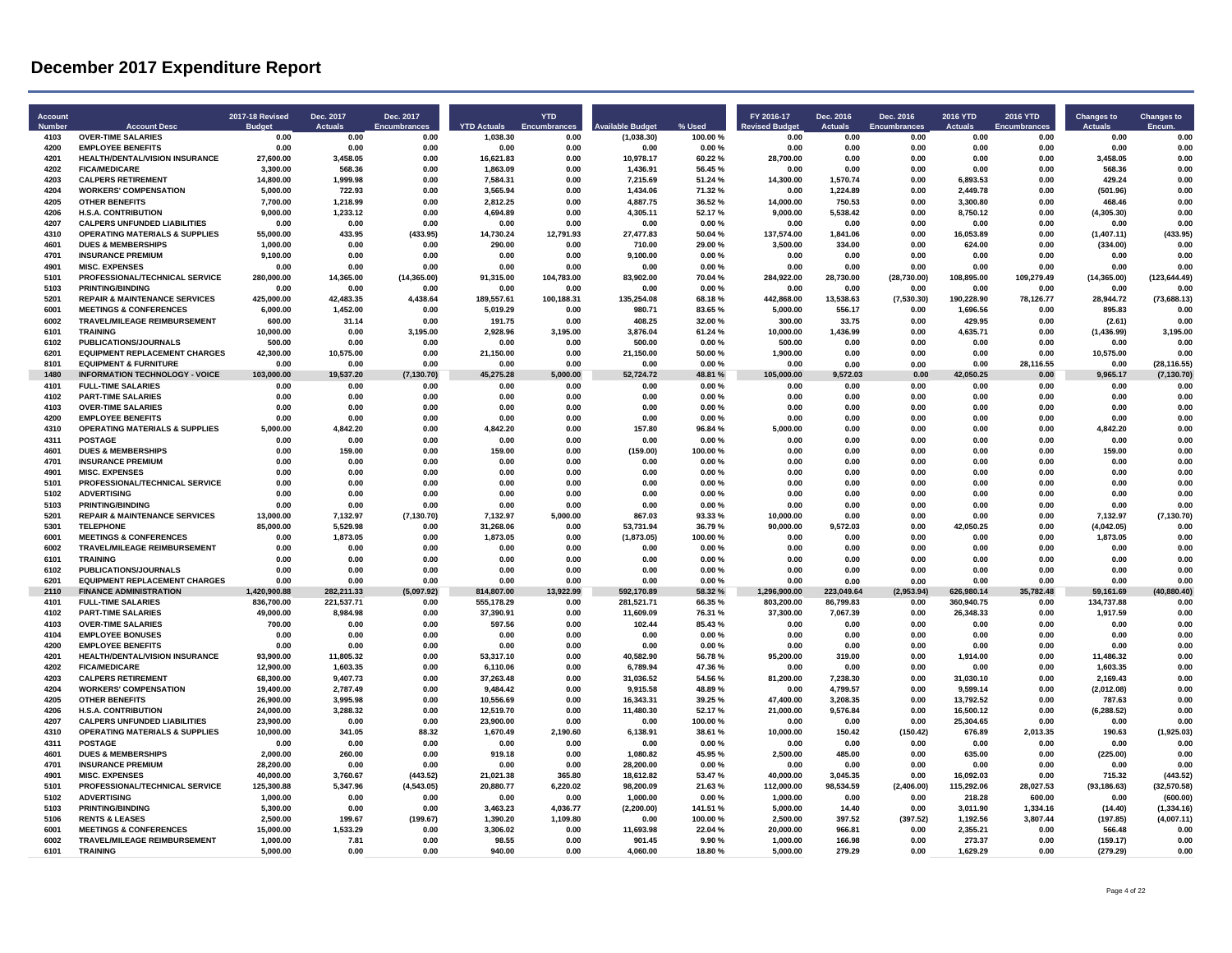# December 2017 Expenditure Report

| Account Number | Account Desc | 2017-18 Revised Budget | Dec. 2017 Actuals | Dec. 2017 Encumbrances | YTD Actuals | YTD Encumbrances | Available Budget | % Used | FY 2016-17 Revised Budget | Dec. 2016 Actuals | Dec. 2016 Encumbrances | 2016 YTD Actuals | 2016 YTD Encumbrances | Changes to Actuals | Changes to Encum. |
|---|---|---|---|---|---|---|---|---|---|---|---|---|---|---|---|
| 4103 | OVER-TIME SALARIES | 0.00 | 0.00 | 0.00 | 1,038.30 | 0.00 | (1,038.30) | 100.00 % | 0.00 | 0.00 | 0.00 | 0.00 | 0.00 | 0.00 | 0.00 |
| 4200 | EMPLOYEE BENEFITS | 0.00 | 0.00 | 0.00 | 0.00 | 0.00 | 0.00 | 0.00 % | 0.00 | 0.00 | 0.00 | 0.00 | 0.00 | 0.00 | 0.00 |
| 4201 | HEALTH/DENTAL/VISION INSURANCE | 27,600.00 | 3,458.05 | 0.00 | 16,621.83 | 0.00 | 10,978.17 | 60.22 % | 28,700.00 | 0.00 | 0.00 | 0.00 | 0.00 | 3,458.05 | 0.00 |
| 4202 | FICA/MEDICARE | 3,300.00 | 568.36 | 0.00 | 1,863.09 | 0.00 | 1,436.91 | 56.45 % | 0.00 | 0.00 | 0.00 | 0.00 | 0.00 | 568.36 | 0.00 |
| 4203 | CALPERS RETIREMENT | 14,800.00 | 1,999.98 | 0.00 | 7,584.31 | 0.00 | 7,215.69 | 51.24 % | 14,300.00 | 1,570.74 | 0.00 | 6,893.53 | 0.00 | 429.24 | 0.00 |
| 4204 | WORKERS' COMPENSATION | 5,000.00 | 722.93 | 0.00 | 3,565.94 | 0.00 | 1,434.06 | 71.32 % | 0.00 | 1,224.89 | 0.00 | 2,449.78 | 0.00 | (501.96) | 0.00 |
| 4205 | OTHER BENEFITS | 7,700.00 | 1,218.99 | 0.00 | 2,812.25 | 0.00 | 4,887.75 | 36.52 % | 14,000.00 | 750.53 | 0.00 | 3,300.80 | 0.00 | 468.46 | 0.00 |
| 4206 | H.S.A. CONTRIBUTION | 9,000.00 | 1,233.12 | 0.00 | 4,694.89 | 0.00 | 4,305.11 | 52.17 % | 9,000.00 | 5,538.42 | 0.00 | 8,750.12 | 0.00 | (4,305.30) | 0.00 |
| 4207 | CALPERS UNFUNDED LIABILITIES | 0.00 | 0.00 | 0.00 | 0.00 | 0.00 | 0.00 | 0.00 % | 0.00 | 0.00 | 0.00 | 0.00 | 0.00 | 0.00 | 0.00 |
| 4310 | OPERATING MATERIALS & SUPPLIES | 55,000.00 | 433.95 | (433.95) | 14,730.24 | 12,791.93 | 27,477.83 | 50.04 % | 137,574.00 | 1,841.06 | 0.00 | 16,053.89 | 0.00 | (1,407.11) | (433.95) |
| 4601 | DUES & MEMBERSHIPS | 1,000.00 | 0.00 | 0.00 | 290.00 | 0.00 | 710.00 | 29.00 % | 3,500.00 | 334.00 | 0.00 | 624.00 | 0.00 | (334.00) | 0.00 |
| 4701 | INSURANCE PREMIUM | 9,100.00 | 0.00 | 0.00 | 0.00 | 0.00 | 9,100.00 | 0.00 % | 0.00 | 0.00 | 0.00 | 0.00 | 0.00 | 0.00 | 0.00 |
| 4901 | MISC. EXPENSES | 0.00 | 0.00 | 0.00 | 0.00 | 0.00 | 0.00 | 0.00 % | 0.00 | 0.00 | 0.00 | 0.00 | 0.00 | 0.00 | 0.00 |
| 5101 | PROFESSIONAL/TECHNICAL SERVICE | 280,000.00 | 14,365.00 | (14,365.00) | 91,315.00 | 104,783.00 | 83,902.00 | 70.04 % | 284,922.00 | 28,730.00 | (28,730.00) | 108,895.00 | 109,279.49 | (14,365.00) | (123,644.49) |
| 5103 | PRINTING/BINDING | 0.00 | 0.00 | 0.00 | 0.00 | 0.00 | 0.00 | 0.00 % | 0.00 | 0.00 | 0.00 | 0.00 | 0.00 | 0.00 | 0.00 |
| 5201 | REPAIR & MAINTENANCE SERVICES | 425,000.00 | 42,483.35 | 4,438.64 | 189,557.61 | 100,188.31 | 135,254.08 | 68.18 % | 442,868.00 | 13,538.63 | (7,530.30) | 190,228.90 | 78,126.77 | 28,944.72 | (73,688.13) |
| 6001 | MEETINGS & CONFERENCES | 6,000.00 | 1,452.00 | 0.00 | 5,019.29 | 0.00 | 980.71 | 83.65 % | 5,000.00 | 556.17 | 0.00 | 1,696.56 | 0.00 | 895.83 | 0.00 |
| 6002 | TRAVEL/MILEAGE REIMBURSEMENT | 600.00 | 31.14 | 0.00 | 191.75 | 0.00 | 408.25 | 32.00 % | 300.00 | 33.75 | 0.00 | 429.95 | 0.00 | (2.61) | 0.00 |
| 6101 | TRAINING | 10,000.00 | 0.00 | 3,195.00 | 2,928.96 | 3,195.00 | 3,876.04 | 61.24 % | 10,000.00 | 1,436.99 | 0.00 | 4,635.71 | 0.00 | (1,436.99) | 3,195.00 |
| 6102 | PUBLICATIONS/JOURNALS | 500.00 | 0.00 | 0.00 | 0.00 | 0.00 | 500.00 | 0.00 % | 500.00 | 0.00 | 0.00 | 0.00 | 0.00 | 0.00 | 0.00 |
| 6201 | EQUIPMENT REPLACEMENT CHARGES | 42,300.00 | 10,575.00 | 0.00 | 21,150.00 | 0.00 | 21,150.00 | 50.00 % | 1,900.00 | 0.00 | 0.00 | 0.00 | 0.00 | 10,575.00 | 0.00 |
| 8101 | EQUIPMENT & FURNITURE | 0.00 | 0.00 | 0.00 | 0.00 | 0.00 | 0.00 | 0.00 % | 0.00 | 0.00 | 0.00 | 0.00 | 28,116.55 | 0.00 | (28,116.55) |
| **1480** | **INFORMATION TECHNOLOGY - VOICE** | **103,000.00** | **19,537.20** | **(7,130.70)** | **45,275.28** | **5,000.00** | **52,724.72** | **48.81 %** | **105,000.00** | **9,572.03** | **0.00** | **42,050.25** | **0.00** | **9,965.17** | **(7,130.70)** |
| 4101 | FULL-TIME SALARIES | 0.00 | 0.00 | 0.00 | 0.00 | 0.00 | 0.00 | 0.00 % | 0.00 | 0.00 | 0.00 | 0.00 | 0.00 | 0.00 | 0.00 |
| 4102 | PART-TIME SALARIES | 0.00 | 0.00 | 0.00 | 0.00 | 0.00 | 0.00 | 0.00 % | 0.00 | 0.00 | 0.00 | 0.00 | 0.00 | 0.00 | 0.00 |
| 4103 | OVER-TIME SALARIES | 0.00 | 0.00 | 0.00 | 0.00 | 0.00 | 0.00 | 0.00 % | 0.00 | 0.00 | 0.00 | 0.00 | 0.00 | 0.00 | 0.00 |
| 4200 | EMPLOYEE BENEFITS | 0.00 | 0.00 | 0.00 | 0.00 | 0.00 | 0.00 | 0.00 % | 0.00 | 0.00 | 0.00 | 0.00 | 0.00 | 0.00 | 0.00 |
| 4310 | OPERATING MATERIALS & SUPPLIES | 5,000.00 | 4,842.20 | 0.00 | 4,842.20 | 0.00 | 157.80 | 96.84 % | 5,000.00 | 0.00 | 0.00 | 0.00 | 0.00 | 4,842.20 | 0.00 |
| 4311 | POSTAGE | 0.00 | 0.00 | 0.00 | 0.00 | 0.00 | 0.00 | 0.00 % | 0.00 | 0.00 | 0.00 | 0.00 | 0.00 | 0.00 | 0.00 |
| 4601 | DUES & MEMBERSHIPS | 0.00 | 159.00 | 0.00 | 159.00 | 0.00 | (159.00) | 100.00 % | 0.00 | 0.00 | 0.00 | 0.00 | 0.00 | 159.00 | 0.00 |
| 4701 | INSURANCE PREMIUM | 0.00 | 0.00 | 0.00 | 0.00 | 0.00 | 0.00 | 0.00 % | 0.00 | 0.00 | 0.00 | 0.00 | 0.00 | 0.00 | 0.00 |
| 4901 | MISC. EXPENSES | 0.00 | 0.00 | 0.00 | 0.00 | 0.00 | 0.00 | 0.00 % | 0.00 | 0.00 | 0.00 | 0.00 | 0.00 | 0.00 | 0.00 |
| 5101 | PROFESSIONAL/TECHNICAL SERVICE | 0.00 | 0.00 | 0.00 | 0.00 | 0.00 | 0.00 | 0.00 % | 0.00 | 0.00 | 0.00 | 0.00 | 0.00 | 0.00 | 0.00 |
| 5102 | ADVERTISING | 0.00 | 0.00 | 0.00 | 0.00 | 0.00 | 0.00 | 0.00 % | 0.00 | 0.00 | 0.00 | 0.00 | 0.00 | 0.00 | 0.00 |
| 5103 | PRINTING/BINDING | 0.00 | 0.00 | 0.00 | 0.00 | 0.00 | 0.00 | 0.00 % | 0.00 | 0.00 | 0.00 | 0.00 | 0.00 | 0.00 | 0.00 |
| 5201 | REPAIR & MAINTENANCE SERVICES | 13,000.00 | 7,132.97 | (7,130.70) | 7,132.97 | 5,000.00 | 867.03 | 93.33 % | 10,000.00 | 0.00 | 0.00 | 0.00 | 0.00 | 7,132.97 | (7,130.70) |
| 5301 | TELEPHONE | 85,000.00 | 5,529.98 | 0.00 | 31,268.06 | 0.00 | 53,731.94 | 36.79 % | 90,000.00 | 9,572.03 | 0.00 | 42,050.25 | 0.00 | (4,042.05) | 0.00 |
| 6001 | MEETINGS & CONFERENCES | 0.00 | 1,873.05 | 0.00 | 1,873.05 | 0.00 | (1,873.05) | 100.00 % | 0.00 | 0.00 | 0.00 | 0.00 | 0.00 | 1,873.05 | 0.00 |
| 6002 | TRAVEL/MILEAGE REIMBURSEMENT | 0.00 | 0.00 | 0.00 | 0.00 | 0.00 | 0.00 | 0.00 % | 0.00 | 0.00 | 0.00 | 0.00 | 0.00 | 0.00 | 0.00 |
| 6101 | TRAINING | 0.00 | 0.00 | 0.00 | 0.00 | 0.00 | 0.00 | 0.00 % | 0.00 | 0.00 | 0.00 | 0.00 | 0.00 | 0.00 | 0.00 |
| 6102 | PUBLICATIONS/JOURNALS | 0.00 | 0.00 | 0.00 | 0.00 | 0.00 | 0.00 | 0.00 % | 0.00 | 0.00 | 0.00 | 0.00 | 0.00 | 0.00 | 0.00 |
| 6201 | EQUIPMENT REPLACEMENT CHARGES | 0.00 | 0.00 | 0.00 | 0.00 | 0.00 | 0.00 | 0.00 % | 0.00 | 0.00 | 0.00 | 0.00 | 0.00 | 0.00 | 0.00 |
| **2110** | **FINANCE ADMINISTRATION** | **1,420,900.88** | **282,211.33** | **(5,097.92)** | **814,807.00** | **13,922.99** | **592,170.89** | **58.32 %** | **1,296,900.00** | **223,049.64** | **(2,953.94)** | **626,980.14** | **35,782.48** | **59,161.69** | **(40,880.40)** |
| 4101 | FULL-TIME SALARIES | 836,700.00 | 221,537.71 | 0.00 | 555,178.29 | 0.00 | 281,521.71 | 66.35 % | 803,200.00 | 86,799.83 | 0.00 | 360,940.75 | 0.00 | 134,737.88 | 0.00 |
| 4102 | PART-TIME SALARIES | 49,000.00 | 8,984.98 | 0.00 | 37,390.91 | 0.00 | 11,609.09 | 76.31 % | 37,300.00 | 7,067.39 | 0.00 | 26,348.33 | 0.00 | 1,917.59 | 0.00 |
| 4103 | OVER-TIME SALARIES | 700.00 | 0.00 | 0.00 | 597.56 | 0.00 | 102.44 | 85.43 % | 0.00 | 0.00 | 0.00 | 0.00 | 0.00 | 0.00 | 0.00 |
| 4104 | EMPLOYEE BONUSES | 0.00 | 0.00 | 0.00 | 0.00 | 0.00 | 0.00 | 0.00 % | 0.00 | 0.00 | 0.00 | 0.00 | 0.00 | 0.00 | 0.00 |
| 4200 | EMPLOYEE BENEFITS | 0.00 | 0.00 | 0.00 | 0.00 | 0.00 | 0.00 | 0.00 % | 0.00 | 0.00 | 0.00 | 0.00 | 0.00 | 0.00 | 0.00 |
| 4201 | HEALTH/DENTAL/VISION INSURANCE | 93,900.00 | 11,805.32 | 0.00 | 53,317.10 | 0.00 | 40,582.90 | 56.78 % | 95,200.00 | 319.00 | 0.00 | 1,914.00 | 0.00 | 11,486.32 | 0.00 |
| 4202 | FICA/MEDICARE | 12,900.00 | 1,603.35 | 0.00 | 6,110.06 | 0.00 | 6,789.94 | 47.36 % | 0.00 | 0.00 | 0.00 | 0.00 | 0.00 | 1,603.35 | 0.00 |
| 4203 | CALPERS RETIREMENT | 68,300.00 | 9,407.73 | 0.00 | 37,263.48 | 0.00 | 31,036.52 | 54.56 % | 81,200.00 | 7,238.30 | 0.00 | 31,030.10 | 0.00 | 2,169.43 | 0.00 |
| 4204 | WORKERS' COMPENSATION | 19,400.00 | 2,787.49 | 0.00 | 9,484.42 | 0.00 | 9,915.58 | 48.89 % | 0.00 | 4,799.57 | 0.00 | 9,599.14 | 0.00 | (2,012.08) | 0.00 |
| 4205 | OTHER BENEFITS | 26,900.00 | 3,995.98 | 0.00 | 10,556.69 | 0.00 | 16,343.31 | 39.25 % | 47,400.00 | 3,208.35 | 0.00 | 13,792.52 | 0.00 | 787.63 | 0.00 |
| 4206 | H.S.A. CONTRIBUTION | 24,000.00 | 3,288.32 | 0.00 | 12,519.70 | 0.00 | 11,480.30 | 52.17 % | 21,000.00 | 9,576.84 | 0.00 | 16,500.12 | 0.00 | (6,288.52) | 0.00 |
| 4207 | CALPERS UNFUNDED LIABILITIES | 23,900.00 | 0.00 | 0.00 | 23,900.00 | 0.00 | 0.00 | 100.00 % | 0.00 | 0.00 | 0.00 | 25,304.65 | 0.00 | 0.00 | 0.00 |
| 4310 | OPERATING MATERIALS & SUPPLIES | 10,000.00 | 341.05 | 88.32 | 1,670.49 | 2,190.60 | 6,138.91 | 38.61 % | 10,000.00 | 150.42 | (150.42) | 676.89 | 2,013.35 | 190.63 | (1,925.03) |
| 4311 | POSTAGE | 0.00 | 0.00 | 0.00 | 0.00 | 0.00 | 0.00 | 0.00 % | 0.00 | 0.00 | 0.00 | 0.00 | 0.00 | 0.00 | 0.00 |
| 4601 | DUES & MEMBERSHIPS | 2,000.00 | 260.00 | 0.00 | 919.18 | 0.00 | 1,080.82 | 45.95 % | 2,500.00 | 485.00 | 0.00 | 635.00 | 0.00 | (225.00) | 0.00 |
| 4701 | INSURANCE PREMIUM | 28,200.00 | 0.00 | 0.00 | 0.00 | 0.00 | 28,200.00 | 0.00 % | 0.00 | 0.00 | 0.00 | 0.00 | 0.00 | 0.00 | 0.00 |
| 4901 | MISC. EXPENSES | 40,000.00 | 3,760.67 | (443.52) | 21,021.38 | 365.80 | 18,612.82 | 53.47 % | 40,000.00 | 3,045.35 | 0.00 | 16,092.03 | 0.00 | 715.32 | (443.52) |
| 5101 | PROFESSIONAL/TECHNICAL SERVICE | 125,300.88 | 5,347.96 | (4,543.05) | 20,880.77 | 6,220.02 | 98,200.09 | 21.63 % | 112,000.00 | 98,534.59 | (2,406.00) | 115,292.06 | 28,027.53 | (93,186.63) | (32,570.58) |
| 5102 | ADVERTISING | 1,000.00 | 0.00 | 0.00 | 0.00 | 0.00 | 1,000.00 | 0.00 % | 1,000.00 | 0.00 | 0.00 | 218.28 | 600.00 | 0.00 | (600.00) |
| 5103 | PRINTING/BINDING | 5,300.00 | 0.00 | 0.00 | 3,463.23 | 4,036.77 | (2,200.00) | 141.51 % | 5,000.00 | 14.40 | 0.00 | 3,011.90 | 1,334.16 | (14.40) | (1,334.16) |
| 5106 | RENTS & LEASES | 2,500.00 | 199.67 | (199.67) | 1,390.20 | 1,109.80 | 0.00 | 100.00 % | 2,500.00 | 397.52 | (397.52) | 1,192.56 | 3,807.44 | (197.85) | (4,007.11) |
| 6001 | MEETINGS & CONFERENCES | 15,000.00 | 1,533.29 | 0.00 | 3,306.02 | 0.00 | 11,693.98 | 22.04 % | 20,000.00 | 966.81 | 0.00 | 2,355.21 | 0.00 | 566.48 | 0.00 |
| 6002 | TRAVEL/MILEAGE REIMBURSEMENT | 1,000.00 | 7.81 | 0.00 | 98.55 | 0.00 | 901.45 | 9.90 % | 1,000.00 | 166.98 | 0.00 | 273.37 | 0.00 | (159.17) | 0.00 |
| 6101 | TRAINING | 5,000.00 | 0.00 | 0.00 | 940.00 | 0.00 | 4,060.00 | 18.80 % | 5,000.00 | 279.29 | 0.00 | 1,629.29 | 0.00 | (279.29) | 0.00 |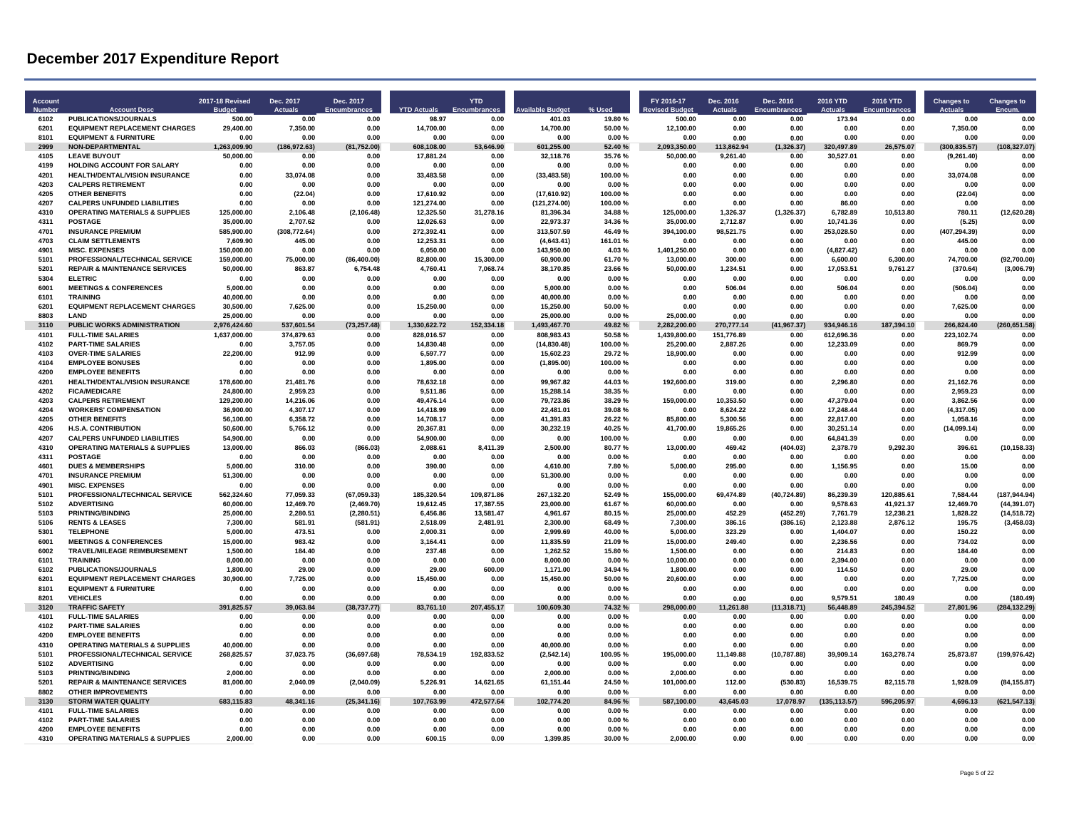# December 2017 Expenditure Report

| Account Number | Account Desc | 2017-18 Revised Budget | Dec. 2017 Actuals | Dec. 2017 Encumbrances | YTD Actuals | YTD Encumbrances | Available Budget | % Used | FY 2016-17 Revised Budget | Dec. 2016 Actuals | Dec. 2016 Encumbrances | 2016 YTD Actuals | 2016 YTD Encumbrances | Changes to Actuals | Changes to Encum. |
|---|---|---|---|---|---|---|---|---|---|---|---|---|---|---|---|
| 6102 | PUBLICATIONS/JOURNALS | 500.00 | 0.00 | 0.00 | 98.97 | 0.00 | 401.03 | 19.80 % | 500.00 | 0.00 | 0.00 | 173.94 | 0.00 | 0.00 | 0.00 |
| 6201 | EQUIPMENT REPLACEMENT CHARGES | 29,400.00 | 7,350.00 | 0.00 | 14,700.00 | 0.00 | 14,700.00 | 50.00 % | 12,100.00 | 0.00 | 0.00 | 0.00 | 0.00 | 7,350.00 | 0.00 |
| 8101 | EQUIPMENT & FURNITURE | 0.00 | 0.00 | 0.00 | 0.00 | 0.00 | 0.00 | 0.00 % | 0.00 | 0.00 | 0.00 | 0.00 | 0.00 | 0.00 | 0.00 |
| 2999 | NON-DEPARTMENTAL | 1,263,009.90 | (186,972.63) | (81,752.00) | 608,108.00 | 53,646.90 | 601,255.00 | 52.40 % | 2,093,350.00 | 113,862.94 | (1,326.37) | 320,497.89 | 26,575.07 | (300,835.57) | (108,327.07) |
| 4105 | LEAVE BUYOUT | 50,000.00 | 0.00 | 0.00 | 17,881.24 | 0.00 | 32,118.76 | 35.76 % | 50,000.00 | 9,261.40 | 0.00 | 30,527.01 | 0.00 | (9,261.40) | 0.00 |
| 4199 | HOLDING ACCOUNT FOR SALARY | 0.00 | 0.00 | 0.00 | 0.00 | 0.00 | 0.00 | 0.00 % | 0.00 | 0.00 | 0.00 | 0.00 | 0.00 | 0.00 | 0.00 |
| 4201 | HEALTH/DENTAL/VISION INSURANCE | 0.00 | 33,074.08 | 0.00 | 33,483.58 | 0.00 | (33,483.58) | 100.00 % | 0.00 | 0.00 | 0.00 | 0.00 | 0.00 | 33,074.08 | 0.00 |
| 4203 | CALPERS RETIREMENT | 0.00 | 0.00 | 0.00 | 0.00 | 0.00 | 0.00 | 0.00 % | 0.00 | 0.00 | 0.00 | 0.00 | 0.00 | 0.00 | 0.00 |
| 4205 | OTHER BENEFITS | 0.00 | (22.04) | 0.00 | 17,610.92 | 0.00 | (17,610.92) | 100.00 % | 0.00 | 0.00 | 0.00 | 0.00 | 0.00 | (22.04) | 0.00 |
| 4207 | CALPERS UNFUNDED LIABILITIES | 0.00 | 0.00 | 0.00 | 121,274.00 | 0.00 | (121,274.00) | 100.00 % | 0.00 | 0.00 | 0.00 | 86.00 | 0.00 | 0.00 | 0.00 |
| 4310 | OPERATING MATERIALS & SUPPLIES | 125,000.00 | 2,106.48 | (2,106.48) | 12,325.50 | 31,278.16 | 81,396.34 | 34.88 % | 125,000.00 | 1,326.37 | (1,326.37) | 6,782.89 | 10,513.80 | 780.11 | (12,620.28) |
| 4311 | POSTAGE | 35,000.00 | 2,707.62 | 0.00 | 12,026.63 | 0.00 | 22,973.37 | 34.36 % | 35,000.00 | 2,712.87 | 0.00 | 10,741.36 | 0.00 | (5.25) | 0.00 |
| 4701 | INSURANCE PREMIUM | 585,900.00 | (308,772.64) | 0.00 | 272,392.41 | 0.00 | 313,507.59 | 46.49 % | 394,100.00 | 98,521.75 | 0.00 | 253,028.50 | 0.00 | (407,294.39) | 0.00 |
| 4703 | CLAIM SETTLEMENTS | 7,609.90 | 445.00 | 0.00 | 12,253.31 | 0.00 | (4,643.41) | 161.01 % | 0.00 | 0.00 | 0.00 | 0.00 | 0.00 | 445.00 | 0.00 |
| 4901 | MISC. EXPENSES | 150,000.00 | 0.00 | 0.00 | 6,050.00 | 0.00 | 143,950.00 | 4.03 % | 1,401,250.00 | 0.00 | 0.00 | (4,827.42) | 0.00 | 0.00 | 0.00 |
| 5101 | PROFESSIONAL/TECHNICAL SERVICE | 159,000.00 | 75,000.00 | (86,400.00) | 82,800.00 | 15,300.00 | 60,900.00 | 61.70 % | 13,000.00 | 300.00 | 0.00 | 6,600.00 | 6,300.00 | 74,700.00 | (92,700.00) |
| 5201 | REPAIR & MAINTENANCE SERVICES | 50,000.00 | 863.87 | 6,754.48 | 4,760.41 | 7,068.74 | 38,170.85 | 23.66 % | 50,000.00 | 1,234.51 | 0.00 | 17,053.51 | 9,761.27 | (370.64) | (3,006.79) |
| 5304 | ELETRIC | 0.00 | 0.00 | 0.00 | 0.00 | 0.00 | 0.00 | 0.00 % | 0.00 | 0.00 | 0.00 | 0.00 | 0.00 | 0.00 | 0.00 |
| 6001 | MEETINGS & CONFERENCES | 5,000.00 | 0.00 | 0.00 | 0.00 | 0.00 | 5,000.00 | 0.00 % | 0.00 | 506.04 | 0.00 | 506.04 | 0.00 | (506.04) | 0.00 |
| 6101 | TRAINING | 40,000.00 | 0.00 | 0.00 | 0.00 | 0.00 | 40,000.00 | 0.00 % | 0.00 | 0.00 | 0.00 | 0.00 | 0.00 | 0.00 | 0.00 |
| 6201 | EQUIPMENT REPLACEMENT CHARGES | 30,500.00 | 7,625.00 | 0.00 | 15,250.00 | 0.00 | 15,250.00 | 50.00 % | 0.00 | 0.00 | 0.00 | 0.00 | 0.00 | 7,625.00 | 0.00 |
| 8803 | LAND | 25,000.00 | 0.00 | 0.00 | 0.00 | 0.00 | 25,000.00 | 0.00 % | 25,000.00 | 0.00 | 0.00 | 0.00 | 0.00 | 0.00 | 0.00 |
| 3110 | PUBLIC WORKS ADMINISTRATION | 2,976,424.60 | 537,601.54 | (73,257.48) | 1,330,622.72 | 152,334.18 | 1,493,467.70 | 49.82 % | 2,282,200.00 | 270,777.14 | (41,967.37) | 934,946.16 | 187,394.10 | 266,824.40 | (260,651.58) |
| 4101 | FULL-TIME SALARIES | 1,637,000.00 | 374,879.63 | 0.00 | 828,016.57 | 0.00 | 808,983.43 | 50.58 % | 1,439,800.00 | 151,776.89 | 0.00 | 612,696.36 | 0.00 | 223,102.74 | 0.00 |
| 4102 | PART-TIME SALARIES | 0.00 | 3,757.05 | 0.00 | 14,830.48 | 0.00 | (14,830.48) | 100.00 % | 25,200.00 | 2,887.26 | 0.00 | 12,233.09 | 0.00 | 869.79 | 0.00 |
| 4103 | OVER-TIME SALARIES | 22,200.00 | 912.99 | 0.00 | 6,597.77 | 0.00 | 15,602.23 | 29.72 % | 18,900.00 | 0.00 | 0.00 | 0.00 | 0.00 | 912.99 | 0.00 |
| 4104 | EMPLOYEE BONUSES | 0.00 | 0.00 | 0.00 | 1,895.00 | 0.00 | (1,895.00) | 100.00 % | 0.00 | 0.00 | 0.00 | 0.00 | 0.00 | 0.00 | 0.00 |
| 4200 | EMPLOYEE BENEFITS | 0.00 | 0.00 | 0.00 | 0.00 | 0.00 | 0.00 | 0.00 % | 0.00 | 0.00 | 0.00 | 0.00 | 0.00 | 0.00 | 0.00 |
| 4201 | HEALTH/DENTAL/VISION INSURANCE | 178,600.00 | 21,481.76 | 0.00 | 78,632.18 | 0.00 | 99,967.82 | 44.03 % | 192,600.00 | 319.00 | 0.00 | 2,296.80 | 0.00 | 21,162.76 | 0.00 |
| 4202 | FICA/MEDICARE | 24,800.00 | 2,959.23 | 0.00 | 9,511.86 | 0.00 | 15,288.14 | 38.35 % | 0.00 | 0.00 | 0.00 | 0.00 | 0.00 | 2,959.23 | 0.00 |
| 4203 | CALPERS RETIREMENT | 129,200.00 | 14,216.06 | 0.00 | 49,476.14 | 0.00 | 79,723.86 | 38.29 % | 159,000.00 | 10,353.50 | 0.00 | 47,379.04 | 0.00 | 3,862.56 | 0.00 |
| 4204 | WORKERS' COMPENSATION | 36,900.00 | 4,307.17 | 0.00 | 14,418.99 | 0.00 | 22,481.01 | 39.08 % | 0.00 | 8,624.22 | 0.00 | 17,248.44 | 0.00 | (4,317.05) | 0.00 |
| 4205 | OTHER BENEFITS | 56,100.00 | 6,358.72 | 0.00 | 14,708.17 | 0.00 | 41,391.83 | 26.22 % | 85,800.00 | 5,300.56 | 0.00 | 22,817.00 | 0.00 | 1,058.16 | 0.00 |
| 4206 | H.S.A. CONTRIBUTION | 50,600.00 | 5,766.12 | 0.00 | 20,367.81 | 0.00 | 30,232.19 | 40.25 % | 41,700.00 | 19,865.26 | 0.00 | 30,251.14 | 0.00 | (14,099.14) | 0.00 |
| 4207 | CALPERS UNFUNDED LIABILITIES | 54,900.00 | 0.00 | 0.00 | 54,900.00 | 0.00 | 0.00 | 100.00 % | 0.00 | 0.00 | 0.00 | 64,841.39 | 0.00 | 0.00 | 0.00 |
| 4310 | OPERATING MATERIALS & SUPPLIES | 13,000.00 | 866.03 | (866.03) | 2,088.61 | 8,411.39 | 2,500.00 | 80.77 % | 13,000.00 | 469.42 | (404.03) | 2,378.79 | 9,292.30 | 396.61 | (10,158.33) |
| 4311 | POSTAGE | 0.00 | 0.00 | 0.00 | 0.00 | 0.00 | 0.00 | 0.00 % | 0.00 | 0.00 | 0.00 | 0.00 | 0.00 | 0.00 | 0.00 |
| 4601 | DUES & MEMBERSHIPS | 5,000.00 | 310.00 | 0.00 | 390.00 | 0.00 | 4,610.00 | 7.80 % | 5,000.00 | 295.00 | 0.00 | 1,156.95 | 0.00 | 15.00 | 0.00 |
| 4701 | INSURANCE PREMIUM | 51,300.00 | 0.00 | 0.00 | 0.00 | 0.00 | 51,300.00 | 0.00 % | 0.00 | 0.00 | 0.00 | 0.00 | 0.00 | 0.00 | 0.00 |
| 4901 | MISC. EXPENSES | 0.00 | 0.00 | 0.00 | 0.00 | 0.00 | 0.00 | 0.00 % | 0.00 | 0.00 | 0.00 | 0.00 | 0.00 | 0.00 | 0.00 |
| 5101 | PROFESSIONAL/TECHNICAL SERVICE | 562,324.60 | 77,059.33 | (67,059.33) | 185,320.54 | 109,871.86 | 267,132.20 | 52.49 % | 155,000.00 | 69,474.89 | (40,724.89) | 86,239.39 | 120,885.61 | 7,584.44 | (187,944.94) |
| 5102 | ADVERTISING | 60,000.00 | 12,469.70 | (2,469.70) | 19,612.45 | 17,387.55 | 23,000.00 | 61.67 % | 60,000.00 | 0.00 | 0.00 | 9,578.63 | 41,921.37 | 12,469.70 | (44,391.07) |
| 5103 | PRINTING/BINDING | 25,000.00 | 2,280.51 | (2,280.51) | 6,456.86 | 13,581.47 | 4,961.67 | 80.15 % | 25,000.00 | 452.29 | (452.29) | 7,761.79 | 12,238.21 | 1,828.22 | (14,518.72) |
| 5106 | RENTS & LEASES | 7,300.00 | 581.91 | (581.91) | 2,518.09 | 2,481.91 | 2,300.00 | 68.49 % | 7,300.00 | 386.16 | (386.16) | 2,123.88 | 2,876.12 | 195.75 | (3,458.03) |
| 5301 | TELEPHONE | 5,000.00 | 473.51 | 0.00 | 2,000.31 | 0.00 | 2,999.69 | 40.00 % | 5,000.00 | 323.29 | 0.00 | 1,404.07 | 0.00 | 150.22 | 0.00 |
| 6001 | MEETINGS & CONFERENCES | 15,000.00 | 983.42 | 0.00 | 3,164.41 | 0.00 | 11,835.59 | 21.09 % | 15,000.00 | 249.40 | 0.00 | 2,236.56 | 0.00 | 734.02 | 0.00 |
| 6002 | TRAVEL/MILEAGE REIMBURSEMENT | 1,500.00 | 184.40 | 0.00 | 237.48 | 0.00 | 1,262.52 | 15.80 % | 1,500.00 | 0.00 | 0.00 | 214.83 | 0.00 | 184.40 | 0.00 |
| 6101 | TRAINING | 8,000.00 | 0.00 | 0.00 | 0.00 | 0.00 | 8,000.00 | 0.00 % | 10,000.00 | 0.00 | 0.00 | 2,394.00 | 0.00 | 0.00 | 0.00 |
| 6102 | PUBLICATIONS/JOURNALS | 1,800.00 | 29.00 | 0.00 | 29.00 | 600.00 | 1,171.00 | 34.94 % | 1,800.00 | 0.00 | 0.00 | 114.50 | 0.00 | 29.00 | 0.00 |
| 6201 | EQUIPMENT REPLACEMENT CHARGES | 30,900.00 | 7,725.00 | 0.00 | 15,450.00 | 0.00 | 15,450.00 | 50.00 % | 20,600.00 | 0.00 | 0.00 | 0.00 | 0.00 | 7,725.00 | 0.00 |
| 8101 | EQUIPMENT & FURNITURE | 0.00 | 0.00 | 0.00 | 0.00 | 0.00 | 0.00 | 0.00 % | 0.00 | 0.00 | 0.00 | 0.00 | 0.00 | 0.00 | 0.00 |
| 8201 | VEHICLES | 0.00 | 0.00 | 0.00 | 0.00 | 0.00 | 0.00 | 0.00 % | 0.00 | 0.00 | 0.00 | 9,579.51 | 180.49 | 0.00 | (180.49) |
| 3120 | TRAFFIC SAFETY | 391,825.57 | 39,063.84 | (38,737.77) | 83,761.10 | 207,455.17 | 100,609.30 | 74.32 % | 298,000.00 | 11,261.88 | (11,318.71) | 56,448.89 | 245,394.52 | 27,801.96 | (284,132.29) |
| 4101 | FULL-TIME SALARIES | 0.00 | 0.00 | 0.00 | 0.00 | 0.00 | 0.00 | 0.00 % | 0.00 | 0.00 | 0.00 | 0.00 | 0.00 | 0.00 | 0.00 |
| 4102 | PART-TIME SALARIES | 0.00 | 0.00 | 0.00 | 0.00 | 0.00 | 0.00 | 0.00 % | 0.00 | 0.00 | 0.00 | 0.00 | 0.00 | 0.00 | 0.00 |
| 4200 | EMPLOYEE BENEFITS | 0.00 | 0.00 | 0.00 | 0.00 | 0.00 | 0.00 | 0.00 % | 0.00 | 0.00 | 0.00 | 0.00 | 0.00 | 0.00 | 0.00 |
| 4310 | OPERATING MATERIALS & SUPPLIES | 40,000.00 | 0.00 | 0.00 | 0.00 | 0.00 | 40,000.00 | 0.00 % | 0.00 | 0.00 | 0.00 | 0.00 | 0.00 | 0.00 | 0.00 |
| 5101 | PROFESSIONAL/TECHNICAL SERVICE | 268,825.57 | 37,023.75 | (36,697.68) | 78,534.19 | 192,833.52 | (2,542.14) | 100.95 % | 195,000.00 | 11,149.88 | (10,787.88) | 39,909.14 | 163,278.74 | 25,873.87 | (199,976.42) |
| 5102 | ADVERTISING | 0.00 | 0.00 | 0.00 | 0.00 | 0.00 | 0.00 | 0.00 % | 0.00 | 0.00 | 0.00 | 0.00 | 0.00 | 0.00 | 0.00 |
| 5103 | PRINTING/BINDING | 2,000.00 | 0.00 | 0.00 | 0.00 | 0.00 | 2,000.00 | 0.00 % | 2,000.00 | 0.00 | 0.00 | 0.00 | 0.00 | 0.00 | 0.00 |
| 5201 | REPAIR & MAINTENANCE SERVICES | 81,000.00 | 2,040.09 | (2,040.09) | 5,226.91 | 14,621.65 | 61,151.44 | 24.50 % | 101,000.00 | 112.00 | (530.83) | 16,539.75 | 82,115.78 | 1,928.09 | (84,155.87) |
| 8802 | OTHER IMPROVEMENTS | 0.00 | 0.00 | 0.00 | 0.00 | 0.00 | 0.00 | 0.00 % | 0.00 | 0.00 | 0.00 | 0.00 | 0.00 | 0.00 | 0.00 |
| 3130 | STORM WATER QUALITY | 683,115.83 | 48,341.16 | (25,341.16) | 107,763.99 | 472,577.64 | 102,774.20 | 84.96 % | 587,100.00 | 43,645.03 | 17,078.97 | (135,113.57) | 596,205.97 | 4,696.13 | (621,547.13) |
| 4101 | FULL-TIME SALARIES | 0.00 | 0.00 | 0.00 | 0.00 | 0.00 | 0.00 | 0.00 % | 0.00 | 0.00 | 0.00 | 0.00 | 0.00 | 0.00 | 0.00 |
| 4102 | PART-TIME SALARIES | 0.00 | 0.00 | 0.00 | 0.00 | 0.00 | 0.00 | 0.00 % | 0.00 | 0.00 | 0.00 | 0.00 | 0.00 | 0.00 | 0.00 |
| 4200 | EMPLOYEE BENEFITS | 0.00 | 0.00 | 0.00 | 0.00 | 0.00 | 0.00 | 0.00 % | 0.00 | 0.00 | 0.00 | 0.00 | 0.00 | 0.00 | 0.00 |
| 4310 | OPERATING MATERIALS & SUPPLIES | 2,000.00 | 0.00 | 0.00 | 600.15 | 0.00 | 1,399.85 | 30.00 % | 2,000.00 | 0.00 | 0.00 | 0.00 | 0.00 | 0.00 | 0.00 |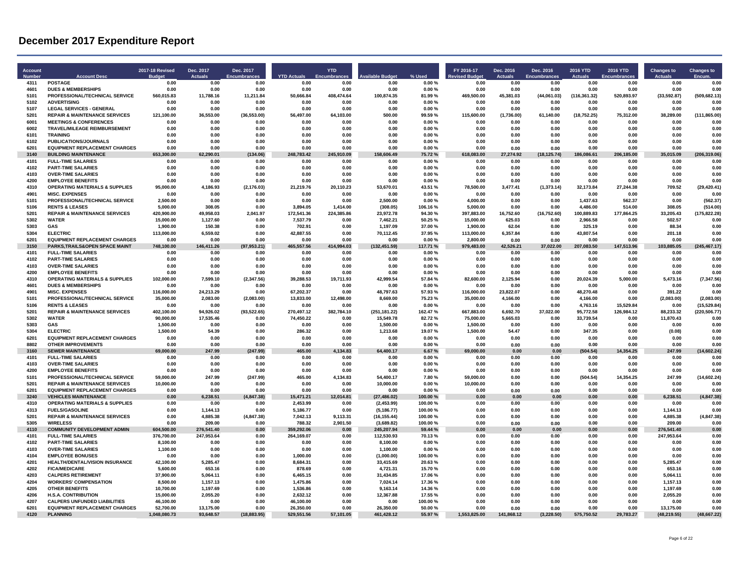# December 2017 Expenditure Report

| Account Number | Account Desc | 2017-18 Revised Budget | Dec. 2017 Actuals | Dec. 2017 Encumbrances | YTD Actuals | YTD Encumbrances | Available Budget | % Used | FY 2016-17 Revised Budget | Dec. 2016 Actuals | Dec. 2016 Encumbrances | 2016 YTD Actuals | 2016 YTD Encumbrances | Changes to Actuals | Changes to Encum. |
|---|---|---|---|---|---|---|---|---|---|---|---|---|---|---|---|
| 4311 | POSTAGE | 0.00 | 0.00 | 0.00 | 0.00 | 0.00 | 0.00 | 0.00 % | 0.00 | 0.00 | 0.00 | 0.00 | 0.00 | 0.00 | 0.00 |
| 4601 | DUES & MEMBERSHIPS | 0.00 | 0.00 | 0.00 | 0.00 | 0.00 | 0.00 | 0.00 % | 0.00 | 0.00 | 0.00 | 0.00 | 0.00 | 0.00 | 0.00 |
| 5101 | PROFESSIONAL/TECHNICAL SERVICE | 560,015.83 | 11,788.16 | 11,211.84 | 50,666.84 | 408,474.64 | 100,874.35 | 81.99 % | 469,500.00 | 45,381.03 | (44,061.03) | (116,361.32) | 520,893.97 | (33,592.87) | (509,682.13) |
| 5102 | ADVERTISING | 0.00 | 0.00 | 0.00 | 0.00 | 0.00 | 0.00 | 0.00 % | 0.00 | 0.00 | 0.00 | 0.00 | 0.00 | 0.00 | 0.00 |
| 5107 | LEGAL SERVICES - GENERAL | 0.00 | 0.00 | 0.00 | 0.00 | 0.00 | 0.00 | 0.00 % | 0.00 | 0.00 | 0.00 | 0.00 | 0.00 | 0.00 | 0.00 |
| 5201 | REPAIR & MAINTENANCE SERVICES | 121,100.00 | 36,553.00 | (36,553.00) | 56,497.00 | 64,103.00 | 500.00 | 99.59 % | 115,600.00 | (1,736.00) | 61,140.00 | (18,752.25) | 75,312.00 | 38,289.00 | (111,865.00) |
| 6001 | MEETINGS & CONFERENCES | 0.00 | 0.00 | 0.00 | 0.00 | 0.00 | 0.00 | 0.00 % | 0.00 | 0.00 | 0.00 | 0.00 | 0.00 | 0.00 | 0.00 |
| 6002 | TRAVEL/MILEAGE REIMBURSEMENT | 0.00 | 0.00 | 0.00 | 0.00 | 0.00 | 0.00 | 0.00 % | 0.00 | 0.00 | 0.00 | 0.00 | 0.00 | 0.00 | 0.00 |
| 6101 | TRAINING | 0.00 | 0.00 | 0.00 | 0.00 | 0.00 | 0.00 | 0.00 % | 0.00 | 0.00 | 0.00 | 0.00 | 0.00 | 0.00 | 0.00 |
| 6102 | PUBLICATIONS/JOURNALS | 0.00 | 0.00 | 0.00 | 0.00 | 0.00 | 0.00 | 0.00 % | 0.00 | 0.00 | 0.00 | 0.00 | 0.00 | 0.00 | 0.00 |
| 6201 | EQUIPMENT REPLACEMENT CHARGES | 0.00 | 0.00 | 0.00 | 0.00 | 0.00 | 0.00 | 0.00 % | 0.00 | 0.00 | 0.00 | 0.00 | 0.00 | 0.00 | 0.00 |
| **3140** | **BUILDING MAINTENANCE** | **653,300.00** | **62,290.01** | **(134.06)** | **248,783.42** | **245,910.09** | **158,606.49** | **75.72 %** | **618,083.00** | **27,274.92** | **(18,125.74)** | **186,086.61** | **206,185.00** | **35,015.09** | **(206,319.06)** |
| 4101 | FULL-TIME SALARIES | 0.00 | 0.00 | 0.00 | 0.00 | 0.00 | 0.00 | 0.00 % | 0.00 | 0.00 | 0.00 | 0.00 | 0.00 | 0.00 | 0.00 |
| 4102 | PART-TIME SALARIES | 0.00 | 0.00 | 0.00 | 0.00 | 0.00 | 0.00 | 0.00 % | 0.00 | 0.00 | 0.00 | 0.00 | 0.00 | 0.00 | 0.00 |
| 4103 | OVER-TIME SALARIES | 0.00 | 0.00 | 0.00 | 0.00 | 0.00 | 0.00 | 0.00 % | 0.00 | 0.00 | 0.00 | 0.00 | 0.00 | 0.00 | 0.00 |
| 4200 | EMPLOYEE BENEFITS | 0.00 | 0.00 | 0.00 | 0.00 | 0.00 | 0.00 | 0.00 % | 0.00 | 0.00 | 0.00 | 0.00 | 0.00 | 0.00 | 0.00 |
| 4310 | OPERATING MATERIALS & SUPPLIES | 95,000.00 | 4,186.93 | (2,176.03) | 21,219.76 | 20,110.23 | 53,670.01 | 43.51 % | 78,500.00 | 3,477.41 | (1,373.14) | 32,173.84 | 27,244.38 | 709.52 | (29,420.41) |
| 4901 | MISC. EXPENSES | 0.00 | 0.00 | 0.00 | 0.00 | 0.00 | 0.00 | 0.00 % | 0.00 | 0.00 | 0.00 | 0.00 | 0.00 | 0.00 | 0.00 |
| 5101 | PROFESSIONAL/TECHNICAL SERVICE | 2,500.00 | 0.00 | 0.00 | 0.00 | 0.00 | 2,500.00 | 0.00 % | 4,000.00 | 0.00 | 0.00 | 1,437.63 | 562.37 | 0.00 | (562.37) |
| 5106 | RENTS & LEASES | 5,000.00 | 308.05 | 0.00 | 3,894.05 | 1,414.00 | (308.05) | 106.16 % | 5,000.00 | 0.00 | 0.00 | 4,486.00 | 514.00 | 308.05 | (514.00) |
| 5201 | REPAIR & MAINTENANCE SERVICES | 420,900.00 | 49,958.03 | 2,041.97 | 172,541.36 | 224,385.86 | 23,972.78 | 94.30 % | 397,883.00 | 16,752.60 | (16,752.60) | 100,889.83 | 177,864.25 | 33,205.43 | (175,822.28) |
| 5302 | WATER | 15,000.00 | 1,127.60 | 0.00 | 7,537.79 | 0.00 | 7,462.21 | 50.25 % | 15,000.00 | 625.03 | 0.00 | 2,966.58 | 0.00 | 502.57 | 0.00 |
| 5303 | GAS | 1,900.00 | 150.38 | 0.00 | 702.91 | 0.00 | 1,197.09 | 37.00 % | 1,900.00 | 62.04 | 0.00 | 325.19 | 0.00 | 88.34 | 0.00 |
| 5304 | ELECTRIC | 113,000.00 | 6,559.02 | 0.00 | 42,887.55 | 0.00 | 70,112.45 | 37.95 % | 113,000.00 | 6,357.84 | 0.00 | 43,807.54 | 0.00 | 201.18 | 0.00 |
| 6201 | EQUIPMENT REPLACEMENT CHARGES | 0.00 | 0.00 | 0.00 | 0.00 | 0.00 | 0.00 | 0.00 % | 2,800.00 | 0.00 | 0.00 | 0.00 | 0.00 | 0.00 | 0.00 |
| **3150** | **PARKS,TRAILS&OPEN SPACE MAINT** | **748,100.00** | **146,411.26** | **(97,953.21)** | **465,557.56** | **414,994.03** | **(132,451.59)** | **117.71 %** | **979,483.00** | **42,526.21** | **37,022.00** | **207,083.50** | **147,513.96** | **103,885.05** | **(245,467.17)** |
| 4101 | FULL-TIME SALARIES | 0.00 | 0.00 | 0.00 | 0.00 | 0.00 | 0.00 | 0.00 % | 0.00 | 0.00 | 0.00 | 0.00 | 0.00 | 0.00 | 0.00 |
| 4102 | PART-TIME SALARIES | 0.00 | 0.00 | 0.00 | 0.00 | 0.00 | 0.00 | 0.00 % | 0.00 | 0.00 | 0.00 | 0.00 | 0.00 | 0.00 | 0.00 |
| 4103 | OVER-TIME SALARIES | 0.00 | 0.00 | 0.00 | 0.00 | 0.00 | 0.00 | 0.00 % | 0.00 | 0.00 | 0.00 | 0.00 | 0.00 | 0.00 | 0.00 |
| 4200 | EMPLOYEE BENEFITS | 0.00 | 0.00 | 0.00 | 0.00 | 0.00 | 0.00 | 0.00 % | 0.00 | 0.00 | 0.00 | 0.00 | 0.00 | 0.00 | 0.00 |
| 4310 | OPERATING MATERIALS & SUPPLIES | 102,000.00 | 7,599.10 | (2,347.56) | 39,288.53 | 19,711.93 | 42,999.54 | 57.84 % | 82,600.00 | 2,125.94 | 0.00 | 20,024.39 | 5,000.00 | 5,473.16 | (7,347.56) |
| 4601 | DUES & MEMBERSHIPS | 0.00 | 0.00 | 0.00 | 0.00 | 0.00 | 0.00 | 0.00 % | 0.00 | 0.00 | 0.00 | 0.00 | 0.00 | 0.00 | 0.00 |
| 4901 | MISC. EXPENSES | 116,000.00 | 24,213.29 | 0.00 | 67,202.37 | 0.00 | 48,797.63 | 57.93 % | 116,000.00 | 23,822.07 | 0.00 | 48,270.48 | 0.00 | 391.22 | 0.00 |
| 5101 | PROFESSIONAL/TECHNICAL SERVICE | 35,000.00 | 2,083.00 | (2,083.00) | 13,833.00 | 12,498.00 | 8,669.00 | 75.23 % | 35,000.00 | 4,166.00 | 0.00 | 4,166.00 | 0.00 | (2,083.00) | (2,083.00) |
| 5106 | RENTS & LEASES | 0.00 | 0.00 | 0.00 | 0.00 | 0.00 | 0.00 | 0.00 % | 0.00 | 0.00 | 0.00 | 4,763.16 | 15,529.84 | 0.00 | (15,529.84) |
| 5201 | REPAIR & MAINTENANCE SERVICES | 402,100.00 | 94,926.02 | (93,522.65) | 270,497.12 | 382,784.10 | (251,181.22) | 162.47 % | 667,883.00 | 6,692.70 | 37,022.00 | 95,772.58 | 126,984.12 | 88,233.32 | (220,506.77) |
| 5302 | WATER | 90,000.00 | 17,535.46 | 0.00 | 74,450.22 | 0.00 | 15,549.78 | 82.72 % | 75,000.00 | 5,665.03 | 0.00 | 33,739.54 | 0.00 | 11,870.43 | 0.00 |
| 5303 | GAS | 1,500.00 | 0.00 | 0.00 | 0.00 | 0.00 | 1,500.00 | 0.00 % | 1,500.00 | 0.00 | 0.00 | 0.00 | 0.00 | 0.00 | 0.00 |
| 5304 | ELECTRIC | 1,500.00 | 54.39 | 0.00 | 286.32 | 0.00 | 1,213.68 | 19.07 % | 1,500.00 | 54.47 | 0.00 | 347.35 | 0.00 | (0.08) | 0.00 |
| 6201 | EQUIPMENT REPLACEMENT CHARGES | 0.00 | 0.00 | 0.00 | 0.00 | 0.00 | 0.00 | 0.00 % | 0.00 | 0.00 | 0.00 | 0.00 | 0.00 | 0.00 | 0.00 |
| 8802 | OTHER IMPROVEMENTS | 0.00 | 0.00 | 0.00 | 0.00 | 0.00 | 0.00 | 0.00 % | 0.00 | 0.00 | 0.00 | 0.00 | 0.00 | 0.00 | 0.00 |
| **3160** | **SEWER MAINTENANCE** | **69,000.00** | **247.99** | **(247.99)** | **465.00** | **4,134.83** | **64,400.17** | **6.67 %** | **69,000.00** | **0.00** | **0.00** | **(504.54)** | **14,354.25** | **247.99** | **(14,602.24)** |
| 4101 | FULL-TIME SALARIES | 0.00 | 0.00 | 0.00 | 0.00 | 0.00 | 0.00 | 0.00 % | 0.00 | 0.00 | 0.00 | 0.00 | 0.00 | 0.00 | 0.00 |
| 4103 | OVER-TIME SALARIES | 0.00 | 0.00 | 0.00 | 0.00 | 0.00 | 0.00 | 0.00 % | 0.00 | 0.00 | 0.00 | 0.00 | 0.00 | 0.00 | 0.00 |
| 4200 | EMPLOYEE BENEFITS | 0.00 | 0.00 | 0.00 | 0.00 | 0.00 | 0.00 | 0.00 % | 0.00 | 0.00 | 0.00 | 0.00 | 0.00 | 0.00 | 0.00 |
| 5101 | PROFESSIONAL/TECHNICAL SERVICE | 59,000.00 | 247.99 | (247.99) | 465.00 | 4,134.83 | 54,400.17 | 7.80 % | 59,000.00 | 0.00 | 0.00 | (504.54) | 14,354.25 | 247.99 | (14,602.24) |
| 5201 | REPAIR & MAINTENANCE SERVICES | 10,000.00 | 0.00 | 0.00 | 0.00 | 0.00 | 10,000.00 | 0.00 % | 10,000.00 | 0.00 | 0.00 | 0.00 | 0.00 | 0.00 | 0.00 |
| 6201 | EQUIPMENT REPLACEMENT CHARGES | 0.00 | 0.00 | 0.00 | 0.00 | 0.00 | 0.00 | 0.00 % | 0.00 | 0.00 | 0.00 | 0.00 | 0.00 | 0.00 | 0.00 |
| **3240** | **VEHICLES MAINTENANCE** | **0.00** | **6,238.51** | **(4,847.38)** | **15,471.21** | **12,014.81** | **(27,486.02)** | **100.00 %** | **0.00** | **0.00** | **0.00** | **0.00** | **0.00** | **6,238.51** | **(4,847.38)** |
| 4310 | OPERATING MATERIALS & SUPPLIES | 0.00 | 0.00 | 0.00 | 2,453.99 | 0.00 | (2,453.99) | 100.00 % | 0.00 | 0.00 | 0.00 | 0.00 | 0.00 | 0.00 | 0.00 |
| 4313 | FUELS/GASOLINE | 0.00 | 1,144.13 | 0.00 | 5,186.77 | 0.00 | (5,186.77) | 100.00 % | 0.00 | 0.00 | 0.00 | 0.00 | 0.00 | 1,144.13 | 0.00 |
| 5201 | REPAIR & MAINTENANCE SERVICES | 0.00 | 4,885.38 | (4,847.38) | 7,042.13 | 9,113.31 | (16,155.44) | 100.00 % | 0.00 | 0.00 | 0.00 | 0.00 | 0.00 | 4,885.38 | (4,847.38) |
| 5305 | WIRELESS | 0.00 | 209.00 | 0.00 | 788.32 | 2,901.50 | (3,689.82) | 100.00 % | 0.00 | 0.00 | 0.00 | 0.00 | 0.00 | 209.00 | 0.00 |
| **4110** | **COMMUNITY DEVELOPMENT ADMIN** | **604,500.00** | **276,541.40** | **0.00** | **359,292.06** | **0.00** | **245,207.94** | **59.44 %** | **0.00** | **0.00** | **0.00** | **0.00** | **0.00** | **276,541.40** | **0.00** |
| 4101 | FULL-TIME SALARIES | 376,700.00 | 247,953.64 | 0.00 | 264,169.07 | 0.00 | 112,530.93 | 70.13 % | 0.00 | 0.00 | 0.00 | 0.00 | 0.00 | 247,953.64 | 0.00 |
| 4102 | PART-TIME SALARIES | 8,100.00 | 0.00 | 0.00 | 0.00 | 0.00 | 8,100.00 | 0.00 % | 0.00 | 0.00 | 0.00 | 0.00 | 0.00 | 0.00 | 0.00 |
| 4103 | OVER-TIME SALARIES | 1,100.00 | 0.00 | 0.00 | 0.00 | 0.00 | 1,100.00 | 0.00 % | 0.00 | 0.00 | 0.00 | 0.00 | 0.00 | 0.00 | 0.00 |
| 4104 | EMPLOYEE BONUSES | 0.00 | 0.00 | 0.00 | 1,000.00 | 0.00 | (1,000.00) | 100.00 % | 0.00 | 0.00 | 0.00 | 0.00 | 0.00 | 0.00 | 0.00 |
| 4201 | HEALTH/DENTAL/VISION INSURANCE | 42,100.00 | 5,285.47 | 0.00 | 8,684.31 | 0.00 | 33,415.69 | 20.63 % | 0.00 | 0.00 | 0.00 | 0.00 | 0.00 | 5,285.47 | 0.00 |
| 4202 | FICA/MEDICARE | 5,600.00 | 653.16 | 0.00 | 878.69 | 0.00 | 4,721.31 | 15.70 % | 0.00 | 0.00 | 0.00 | 0.00 | 0.00 | 653.16 | 0.00 |
| 4203 | CALPERS RETIREMENT | 37,900.00 | 5,064.11 | 0.00 | 6,465.15 | 0.00 | 31,434.85 | 17.06 % | 0.00 | 0.00 | 0.00 | 0.00 | 0.00 | 5,064.11 | 0.00 |
| 4204 | WORKERS' COMPENSATION | 8,500.00 | 1,157.13 | 0.00 | 1,475.86 | 0.00 | 7,024.14 | 17.36 % | 0.00 | 0.00 | 0.00 | 0.00 | 0.00 | 1,157.13 | 0.00 |
| 4205 | OTHER BENEFITS | 10,700.00 | 1,197.69 | 0.00 | 1,536.86 | 0.00 | 9,163.14 | 14.36 % | 0.00 | 0.00 | 0.00 | 0.00 | 0.00 | 1,197.69 | 0.00 |
| 4206 | H.S.A. CONTRIBUTION | 15,000.00 | 2,055.20 | 0.00 | 2,632.12 | 0.00 | 12,367.88 | 17.55 % | 0.00 | 0.00 | 0.00 | 0.00 | 0.00 | 2,055.20 | 0.00 |
| 4207 | CALPERS UNFUNDED LIABILITIES | 46,100.00 | 0.00 | 0.00 | 46,100.00 | 0.00 | 0.00 | 100.00 % | 0.00 | 0.00 | 0.00 | 0.00 | 0.00 | 0.00 | 0.00 |
| 6201 | EQUIPMENT REPLACEMENT CHARGES | 52,700.00 | 13,175.00 | 0.00 | 26,350.00 | 0.00 | 26,350.00 | 50.00 % | 0.00 | 0.00 | 0.00 | 0.00 | 0.00 | 13,175.00 | 0.00 |
| **4120** | **PLANNING** | **1,048,080.73** | **93,648.57** | **(18,883.95)** | **529,551.56** | **57,101.05** | **461,428.12** | **55.97 %** | **1,553,825.00** | **141,868.12** | **(3,228.50)** | **575,750.52** | **29,783.27** | **(48,219.55)** | **(48,667.22)** |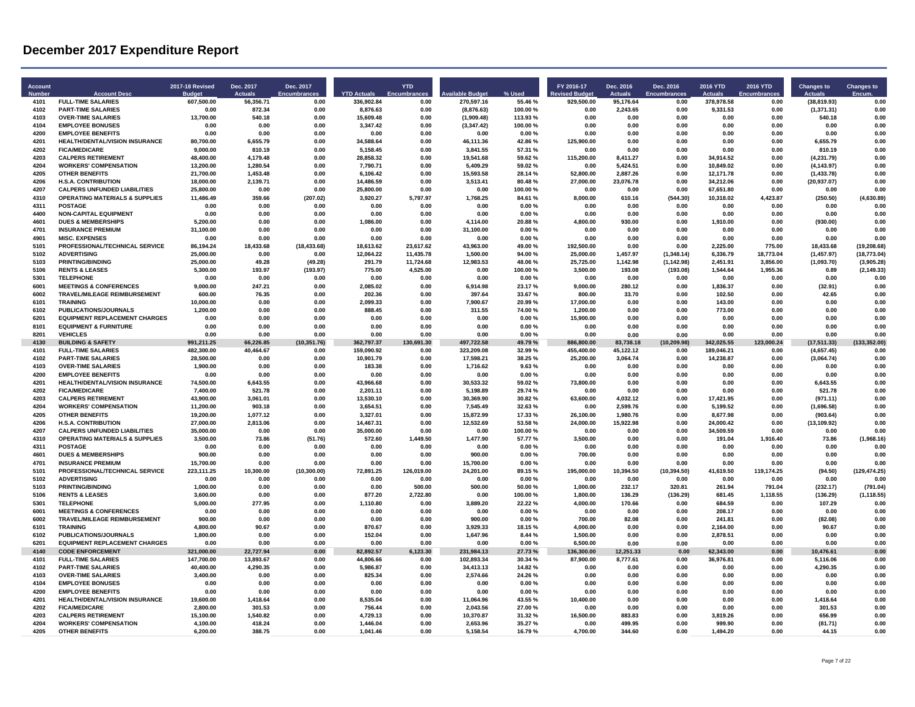# December 2017 Expenditure Report

| Account Number | Account Desc | 2017-18 Revised Budget | Dec. 2017 Actuals | Dec. 2017 Encumbrances | YTD Actuals | YTD Encumbrances | Available Budget | % Used | FY 2016-17 Revised Budget | Dec. 2016 Actuals | Dec. 2016 Encumbrances | 2016 YTD Actuals | 2016 YTD Encumbrances | Changes to Actuals | Changes to Encum. |
|---|---|---|---|---|---|---|---|---|---|---|---|---|---|---|---|
| 4101 | FULL-TIME SALARIES | 607,500.00 | 56,356.71 | 0.00 | 336,902.84 | 0.00 | 270,597.16 | 55.46 % | 929,500.00 | 95,176.64 | 0.00 | 378,978.58 | 0.00 | (38,819.93) | 0.00 |
| 4102 | PART-TIME SALARIES | 0.00 | 872.34 | 0.00 | 8,876.63 | 0.00 | (8,876.63) | 100.00 % | 0.00 | 2,243.65 | 0.00 | 9,331.53 | 0.00 | (1,371.31) | 0.00 |
| 4103 | OVER-TIME SALARIES | 13,700.00 | 540.18 | 0.00 | 15,609.48 | 0.00 | (1,909.48) | 113.93 % | 0.00 | 0.00 | 0.00 | 0.00 | 0.00 | 540.18 | 0.00 |
| 4104 | EMPLOYEE BONUSES | 0.00 | 0.00 | 0.00 | 3,347.42 | 0.00 | (3,347.42) | 100.00 % | 0.00 | 0.00 | 0.00 | 0.00 | 0.00 | 0.00 | 0.00 |
| 4200 | EMPLOYEE BENEFITS | 0.00 | 0.00 | 0.00 | 0.00 | 0.00 | 0.00 | 0.00 % | 0.00 | 0.00 | 0.00 | 0.00 | 0.00 | 0.00 | 0.00 |
| 4201 | HEALTH/DENTAL/VISION INSURANCE | 80,700.00 | 6,655.79 | 0.00 | 34,588.64 | 0.00 | 46,111.36 | 42.86 % | 125,900.00 | 0.00 | 0.00 | 0.00 | 0.00 | 6,655.79 | 0.00 |
| 4202 | FICA/MEDICARE | 9,000.00 | 810.19 | 0.00 | 5,158.45 | 0.00 | 3,841.55 | 57.31 % | 0.00 | 0.00 | 0.00 | 0.00 | 0.00 | 810.19 | 0.00 |
| 4203 | CALPERS RETIREMENT | 48,400.00 | 4,179.48 | 0.00 | 28,858.32 | 0.00 | 19,541.68 | 59.62 % | 115,200.00 | 8,411.27 | 0.00 | 34,914.52 | 0.00 | (4,231.79) | 0.00 |
| 4204 | WORKERS' COMPENSATION | 13,200.00 | 1,280.54 | 0.00 | 7,790.71 | 0.00 | 5,409.29 | 59.02 % | 0.00 | 5,424.51 | 0.00 | 10,849.02 | 0.00 | (4,143.97) | 0.00 |
| 4205 | OTHER BENEFITS | 21,700.00 | 1,453.48 | 0.00 | 6,106.42 | 0.00 | 15,593.58 | 28.14 % | 52,800.00 | 2,887.26 | 0.00 | 12,171.78 | 0.00 | (1,433.78) | 0.00 |
| 4206 | H.S.A. CONTRIBUTION | 18,000.00 | 2,139.71 | 0.00 | 14,486.59 | 0.00 | 3,513.41 | 80.48 % | 27,000.00 | 23,076.78 | 0.00 | 34,212.06 | 0.00 | (20,937.07) | 0.00 |
| 4207 | CALPERS UNFUNDED LIABILITIES | 25,800.00 | 0.00 | 0.00 | 25,800.00 | 0.00 | 0.00 | 100.00 % | 0.00 | 0.00 | 0.00 | 67,651.80 | 0.00 | 0.00 | 0.00 |
| 4310 | OPERATING MATERIALS & SUPPLIES | 11,486.49 | 359.66 | (207.02) | 3,920.27 | 5,797.97 | 1,768.25 | 84.61 % | 8,000.00 | 610.16 | (544.30) | 10,318.02 | 4,423.87 | (250.50) | (4,630.89) |
| 4311 | POSTAGE | 0.00 | 0.00 | 0.00 | 0.00 | 0.00 | 0.00 | 0.00 % | 0.00 | 0.00 | 0.00 | 0.00 | 0.00 | 0.00 | 0.00 |
| 4400 | NON-CAPITAL EQUIPMENT | 0.00 | 0.00 | 0.00 | 0.00 | 0.00 | 0.00 | 0.00 % | 0.00 | 0.00 | 0.00 | 0.00 | 0.00 | 0.00 | 0.00 |
| 4601 | DUES & MEMBERSHIPS | 5,200.00 | 0.00 | 0.00 | 1,086.00 | 0.00 | 4,114.00 | 20.88 % | 4,800.00 | 930.00 | 0.00 | 1,910.00 | 0.00 | (930.00) | 0.00 |
| 4701 | INSURANCE PREMIUM | 31,100.00 | 0.00 | 0.00 | 0.00 | 0.00 | 31,100.00 | 0.00 % | 0.00 | 0.00 | 0.00 | 0.00 | 0.00 | 0.00 | 0.00 |
| 4901 | MISC. EXPENSES | 0.00 | 0.00 | 0.00 | 0.00 | 0.00 | 0.00 | 0.00 % | 0.00 | 0.00 | 0.00 | 0.00 | 0.00 | 0.00 | 0.00 |
| 5101 | PROFESSIONAL/TECHNICAL SERVICE | 86,194.24 | 18,433.68 | (18,433.68) | 18,613.62 | 23,617.62 | 43,963.00 | 49.00 % | 192,500.00 | 0.00 | 0.00 | 2,225.00 | 775.00 | 18,433.68 | (19,208.68) |
| 5102 | ADVERTISING | 25,000.00 | 0.00 | 0.00 | 12,064.22 | 11,435.78 | 1,500.00 | 94.00 % | 25,000.00 | 1,457.97 | (1,348.14) | 6,336.79 | 18,773.04 | (1,457.97) | (18,773.04) |
| 5103 | PRINTING/BINDING | 25,000.00 | 49.28 | (49.28) | 291.79 | 11,724.68 | 12,983.53 | 48.06 % | 25,725.00 | 1,142.98 | (1,142.98) | 2,451.91 | 3,856.00 | (1,093.70) | (3,905.28) |
| 5106 | RENTS & LEASES | 5,300.00 | 193.97 | (193.97) | 775.00 | 4,525.00 | 0.00 | 100.00 % | 3,500.00 | 193.08 | (193.08) | 1,544.64 | 1,955.36 | 0.89 | (2,149.33) |
| 5301 | TELEPHONE | 0.00 | 0.00 | 0.00 | 0.00 | 0.00 | 0.00 | 0.00 % | 0.00 | 0.00 | 0.00 | 0.00 | 0.00 | 0.00 | 0.00 |
| 6001 | MEETINGS & CONFERENCES | 9,000.00 | 247.21 | 0.00 | 2,085.02 | 0.00 | 6,914.98 | 23.17 % | 9,000.00 | 280.12 | 0.00 | 1,836.37 | 0.00 | (32.91) | 0.00 |
| 6002 | TRAVEL/MILEAGE REIMBURSEMENT | 600.00 | 76.35 | 0.00 | 202.36 | 0.00 | 397.64 | 33.67 % | 800.00 | 33.70 | 0.00 | 102.50 | 0.00 | 42.65 | 0.00 |
| 6101 | TRAINING | 10,000.00 | 0.00 | 0.00 | 2,099.33 | 0.00 | 7,900.67 | 20.99 % | 17,000.00 | 0.00 | 0.00 | 143.00 | 0.00 | 0.00 | 0.00 |
| 6102 | PUBLICATIONS/JOURNALS | 1,200.00 | 0.00 | 0.00 | 888.45 | 0.00 | 311.55 | 74.00 % | 1,200.00 | 0.00 | 0.00 | 773.00 | 0.00 | 0.00 | 0.00 |
| 6201 | EQUIPMENT REPLACEMENT CHARGES | 0.00 | 0.00 | 0.00 | 0.00 | 0.00 | 0.00 | 0.00 % | 15,900.00 | 0.00 | 0.00 | 0.00 | 0.00 | 0.00 | 0.00 |
| 8101 | EQUIPMENT & FURNITURE | 0.00 | 0.00 | 0.00 | 0.00 | 0.00 | 0.00 | 0.00 % | 0.00 | 0.00 | 0.00 | 0.00 | 0.00 | 0.00 | 0.00 |
| 8201 | VEHICLES | 0.00 | 0.00 | 0.00 | 0.00 | 0.00 | 0.00 | 0.00 % | 0.00 | 0.00 | 0.00 | 0.00 | 0.00 | 0.00 | 0.00 |
| **4130** | **BUILDING & SAFETY** | **991,211.25** | **66,226.85** | **(10,351.76)** | **362,797.37** | **130,691.30** | **497,722.58** | **49.79 %** | **886,800.00** | **83,738.18** | **(10,209.98)** | **342,025.55** | **123,000.24** | **(17,511.33)** | **(133,352.00)** |
| 4101 | FULL-TIME SALARIES | 482,300.00 | 40,464.67 | 0.00 | 159,090.92 | 0.00 | 323,209.08 | 32.99 % | 455,400.00 | 45,122.12 | 0.00 | 189,046.21 | 0.00 | (4,657.45) | 0.00 |
| 4102 | PART-TIME SALARIES | 28,500.00 | 0.00 | 0.00 | 10,901.79 | 0.00 | 17,598.21 | 38.25 % | 25,200.00 | 3,064.74 | 0.00 | 14,238.87 | 0.00 | (3,064.74) | 0.00 |
| 4103 | OVER-TIME SALARIES | 1,900.00 | 0.00 | 0.00 | 183.38 | 0.00 | 1,716.62 | 9.63 % | 0.00 | 0.00 | 0.00 | 0.00 | 0.00 | 0.00 | 0.00 |
| 4200 | EMPLOYEE BENEFITS | 0.00 | 0.00 | 0.00 | 0.00 | 0.00 | 0.00 | 0.00 % | 0.00 | 0.00 | 0.00 | 0.00 | 0.00 | 0.00 | 0.00 |
| 4201 | HEALTH/DENTAL/VISION INSURANCE | 74,500.00 | 6,643.55 | 0.00 | 43,966.68 | 0.00 | 30,533.32 | 59.02 % | 73,800.00 | 0.00 | 0.00 | 0.00 | 0.00 | 6,643.55 | 0.00 |
| 4202 | FICA/MEDICARE | 7,400.00 | 521.78 | 0.00 | 2,201.11 | 0.00 | 5,198.89 | 29.74 % | 0.00 | 0.00 | 0.00 | 0.00 | 0.00 | 521.78 | 0.00 |
| 4203 | CALPERS RETIREMENT | 43,900.00 | 3,061.01 | 0.00 | 13,530.10 | 0.00 | 30,369.90 | 30.82 % | 63,600.00 | 4,032.12 | 0.00 | 17,421.95 | 0.00 | (971.11) | 0.00 |
| 4204 | WORKERS' COMPENSATION | 11,200.00 | 903.18 | 0.00 | 3,654.51 | 0.00 | 7,545.49 | 32.63 % | 0.00 | 2,599.76 | 0.00 | 5,199.52 | 0.00 | (1,696.58) | 0.00 |
| 4205 | OTHER BENEFITS | 19,200.00 | 1,077.12 | 0.00 | 3,327.01 | 0.00 | 15,872.99 | 17.33 % | 26,100.00 | 1,980.76 | 0.00 | 8,677.98 | 0.00 | (903.64) | 0.00 |
| 4206 | H.S.A. CONTRIBUTION | 27,000.00 | 2,813.06 | 0.00 | 14,467.31 | 0.00 | 12,532.69 | 53.58 % | 24,000.00 | 15,922.98 | 0.00 | 24,000.42 | 0.00 | (13,109.92) | 0.00 |
| 4207 | CALPERS UNFUNDED LIABILITIES | 35,000.00 | 0.00 | 0.00 | 35,000.00 | 0.00 | 0.00 | 100.00 % | 0.00 | 0.00 | 0.00 | 34,509.59 | 0.00 | 0.00 | 0.00 |
| 4310 | OPERATING MATERIALS & SUPPLIES | 3,500.00 | 73.86 | (51.76) | 572.60 | 1,449.50 | 1,477.90 | 57.77 % | 3,500.00 | 0.00 | 0.00 | 191.04 | 1,916.40 | 73.86 | (1,968.16) |
| 4311 | POSTAGE | 0.00 | 0.00 | 0.00 | 0.00 | 0.00 | 0.00 | 0.00 % | 0.00 | 0.00 | 0.00 | 0.00 | 0.00 | 0.00 | 0.00 |
| 4601 | DUES & MEMBERSHIPS | 900.00 | 0.00 | 0.00 | 0.00 | 0.00 | 900.00 | 0.00 % | 700.00 | 0.00 | 0.00 | 0.00 | 0.00 | 0.00 | 0.00 |
| 4701 | INSURANCE PREMIUM | 15,700.00 | 0.00 | 0.00 | 0.00 | 0.00 | 15,700.00 | 0.00 % | 0.00 | 0.00 | 0.00 | 0.00 | 0.00 | 0.00 | 0.00 |
| 5101 | PROFESSIONAL/TECHNICAL SERVICE | 223,111.25 | 10,300.00 | (10,300.00) | 72,891.25 | 126,019.00 | 24,201.00 | 89.15 % | 195,000.00 | 10,394.50 | (10,394.50) | 41,619.50 | 119,174.25 | (94.50) | (129,474.25) |
| 5102 | ADVERTISING | 0.00 | 0.00 | 0.00 | 0.00 | 0.00 | 0.00 | 0.00 % | 0.00 | 0.00 | 0.00 | 0.00 | 0.00 | 0.00 | 0.00 |
| 5103 | PRINTING/BINDING | 1,000.00 | 0.00 | 0.00 | 0.00 | 500.00 | 500.00 | 50.00 % | 1,000.00 | 232.17 | 320.81 | 261.94 | 791.04 | (232.17) | (791.04) |
| 5106 | RENTS & LEASES | 3,600.00 | 0.00 | 0.00 | 877.20 | 2,722.80 | 0.00 | 100.00 % | 1,800.00 | 136.29 | (136.29) | 681.45 | 1,118.55 | (136.29) | (1,118.55) |
| 5301 | TELEPHONE | 5,000.00 | 277.95 | 0.00 | 1,110.80 | 0.00 | 3,889.20 | 22.22 % | 4,000.00 | 170.66 | 0.00 | 684.59 | 0.00 | 107.29 | 0.00 |
| 6001 | MEETINGS & CONFERENCES | 0.00 | 0.00 | 0.00 | 0.00 | 0.00 | 0.00 | 0.00 % | 0.00 | 0.00 | 0.00 | 208.17 | 0.00 | 0.00 | 0.00 |
| 6002 | TRAVEL/MILEAGE REIMBURSEMENT | 900.00 | 0.00 | 0.00 | 0.00 | 0.00 | 900.00 | 0.00 % | 700.00 | 82.08 | 0.00 | 241.81 | 0.00 | (82.08) | 0.00 |
| 6101 | TRAINING | 4,800.00 | 90.67 | 0.00 | 870.67 | 0.00 | 3,929.33 | 18.15 % | 4,000.00 | 0.00 | 0.00 | 2,164.00 | 0.00 | 90.67 | 0.00 |
| 6102 | PUBLICATIONS/JOURNALS | 1,800.00 | 0.00 | 0.00 | 152.04 | 0.00 | 1,647.96 | 8.44 % | 1,500.00 | 0.00 | 0.00 | 2,878.51 | 0.00 | 0.00 | 0.00 |
| 6201 | EQUIPMENT REPLACEMENT CHARGES | 0.00 | 0.00 | 0.00 | 0.00 | 0.00 | 0.00 | 0.00 % | 6,500.00 | 0.00 | 0.00 | 0.00 | 0.00 | 0.00 | 0.00 |
| **4140** | **CODE ENFORCEMENT** | **321,000.00** | **22,727.94** | **0.00** | **82,892.57** | **6,123.30** | **231,984.13** | **27.73 %** | **136,300.00** | **12,251.33** | **0.00** | **62,343.00** | **0.00** | **10,476.61** | **0.00** |
| 4101 | FULL-TIME SALARIES | 147,700.00 | 13,893.67 | 0.00 | 44,806.66 | 0.00 | 102,893.34 | 30.34 % | 87,900.00 | 8,777.61 | 0.00 | 36,976.81 | 0.00 | 5,116.06 | 0.00 |
| 4102 | PART-TIME SALARIES | 40,400.00 | 4,290.35 | 0.00 | 5,986.87 | 0.00 | 34,413.13 | 14.82 % | 0.00 | 0.00 | 0.00 | 0.00 | 0.00 | 4,290.35 | 0.00 |
| 4103 | OVER-TIME SALARIES | 3,400.00 | 0.00 | 0.00 | 825.34 | 0.00 | 2,574.66 | 24.26 % | 0.00 | 0.00 | 0.00 | 0.00 | 0.00 | 0.00 | 0.00 |
| 4104 | EMPLOYEE BONUSES | 0.00 | 0.00 | 0.00 | 0.00 | 0.00 | 0.00 | 0.00 % | 0.00 | 0.00 | 0.00 | 0.00 | 0.00 | 0.00 | 0.00 |
| 4200 | EMPLOYEE BENEFITS | 0.00 | 0.00 | 0.00 | 0.00 | 0.00 | 0.00 | 0.00 % | 0.00 | 0.00 | 0.00 | 0.00 | 0.00 | 0.00 | 0.00 |
| 4201 | HEALTH/DENTAL/VISION INSURANCE | 19,600.00 | 1,418.64 | 0.00 | 8,535.04 | 0.00 | 11,064.96 | 43.55 % | 10,400.00 | 0.00 | 0.00 | 0.00 | 0.00 | 1,418.64 | 0.00 |
| 4202 | FICA/MEDICARE | 2,800.00 | 301.53 | 0.00 | 756.44 | 0.00 | 2,043.56 | 27.00 % | 0.00 | 0.00 | 0.00 | 0.00 | 0.00 | 301.53 | 0.00 |
| 4203 | CALPERS RETIREMENT | 15,100.00 | 1,540.82 | 0.00 | 4,729.13 | 0.00 | 10,370.87 | 31.32 % | 16,500.00 | 883.83 | 0.00 | 3,819.26 | 0.00 | 656.99 | 0.00 |
| 4204 | WORKERS' COMPENSATION | 4,100.00 | 418.24 | 0.00 | 1,446.04 | 0.00 | 2,653.96 | 35.27 % | 0.00 | 499.95 | 0.00 | 999.90 | 0.00 | (81.71) | 0.00 |
| 4205 | OTHER BENEFITS | 6,200.00 | 388.75 | 0.00 | 1,041.46 | 0.00 | 5,158.54 | 16.79 % | 4,700.00 | 344.60 | 0.00 | 1,494.20 | 0.00 | 44.15 | 0.00 |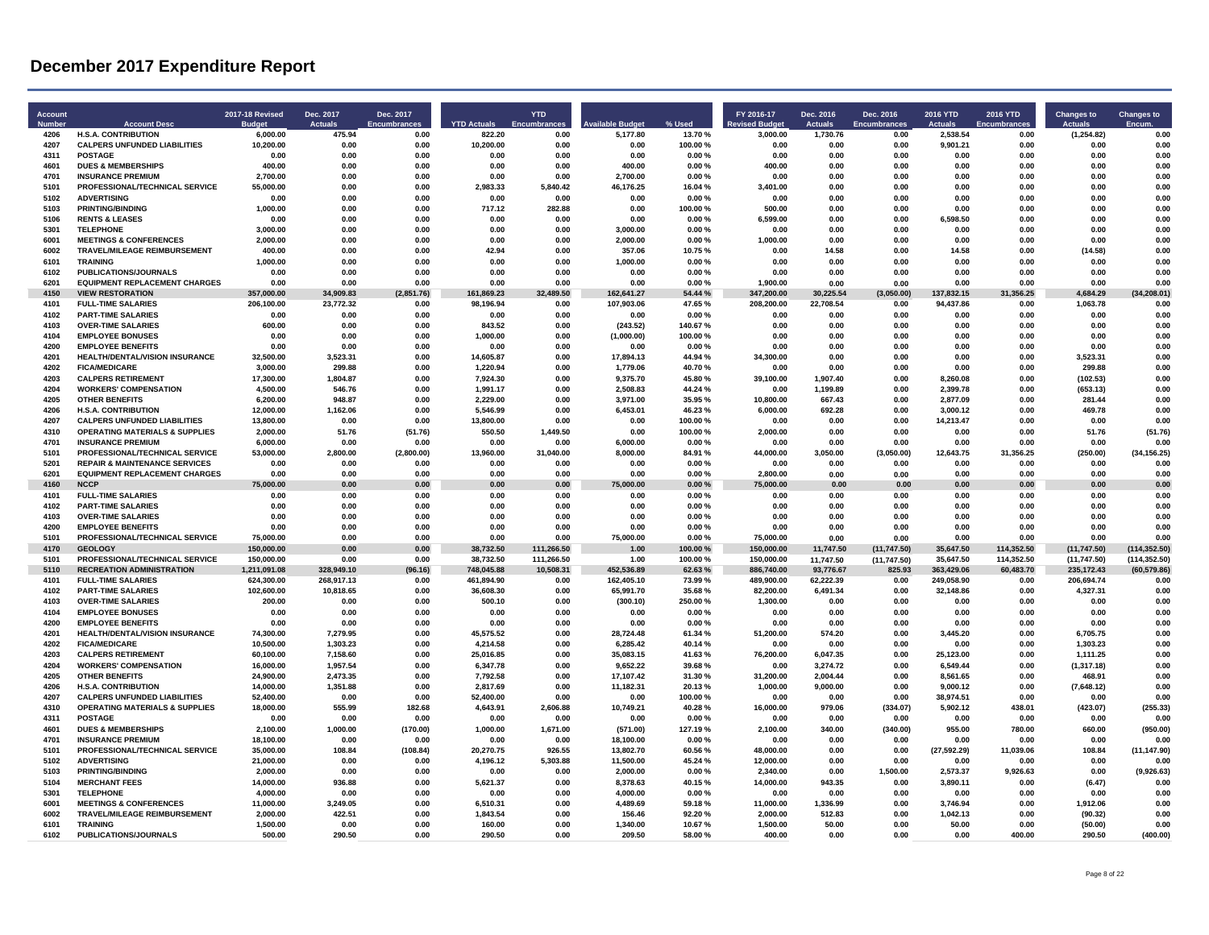# December 2017 Expenditure Report

| Account Number | Account Desc | 2017-18 Revised Budget | Dec. 2017 Actuals | Dec. 2017 Encumbrances | YTD Actuals | YTD Encumbrances | Available Budget | % Used | FY 2016-17 Revised Budget | Dec. 2016 Actuals | Dec. 2016 Encumbrances | 2016 YTD Actuals | 2016 YTD Encumbrances | Changes to Actuals | Changes to Encum. |
|---|---|---|---|---|---|---|---|---|---|---|---|---|---|---|---|
| 4206 | H.S.A. CONTRIBUTION | 6,000.00 | 475.94 | 0.00 | 822.20 | 0.00 | 5,177.80 | 13.70 % | 3,000.00 | 1,730.76 | 0.00 | 2,538.54 | 0.00 | (1,254.82) | 0.00 |
| 4207 | CALPERS UNFUNDED LIABILITIES | 10,200.00 | 0.00 | 0.00 | 10,200.00 | 0.00 | 0.00 | 100.00 % | 0.00 | 0.00 | 0.00 | 9,901.21 | 0.00 | 0.00 | 0.00 |
| 4311 | POSTAGE | 0.00 | 0.00 | 0.00 | 0.00 | 0.00 | 0.00 | 0.00 % | 0.00 | 0.00 | 0.00 | 0.00 | 0.00 | 0.00 | 0.00 |
| 4601 | DUES & MEMBERSHIPS | 400.00 | 0.00 | 0.00 | 0.00 | 0.00 | 400.00 | 0.00 % | 400.00 | 0.00 | 0.00 | 0.00 | 0.00 | 0.00 | 0.00 |
| 4701 | INSURANCE PREMIUM | 2,700.00 | 0.00 | 0.00 | 0.00 | 0.00 | 2,700.00 | 0.00 % | 0.00 | 0.00 | 0.00 | 0.00 | 0.00 | 0.00 | 0.00 |
| 5101 | PROFESSIONAL/TECHNICAL SERVICE | 55,000.00 | 0.00 | 0.00 | 2,983.33 | 5,840.42 | 46,176.25 | 16.04 % | 3,401.00 | 0.00 | 0.00 | 0.00 | 0.00 | 0.00 | 0.00 |
| 5102 | ADVERTISING | 0.00 | 0.00 | 0.00 | 0.00 | 0.00 | 0.00 | 0.00 % | 0.00 | 0.00 | 0.00 | 0.00 | 0.00 | 0.00 | 0.00 |
| 5103 | PRINTING/BINDING | 1,000.00 | 0.00 | 0.00 | 717.12 | 282.88 | 0.00 | 100.00 % | 500.00 | 0.00 | 0.00 | 0.00 | 0.00 | 0.00 | 0.00 |
| 5106 | RENTS & LEASES | 0.00 | 0.00 | 0.00 | 0.00 | 0.00 | 0.00 | 0.00 % | 6,599.00 | 0.00 | 0.00 | 6,598.50 | 0.00 | 0.00 | 0.00 |
| 5301 | TELEPHONE | 3,000.00 | 0.00 | 0.00 | 0.00 | 0.00 | 3,000.00 | 0.00 % | 0.00 | 0.00 | 0.00 | 0.00 | 0.00 | 0.00 | 0.00 |
| 6001 | MEETINGS & CONFERENCES | 2,000.00 | 0.00 | 0.00 | 0.00 | 0.00 | 2,000.00 | 0.00 % | 1,000.00 | 0.00 | 0.00 | 0.00 | 0.00 | 0.00 | 0.00 |
| 6002 | TRAVEL/MILEAGE REIMBURSEMENT | 400.00 | 0.00 | 0.00 | 42.94 | 0.00 | 357.06 | 10.75 % | 0.00 | 14.58 | 0.00 | 14.58 | 0.00 | (14.58) | 0.00 |
| 6101 | TRAINING | 1,000.00 | 0.00 | 0.00 | 0.00 | 0.00 | 1,000.00 | 0.00 % | 0.00 | 0.00 | 0.00 | 0.00 | 0.00 | 0.00 | 0.00 |
| 6102 | PUBLICATIONS/JOURNALS | 0.00 | 0.00 | 0.00 | 0.00 | 0.00 | 0.00 | 0.00 % | 0.00 | 0.00 | 0.00 | 0.00 | 0.00 | 0.00 | 0.00 |
| 6201 | EQUIPMENT REPLACEMENT CHARGES | 0.00 | 0.00 | 0.00 | 0.00 | 0.00 | 0.00 | 0.00 % | 1,900.00 | 0.00 | 0.00 | 0.00 | 0.00 | 0.00 | 0.00 |
| 4150 | VIEW RESTORATION | 357,000.00 | 34,909.83 | (2,851.76) | 161,869.23 | 32,489.50 | 162,641.27 | 54.44 % | 347,200.00 | 30,225.54 | (3,050.00) | 137,832.15 | 31,356.25 | 4,684.29 | (34,208.01) |
| 4101 | FULL-TIME SALARIES | 206,100.00 | 23,772.32 | 0.00 | 98,196.94 | 0.00 | 107,903.06 | 47.65 % | 208,200.00 | 22,708.54 | 0.00 | 94,437.86 | 0.00 | 1,063.78 | 0.00 |
| 4102 | PART-TIME SALARIES | 0.00 | 0.00 | 0.00 | 0.00 | 0.00 | 0.00 | 0.00 % | 0.00 | 0.00 | 0.00 | 0.00 | 0.00 | 0.00 | 0.00 |
| 4103 | OVER-TIME SALARIES | 600.00 | 0.00 | 0.00 | 843.52 | 0.00 | (243.52) | 140.67 % | 0.00 | 0.00 | 0.00 | 0.00 | 0.00 | 0.00 | 0.00 |
| 4104 | EMPLOYEE BONUSES | 0.00 | 0.00 | 0.00 | 1,000.00 | 0.00 | (1,000.00) | 100.00 % | 0.00 | 0.00 | 0.00 | 0.00 | 0.00 | 0.00 | 0.00 |
| 4200 | EMPLOYEE BENEFITS | 0.00 | 0.00 | 0.00 | 0.00 | 0.00 | 0.00 | 0.00 % | 0.00 | 0.00 | 0.00 | 0.00 | 0.00 | 0.00 | 0.00 |
| 4201 | HEALTH/DENTAL/VISION INSURANCE | 32,500.00 | 3,523.31 | 0.00 | 14,605.87 | 0.00 | 17,894.13 | 44.94 % | 34,300.00 | 0.00 | 0.00 | 0.00 | 0.00 | 3,523.31 | 0.00 |
| 4202 | FICA/MEDICARE | 3,000.00 | 299.88 | 0.00 | 1,220.94 | 0.00 | 1,779.06 | 40.70 % | 0.00 | 0.00 | 0.00 | 0.00 | 0.00 | 299.88 | 0.00 |
| 4203 | CALPERS RETIREMENT | 17,300.00 | 1,804.87 | 0.00 | 7,924.30 | 0.00 | 9,375.70 | 45.80 % | 39,100.00 | 1,907.40 | 0.00 | 8,260.08 | 0.00 | (102.53) | 0.00 |
| 4204 | WORKERS' COMPENSATION | 4,500.00 | 546.76 | 0.00 | 1,991.17 | 0.00 | 2,508.83 | 44.24 % | 0.00 | 1,199.89 | 0.00 | 2,399.78 | 0.00 | (653.13) | 0.00 |
| 4205 | OTHER BENEFITS | 6,200.00 | 948.87 | 0.00 | 2,229.00 | 0.00 | 3,971.00 | 35.95 % | 10,800.00 | 667.43 | 0.00 | 2,877.09 | 0.00 | 281.44 | 0.00 |
| 4206 | H.S.A. CONTRIBUTION | 12,000.00 | 1,162.06 | 0.00 | 5,546.99 | 0.00 | 6,453.01 | 46.23 % | 6,000.00 | 692.28 | 0.00 | 3,000.12 | 0.00 | 469.78 | 0.00 |
| 4207 | CALPERS UNFUNDED LIABILITIES | 13,800.00 | 0.00 | 0.00 | 13,800.00 | 0.00 | 0.00 | 100.00 % | 0.00 | 0.00 | 0.00 | 14,213.47 | 0.00 | 0.00 | 0.00 |
| 4310 | OPERATING MATERIALS & SUPPLIES | 2,000.00 | 51.76 | (51.76) | 550.50 | 1,449.50 | 0.00 | 100.00 % | 2,000.00 | 0.00 | 0.00 | 0.00 | 0.00 | 51.76 | (51.76) |
| 4701 | INSURANCE PREMIUM | 6,000.00 | 0.00 | 0.00 | 0.00 | 0.00 | 6,000.00 | 0.00 % | 0.00 | 0.00 | 0.00 | 0.00 | 0.00 | 0.00 | 0.00 |
| 5101 | PROFESSIONAL/TECHNICAL SERVICE | 53,000.00 | 2,800.00 | (2,800.00) | 13,960.00 | 31,040.00 | 8,000.00 | 84.91 % | 44,000.00 | 3,050.00 | (3,050.00) | 12,643.75 | 31,356.25 | (250.00) | (34,156.25) |
| 5201 | REPAIR & MAINTENANCE SERVICES | 0.00 | 0.00 | 0.00 | 0.00 | 0.00 | 0.00 | 0.00 % | 0.00 | 0.00 | 0.00 | 0.00 | 0.00 | 0.00 | 0.00 |
| 6201 | EQUIPMENT REPLACEMENT CHARGES | 0.00 | 0.00 | 0.00 | 0.00 | 0.00 | 0.00 | 0.00 % | 2,800.00 | 0.00 | 0.00 | 0.00 | 0.00 | 0.00 | 0.00 |
| 4160 | NCCP | 75,000.00 | 0.00 | 0.00 | 0.00 | 0.00 | 75,000.00 | 0.00 % | 75,000.00 | 0.00 | 0.00 | 0.00 | 0.00 | 0.00 | 0.00 |
| 4101 | FULL-TIME SALARIES | 0.00 | 0.00 | 0.00 | 0.00 | 0.00 | 0.00 | 0.00 % | 0.00 | 0.00 | 0.00 | 0.00 | 0.00 | 0.00 | 0.00 |
| 4102 | PART-TIME SALARIES | 0.00 | 0.00 | 0.00 | 0.00 | 0.00 | 0.00 | 0.00 % | 0.00 | 0.00 | 0.00 | 0.00 | 0.00 | 0.00 | 0.00 |
| 4103 | OVER-TIME SALARIES | 0.00 | 0.00 | 0.00 | 0.00 | 0.00 | 0.00 | 0.00 % | 0.00 | 0.00 | 0.00 | 0.00 | 0.00 | 0.00 | 0.00 |
| 4200 | EMPLOYEE BENEFITS | 0.00 | 0.00 | 0.00 | 0.00 | 0.00 | 0.00 | 0.00 % | 0.00 | 0.00 | 0.00 | 0.00 | 0.00 | 0.00 | 0.00 |
| 5101 | PROFESSIONAL/TECHNICAL SERVICE | 75,000.00 | 0.00 | 0.00 | 0.00 | 0.00 | 75,000.00 | 0.00 % | 75,000.00 | 0.00 | 0.00 | 0.00 | 0.00 | 0.00 | 0.00 |
| 4170 | GEOLOGY | 150,000.00 | 0.00 | 0.00 | 38,732.50 | 111,266.50 | 1.00 | 100.00 % | 150,000.00 | 11,747.50 | (11,747.50) | 35,647.50 | 114,352.50 | (11,747.50) | (114,352.50) |
| 5101 | PROFESSIONAL/TECHNICAL SERVICE | 150,000.00 | 0.00 | 0.00 | 38,732.50 | 111,266.50 | 1.00 | 100.00 % | 150,000.00 | 11,747.50 | (11,747.50) | 35,647.50 | 114,352.50 | (11,747.50) | (114,352.50) |
| 5110 | RECREATION ADMINISTRATION | 1,211,091.08 | 328,949.10 | (96.16) | 748,045.88 | 10,508.31 | 452,536.89 | 62.63 % | 886,740.00 | 93,776.67 | 825.93 | 363,429.06 | 60,483.70 | 235,172.43 | (60,579.86) |
| 4101 | FULL-TIME SALARIES | 624,300.00 | 268,917.13 | 0.00 | 461,894.90 | 0.00 | 162,405.10 | 73.99 % | 489,900.00 | 62,222.39 | 0.00 | 249,058.90 | 0.00 | 206,694.74 | 0.00 |
| 4102 | PART-TIME SALARIES | 102,600.00 | 10,818.65 | 0.00 | 36,608.30 | 0.00 | 65,991.70 | 35.68 % | 82,200.00 | 6,491.34 | 0.00 | 32,148.86 | 0.00 | 4,327.31 | 0.00 |
| 4103 | OVER-TIME SALARIES | 200.00 | 0.00 | 0.00 | 500.10 | 0.00 | (300.10) | 250.00 % | 1,300.00 | 0.00 | 0.00 | 0.00 | 0.00 | 0.00 | 0.00 |
| 4104 | EMPLOYEE BONUSES | 0.00 | 0.00 | 0.00 | 0.00 | 0.00 | 0.00 | 0.00 % | 0.00 | 0.00 | 0.00 | 0.00 | 0.00 | 0.00 | 0.00 |
| 4200 | EMPLOYEE BENEFITS | 0.00 | 0.00 | 0.00 | 0.00 | 0.00 | 0.00 | 0.00 % | 0.00 | 0.00 | 0.00 | 0.00 | 0.00 | 0.00 | 0.00 |
| 4201 | HEALTH/DENTAL/VISION INSURANCE | 74,300.00 | 7,279.95 | 0.00 | 45,575.52 | 0.00 | 28,724.48 | 61.34 % | 51,200.00 | 574.20 | 0.00 | 3,445.20 | 0.00 | 6,705.75 | 0.00 |
| 4202 | FICA/MEDICARE | 10,500.00 | 1,303.23 | 0.00 | 4,214.58 | 0.00 | 6,285.42 | 40.14 % | 0.00 | 0.00 | 0.00 | 0.00 | 0.00 | 1,303.23 | 0.00 |
| 4203 | CALPERS RETIREMENT | 60,100.00 | 7,158.60 | 0.00 | 25,016.85 | 0.00 | 35,083.15 | 41.63 % | 76,200.00 | 6,047.35 | 0.00 | 25,123.00 | 0.00 | 1,111.25 | 0.00 |
| 4204 | WORKERS' COMPENSATION | 16,000.00 | 1,957.54 | 0.00 | 6,347.78 | 0.00 | 9,652.22 | 39.68 % | 0.00 | 3,274.72 | 0.00 | 6,549.44 | 0.00 | (1,317.18) | 0.00 |
| 4205 | OTHER BENEFITS | 24,900.00 | 2,473.35 | 0.00 | 7,792.58 | 0.00 | 17,107.42 | 31.30 % | 31,200.00 | 2,004.44 | 0.00 | 8,561.65 | 0.00 | 468.91 | 0.00 |
| 4206 | H.S.A. CONTRIBUTION | 14,000.00 | 1,351.88 | 0.00 | 2,817.69 | 0.00 | 11,182.31 | 20.13 % | 1,000.00 | 9,000.00 | 0.00 | 9,000.12 | 0.00 | (7,648.12) | 0.00 |
| 4207 | CALPERS UNFUNDED LIABILITIES | 52,400.00 | 0.00 | 0.00 | 52,400.00 | 0.00 | 0.00 | 100.00 % | 0.00 | 0.00 | 0.00 | 38,974.51 | 0.00 | 0.00 | 0.00 |
| 4310 | OPERATING MATERIALS & SUPPLIES | 18,000.00 | 555.99 | 182.68 | 4,643.91 | 2,606.88 | 10,749.21 | 40.28 % | 16,000.00 | 979.06 | (334.07) | 5,902.12 | 438.01 | (423.07) | (255.33) |
| 4311 | POSTAGE | 0.00 | 0.00 | 0.00 | 0.00 | 0.00 | 0.00 | 0.00 % | 0.00 | 0.00 | 0.00 | 0.00 | 0.00 | 0.00 | 0.00 |
| 4601 | DUES & MEMBERSHIPS | 2,100.00 | 1,000.00 | (170.00) | 1,000.00 | 1,671.00 | (571.00) | 127.19 % | 2,100.00 | 340.00 | (340.00) | 955.00 | 780.00 | 660.00 | (950.00) |
| 4701 | INSURANCE PREMIUM | 18,100.00 | 0.00 | 0.00 | 0.00 | 0.00 | 18,100.00 | 0.00 % | 0.00 | 0.00 | 0.00 | 0.00 | 0.00 | 0.00 | 0.00 |
| 5101 | PROFESSIONAL/TECHNICAL SERVICE | 35,000.00 | 108.84 | (108.84) | 20,270.75 | 926.55 | 13,802.70 | 60.56 % | 48,000.00 | 0.00 | 0.00 | (27,592.29) | 11,039.06 | 108.84 | (11,147.90) |
| 5102 | ADVERTISING | 21,000.00 | 0.00 | 0.00 | 4,196.12 | 5,303.88 | 11,500.00 | 45.24 % | 12,000.00 | 0.00 | 0.00 | 0.00 | 0.00 | 0.00 | 0.00 |
| 5103 | PRINTING/BINDING | 2,000.00 | 0.00 | 0.00 | 0.00 | 0.00 | 2,000.00 | 0.00 % | 2,340.00 | 0.00 | 1,500.00 | 2,573.37 | 9,926.63 | 0.00 | (9,926.63) |
| 5104 | MERCHANT FEES | 14,000.00 | 936.88 | 0.00 | 5,621.37 | 0.00 | 8,378.63 | 40.15 % | 14,000.00 | 943.35 | 0.00 | 3,890.11 | 0.00 | (6.47) | 0.00 |
| 5301 | TELEPHONE | 4,000.00 | 0.00 | 0.00 | 0.00 | 0.00 | 4,000.00 | 0.00 % | 0.00 | 0.00 | 0.00 | 0.00 | 0.00 | 0.00 | 0.00 |
| 6001 | MEETINGS & CONFERENCES | 11,000.00 | 3,249.05 | 0.00 | 6,510.31 | 0.00 | 4,489.69 | 59.18 % | 11,000.00 | 1,336.99 | 0.00 | 3,746.94 | 0.00 | 1,912.06 | 0.00 |
| 6002 | TRAVEL/MILEAGE REIMBURSEMENT | 2,000.00 | 422.51 | 0.00 | 1,843.54 | 0.00 | 156.46 | 92.20 % | 2,000.00 | 512.83 | 0.00 | 1,042.13 | 0.00 | (90.32) | 0.00 |
| 6101 | TRAINING | 1,500.00 | 0.00 | 0.00 | 160.00 | 0.00 | 1,340.00 | 10.67 % | 1,500.00 | 50.00 | 0.00 | 50.00 | 0.00 | (50.00) | 0.00 |
| 6102 | PUBLICATIONS/JOURNALS | 500.00 | 290.50 | 0.00 | 290.50 | 0.00 | 209.50 | 58.00 % | 400.00 | 0.00 | 0.00 | 0.00 | 400.00 | 290.50 | (400.00) |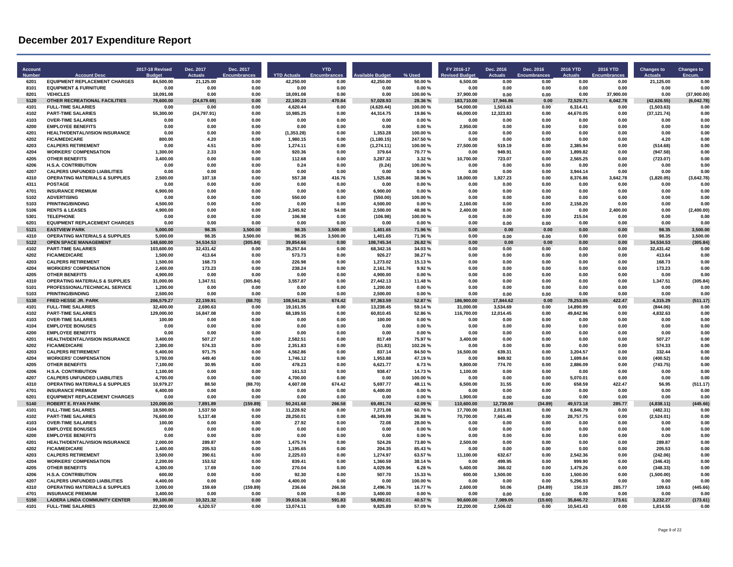# December 2017 Expenditure Report

| Account Number | Account Desc | 2017-18 Revised Budget | Dec. 2017 Actuals | Dec. 2017 Encumbrances | YTD Actuals | YTD Encumbrances | Available Budget | % Used | FY 2016-17 Revised Budget | Dec. 2016 Actuals | Dec. 2016 Encumbrances | 2016 YTD Actuals | 2016 YTD Encumbrances | Changes to Actuals | Changes to Encum. |
|---|---|---|---|---|---|---|---|---|---|---|---|---|---|---|---|
| 6201 | EQUIPMENT REPLACEMENT CHARGES | 84,500.00 | 21,125.00 | 0.00 | 42,250.00 | 0.00 | 42,250.00 | 50.00 % | 6,500.00 | 0.00 | 0.00 | 0.00 | 0.00 | 21,125.00 | 0.00 |
| 8101 | EQUIPMENT & FURNITURE | 0.00 | 0.00 | 0.00 | 0.00 | 0.00 | 0.00 | 0.00 % | 0.00 | 0.00 | 0.00 | 0.00 | 0.00 | 0.00 | 0.00 |
| 8201 | VEHICLES | 18,091.08 | 0.00 | 0.00 | 18,091.08 | 0.00 | 0.00 | 100.00 % | 37,900.00 | 0.00 | 0.00 | 0.00 | 37,900.00 | 0.00 | (37,900.00) |
| 5120 | OTHER RECREATIONAL FACILITIES | 79,600.00 | (24,679.69) | 0.00 | 22,100.23 | 470.84 | 57,028.93 | 28.36 % | 183,710.00 | 17,946.86 | 0.00 | 72,529.71 | 6,042.78 | (42,626.55) | (6,042.78) |
| 4101 | FULL-TIME SALARIES | 0.00 | 0.00 | 0.00 | 4,620.44 | 0.00 | (4,620.44) | 100.00 % | 54,000.00 | 1,503.63 | 0.00 | 6,314.41 | 0.00 | (1,503.63) | 0.00 |
| 4102 | PART-TIME SALARIES | 55,300.00 | (24,797.91) | 0.00 | 10,985.25 | 0.00 | 44,314.75 | 19.86 % | 66,000.00 | 12,323.83 | 0.00 | 44,670.05 | 0.00 | (37,121.74) | 0.00 |
| 4103 | OVER-TIME SALARIES | 0.00 | 0.00 | 0.00 | 0.00 | 0.00 | 0.00 | 0.00 % | 0.00 | 0.00 | 0.00 | 0.00 | 0.00 | 0.00 | 0.00 |
| 4200 | EMPLOYEE BENEFITS | 0.00 | 0.00 | 0.00 | 0.00 | 0.00 | 0.00 | 0.00 % | 2,950.00 | 0.00 | 0.00 | 0.00 | 0.00 | 0.00 | 0.00 |
| 4201 | HEALTH/DENTAL/VISION INSURANCE | 0.00 | 0.00 | 0.00 | (1,353.28) | 0.00 | 1,353.28 | 100.00 % | 0.00 | 0.00 | 0.00 | 0.00 | 0.00 | 0.00 | 0.00 |
| 4202 | FICA/MEDICARE | 800.00 | 4.20 | 0.00 | 1,980.15 | 0.00 | (1,180.15) | 247.50 % | 0.00 | 0.00 | 0.00 | 0.00 | 0.00 | 4.20 | 0.00 |
| 4203 | CALPERS RETIREMENT | 0.00 | 4.51 | 0.00 | 1,274.11 | 0.00 | (1,274.11) | 100.00 % | 27,500.00 | 519.19 | 0.00 | 2,385.94 | 0.00 | (514.68) | 0.00 |
| 4204 | WORKERS' COMPENSATION | 1,300.00 | 2.33 | 0.00 | 920.36 | 0.00 | 379.64 | 70.77 % | 0.00 | 949.91 | 0.00 | 1,899.82 | 0.00 | (947.58) | 0.00 |
| 4205 | OTHER BENEFITS | 3,400.00 | 0.00 | 0.00 | 112.68 | 0.00 | 3,287.32 | 3.32 % | 10,700.00 | 723.07 | 0.00 | 2,565.25 | 0.00 | (723.07) | 0.00 |
| 4206 | H.S.A. CONTRIBUTION | 0.00 | 0.00 | 0.00 | 0.24 | 0.00 | (0.24) | 100.00 % | 0.00 | 0.00 | 0.00 | 0.00 | 0.00 | 0.00 | 0.00 |
| 4207 | CALPERS UNFUNDED LIABILITIES | 0.00 | 0.00 | 0.00 | 0.00 | 0.00 | 0.00 | 0.00 % | 0.00 | 0.00 | 0.00 | 3,944.14 | 0.00 | 0.00 | 0.00 |
| 4310 | OPERATING MATERIALS & SUPPLIES | 2,500.00 | 107.18 | 0.00 | 557.38 | 416.76 | 1,525.86 | 38.96 % | 18,000.00 | 1,927.23 | 0.00 | 8,376.86 | 3,642.78 | (1,820.05) | (3,642.78) |
| 4311 | POSTAGE | 0.00 | 0.00 | 0.00 | 0.00 | 0.00 | 0.00 | 0.00 % | 0.00 | 0.00 | 0.00 | 0.00 | 0.00 | 0.00 | 0.00 |
| 4701 | INSURANCE PREMIUM | 6,900.00 | 0.00 | 0.00 | 0.00 | 0.00 | 6,900.00 | 0.00 % | 0.00 | 0.00 | 0.00 | 0.00 | 0.00 | 0.00 | 0.00 |
| 5102 | ADVERTISING | 0.00 | 0.00 | 0.00 | 550.00 | 0.00 | (550.00) | 100.00 % | 0.00 | 0.00 | 0.00 | 0.00 | 0.00 | 0.00 | 0.00 |
| 5103 | PRINTING/BINDING | 4,500.00 | 0.00 | 0.00 | 0.00 | 0.00 | 4,500.00 | 0.00 % | 2,160.00 | 0.00 | 0.00 | 2,158.20 | 0.00 | 0.00 | 0.00 |
| 5106 | RENTS & LEASES | 4,900.00 | 0.00 | 0.00 | 2,345.92 | 54.08 | 2,500.00 | 48.98 % | 2,400.00 | 0.00 | 0.00 | 0.00 | 2,400.00 | 0.00 | (2,400.00) |
| 5301 | TELEPHONE | 0.00 | 0.00 | 0.00 | 106.98 | 0.00 | (106.98) | 100.00 % | 0.00 | 0.00 | 0.00 | 215.04 | 0.00 | 0.00 | 0.00 |
| 6201 | EQUIPMENT REPLACEMENT CHARGES | 0.00 | 0.00 | 0.00 | 0.00 | 0.00 | 0.00 | 0.00 % | 0.00 | 0.00 | 0.00 | 0.00 | 0.00 | 0.00 | 0.00 |
| 5121 | EASTVIEW PARK | 5,000.00 | 98.35 | 3,500.00 | 98.35 | 3,500.00 | 1,401.65 | 71.96 % | 0.00 | 0.00 | 0.00 | 0.00 | 0.00 | 98.35 | 3,500.00 |
| 4310 | OPERATING MATERIALS & SUPPLIES | 5,000.00 | 98.35 | 3,500.00 | 98.35 | 3,500.00 | 1,401.65 | 71.96 % | 0.00 | 0.00 | 0.00 | 0.00 | 0.00 | 98.35 | 3,500.00 |
| 5122 | OPEN SPACE MANAGEMENT | 148,600.00 | 34,534.53 | (305.84) | 39,854.66 | 0.00 | 108,745.34 | 26.82 % | 0.00 | 0.00 | 0.00 | 0.00 | 0.00 | 34,534.53 | (305.84) |
| 4102 | PART-TIME SALARIES | 103,600.00 | 32,431.42 | 0.00 | 35,257.84 | 0.00 | 68,342.16 | 34.03 % | 0.00 | 0.00 | 0.00 | 0.00 | 0.00 | 32,431.42 | 0.00 |
| 4202 | FICA/MEDICARE | 1,500.00 | 413.64 | 0.00 | 573.73 | 0.00 | 926.27 | 38.27 % | 0.00 | 0.00 | 0.00 | 0.00 | 0.00 | 413.64 | 0.00 |
| 4203 | CALPERS RETIREMENT | 1,500.00 | 168.73 | 0.00 | 226.98 | 0.00 | 1,273.02 | 15.13 % | 0.00 | 0.00 | 0.00 | 0.00 | 0.00 | 168.73 | 0.00 |
| 4204 | WORKERS' COMPENSATION | 2,400.00 | 173.23 | 0.00 | 238.24 | 0.00 | 2,161.76 | 9.92 % | 0.00 | 0.00 | 0.00 | 0.00 | 0.00 | 173.23 | 0.00 |
| 4205 | OTHER BENEFITS | 4,900.00 | 0.00 | 0.00 | 0.00 | 0.00 | 4,900.00 | 0.00 % | 0.00 | 0.00 | 0.00 | 0.00 | 0.00 | 0.00 | 0.00 |
| 4310 | OPERATING MATERIALS & SUPPLIES | 31,000.00 | 1,347.51 | (305.84) | 3,557.87 | 0.00 | 27,442.13 | 11.48 % | 0.00 | 0.00 | 0.00 | 0.00 | 0.00 | 1,347.51 | (305.84) |
| 5101 | PROFESSIONAL/TECHNICAL SERVICE | 1,200.00 | 0.00 | 0.00 | 0.00 | 0.00 | 1,200.00 | 0.00 % | 0.00 | 0.00 | 0.00 | 0.00 | 0.00 | 0.00 | 0.00 |
| 5103 | PRINTING/BINDING | 2,500.00 | 0.00 | 0.00 | 0.00 | 0.00 | 2,500.00 | 0.00 % | 0.00 | 0.00 | 0.00 | 0.00 | 0.00 | 0.00 | 0.00 |
| 5130 | FRED HESSE JR. PARK | 206,579.27 | 22,159.91 | (88.70) | 108,541.26 | 674.42 | 97,363.59 | 52.87 % | 186,900.00 | 17,844.62 | 0.00 | 78,253.05 | 422.47 | 4,315.29 | (511.17) |
| 4101 | FULL-TIME SALARIES | 32,400.00 | 2,690.63 | 0.00 | 19,161.55 | 0.00 | 13,238.45 | 59.14 % | 31,000.00 | 3,534.69 | 0.00 | 14,890.99 | 0.00 | (844.06) | 0.00 |
| 4102 | PART-TIME SALARIES | 129,000.00 | 16,847.08 | 0.00 | 68,189.55 | 0.00 | 60,810.45 | 52.86 % | 116,700.00 | 12,014.45 | 0.00 | 49,842.96 | 0.00 | 4,832.63 | 0.00 |
| 4103 | OVER-TIME SALARIES | 100.00 | 0.00 | 0.00 | 0.00 | 0.00 | 100.00 | 0.00 % | 0.00 | 0.00 | 0.00 | 0.00 | 0.00 | 0.00 | 0.00 |
| 4104 | EMPLOYEE BONUSES | 0.00 | 0.00 | 0.00 | 0.00 | 0.00 | 0.00 | 0.00 % | 0.00 | 0.00 | 0.00 | 0.00 | 0.00 | 0.00 | 0.00 |
| 4200 | EMPLOYEE BENEFITS | 0.00 | 0.00 | 0.00 | 0.00 | 0.00 | 0.00 | 0.00 % | 0.00 | 0.00 | 0.00 | 0.00 | 0.00 | 0.00 | 0.00 |
| 4201 | HEALTH/DENTAL/VISION INSURANCE | 3,400.00 | 507.27 | 0.00 | 2,582.51 | 0.00 | 817.49 | 75.97 % | 3,400.00 | 0.00 | 0.00 | 0.00 | 0.00 | 507.27 | 0.00 |
| 4202 | FICA/MEDICARE | 2,300.00 | 574.33 | 0.00 | 2,351.83 | 0.00 | (51.83) | 102.26 % | 0.00 | 0.00 | 0.00 | 0.00 | 0.00 | 574.33 | 0.00 |
| 4203 | CALPERS RETIREMENT | 5,400.00 | 971.75 | 0.00 | 4,562.86 | 0.00 | 837.14 | 84.50 % | 16,500.00 | 639.31 | 0.00 | 3,204.57 | 0.00 | 332.44 | 0.00 |
| 4204 | WORKERS' COMPENSATION | 3,700.00 | 449.40 | 0.00 | 1,746.12 | 0.00 | 1,953.88 | 47.19 % | 0.00 | 849.92 | 0.00 | 1,699.84 | 0.00 | (400.52) | 0.00 |
| 4205 | OTHER BENEFITS | 7,100.00 | 30.95 | 0.00 | 478.23 | 0.00 | 6,621.77 | 6.73 % | 9,800.00 | 774.70 | 0.00 | 2,886.09 | 0.00 | (743.75) | 0.00 |
| 4206 | H.S.A. CONTRIBUTION | 1,100.00 | 0.00 | 0.00 | 161.53 | 0.00 | 938.47 | 14.73 % | 1,100.00 | 0.00 | 0.00 | 0.00 | 0.00 | 0.00 | 0.00 |
| 4207 | CALPERS UNFUNDED LIABILITIES | 4,700.00 | 0.00 | 0.00 | 4,700.00 | 0.00 | 0.00 | 100.00 % | 0.00 | 0.00 | 0.00 | 5,070.01 | 0.00 | 0.00 | 0.00 |
| 4310 | OPERATING MATERIALS & SUPPLIES | 10,979.27 | 88.50 | (88.70) | 4,607.08 | 674.42 | 5,697.77 | 48.11 % | 6,500.00 | 31.55 | 0.00 | 658.59 | 422.47 | 56.95 | (511.17) |
| 4701 | INSURANCE PREMIUM | 6,400.00 | 0.00 | 0.00 | 0.00 | 0.00 | 6,400.00 | 0.00 % | 0.00 | 0.00 | 0.00 | 0.00 | 0.00 | 0.00 | 0.00 |
| 6201 | EQUIPMENT REPLACEMENT CHARGES | 0.00 | 0.00 | 0.00 | 0.00 | 0.00 | 0.00 | 0.00 % | 1,900.00 | 0.00 | 0.00 | 0.00 | 0.00 | 0.00 | 0.00 |
| 5140 | ROBERT E. RYAN PARK | 120,000.00 | 7,891.89 | (159.89) | 50,241.68 | 266.58 | 69,491.74 | 42.09 % | 110,600.00 | 12,730.00 | (34.89) | 49,573.18 | 285.77 | (4,838.11) | (445.66) |
| 4101 | FULL-TIME SALARIES | 18,500.00 | 1,537.50 | 0.00 | 11,228.92 | 0.00 | 7,271.08 | 60.70 % | 17,700.00 | 2,019.81 | 0.00 | 8,846.79 | 0.00 | (482.31) | 0.00 |
| 4102 | PART-TIME SALARIES | 76,600.00 | 5,137.48 | 0.00 | 28,250.01 | 0.00 | 48,349.99 | 36.88 % | 70,700.00 | 7,661.49 | 0.00 | 28,757.75 | 0.00 | (2,524.01) | 0.00 |
| 4103 | OVER-TIME SALARIES | 100.00 | 0.00 | 0.00 | 27.92 | 0.00 | 72.08 | 28.00 % | 0.00 | 0.00 | 0.00 | 0.00 | 0.00 | 0.00 | 0.00 |
| 4104 | EMPLOYEE BONUSES | 0.00 | 0.00 | 0.00 | 0.00 | 0.00 | 0.00 | 0.00 % | 0.00 | 0.00 | 0.00 | 0.00 | 0.00 | 0.00 | 0.00 |
| 4200 | EMPLOYEE BENEFITS | 0.00 | 0.00 | 0.00 | 0.00 | 0.00 | 0.00 | 0.00 % | 0.00 | 0.00 | 0.00 | 0.00 | 0.00 | 0.00 | 0.00 |
| 4201 | HEALTH/DENTAL/VISION INSURANCE | 2,000.00 | 289.87 | 0.00 | 1,475.74 | 0.00 | 524.26 | 73.80 % | 2,500.00 | 0.00 | 0.00 | 0.00 | 0.00 | 289.87 | 0.00 |
| 4202 | FICA/MEDICARE | 1,400.00 | 205.53 | 0.00 | 1,195.65 | 0.00 | 204.35 | 85.43 % | 0.00 | 0.00 | 0.00 | 0.00 | 0.00 | 205.53 | 0.00 |
| 4203 | CALPERS RETIREMENT | 3,500.00 | 390.61 | 0.00 | 2,225.03 | 0.00 | 1,274.97 | 63.57 % | 11,100.00 | 632.67 | 0.00 | 2,542.36 | 0.00 | (242.06) | 0.00 |
| 4204 | WORKERS' COMPENSATION | 2,200.00 | 153.52 | 0.00 | 839.41 | 0.00 | 1,360.59 | 38.14 % | 0.00 | 499.95 | 0.00 | 999.90 | 0.00 | (346.43) | 0.00 |
| 4205 | OTHER BENEFITS | 4,300.00 | 17.69 | 0.00 | 270.04 | 0.00 | 4,029.96 | 6.28 % | 5,400.00 | 366.02 | 0.00 | 1,479.26 | 0.00 | (348.33) | 0.00 |
| 4206 | H.S.A. CONTRIBUTION | 600.00 | 0.00 | 0.00 | 92.30 | 0.00 | 507.70 | 15.33 % | 600.00 | 1,500.00 | 0.00 | 1,500.00 | 0.00 | (1,500.00) | 0.00 |
| 4207 | CALPERS UNFUNDED LIABILITIES | 4,400.00 | 0.00 | 0.00 | 4,400.00 | 0.00 | 0.00 | 100.00 % | 0.00 | 0.00 | 0.00 | 5,296.93 | 0.00 | 0.00 | 0.00 |
| 4310 | OPERATING MATERIALS & SUPPLIES | 3,000.00 | 159.69 | (159.89) | 236.66 | 266.58 | 2,496.76 | 16.77 % | 2,600.00 | 50.06 | (34.89) | 150.19 | 285.77 | 109.63 | (445.66) |
| 4701 | INSURANCE PREMIUM | 3,400.00 | 0.00 | 0.00 | 0.00 | 0.00 | 3,400.00 | 0.00 % | 0.00 | 0.00 | 0.00 | 0.00 | 0.00 | 0.00 | 0.00 |
| 5150 | LADERA LINDA COMMUNITY CENTER | 99,100.00 | 10,321.32 | 0.00 | 39,616.16 | 591.83 | 58,892.01 | 40.57 % | 90,600.00 | 7,089.05 | (15.60) | 35,846.72 | 173.61 | 3,232.27 | (173.61) |
| 4101 | FULL-TIME SALARIES | 22,900.00 | 4,320.57 | 0.00 | 13,074.11 | 0.00 | 9,825.89 | 57.09 % | 22,200.00 | 2,506.02 | 0.00 | 10,541.43 | 0.00 | 1,814.55 | 0.00 |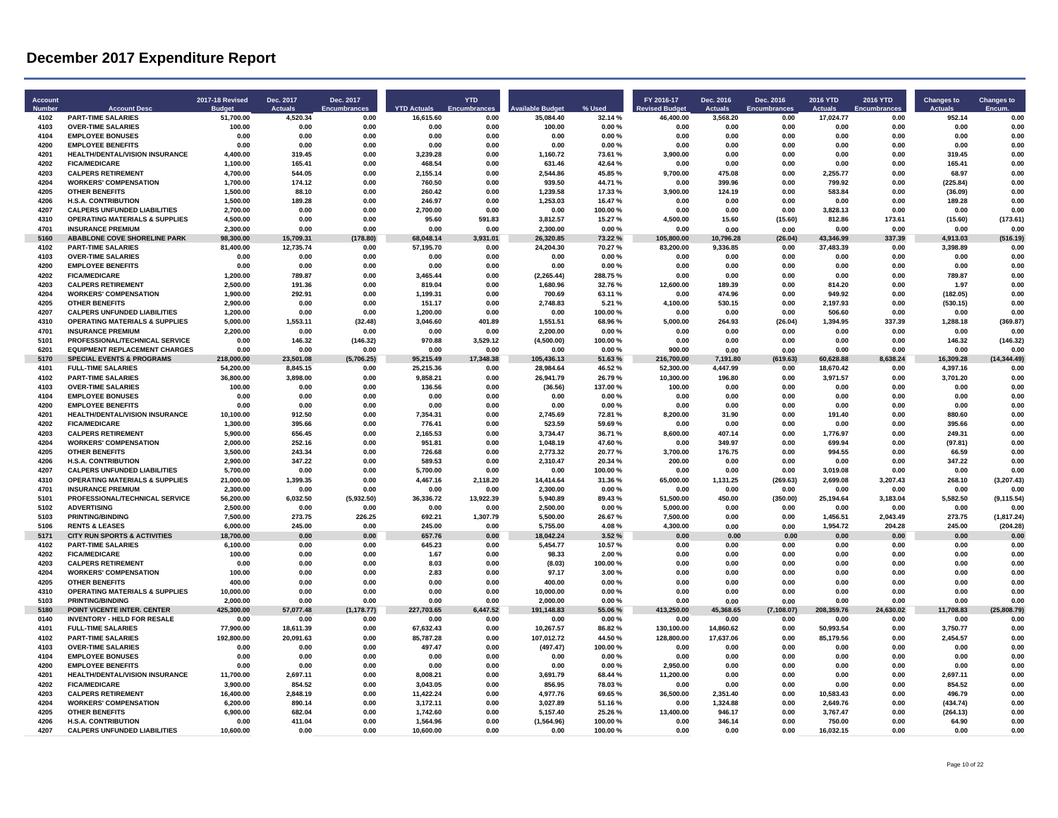# December 2017 Expenditure Report

| Account Number | Account Desc | 2017-18 Revised Budget | Dec. 2017 Actuals | Dec. 2017 Encumbrances | YTD Actuals | YTD Encumbrances | Available Budget | % Used | FY 2016-17 Revised Budget | Dec. 2016 Actuals | Dec. 2016 Encumbrances | 2016 YTD Actuals | 2016 YTD Encumbrances | Changes to Actuals | Changes to Encum. |
|---|---|---|---|---|---|---|---|---|---|---|---|---|---|---|---|
| 4102 | PART-TIME SALARIES | 51,700.00 | 4,520.34 | 0.00 | 16,615.60 | 0.00 | 35,084.40 | 32.14 % | 46,400.00 | 3,568.20 | 0.00 | 17,024.77 | 0.00 | 952.14 | 0.00 |
| 4103 | OVER-TIME SALARIES | 100.00 | 0.00 | 0.00 | 0.00 | 0.00 | 100.00 | 0.00 % | 0.00 | 0.00 | 0.00 | 0.00 | 0.00 | 0.00 | 0.00 |
| 4104 | EMPLOYEE BONUSES | 0.00 | 0.00 | 0.00 | 0.00 | 0.00 | 0.00 | 0.00 % | 0.00 | 0.00 | 0.00 | 0.00 | 0.00 | 0.00 | 0.00 |
| 4200 | EMPLOYEE BENEFITS | 0.00 | 0.00 | 0.00 | 0.00 | 0.00 | 0.00 | 0.00 % | 0.00 | 0.00 | 0.00 | 0.00 | 0.00 | 0.00 | 0.00 |
| 4201 | HEALTH/DENTAL/VISION INSURANCE | 4,400.00 | 319.45 | 0.00 | 3,239.28 | 0.00 | 1,160.72 | 73.61 % | 3,900.00 | 0.00 | 0.00 | 0.00 | 0.00 | 319.45 | 0.00 |
| 4202 | FICA/MEDICARE | 1,100.00 | 165.41 | 0.00 | 468.54 | 0.00 | 631.46 | 42.64 % | 0.00 | 0.00 | 0.00 | 0.00 | 0.00 | 165.41 | 0.00 |
| 4203 | CALPERS RETIREMENT | 4,700.00 | 544.05 | 0.00 | 2,155.14 | 0.00 | 2,544.86 | 45.85 % | 9,700.00 | 475.08 | 0.00 | 2,255.77 | 0.00 | 68.97 | 0.00 |
| 4204 | WORKERS' COMPENSATION | 1,700.00 | 174.12 | 0.00 | 760.50 | 0.00 | 939.50 | 44.71 % | 0.00 | 399.96 | 0.00 | 799.92 | 0.00 | (225.84) | 0.00 |
| 4205 | OTHER BENEFITS | 1,500.00 | 88.10 | 0.00 | 260.42 | 0.00 | 1,239.58 | 17.33 % | 3,900.00 | 124.19 | 0.00 | 583.84 | 0.00 | (36.09) | 0.00 |
| 4206 | H.S.A. CONTRIBUTION | 1,500.00 | 189.28 | 0.00 | 246.97 | 0.00 | 1,253.03 | 16.47 % | 0.00 | 0.00 | 0.00 | 0.00 | 0.00 | 189.28 | 0.00 |
| 4207 | CALPERS UNFUNDED LIABILITIES | 2,700.00 | 0.00 | 0.00 | 2,700.00 | 0.00 | 0.00 | 100.00 % | 0.00 | 0.00 | 0.00 | 3,828.13 | 0.00 | 0.00 | 0.00 |
| 4310 | OPERATING MATERIALS & SUPPLIES | 4,500.00 | 0.00 | 0.00 | 95.60 | 591.83 | 3,812.57 | 15.27 % | 4,500.00 | 15.60 | (15.60) | 812.86 | 173.61 | (15.60) | (173.61) |
| 4701 | INSURANCE PREMIUM | 2,300.00 | 0.00 | 0.00 | 0.00 | 0.00 | 2,300.00 | 0.00 % | 0.00 | 0.00 | 0.00 | 0.00 | 0.00 | 0.00 | 0.00 |
| 5160 | ABABLONE COVE SHORELINE PARK | 98,300.00 | 15,709.31 | (178.80) | 68,048.14 | 3,931.01 | 26,320.85 | 73.22 % | 105,800.00 | 10,796.28 | (26.04) | 43,346.99 | 337.39 | 4,913.03 | (516.19) |
| 4102 | PART-TIME SALARIES | 81,400.00 | 12,735.74 | 0.00 | 57,195.70 | 0.00 | 24,204.30 | 70.27 % | 83,200.00 | 9,336.85 | 0.00 | 37,483.39 | 0.00 | 3,398.89 | 0.00 |
| 4103 | OVER-TIME SALARIES | 0.00 | 0.00 | 0.00 | 0.00 | 0.00 | 0.00 | 0.00 % | 0.00 | 0.00 | 0.00 | 0.00 | 0.00 | 0.00 | 0.00 |
| 4200 | EMPLOYEE BENEFITS | 0.00 | 0.00 | 0.00 | 0.00 | 0.00 | 0.00 | 0.00 % | 0.00 | 0.00 | 0.00 | 0.00 | 0.00 | 0.00 | 0.00 |
| 4202 | FICA/MEDICARE | 1,200.00 | 789.87 | 0.00 | 3,465.44 | 0.00 | (2,265.44) | 288.75 % | 0.00 | 0.00 | 0.00 | 0.00 | 0.00 | 789.87 | 0.00 |
| 4203 | CALPERS RETIREMENT | 2,500.00 | 191.36 | 0.00 | 819.04 | 0.00 | 1,680.96 | 32.76 % | 12,600.00 | 189.39 | 0.00 | 814.20 | 0.00 | 1.97 | 0.00 |
| 4204 | WORKERS' COMPENSATION | 1,900.00 | 292.91 | 0.00 | 1,199.31 | 0.00 | 700.69 | 63.11 % | 0.00 | 474.96 | 0.00 | 949.92 | 0.00 | (182.05) | 0.00 |
| 4205 | OTHER BENEFITS | 2,900.00 | 0.00 | 0.00 | 151.17 | 0.00 | 2,748.83 | 5.21 % | 4,100.00 | 530.15 | 0.00 | 2,197.93 | 0.00 | (530.15) | 0.00 |
| 4207 | CALPERS UNFUNDED LIABILITIES | 1,200.00 | 0.00 | 0.00 | 1,200.00 | 0.00 | 0.00 | 100.00 % | 0.00 | 0.00 | 0.00 | 506.60 | 0.00 | 0.00 | 0.00 |
| 4310 | OPERATING MATERIALS & SUPPLIES | 5,000.00 | 1,553.11 | (32.48) | 3,046.60 | 401.89 | 1,551.51 | 68.96 % | 5,000.00 | 264.93 | (26.04) | 1,394.95 | 337.39 | 1,288.18 | (369.87) |
| 4701 | INSURANCE PREMIUM | 2,200.00 | 0.00 | 0.00 | 0.00 | 0.00 | 2,200.00 | 0.00 % | 0.00 | 0.00 | 0.00 | 0.00 | 0.00 | 0.00 | 0.00 |
| 5101 | PROFESSIONAL/TECHNICAL SERVICE | 0.00 | 146.32 | (146.32) | 970.88 | 3,529.12 | (4,500.00) | 100.00 % | 0.00 | 0.00 | 0.00 | 0.00 | 0.00 | 146.32 | (146.32) |
| 6201 | EQUIPMENT REPLACEMENT CHARGES | 0.00 | 0.00 | 0.00 | 0.00 | 0.00 | 0.00 | 0.00 % | 900.00 | 0.00 | 0.00 | 0.00 | 0.00 | 0.00 | 0.00 |
| 5170 | SPECIAL EVENTS & PROGRAMS | 218,000.00 | 23,501.08 | (5,706.25) | 95,215.49 | 17,348.38 | 105,436.13 | 51.63 % | 216,700.00 | 7,191.80 | (619.63) | 60,628.88 | 8,638.24 | 16,309.28 | (14,344.49) |
| 4101 | FULL-TIME SALARIES | 54,200.00 | 8,845.15 | 0.00 | 25,215.36 | 0.00 | 28,984.64 | 46.52 % | 52,300.00 | 4,447.99 | 0.00 | 18,670.42 | 0.00 | 4,397.16 | 0.00 |
| 4102 | PART-TIME SALARIES | 36,800.00 | 3,898.00 | 0.00 | 9,858.21 | 0.00 | 26,941.79 | 26.79 % | 10,300.00 | 196.80 | 0.00 | 3,971.57 | 0.00 | 3,701.20 | 0.00 |
| 4103 | OVER-TIME SALARIES | 100.00 | 0.00 | 0.00 | 136.56 | 0.00 | (36.56) | 137.00 % | 100.00 | 0.00 | 0.00 | 0.00 | 0.00 | 0.00 | 0.00 |
| 4104 | EMPLOYEE BONUSES | 0.00 | 0.00 | 0.00 | 0.00 | 0.00 | 0.00 | 0.00 % | 0.00 | 0.00 | 0.00 | 0.00 | 0.00 | 0.00 | 0.00 |
| 4200 | EMPLOYEE BENEFITS | 0.00 | 0.00 | 0.00 | 0.00 | 0.00 | 0.00 | 0.00 % | 0.00 | 0.00 | 0.00 | 0.00 | 0.00 | 0.00 | 0.00 |
| 4201 | HEALTH/DENTAL/VISION INSURANCE | 10,100.00 | 912.50 | 0.00 | 7,354.31 | 0.00 | 2,745.69 | 72.81 % | 8,200.00 | 31.90 | 0.00 | 191.40 | 0.00 | 880.60 | 0.00 |
| 4202 | FICA/MEDICARE | 1,300.00 | 395.66 | 0.00 | 776.41 | 0.00 | 523.59 | 59.69 % | 0.00 | 0.00 | 0.00 | 0.00 | 0.00 | 395.66 | 0.00 |
| 4203 | CALPERS RETIREMENT | 5,900.00 | 656.45 | 0.00 | 2,165.53 | 0.00 | 3,734.47 | 36.71 % | 8,600.00 | 407.14 | 0.00 | 1,776.97 | 0.00 | 249.31 | 0.00 |
| 4204 | WORKERS' COMPENSATION | 2,000.00 | 252.16 | 0.00 | 951.81 | 0.00 | 1,048.19 | 47.60 % | 0.00 | 349.97 | 0.00 | 699.94 | 0.00 | (97.81) | 0.00 |
| 4205 | OTHER BENEFITS | 3,500.00 | 243.34 | 0.00 | 726.68 | 0.00 | 2,773.32 | 20.77 % | 3,700.00 | 176.75 | 0.00 | 994.55 | 0.00 | 66.59 | 0.00 |
| 4206 | H.S.A. CONTRIBUTION | 2,900.00 | 347.22 | 0.00 | 589.53 | 0.00 | 2,310.47 | 20.34 % | 200.00 | 0.00 | 0.00 | 0.00 | 0.00 | 347.22 | 0.00 |
| 4207 | CALPERS UNFUNDED LIABILITIES | 5,700.00 | 0.00 | 0.00 | 5,700.00 | 0.00 | 0.00 | 100.00 % | 0.00 | 0.00 | 0.00 | 3,019.08 | 0.00 | 0.00 | 0.00 |
| 4310 | OPERATING MATERIALS & SUPPLIES | 21,000.00 | 1,399.35 | 0.00 | 4,467.16 | 2,118.20 | 14,414.64 | 31.36 % | 65,000.00 | 1,131.25 | (269.63) | 2,699.08 | 3,207.43 | 268.10 | (3,207.43) |
| 4701 | INSURANCE PREMIUM | 2,300.00 | 0.00 | 0.00 | 0.00 | 0.00 | 2,300.00 | 0.00 % | 0.00 | 0.00 | 0.00 | 0.00 | 0.00 | 0.00 | 0.00 |
| 5101 | PROFESSIONAL/TECHNICAL SERVICE | 56,200.00 | 6,032.50 | (5,932.50) | 36,336.72 | 13,922.39 | 5,940.89 | 89.43 % | 51,500.00 | 450.00 | (350.00) | 25,194.64 | 3,183.04 | 5,582.50 | (9,115.54) |
| 5102 | ADVERTISING | 2,500.00 | 0.00 | 0.00 | 0.00 | 0.00 | 2,500.00 | 0.00 % | 5,000.00 | 0.00 | 0.00 | 0.00 | 0.00 | 0.00 | 0.00 |
| 5103 | PRINTING/BINDING | 7,500.00 | 273.75 | 226.25 | 692.21 | 1,307.79 | 5,500.00 | 26.67 % | 7,500.00 | 0.00 | 0.00 | 1,456.51 | 2,043.49 | 273.75 | (1,817.24) |
| 5106 | RENTS & LEASES | 6,000.00 | 245.00 | 0.00 | 245.00 | 0.00 | 5,755.00 | 4.08 % | 4,300.00 | 0.00 | 0.00 | 1,954.72 | 204.28 | 245.00 | (204.28) |
| 5171 | CITY RUN SPORTS & ACTIVITIES | 18,700.00 | 0.00 | 0.00 | 657.76 | 0.00 | 18,042.24 | 3.52 % | 0.00 | 0.00 | 0.00 | 0.00 | 0.00 | 0.00 | 0.00 |
| 4102 | PART-TIME SALARIES | 6,100.00 | 0.00 | 0.00 | 645.23 | 0.00 | 5,454.77 | 10.57 % | 0.00 | 0.00 | 0.00 | 0.00 | 0.00 | 0.00 | 0.00 |
| 4202 | FICA/MEDICARE | 100.00 | 0.00 | 0.00 | 1.67 | 0.00 | 98.33 | 2.00 % | 0.00 | 0.00 | 0.00 | 0.00 | 0.00 | 0.00 | 0.00 |
| 4203 | CALPERS RETIREMENT | 0.00 | 0.00 | 0.00 | 8.03 | 0.00 | (8.03) | 100.00 % | 0.00 | 0.00 | 0.00 | 0.00 | 0.00 | 0.00 | 0.00 |
| 4204 | WORKERS' COMPENSATION | 100.00 | 0.00 | 0.00 | 2.83 | 0.00 | 97.17 | 3.00 % | 0.00 | 0.00 | 0.00 | 0.00 | 0.00 | 0.00 | 0.00 |
| 4205 | OTHER BENEFITS | 400.00 | 0.00 | 0.00 | 0.00 | 0.00 | 400.00 | 0.00 % | 0.00 | 0.00 | 0.00 | 0.00 | 0.00 | 0.00 | 0.00 |
| 4310 | OPERATING MATERIALS & SUPPLIES | 10,000.00 | 0.00 | 0.00 | 0.00 | 0.00 | 10,000.00 | 0.00 % | 0.00 | 0.00 | 0.00 | 0.00 | 0.00 | 0.00 | 0.00 |
| 5103 | PRINTING/BINDING | 2,000.00 | 0.00 | 0.00 | 0.00 | 0.00 | 2,000.00 | 0.00 % | 0.00 | 0.00 | 0.00 | 0.00 | 0.00 | 0.00 | 0.00 |
| 5180 | POINT VICENTE INTER. CENTER | 425,300.00 | 57,077.48 | (1,178.77) | 227,703.65 | 6,447.52 | 191,148.83 | 55.06 % | 413,250.00 | 45,368.65 | (7,108.07) | 208,359.76 | 24,630.02 | 11,708.83 | (25,808.79) |
| 0140 | INVENTORY - HELD FOR RESALE | 0.00 | 0.00 | 0.00 | 0.00 | 0.00 | 0.00 | 0.00 % | 0.00 | 0.00 | 0.00 | 0.00 | 0.00 | 0.00 | 0.00 |
| 4101 | FULL-TIME SALARIES | 77,900.00 | 18,611.39 | 0.00 | 67,632.43 | 0.00 | 10,267.57 | 86.82 % | 130,100.00 | 14,860.62 | 0.00 | 50,993.54 | 0.00 | 3,750.77 | 0.00 |
| 4102 | PART-TIME SALARIES | 192,800.00 | 20,091.63 | 0.00 | 85,787.28 | 0.00 | 107,012.72 | 44.50 % | 128,800.00 | 17,637.06 | 0.00 | 85,179.56 | 0.00 | 2,454.57 | 0.00 |
| 4103 | OVER-TIME SALARIES | 0.00 | 0.00 | 0.00 | 497.47 | 0.00 | (497.47) | 100.00 % | 0.00 | 0.00 | 0.00 | 0.00 | 0.00 | 0.00 | 0.00 |
| 4104 | EMPLOYEE BONUSES | 0.00 | 0.00 | 0.00 | 0.00 | 0.00 | 0.00 | 0.00 % | 0.00 | 0.00 | 0.00 | 0.00 | 0.00 | 0.00 | 0.00 |
| 4200 | EMPLOYEE BENEFITS | 0.00 | 0.00 | 0.00 | 0.00 | 0.00 | 0.00 | 0.00 % | 2,950.00 | 0.00 | 0.00 | 0.00 | 0.00 | 0.00 | 0.00 |
| 4201 | HEALTH/DENTAL/VISION INSURANCE | 11,700.00 | 2,697.11 | 0.00 | 8,008.21 | 0.00 | 3,691.79 | 68.44 % | 11,200.00 | 0.00 | 0.00 | 0.00 | 0.00 | 2,697.11 | 0.00 |
| 4202 | FICA/MEDICARE | 3,900.00 | 854.52 | 0.00 | 3,043.05 | 0.00 | 856.95 | 78.03 % | 0.00 | 0.00 | 0.00 | 0.00 | 0.00 | 854.52 | 0.00 |
| 4203 | CALPERS RETIREMENT | 16,400.00 | 2,848.19 | 0.00 | 11,422.24 | 0.00 | 4,977.76 | 69.65 % | 36,500.00 | 2,351.40 | 0.00 | 10,583.43 | 0.00 | 496.79 | 0.00 |
| 4204 | WORKERS' COMPENSATION | 6,200.00 | 890.14 | 0.00 | 3,172.11 | 0.00 | 3,027.89 | 51.16 % | 0.00 | 1,324.88 | 0.00 | 2,649.76 | 0.00 | (434.74) | 0.00 |
| 4205 | OTHER BENEFITS | 6,900.00 | 682.04 | 0.00 | 1,742.60 | 0.00 | 5,157.40 | 25.26 % | 13,400.00 | 946.17 | 0.00 | 3,767.47 | 0.00 | (264.13) | 0.00 |
| 4206 | H.S.A. CONTRIBUTION | 0.00 | 411.04 | 0.00 | 1,564.96 | 0.00 | (1,564.96) | 100.00 % | 0.00 | 346.14 | 0.00 | 750.00 | 0.00 | 64.90 | 0.00 |
| 4207 | CALPERS UNFUNDED LIABILITIES | 10,600.00 | 0.00 | 0.00 | 10,600.00 | 0.00 | 0.00 | 100.00 % | 0.00 | 0.00 | 0.00 | 16,032.15 | 0.00 | 0.00 | 0.00 |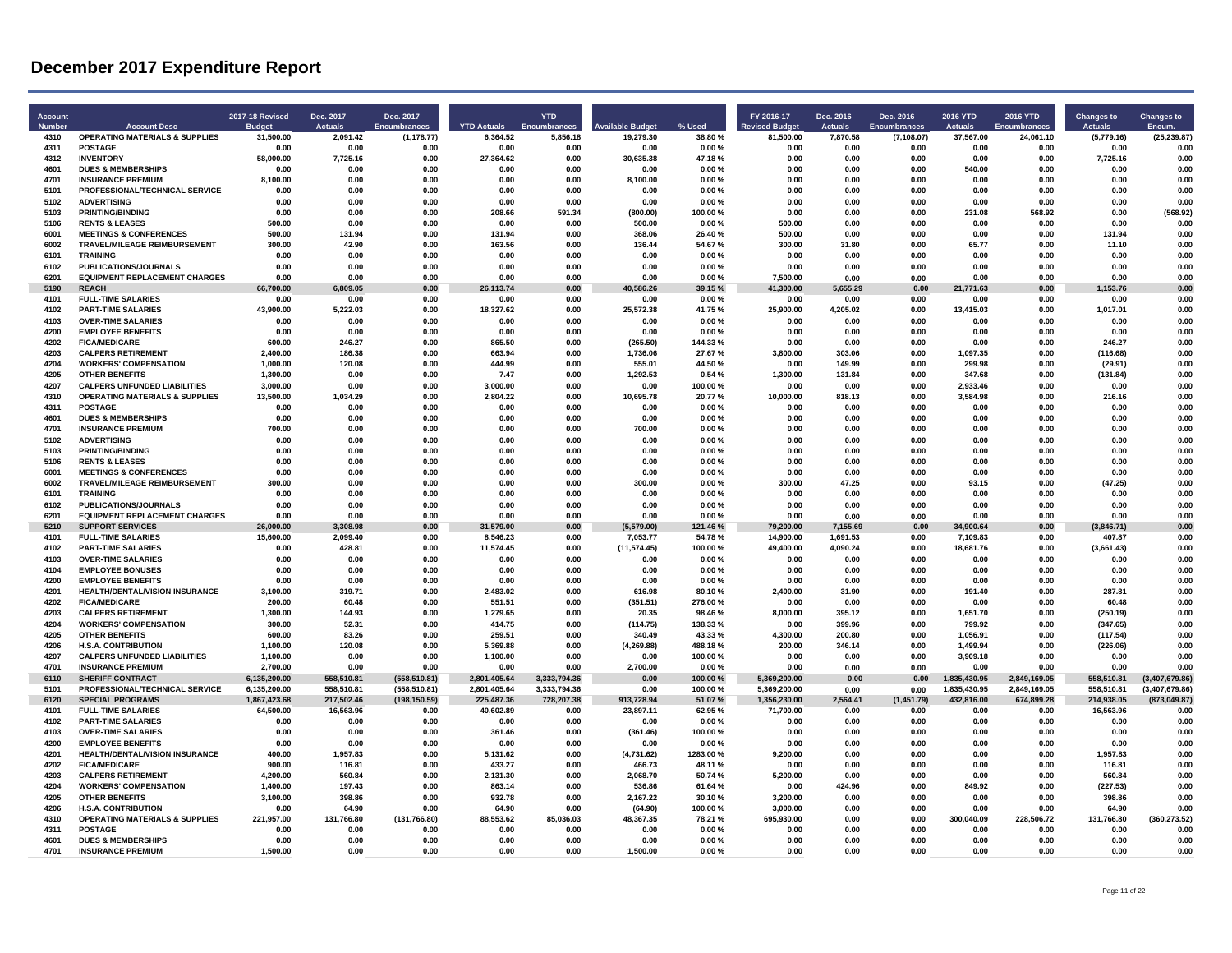# December 2017 Expenditure Report

| Account Number | Account Desc | 2017-18 Revised Budget | Dec. 2017 Actuals | Dec. 2017 Encumbrances | YTD Actuals | YTD Encumbrances | Available Budget | % Used | FY 2016-17 Revised Budget | Dec. 2016 Actuals | Dec. 2016 Encumbrances | 2016 YTD Actuals | 2016 YTD Encumbrances | Changes to Actuals | Changes to Encum. |
|---|---|---|---|---|---|---|---|---|---|---|---|---|---|---|---|
| 4310 | OPERATING MATERIALS & SUPPLIES | 31,500.00 | 2,091.42 | (1,178.77) | 6,364.52 | 5,856.18 | 19,279.30 | 38.80 % | 81,500.00 | 7,870.58 | (7,108.07) | 37,567.00 | 24,061.10 | (5,779.16) | (25,239.87) |
| 4311 | POSTAGE | 0.00 | 0.00 | 0.00 | 0.00 | 0.00 | 0.00 | 0.00 % | 0.00 | 0.00 | 0.00 | 0.00 | 0.00 | 0.00 | 0.00 |
| 4312 | INVENTORY | 58,000.00 | 7,725.16 | 0.00 | 27,364.62 | 0.00 | 30,635.38 | 47.18 % | 0.00 | 0.00 | 0.00 | 0.00 | 0.00 | 7,725.16 | 0.00 |
| 4601 | DUES & MEMBERSHIPS | 0.00 | 0.00 | 0.00 | 0.00 | 0.00 | 0.00 | 0.00 % | 0.00 | 0.00 | 0.00 | 540.00 | 0.00 | 0.00 | 0.00 |
| 4701 | INSURANCE PREMIUM | 8,100.00 | 0.00 | 0.00 | 0.00 | 0.00 | 8,100.00 | 0.00 % | 0.00 | 0.00 | 0.00 | 0.00 | 0.00 | 0.00 | 0.00 |
| 5101 | PROFESSIONAL/TECHNICAL SERVICE | 0.00 | 0.00 | 0.00 | 0.00 | 0.00 | 0.00 | 0.00 % | 0.00 | 0.00 | 0.00 | 0.00 | 0.00 | 0.00 | 0.00 |
| 5102 | ADVERTISING | 0.00 | 0.00 | 0.00 | 0.00 | 0.00 | 0.00 | 0.00 % | 0.00 | 0.00 | 0.00 | 0.00 | 0.00 | 0.00 | 0.00 |
| 5103 | PRINTING/BINDING | 0.00 | 0.00 | 0.00 | 208.66 | 591.34 | (800.00) | 100.00 % | 0.00 | 0.00 | 0.00 | 231.08 | 568.92 | 0.00 | (568.92) |
| 5106 | RENTS & LEASES | 500.00 | 0.00 | 0.00 | 0.00 | 0.00 | 500.00 | 0.00 % | 500.00 | 0.00 | 0.00 | 0.00 | 0.00 | 0.00 | 0.00 |
| 6001 | MEETINGS & CONFERENCES | 500.00 | 131.94 | 0.00 | 131.94 | 0.00 | 368.06 | 26.40 % | 500.00 | 0.00 | 0.00 | 0.00 | 0.00 | 131.94 | 0.00 |
| 6002 | TRAVEL/MILEAGE REIMBURSEMENT | 300.00 | 42.90 | 0.00 | 163.56 | 0.00 | 136.44 | 54.67 % | 300.00 | 31.80 | 0.00 | 65.77 | 0.00 | 11.10 | 0.00 |
| 6101 | TRAINING | 0.00 | 0.00 | 0.00 | 0.00 | 0.00 | 0.00 | 0.00 % | 0.00 | 0.00 | 0.00 | 0.00 | 0.00 | 0.00 | 0.00 |
| 6102 | PUBLICATIONS/JOURNALS | 0.00 | 0.00 | 0.00 | 0.00 | 0.00 | 0.00 | 0.00 % | 0.00 | 0.00 | 0.00 | 0.00 | 0.00 | 0.00 | 0.00 |
| 6201 | EQUIPMENT REPLACEMENT CHARGES | 0.00 | 0.00 | 0.00 | 0.00 | 0.00 | 0.00 | 0.00 % | 7,500.00 | 0.00 | 0.00 | 0.00 | 0.00 | 0.00 | 0.00 |
| 5190 | REACH | 66,700.00 | 6,809.05 | 0.00 | 26,113.74 | 0.00 | 40,586.26 | 39.15 % | 41,300.00 | 5,655.29 | 0.00 | 21,771.63 | 0.00 | 1,153.76 | 0.00 |
| 4101 | FULL-TIME SALARIES | 0.00 | 0.00 | 0.00 | 0.00 | 0.00 | 0.00 | 0.00 % | 0.00 | 0.00 | 0.00 | 0.00 | 0.00 | 0.00 | 0.00 |
| 4102 | PART-TIME SALARIES | 43,900.00 | 5,222.03 | 0.00 | 18,327.62 | 0.00 | 25,572.38 | 41.75 % | 25,900.00 | 4,205.02 | 0.00 | 13,415.03 | 0.00 | 1,017.01 | 0.00 |
| 4103 | OVER-TIME SALARIES | 0.00 | 0.00 | 0.00 | 0.00 | 0.00 | 0.00 | 0.00 % | 0.00 | 0.00 | 0.00 | 0.00 | 0.00 | 0.00 | 0.00 |
| 4200 | EMPLOYEE BENEFITS | 0.00 | 0.00 | 0.00 | 0.00 | 0.00 | 0.00 | 0.00 % | 0.00 | 0.00 | 0.00 | 0.00 | 0.00 | 0.00 | 0.00 |
| 4202 | FICA/MEDICARE | 600.00 | 246.27 | 0.00 | 865.50 | 0.00 | (265.50) | 144.33 % | 0.00 | 0.00 | 0.00 | 0.00 | 0.00 | 246.27 | 0.00 |
| 4203 | CALPERS RETIREMENT | 2,400.00 | 186.38 | 0.00 | 663.94 | 0.00 | 1,736.06 | 27.67 % | 3,800.00 | 303.06 | 0.00 | 1,097.35 | 0.00 | (116.68) | 0.00 |
| 4204 | WORKERS' COMPENSATION | 1,000.00 | 120.08 | 0.00 | 444.99 | 0.00 | 555.01 | 44.50 % | 0.00 | 149.99 | 0.00 | 299.98 | 0.00 | (29.91) | 0.00 |
| 4205 | OTHER BENEFITS | 1,300.00 | 0.00 | 0.00 | 7.47 | 0.00 | 1,292.53 | 0.54 % | 1,300.00 | 131.84 | 0.00 | 347.68 | 0.00 | (131.84) | 0.00 |
| 4207 | CALPERS UNFUNDED LIABILITIES | 3,000.00 | 0.00 | 0.00 | 3,000.00 | 0.00 | 0.00 | 100.00 % | 0.00 | 0.00 | 0.00 | 2,933.46 | 0.00 | 0.00 | 0.00 |
| 4310 | OPERATING MATERIALS & SUPPLIES | 13,500.00 | 1,034.29 | 0.00 | 2,804.22 | 0.00 | 10,695.78 | 20.77 % | 10,000.00 | 818.13 | 0.00 | 3,584.98 | 0.00 | 216.16 | 0.00 |
| 4311 | POSTAGE | 0.00 | 0.00 | 0.00 | 0.00 | 0.00 | 0.00 | 0.00 % | 0.00 | 0.00 | 0.00 | 0.00 | 0.00 | 0.00 | 0.00 |
| 4601 | DUES & MEMBERSHIPS | 0.00 | 0.00 | 0.00 | 0.00 | 0.00 | 0.00 | 0.00 % | 0.00 | 0.00 | 0.00 | 0.00 | 0.00 | 0.00 | 0.00 |
| 4701 | INSURANCE PREMIUM | 700.00 | 0.00 | 0.00 | 0.00 | 0.00 | 700.00 | 0.00 % | 0.00 | 0.00 | 0.00 | 0.00 | 0.00 | 0.00 | 0.00 |
| 5102 | ADVERTISING | 0.00 | 0.00 | 0.00 | 0.00 | 0.00 | 0.00 | 0.00 % | 0.00 | 0.00 | 0.00 | 0.00 | 0.00 | 0.00 | 0.00 |
| 5103 | PRINTING/BINDING | 0.00 | 0.00 | 0.00 | 0.00 | 0.00 | 0.00 | 0.00 % | 0.00 | 0.00 | 0.00 | 0.00 | 0.00 | 0.00 | 0.00 |
| 5106 | RENTS & LEASES | 0.00 | 0.00 | 0.00 | 0.00 | 0.00 | 0.00 | 0.00 % | 0.00 | 0.00 | 0.00 | 0.00 | 0.00 | 0.00 | 0.00 |
| 6001 | MEETINGS & CONFERENCES | 0.00 | 0.00 | 0.00 | 0.00 | 0.00 | 0.00 | 0.00 % | 0.00 | 0.00 | 0.00 | 0.00 | 0.00 | 0.00 | 0.00 |
| 6002 | TRAVEL/MILEAGE REIMBURSEMENT | 300.00 | 0.00 | 0.00 | 0.00 | 0.00 | 300.00 | 0.00 % | 300.00 | 47.25 | 0.00 | 93.15 | 0.00 | (47.25) | 0.00 |
| 6101 | TRAINING | 0.00 | 0.00 | 0.00 | 0.00 | 0.00 | 0.00 | 0.00 % | 0.00 | 0.00 | 0.00 | 0.00 | 0.00 | 0.00 | 0.00 |
| 6102 | PUBLICATIONS/JOURNALS | 0.00 | 0.00 | 0.00 | 0.00 | 0.00 | 0.00 | 0.00 % | 0.00 | 0.00 | 0.00 | 0.00 | 0.00 | 0.00 | 0.00 |
| 6201 | EQUIPMENT REPLACEMENT CHARGES | 0.00 | 0.00 | 0.00 | 0.00 | 0.00 | 0.00 | 0.00 % | 0.00 | 0.00 | 0.00 | 0.00 | 0.00 | 0.00 | 0.00 |
| 5210 | SUPPORT SERVICES | 26,000.00 | 3,308.98 | 0.00 | 31,579.00 | 0.00 | (5,579.00) | 121.46 % | 79,200.00 | 7,155.69 | 0.00 | 34,900.64 | 0.00 | (3,846.71) | 0.00 |
| 4101 | FULL-TIME SALARIES | 15,600.00 | 2,099.40 | 0.00 | 8,546.23 | 0.00 | 7,053.77 | 54.78 % | 14,900.00 | 1,691.53 | 0.00 | 7,109.83 | 0.00 | 407.87 | 0.00 |
| 4102 | PART-TIME SALARIES | 0.00 | 428.81 | 0.00 | 11,574.45 | 0.00 | (11,574.45) | 100.00 % | 49,400.00 | 4,090.24 | 0.00 | 18,681.76 | 0.00 | (3,661.43) | 0.00 |
| 4103 | OVER-TIME SALARIES | 0.00 | 0.00 | 0.00 | 0.00 | 0.00 | 0.00 | 0.00 % | 0.00 | 0.00 | 0.00 | 0.00 | 0.00 | 0.00 | 0.00 |
| 4104 | EMPLOYEE BONUSES | 0.00 | 0.00 | 0.00 | 0.00 | 0.00 | 0.00 | 0.00 % | 0.00 | 0.00 | 0.00 | 0.00 | 0.00 | 0.00 | 0.00 |
| 4200 | EMPLOYEE BENEFITS | 0.00 | 0.00 | 0.00 | 0.00 | 0.00 | 0.00 | 0.00 % | 0.00 | 0.00 | 0.00 | 0.00 | 0.00 | 0.00 | 0.00 |
| 4201 | HEALTH/DENTAL/VISION INSURANCE | 3,100.00 | 319.71 | 0.00 | 2,483.02 | 0.00 | 616.98 | 80.10 % | 2,400.00 | 31.90 | 0.00 | 191.40 | 0.00 | 287.81 | 0.00 |
| 4202 | FICA/MEDICARE | 200.00 | 60.48 | 0.00 | 551.51 | 0.00 | (351.51) | 276.00 % | 0.00 | 0.00 | 0.00 | 0.00 | 0.00 | 60.48 | 0.00 |
| 4203 | CALPERS RETIREMENT | 1,300.00 | 144.93 | 0.00 | 1,279.65 | 0.00 | 20.35 | 98.46 % | 8,000.00 | 395.12 | 0.00 | 1,651.70 | 0.00 | (250.19) | 0.00 |
| 4204 | WORKERS' COMPENSATION | 300.00 | 52.31 | 0.00 | 414.75 | 0.00 | (114.75) | 138.33 % | 0.00 | 399.96 | 0.00 | 799.92 | 0.00 | (347.65) | 0.00 |
| 4205 | OTHER BENEFITS | 600.00 | 83.26 | 0.00 | 259.51 | 0.00 | 340.49 | 43.33 % | 4,300.00 | 200.80 | 0.00 | 1,056.91 | 0.00 | (117.54) | 0.00 |
| 4206 | H.S.A. CONTRIBUTION | 1,100.00 | 120.08 | 0.00 | 5,369.88 | 0.00 | (4,269.88) | 488.18 % | 200.00 | 346.14 | 0.00 | 1,499.94 | 0.00 | (226.06) | 0.00 |
| 4207 | CALPERS UNFUNDED LIABILITIES | 1,100.00 | 0.00 | 0.00 | 1,100.00 | 0.00 | 0.00 | 100.00 % | 0.00 | 0.00 | 0.00 | 3,909.18 | 0.00 | 0.00 | 0.00 |
| 4701 | INSURANCE PREMIUM | 2,700.00 | 0.00 | 0.00 | 0.00 | 0.00 | 2,700.00 | 0.00 % | 0.00 | 0.00 | 0.00 | 0.00 | 0.00 | 0.00 | 0.00 |
| 6110 | SHERIFF CONTRACT | 6,135,200.00 | 558,510.81 | (558,510.81) | 2,801,405.64 | 3,333,794.36 | 0.00 | 100.00 % | 5,369,200.00 | 0.00 | 0.00 | 1,835,430.95 | 2,849,169.05 | 558,510.81 | (3,407,679.86) |
| 5101 | PROFESSIONAL/TECHNICAL SERVICE | 6,135,200.00 | 558,510.81 | (558,510.81) | 2,801,405.64 | 3,333,794.36 | 0.00 | 100.00 % | 5,369,200.00 | 0.00 | 0.00 | 1,835,430.95 | 2,849,169.05 | 558,510.81 | (3,407,679.86) |
| 6120 | SPECIAL PROGRAMS | 1,867,423.68 | 217,502.46 | (198,150.59) | 225,487.36 | 728,207.38 | 913,728.94 | 51.07 % | 1,356,230.00 | 2,564.41 | (1,451.79) | 432,816.00 | 674,899.28 | 214,938.05 | (873,049.87) |
| 4101 | FULL-TIME SALARIES | 64,500.00 | 16,563.96 | 0.00 | 40,602.89 | 0.00 | 23,897.11 | 62.95 % | 71,700.00 | 0.00 | 0.00 | 0.00 | 0.00 | 16,563.96 | 0.00 |
| 4102 | PART-TIME SALARIES | 0.00 | 0.00 | 0.00 | 0.00 | 0.00 | 0.00 | 0.00 % | 0.00 | 0.00 | 0.00 | 0.00 | 0.00 | 0.00 | 0.00 |
| 4103 | OVER-TIME SALARIES | 0.00 | 0.00 | 0.00 | 361.46 | 0.00 | (361.46) | 100.00 % | 0.00 | 0.00 | 0.00 | 0.00 | 0.00 | 0.00 | 0.00 |
| 4200 | EMPLOYEE BENEFITS | 0.00 | 0.00 | 0.00 | 0.00 | 0.00 | 0.00 | 0.00 % | 0.00 | 0.00 | 0.00 | 0.00 | 0.00 | 0.00 | 0.00 |
| 4201 | HEALTH/DENTAL/VISION INSURANCE | 400.00 | 1,957.83 | 0.00 | 5,131.62 | 0.00 | (4,731.62) | 1283.00 % | 9,200.00 | 0.00 | 0.00 | 0.00 | 0.00 | 1,957.83 | 0.00 |
| 4202 | FICA/MEDICARE | 900.00 | 116.81 | 0.00 | 433.27 | 0.00 | 466.73 | 48.11 % | 0.00 | 0.00 | 0.00 | 0.00 | 0.00 | 116.81 | 0.00 |
| 4203 | CALPERS RETIREMENT | 4,200.00 | 560.84 | 0.00 | 2,131.30 | 0.00 | 2,068.70 | 50.74 % | 5,200.00 | 0.00 | 0.00 | 0.00 | 0.00 | 560.84 | 0.00 |
| 4204 | WORKERS' COMPENSATION | 1,400.00 | 197.43 | 0.00 | 863.14 | 0.00 | 536.86 | 61.64 % | 0.00 | 424.96 | 0.00 | 849.92 | 0.00 | (227.53) | 0.00 |
| 4205 | OTHER BENEFITS | 3,100.00 | 398.86 | 0.00 | 932.78 | 0.00 | 2,167.22 | 30.10 % | 3,200.00 | 0.00 | 0.00 | 0.00 | 0.00 | 398.86 | 0.00 |
| 4206 | H.S.A. CONTRIBUTION | 0.00 | 64.90 | 0.00 | 64.90 | 0.00 | (64.90) | 100.00 % | 3,000.00 | 0.00 | 0.00 | 0.00 | 0.00 | 64.90 | 0.00 |
| 4310 | OPERATING MATERIALS & SUPPLIES | 221,957.00 | 131,766.80 | (131,766.80) | 88,553.62 | 85,036.03 | 48,367.35 | 78.21 % | 695,930.00 | 0.00 | 0.00 | 300,040.09 | 228,506.72 | 131,766.80 | (360,273.52) |
| 4311 | POSTAGE | 0.00 | 0.00 | 0.00 | 0.00 | 0.00 | 0.00 | 0.00 % | 0.00 | 0.00 | 0.00 | 0.00 | 0.00 | 0.00 | 0.00 |
| 4601 | DUES & MEMBERSHIPS | 0.00 | 0.00 | 0.00 | 0.00 | 0.00 | 0.00 | 0.00 % | 0.00 | 0.00 | 0.00 | 0.00 | 0.00 | 0.00 | 0.00 |
| 4701 | INSURANCE PREMIUM | 1,500.00 | 0.00 | 0.00 | 0.00 | 0.00 | 1,500.00 | 0.00 % | 0.00 | 0.00 | 0.00 | 0.00 | 0.00 | 0.00 | 0.00 |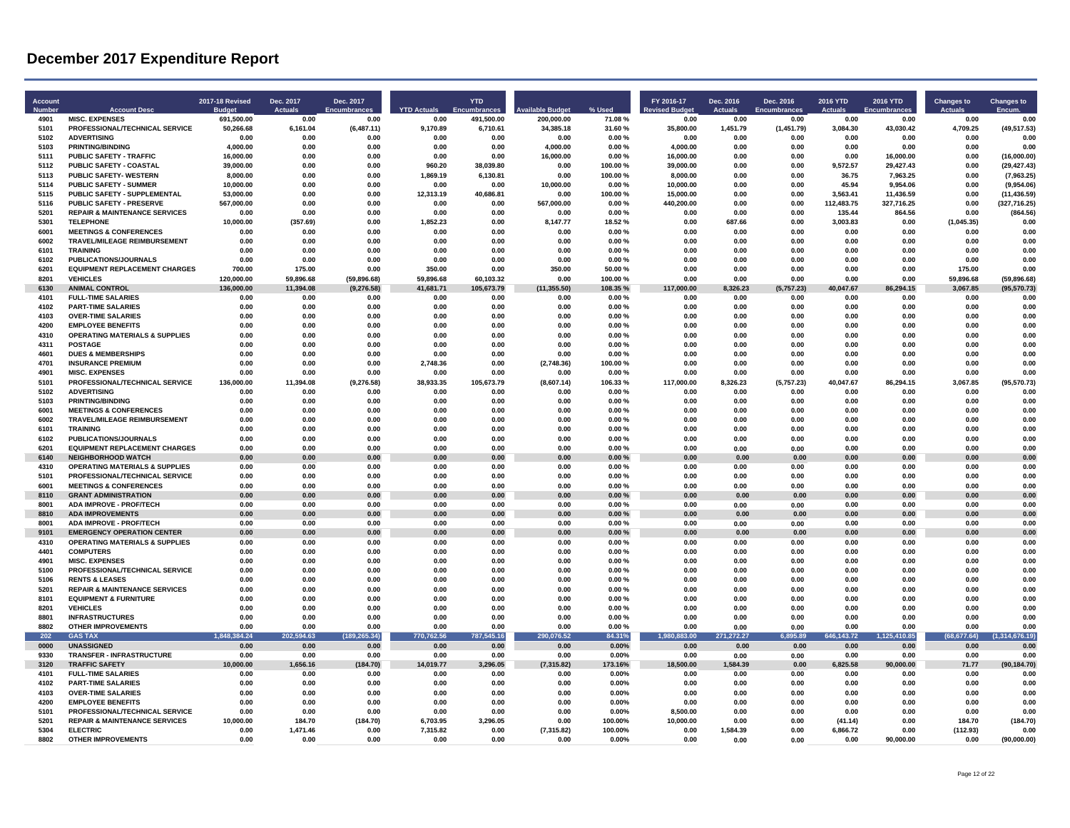# December 2017 Expenditure Report

| Account Number | Account Desc | 2017-18 Revised Budget | Dec. 2017 Actuals | Dec. 2017 Encumbrances | YTD Actuals | YTD Encumbrances | Available Budget | % Used | FY 2016-17 Revised Budget | Dec. 2016 Actuals | Dec. 2016 Encumbrances | 2016 YTD Actuals | 2016 YTD Encumbrances | Changes to Actuals | Changes to Encum. |
|---|---|---|---|---|---|---|---|---|---|---|---|---|---|---|---|
| 4901 | MISC. EXPENSES | 691,500.00 | 0.00 | 0.00 | 0.00 | 491,500.00 | 200,000.00 | 71.08 % | 0.00 | 0.00 | 0.00 | 0.00 | 0.00 | 0.00 | 0.00 |
| 5101 | PROFESSIONAL/TECHNICAL SERVICE | 50,266.68 | 6,161.04 | (6,487.11) | 9,170.89 | 6,710.61 | 34,385.18 | 31.60 % | 35,800.00 | 1,451.79 | (1,451.79) | 3,084.30 | 43,030.42 | 4,709.25 | (49,517.53) |
| 5102 | ADVERTISING | 0.00 | 0.00 | 0.00 | 0.00 | 0.00 | 0.00 | 0.00 % | 0.00 | 0.00 | 0.00 | 0.00 | 0.00 | 0.00 | 0.00 |
| 5103 | PRINTING/BINDING | 4,000.00 | 0.00 | 0.00 | 0.00 | 0.00 | 4,000.00 | 0.00 % | 4,000.00 | 0.00 | 0.00 | 0.00 | 0.00 | 0.00 | 0.00 |
| 5111 | PUBLIC SAFETY - TRAFFIC | 16,000.00 | 0.00 | 0.00 | 0.00 | 0.00 | 16,000.00 | 0.00 % | 16,000.00 | 0.00 | 0.00 | 0.00 | 16,000.00 | 0.00 | (16,000.00) |
| 5112 | PUBLIC SAFETY - COASTAL | 39,000.00 | 0.00 | 0.00 | 960.20 | 38,039.80 | 0.00 | 100.00 % | 39,000.00 | 0.00 | 0.00 | 9,572.57 | 29,427.43 | 0.00 | (29,427.43) |
| 5113 | PUBLIC SAFETY- WESTERN | 8,000.00 | 0.00 | 0.00 | 1,869.19 | 6,130.81 | 0.00 | 100.00 % | 8,000.00 | 0.00 | 0.00 | 36.75 | 7,963.25 | 0.00 | (7,963.25) |
| 5114 | PUBLIC SAFETY - SUMMER | 10,000.00 | 0.00 | 0.00 | 0.00 | 0.00 | 10,000.00 | 0.00 % | 10,000.00 | 0.00 | 0.00 | 45.94 | 9,954.06 | 0.00 | (9,954.06) |
| 5115 | PUBLIC SAFETY - SUPPLEMENTAL | 53,000.00 | 0.00 | 0.00 | 12,313.19 | 40,686.81 | 0.00 | 100.00 % | 15,000.00 | 0.00 | 0.00 | 3,563.41 | 11,436.59 | 0.00 | (11,436.59) |
| 5116 | PUBLIC SAFETY - PRESERVE | 567,000.00 | 0.00 | 0.00 | 0.00 | 0.00 | 567,000.00 | 0.00 % | 440,200.00 | 0.00 | 0.00 | 112,483.75 | 327,716.25 | 0.00 | (327,716.25) |
| 5201 | REPAIR & MAINTENANCE SERVICES | 0.00 | 0.00 | 0.00 | 0.00 | 0.00 | 0.00 | 0.00 % | 0.00 | 0.00 | 0.00 | 135.44 | 864.56 | 0.00 | (864.56) |
| 5301 | TELEPHONE | 10,000.00 | (357.69) | 0.00 | 1,852.23 | 0.00 | 8,147.77 | 18.52 % | 0.00 | 687.66 | 0.00 | 3,003.83 | 0.00 | (1,045.35) | 0.00 |
| 6001 | MEETINGS & CONFERENCES | 0.00 | 0.00 | 0.00 | 0.00 | 0.00 | 0.00 | 0.00 % | 0.00 | 0.00 | 0.00 | 0.00 | 0.00 | 0.00 | 0.00 |
| 6002 | TRAVEL/MILEAGE REIMBURSEMENT | 0.00 | 0.00 | 0.00 | 0.00 | 0.00 | 0.00 | 0.00 % | 0.00 | 0.00 | 0.00 | 0.00 | 0.00 | 0.00 | 0.00 |
| 6101 | TRAINING | 0.00 | 0.00 | 0.00 | 0.00 | 0.00 | 0.00 | 0.00 % | 0.00 | 0.00 | 0.00 | 0.00 | 0.00 | 0.00 | 0.00 |
| 6102 | PUBLICATIONS/JOURNALS | 0.00 | 0.00 | 0.00 | 0.00 | 0.00 | 0.00 | 0.00 % | 0.00 | 0.00 | 0.00 | 0.00 | 0.00 | 0.00 | 0.00 |
| 6201 | EQUIPMENT REPLACEMENT CHARGES | 700.00 | 175.00 | 0.00 | 350.00 | 0.00 | 350.00 | 50.00 % | 0.00 | 0.00 | 0.00 | 0.00 | 0.00 | 175.00 | 0.00 |
| 8201 | VEHICLES | 120,000.00 | 59,896.68 | (59,896.68) | 59,896.68 | 60,103.32 | 0.00 | 100.00 % | 0.00 | 0.00 | 0.00 | 0.00 | 0.00 | 59,896.68 | (59,896.68) |
| 6130 | ANIMAL CONTROL | 136,000.00 | 11,394.08 | (9,276.58) | 41,681.71 | 105,673.79 | (11,355.50) | 108.35 % | 117,000.00 | 8,326.23 | (5,757.23) | 40,047.67 | 86,294.15 | 3,067.85 | (95,570.73) |
| 4101 | FULL-TIME SALARIES | 0.00 | 0.00 | 0.00 | 0.00 | 0.00 | 0.00 | 0.00 % | 0.00 | 0.00 | 0.00 | 0.00 | 0.00 | 0.00 | 0.00 |
| 4102 | PART-TIME SALARIES | 0.00 | 0.00 | 0.00 | 0.00 | 0.00 | 0.00 | 0.00 % | 0.00 | 0.00 | 0.00 | 0.00 | 0.00 | 0.00 | 0.00 |
| 4103 | OVER-TIME SALARIES | 0.00 | 0.00 | 0.00 | 0.00 | 0.00 | 0.00 | 0.00 % | 0.00 | 0.00 | 0.00 | 0.00 | 0.00 | 0.00 | 0.00 |
| 4200 | EMPLOYEE BENEFITS | 0.00 | 0.00 | 0.00 | 0.00 | 0.00 | 0.00 | 0.00 % | 0.00 | 0.00 | 0.00 | 0.00 | 0.00 | 0.00 | 0.00 |
| 4310 | OPERATING MATERIALS & SUPPLIES | 0.00 | 0.00 | 0.00 | 0.00 | 0.00 | 0.00 | 0.00 % | 0.00 | 0.00 | 0.00 | 0.00 | 0.00 | 0.00 | 0.00 |
| 4311 | POSTAGE | 0.00 | 0.00 | 0.00 | 0.00 | 0.00 | 0.00 | 0.00 % | 0.00 | 0.00 | 0.00 | 0.00 | 0.00 | 0.00 | 0.00 |
| 4601 | DUES & MEMBERSHIPS | 0.00 | 0.00 | 0.00 | 0.00 | 0.00 | 0.00 | 0.00 % | 0.00 | 0.00 | 0.00 | 0.00 | 0.00 | 0.00 | 0.00 |
| 4701 | INSURANCE PREMIUM | 0.00 | 0.00 | 0.00 | 2,748.36 | 0.00 | (2,748.36) | 100.00 % | 0.00 | 0.00 | 0.00 | 0.00 | 0.00 | 0.00 | 0.00 |
| 4901 | MISC. EXPENSES | 0.00 | 0.00 | 0.00 | 0.00 | 0.00 | 0.00 | 0.00 % | 0.00 | 0.00 | 0.00 | 0.00 | 0.00 | 0.00 | 0.00 |
| 5101 | PROFESSIONAL/TECHNICAL SERVICE | 136,000.00 | 11,394.08 | (9,276.58) | 38,933.35 | 105,673.79 | (8,607.14) | 106.33 % | 117,000.00 | 8,326.23 | (5,757.23) | 40,047.67 | 86,294.15 | 3,067.85 | (95,570.73) |
| 5102 | ADVERTISING | 0.00 | 0.00 | 0.00 | 0.00 | 0.00 | 0.00 | 0.00 % | 0.00 | 0.00 | 0.00 | 0.00 | 0.00 | 0.00 | 0.00 |
| 5103 | PRINTING/BINDING | 0.00 | 0.00 | 0.00 | 0.00 | 0.00 | 0.00 | 0.00 % | 0.00 | 0.00 | 0.00 | 0.00 | 0.00 | 0.00 | 0.00 |
| 6001 | MEETINGS & CONFERENCES | 0.00 | 0.00 | 0.00 | 0.00 | 0.00 | 0.00 | 0.00 % | 0.00 | 0.00 | 0.00 | 0.00 | 0.00 | 0.00 | 0.00 |
| 6002 | TRAVEL/MILEAGE REIMBURSEMENT | 0.00 | 0.00 | 0.00 | 0.00 | 0.00 | 0.00 | 0.00 % | 0.00 | 0.00 | 0.00 | 0.00 | 0.00 | 0.00 | 0.00 |
| 6101 | TRAINING | 0.00 | 0.00 | 0.00 | 0.00 | 0.00 | 0.00 | 0.00 % | 0.00 | 0.00 | 0.00 | 0.00 | 0.00 | 0.00 | 0.00 |
| 6102 | PUBLICATIONS/JOURNALS | 0.00 | 0.00 | 0.00 | 0.00 | 0.00 | 0.00 | 0.00 % | 0.00 | 0.00 | 0.00 | 0.00 | 0.00 | 0.00 | 0.00 |
| 6201 | EQUIPMENT REPLACEMENT CHARGES | 0.00 | 0.00 | 0.00 | 0.00 | 0.00 | 0.00 | 0.00 % | 0.00 | 0.00 | 0.00 | 0.00 | 0.00 | 0.00 | 0.00 |
| 6140 | NEIGHBORHOOD WATCH | 0.00 | 0.00 | 0.00 | 0.00 | 0.00 | 0.00 | 0.00 % | 0.00 | 0.00 | 0.00 | 0.00 | 0.00 | 0.00 | 0.00 |
| 4310 | OPERATING MATERIALS & SUPPLIES | 0.00 | 0.00 | 0.00 | 0.00 | 0.00 | 0.00 | 0.00 % | 0.00 | 0.00 | 0.00 | 0.00 | 0.00 | 0.00 | 0.00 |
| 5101 | PROFESSIONAL/TECHNICAL SERVICE | 0.00 | 0.00 | 0.00 | 0.00 | 0.00 | 0.00 | 0.00 % | 0.00 | 0.00 | 0.00 | 0.00 | 0.00 | 0.00 | 0.00 |
| 6001 | MEETINGS & CONFERENCES | 0.00 | 0.00 | 0.00 | 0.00 | 0.00 | 0.00 | 0.00 % | 0.00 | 0.00 | 0.00 | 0.00 | 0.00 | 0.00 | 0.00 |
| 8110 | GRANT ADMINISTRATION | 0.00 | 0.00 | 0.00 | 0.00 | 0.00 | 0.00 | 0.00 % | 0.00 | 0.00 | 0.00 | 0.00 | 0.00 | 0.00 | 0.00 |
| 8001 | ADA IMPROVE - PROF/TECH | 0.00 | 0.00 | 0.00 | 0.00 | 0.00 | 0.00 | 0.00 % | 0.00 | 0.00 | 0.00 | 0.00 | 0.00 | 0.00 | 0.00 |
| 8810 | ADA IMPROVEMENTS | 0.00 | 0.00 | 0.00 | 0.00 | 0.00 | 0.00 | 0.00 % | 0.00 | 0.00 | 0.00 | 0.00 | 0.00 | 0.00 | 0.00 |
| 8001 | ADA IMPROVE - PROF/TECH | 0.00 | 0.00 | 0.00 | 0.00 | 0.00 | 0.00 | 0.00 % | 0.00 | 0.00 | 0.00 | 0.00 | 0.00 | 0.00 | 0.00 |
| 9101 | EMERGENCY OPERATION CENTER | 0.00 | 0.00 | 0.00 | 0.00 | 0.00 | 0.00 | 0.00 % | 0.00 | 0.00 | 0.00 | 0.00 | 0.00 | 0.00 | 0.00 |
| 4310 | OPERATING MATERIALS & SUPPLIES | 0.00 | 0.00 | 0.00 | 0.00 | 0.00 | 0.00 | 0.00 % | 0.00 | 0.00 | 0.00 | 0.00 | 0.00 | 0.00 | 0.00 |
| 4401 | COMPUTERS | 0.00 | 0.00 | 0.00 | 0.00 | 0.00 | 0.00 | 0.00 % | 0.00 | 0.00 | 0.00 | 0.00 | 0.00 | 0.00 | 0.00 |
| 4901 | MISC. EXPENSES | 0.00 | 0.00 | 0.00 | 0.00 | 0.00 | 0.00 | 0.00 % | 0.00 | 0.00 | 0.00 | 0.00 | 0.00 | 0.00 | 0.00 |
| 5100 | PROFESSIONAL/TECHNICAL SERVICE | 0.00 | 0.00 | 0.00 | 0.00 | 0.00 | 0.00 | 0.00 % | 0.00 | 0.00 | 0.00 | 0.00 | 0.00 | 0.00 | 0.00 |
| 5106 | RENTS & LEASES | 0.00 | 0.00 | 0.00 | 0.00 | 0.00 | 0.00 | 0.00 % | 0.00 | 0.00 | 0.00 | 0.00 | 0.00 | 0.00 | 0.00 |
| 5201 | REPAIR & MAINTENANCE SERVICES | 0.00 | 0.00 | 0.00 | 0.00 | 0.00 | 0.00 | 0.00 % | 0.00 | 0.00 | 0.00 | 0.00 | 0.00 | 0.00 | 0.00 |
| 8101 | EQUIPMENT & FURNITURE | 0.00 | 0.00 | 0.00 | 0.00 | 0.00 | 0.00 | 0.00 % | 0.00 | 0.00 | 0.00 | 0.00 | 0.00 | 0.00 | 0.00 |
| 8201 | VEHICLES | 0.00 | 0.00 | 0.00 | 0.00 | 0.00 | 0.00 | 0.00 % | 0.00 | 0.00 | 0.00 | 0.00 | 0.00 | 0.00 | 0.00 |
| 8801 | INFRASTRUCTURES | 0.00 | 0.00 | 0.00 | 0.00 | 0.00 | 0.00 | 0.00 % | 0.00 | 0.00 | 0.00 | 0.00 | 0.00 | 0.00 | 0.00 |
| 8802 | OTHER IMPROVEMENTS | 0.00 | 0.00 | 0.00 | 0.00 | 0.00 | 0.00 | 0.00 % | 0.00 | 0.00 | 0.00 | 0.00 | 0.00 | 0.00 | 0.00 |
| 202 | GAS TAX | 1,848,384.24 | 202,594.63 | (189,265.34) | 770,762.56 | 787,545.16 | 290,076.52 | 84.31% | 1,980,883.00 | 271,272.27 | 6,895.89 | 646,143.72 | 1,125,410.85 | (68,677.64) | (1,314,676.19) |
| 0000 | UNASSIGNED | 0.00 | 0.00 | 0.00 | 0.00 | 0.00 | 0.00 | 0.00% | 0.00 | 0.00 | 0.00 | 0.00 | 0.00 | 0.00 | 0.00 |
| 9330 | TRANSFER - INFRASTRUCTURE | 0.00 | 0.00 | 0.00 | 0.00 | 0.00 | 0.00 | 0.00% | 0.00 | 0.00 | 0.00 | 0.00 | 0.00 | 0.00 | 0.00 |
| 3120 | TRAFFIC SAFETY | 10,000.00 | 1,656.16 | (184.70) | 14,019.77 | 3,296.05 | (7,315.82) | 173.16% | 18,500.00 | 1,584.39 | 0.00 | 6,825.58 | 90,000.00 | 71.77 | (90,184.70) |
| 4101 | FULL-TIME SALARIES | 0.00 | 0.00 | 0.00 | 0.00 | 0.00 | 0.00 | 0.00% | 0.00 | 0.00 | 0.00 | 0.00 | 0.00 | 0.00 | 0.00 |
| 4102 | PART-TIME SALARIES | 0.00 | 0.00 | 0.00 | 0.00 | 0.00 | 0.00 | 0.00% | 0.00 | 0.00 | 0.00 | 0.00 | 0.00 | 0.00 | 0.00 |
| 4103 | OVER-TIME SALARIES | 0.00 | 0.00 | 0.00 | 0.00 | 0.00 | 0.00 | 0.00% | 0.00 | 0.00 | 0.00 | 0.00 | 0.00 | 0.00 | 0.00 |
| 4200 | EMPLOYEE BENEFITS | 0.00 | 0.00 | 0.00 | 0.00 | 0.00 | 0.00 | 0.00% | 0.00 | 0.00 | 0.00 | 0.00 | 0.00 | 0.00 | 0.00 |
| 5101 | PROFESSIONAL/TECHNICAL SERVICE | 0.00 | 0.00 | 0.00 | 0.00 | 0.00 | 0.00 | 0.00% | 8,500.00 | 0.00 | 0.00 | 0.00 | 0.00 | 0.00 | 0.00 |
| 5201 | REPAIR & MAINTENANCE SERVICES | 10,000.00 | 184.70 | (184.70) | 6,703.95 | 3,296.05 | 0.00 | 100.00% | 10,000.00 | 0.00 | 0.00 | (41.14) | 0.00 | 184.70 | (184.70) |
| 5304 | ELECTRIC | 0.00 | 1,471.46 | 0.00 | 7,315.82 | 0.00 | (7,315.82) | 100.00% | 0.00 | 1,584.39 | 0.00 | 6,866.72 | 0.00 | (112.93) | 0.00 |
| 8802 | OTHER IMPROVEMENTS | 0.00 | 0.00 | 0.00 | 0.00 | 0.00 | 0.00 | 0.00% | 0.00 | 0.00 | 0.00 | 0.00 | 90,000.00 | 0.00 | (90,000.00) |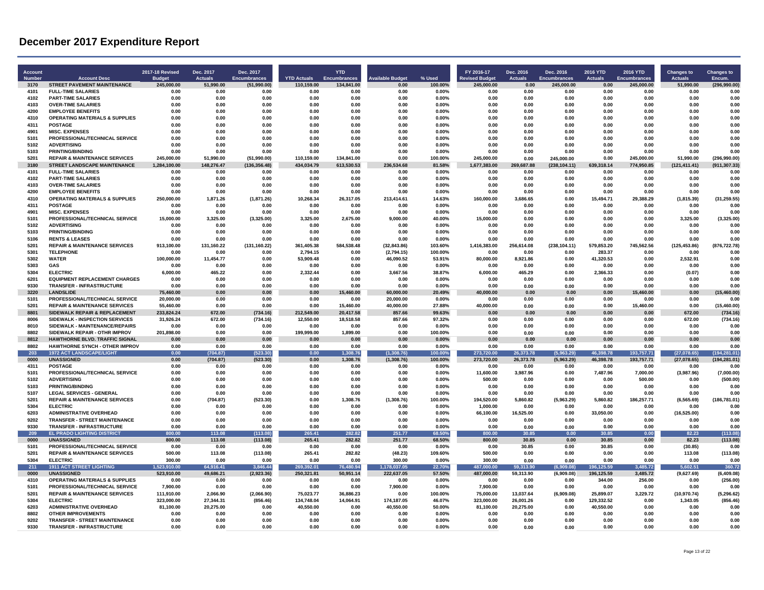# December 2017 Expenditure Report

| Account Number | Account Desc | 2017-18 Revised Budget | Dec. 2017 Actuals | Dec. 2017 Encumbrances | YTD Actuals | YTD Encumbrances | Available Budget | % Used | FY 2016-17 Revised Budget | Dec. 2016 Actuals | Dec. 2016 Encumbrances | 2016 YTD Actuals | 2016 YTD Encumbrances | Changes to Actuals | Changes to Encum. |
|---|---|---|---|---|---|---|---|---|---|---|---|---|---|---|---|
| 3170 | STREET PAVEMENT MAINTENANCE | 245,000.00 | 51,990.00 | (51,990.00) | 110,159.00 | 134,841.00 | 0.00 | 100.00% | 245,000.00 | 0.00 | 245,000.00 | 0.00 | 245,000.00 | 51,990.00 | (296,990.00) |
| 4101 | FULL-TIME SALARIES | 0.00 | 0.00 | 0.00 | 0.00 | 0.00 | 0.00 | 0.00% | 0.00 | 0.00 | 0.00 | 0.00 | 0.00 | 0.00 | 0.00 |
| 4102 | PART-TIME SALARIES | 0.00 | 0.00 | 0.00 | 0.00 | 0.00 | 0.00 | 0.00% | 0.00 | 0.00 | 0.00 | 0.00 | 0.00 | 0.00 | 0.00 |
| 4103 | OVER-TIME SALARIES | 0.00 | 0.00 | 0.00 | 0.00 | 0.00 | 0.00 | 0.00% | 0.00 | 0.00 | 0.00 | 0.00 | 0.00 | 0.00 | 0.00 |
| 4200 | EMPLOYEE BENEFITS | 0.00 | 0.00 | 0.00 | 0.00 | 0.00 | 0.00 | 0.00% | 0.00 | 0.00 | 0.00 | 0.00 | 0.00 | 0.00 | 0.00 |
| 4310 | OPERATING MATERIALS & SUPPLIES | 0.00 | 0.00 | 0.00 | 0.00 | 0.00 | 0.00 | 0.00% | 0.00 | 0.00 | 0.00 | 0.00 | 0.00 | 0.00 | 0.00 |
| 4311 | POSTAGE | 0.00 | 0.00 | 0.00 | 0.00 | 0.00 | 0.00 | 0.00% | 0.00 | 0.00 | 0.00 | 0.00 | 0.00 | 0.00 | 0.00 |
| 4901 | MISC. EXPENSES | 0.00 | 0.00 | 0.00 | 0.00 | 0.00 | 0.00 | 0.00% | 0.00 | 0.00 | 0.00 | 0.00 | 0.00 | 0.00 | 0.00 |
| 5101 | PROFESSIONAL/TECHNICAL SERVICE | 0.00 | 0.00 | 0.00 | 0.00 | 0.00 | 0.00 | 0.00% | 0.00 | 0.00 | 0.00 | 0.00 | 0.00 | 0.00 | 0.00 |
| 5102 | ADVERTISING | 0.00 | 0.00 | 0.00 | 0.00 | 0.00 | 0.00 | 0.00% | 0.00 | 0.00 | 0.00 | 0.00 | 0.00 | 0.00 | 0.00 |
| 5103 | PRINTING/BINDING | 0.00 | 0.00 | 0.00 | 0.00 | 0.00 | 0.00 | 0.00% | 0.00 | 0.00 | 0.00 | 0.00 | 0.00 | 0.00 | 0.00 |
| 5201 | REPAIR & MAINTENANCE SERVICES | 245,000.00 | 51,990.00 | (51,990.00) | 110,159.00 | 134,841.00 | 0.00 | 100.00% | 245,000.00 | 0.00 | 245,000.00 | 0.00 | 245,000.00 | 51,990.00 | (296,990.00) |
| 3180 | STREET LANDSCAPE MAINTENANCE | 1,284,100.00 | 148,276.47 | (136,356.48) | 434,034.79 | 613,530.53 | 236,534.68 | 81.58% | 1,677,383.00 | 269,687.88 | (238,104.11) | 639,318.14 | 774,950.85 | (121,411.41) | (911,307.33) |
| 4101 | FULL-TIME SALARIES | 0.00 | 0.00 | 0.00 | 0.00 | 0.00 | 0.00 | 0.00% | 0.00 | 0.00 | 0.00 | 0.00 | 0.00 | 0.00 | 0.00 |
| 4102 | PART-TIME SALARIES | 0.00 | 0.00 | 0.00 | 0.00 | 0.00 | 0.00 | 0.00% | 0.00 | 0.00 | 0.00 | 0.00 | 0.00 | 0.00 | 0.00 |
| 4103 | OVER-TIME SALARIES | 0.00 | 0.00 | 0.00 | 0.00 | 0.00 | 0.00 | 0.00% | 0.00 | 0.00 | 0.00 | 0.00 | 0.00 | 0.00 | 0.00 |
| 4200 | EMPLOYEE BENEFITS | 0.00 | 0.00 | 0.00 | 0.00 | 0.00 | 0.00 | 0.00% | 0.00 | 0.00 | 0.00 | 0.00 | 0.00 | 0.00 | 0.00 |
| 4310 | OPERATING MATERIALS & SUPPLIES | 250,000.00 | 1,871.26 | (1,871.26) | 10,268.34 | 26,317.05 | 213,414.61 | 14.63% | 160,000.00 | 3,686.65 | 0.00 | 15,494.71 | 29,388.29 | (1,815.39) | (31,259.55) |
| 4311 | POSTAGE | 0.00 | 0.00 | 0.00 | 0.00 | 0.00 | 0.00 | 0.00% | 0.00 | 0.00 | 0.00 | 0.00 | 0.00 | 0.00 | 0.00 |
| 4901 | MISC. EXPENSES | 0.00 | 0.00 | 0.00 | 0.00 | 0.00 | 0.00 | 0.00% | 0.00 | 0.00 | 0.00 | 0.00 | 0.00 | 0.00 | 0.00 |
| 5101 | PROFESSIONAL/TECHNICAL SERVICE | 15,000.00 | 3,325.00 | (3,325.00) | 3,325.00 | 2,675.00 | 9,000.00 | 40.00% | 15,000.00 | 0.00 | 0.00 | 0.00 | 0.00 | 3,325.00 | (3,325.00) |
| 5102 | ADVERTISING | 0.00 | 0.00 | 0.00 | 0.00 | 0.00 | 0.00 | 0.00% | 0.00 | 0.00 | 0.00 | 0.00 | 0.00 | 0.00 | 0.00 |
| 5103 | PRINTING/BINDING | 0.00 | 0.00 | 0.00 | 0.00 | 0.00 | 0.00 | 0.00% | 0.00 | 0.00 | 0.00 | 0.00 | 0.00 | 0.00 | 0.00 |
| 5106 | RENTS & LEASES | 0.00 | 0.00 | 0.00 | 0.00 | 0.00 | 0.00 | 0.00% | 0.00 | 0.00 | 0.00 | 0.00 | 0.00 | 0.00 | 0.00 |
| 5201 | REPAIR & MAINTENANCE SERVICES | 913,100.00 | 131,160.22 | (131,160.22) | 361,405.38 | 584,538.48 | (32,843.86) | 103.60% | 1,416,383.00 | 256,614.08 | (238,104.11) | 579,853.20 | 745,562.56 | (125,453.86) | (876,722.78) |
| 5301 | TELEPHONE | 0.00 | 0.00 | 0.00 | 2,794.15 | 0.00 | (2,794.15) | 100.00% | 0.00 | 0.00 | 0.00 | 283.37 | 0.00 | 0.00 | 0.00 |
| 5302 | WATER | 100,000.00 | 11,454.77 | 0.00 | 53,909.48 | 0.00 | 46,090.52 | 53.91% | 80,000.00 | 8,921.86 | 0.00 | 41,320.53 | 0.00 | 2,532.91 | 0.00 |
| 5303 | GAS | 0.00 | 0.00 | 0.00 | 0.00 | 0.00 | 0.00 | 0.00% | 0.00 | 0.00 | 0.00 | 0.00 | 0.00 | 0.00 | 0.00 |
| 5304 | ELECTRIC | 6,000.00 | 465.22 | 0.00 | 2,332.44 | 0.00 | 3,667.56 | 38.87% | 6,000.00 | 465.29 | 0.00 | 2,366.33 | 0.00 | (0.07) | 0.00 |
| 6201 | EQUIPMENT REPLACEMENT CHARGES | 0.00 | 0.00 | 0.00 | 0.00 | 0.00 | 0.00 | 0.00% | 0.00 | 0.00 | 0.00 | 0.00 | 0.00 | 0.00 | 0.00 |
| 9330 | TRANSFER - INFRASTRUCTURE | 0.00 | 0.00 | 0.00 | 0.00 | 0.00 | 0.00 | 0.00% | 0.00 | 0.00 | 0.00 | 0.00 | 0.00 | 0.00 | 0.00 |
| 3220 | LANDSLIDE | 75,460.00 | 0.00 | 0.00 | 0.00 | 15,460.00 | 60,000.00 | 20.49% | 40,000.00 | 0.00 | 0.00 | 0.00 | 15,460.00 | 0.00 | (15,460.00) |
| 5101 | PROFESSIONAL/TECHNICAL SERVICE | 20,000.00 | 0.00 | 0.00 | 0.00 | 0.00 | 20,000.00 | 0.00% | 0.00 | 0.00 | 0.00 | 0.00 | 0.00 | 0.00 | 0.00 |
| 5201 | REPAIR & MAINTENANCE SERVICES | 55,460.00 | 0.00 | 0.00 | 0.00 | 15,460.00 | 40,000.00 | 27.88% | 40,000.00 | 0.00 | 0.00 | 0.00 | 15,460.00 | 0.00 | (15,460.00) |
| 8801 | SIDEWALK REPAIR & REPLACEMENT | 233,824.24 | 672.00 | (734.16) | 212,549.00 | 20,417.58 | 857.66 | 99.63% | 0.00 | 0.00 | 0.00 | 0.00 | 0.00 | 672.00 | (734.16) |
| 8006 | SIDEWALK - INSPECTION SERVICES | 31,926.24 | 672.00 | (734.16) | 12,550.00 | 18,518.58 | 857.66 | 97.32% | 0.00 | 0.00 | 0.00 | 0.00 | 0.00 | 672.00 | (734.16) |
| 8010 | SIDEWALK - MAINTENANCE/REPAIRS | 0.00 | 0.00 | 0.00 | 0.00 | 0.00 | 0.00 | 0.00% | 0.00 | 0.00 | 0.00 | 0.00 | 0.00 | 0.00 | 0.00 |
| 8802 | SIDEWALK REPAIR - OTHR IMPROV | 201,898.00 | 0.00 | 0.00 | 199,999.00 | 1,899.00 | 0.00 | 100.00% | 0.00 | 0.00 | 0.00 | 0.00 | 0.00 | 0.00 | 0.00 |
| 8812 | HAWTHORNE BLVD. TRAFFIC SIGNAL | 0.00 | 0.00 | 0.00 | 0.00 | 0.00 | 0.00 | 0.00% | 0.00 | 0.00 | 0.00 | 0.00 | 0.00 | 0.00 | 0.00 |
| 8802 | HAWTHORNE SYNCH - OTHER IMPROV | 0.00 | 0.00 | 0.00 | 0.00 | 0.00 | 0.00 | 0.00% | 0.00 | 0.00 | 0.00 | 0.00 | 0.00 | 0.00 | 0.00 |
| 203 | 1972 ACT LANDSCAPE/LIGHT | 0.00 | (704.87) | (523.30) | 0.00 | 1,308.76 | (1,308.76) | 100.00% | 273,720.00 | 26,373.78 | (5,963.29) | 46,398.78 | 193,757.71 | (27,078.65) | (194,281.01) |
| 0000 | UNASSIGNED | 0.00 | (704.87) | (523.30) | 0.00 | 1,308.76 | (1,308.76) | 100.00% | 273,720.00 | 26,373.78 | (5,963.29) | 46,398.78 | 193,757.71 | (27,078.65) | (194,281.01) |
| 4311 | POSTAGE | 0.00 | 0.00 | 0.00 | 0.00 | 0.00 | 0.00 | 0.00% | 0.00 | 0.00 | 0.00 | 0.00 | 0.00 | 0.00 | 0.00 |
| 5101 | PROFESSIONAL/TECHNICAL SERVICE | 0.00 | 0.00 | 0.00 | 0.00 | 0.00 | 0.00 | 0.00% | 11,600.00 | 3,987.96 | 0.00 | 7,487.96 | 7,000.00 | (3,987.96) | (7,000.00) |
| 5102 | ADVERTISING | 0.00 | 0.00 | 0.00 | 0.00 | 0.00 | 0.00 | 0.00% | 500.00 | 0.00 | 0.00 | 0.00 | 500.00 | 0.00 | (500.00) |
| 5103 | PRINTING/BINDING | 0.00 | 0.00 | 0.00 | 0.00 | 0.00 | 0.00 | 0.00% | 0.00 | 0.00 | 0.00 | 0.00 | 0.00 | 0.00 | 0.00 |
| 5107 | LEGAL SERVICES - GENERAL | 0.00 | 0.00 | 0.00 | 0.00 | 0.00 | 0.00 | 0.00% | 0.00 | 0.00 | 0.00 | 0.00 | 0.00 | 0.00 | 0.00 |
| 5201 | REPAIR & MAINTENANCE SERVICES | 0.00 | (704.87) | (523.30) | 0.00 | 1,308.76 | (1,308.76) | 100.00% | 194,520.00 | 5,860.82 | (5,963.29) | 5,860.82 | 186,257.71 | (6,565.69) | (186,781.01) |
| 5304 | ELECTRIC | 0.00 | 0.00 | 0.00 | 0.00 | 0.00 | 0.00 | 0.00% | 1,000.00 | 0.00 | 0.00 | 0.00 | 0.00 | 0.00 | 0.00 |
| 6203 | ADMINISTRATIVE OVERHEAD | 0.00 | 0.00 | 0.00 | 0.00 | 0.00 | 0.00 | 0.00% | 66,100.00 | 16,525.00 | 0.00 | 33,050.00 | 0.00 | (16,525.00) | 0.00 |
| 9202 | TRANSFER - STREET MAINTENANCE | 0.00 | 0.00 | 0.00 | 0.00 | 0.00 | 0.00 | 0.00% | 0.00 | 0.00 | 0.00 | 0.00 | 0.00 | 0.00 | 0.00 |
| 9330 | TRANSFER - INFRASTRUCTURE | 0.00 | 0.00 | 0.00 | 0.00 | 0.00 | 0.00 | 0.00% | 0.00 | 0.00 | 0.00 | 0.00 | 0.00 | 0.00 | 0.00 |
| 209 | EL PRADO LIGHTING DISTRICT | 800.00 | 113.08 | (113.08) | 265.41 | 282.82 | 251.77 | 68.50% | 800.00 | 30.85 | 0.00 | 30.85 | 0.00 | 82.23 | (113.08) |
| 0000 | UNASSIGNED | 800.00 | 113.08 | (113.08) | 265.41 | 282.82 | 251.77 | 68.50% | 800.00 | 30.85 | 0.00 | 30.85 | 0.00 | 82.23 | (113.08) |
| 5101 | PROFESSIONAL/TECHNICAL SERVICE | 0.00 | 0.00 | 0.00 | 0.00 | 0.00 | 0.00 | 0.00% | 0.00 | 30.85 | 0.00 | 30.85 | 0.00 | (30.85) | 0.00 |
| 5201 | REPAIR & MAINTENANCE SERVICES | 500.00 | 113.08 | (113.08) | 265.41 | 282.82 | (48.23) | 109.60% | 500.00 | 0.00 | 0.00 | 0.00 | 0.00 | 113.08 | (113.08) |
| 5304 | ELECTRIC | 300.00 | 0.00 | 0.00 | 0.00 | 0.00 | 300.00 | 0.00% | 300.00 | 0.00 | 0.00 | 0.00 | 0.00 | 0.00 | 0.00 |
| 211 | 1911 ACT STREET LIGHTING | 1,523,910.00 | 64,916.41 | 3,846.44 | 269,392.01 | 76,480.94 | 1,178,037.05 | 22.70% | 487,000.00 | 59,313.90 | (6,909.08) | 196,125.59 | 3,485.72 | 5,602.51 | 360.72 |
| 0000 | UNASSIGNED | 523,910.00 | 49,686.21 | (2,923.36) | 250,321.81 | 50,951.14 | 222,637.05 | 57.50% | 487,000.00 | 59,313.90 | (6,909.08) | 196,125.59 | 3,485.72 | (9,627.69) | (6,409.08) |
| 4310 | OPERATING MATERIALS & SUPPLIES | 0.00 | 0.00 | 0.00 | 0.00 | 0.00 | 0.00 | 0.00% | 0.00 | 0.00 | 0.00 | 344.00 | 256.00 | 0.00 | (256.00) |
| 5101 | PROFESSIONAL/TECHNICAL SERVICE | 7,900.00 | 0.00 | 0.00 | 0.00 | 0.00 | 7,900.00 | 0.00% | 7,900.00 | 0.00 | 0.00 | 0.00 | 0.00 | 0.00 | 0.00 |
| 5201 | REPAIR & MAINTENANCE SERVICES | 111,910.00 | 2,066.90 | (2,066.90) | 75,023.77 | 36,886.23 | 0.00 | 100.00% | 75,000.00 | 13,037.64 | (6,909.08) | 25,899.07 | 3,229.72 | (10,970.74) | (5,296.62) |
| 5304 | ELECTRIC | 323,000.00 | 27,344.31 | (856.46) | 134,748.04 | 14,064.91 | 174,187.05 | 46.07% | 323,000.00 | 26,001.26 | 0.00 | 129,332.52 | 0.00 | 1,343.05 | (856.46) |
| 6203 | ADMINISTRATIVE OVERHEAD | 81,100.00 | 20,275.00 | 0.00 | 40,550.00 | 0.00 | 40,550.00 | 50.00% | 81,100.00 | 20,275.00 | 0.00 | 40,550.00 | 0.00 | 0.00 | 0.00 |
| 8802 | OTHER IMPROVEMENTS | 0.00 | 0.00 | 0.00 | 0.00 | 0.00 | 0.00 | 0.00% | 0.00 | 0.00 | 0.00 | 0.00 | 0.00 | 0.00 | 0.00 |
| 9202 | TRANSFER - STREET MAINTENANCE | 0.00 | 0.00 | 0.00 | 0.00 | 0.00 | 0.00 | 0.00% | 0.00 | 0.00 | 0.00 | 0.00 | 0.00 | 0.00 | 0.00 |
| 9330 | TRANSFER - INFRASTRUCTURE | 0.00 | 0.00 | 0.00 | 0.00 | 0.00 | 0.00 | 0.00% | 0.00 | 0.00 | 0.00 | 0.00 | 0.00 | 0.00 | 0.00 |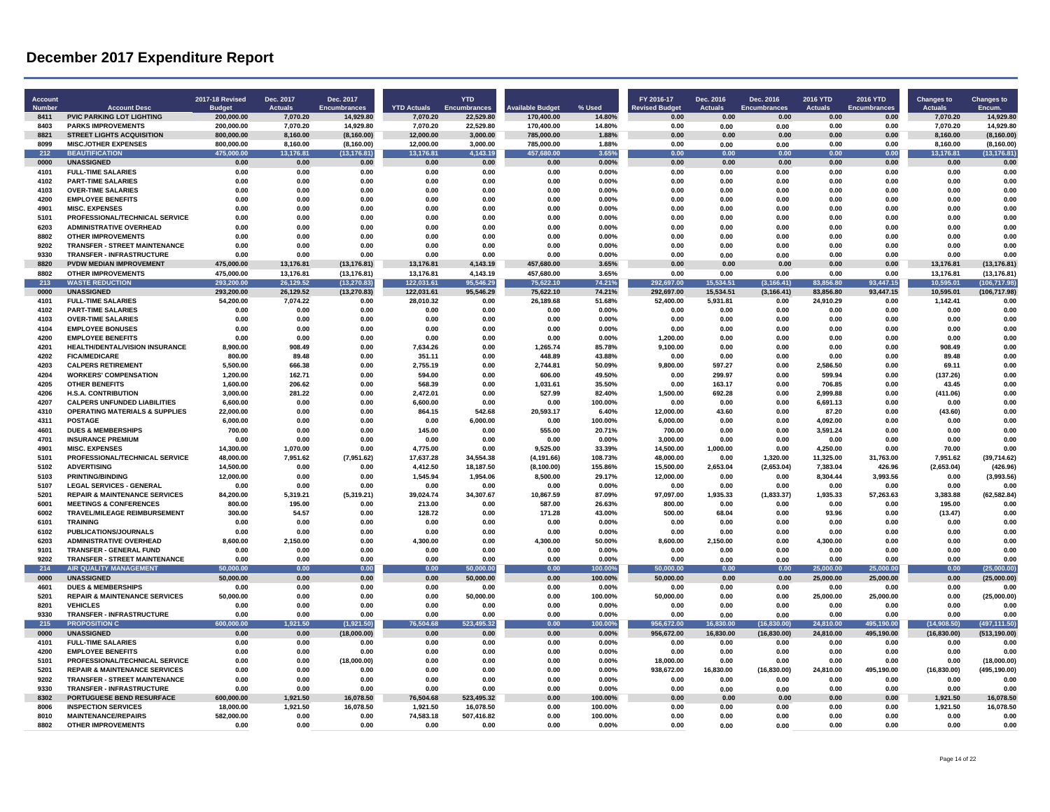# December 2017 Expenditure Report

| Account Number | Account Desc | 2017-18 Revised Budget | Dec. 2017 Actuals | Dec. 2017 Encumbrances | YTD Actuals | YTD Encumbrances | Available Budget | % Used | FY 2016-17 Revised Budget | Dec. 2016 Actuals | Dec. 2016 Encumbrances | 2016 YTD Actuals | 2016 YTD Encumbrances | Changes to Actuals | Changes to Encum. |
|---|---|---|---|---|---|---|---|---|---|---|---|---|---|---|---|
| 8411 | PVIC PARKING LOT LIGHTING | 200,000.00 | 7,070.20 | 14,929.80 | 7,070.20 | 22,529.80 | 170,400.00 | 14.80% | 0.00 | 0.00 | 0.00 | 0.00 | 0.00 | 7,070.20 | 14,929.80 |
| 8403 | PARKS IMPROVEMENTS | 200,000.00 | 7,070.20 | 14,929.80 | 7,070.20 | 22,529.80 | 170,400.00 | 14.80% | 0.00 | 0.00 | 0.00 | 0.00 | 0.00 | 7,070.20 | 14,929.80 |
| 8821 | STREET LIGHTS ACQUISITION | 800,000.00 | 8,160.00 | (8,160.00) | 12,000.00 | 3,000.00 | 785,000.00 | 1.88% | 0.00 | 0.00 | 0.00 | 0.00 | 0.00 | 8,160.00 | (8,160.00) |
| 8099 | MISC./OTHER EXPENSES | 800,000.00 | 8,160.00 | (8,160.00) | 12,000.00 | 3,000.00 | 785,000.00 | 1.88% | 0.00 | 0.00 | 0.00 | 0.00 | 0.00 | 8,160.00 | (8,160.00) |
| **212** | **BEAUTIFICATION** | **475,000.00** | **13,176.81** | **(13,176.81)** | **13,176.81** | **4,143.19** | **457,680.00** | **3.65%** | **0.00** | **0.00** | **0.00** | **0.00** | **0.00** | **13,176.81** | **(13,176.81)** |
| 0000 | UNASSIGNED | 0.00 | 0.00 | 0.00 | 0.00 | 0.00 | 0.00 | 0.00% | 0.00 | 0.00 | 0.00 | 0.00 | 0.00 | 0.00 | 0.00 |
| 4101 | FULL-TIME SALARIES | 0.00 | 0.00 | 0.00 | 0.00 | 0.00 | 0.00 | 0.00% | 0.00 | 0.00 | 0.00 | 0.00 | 0.00 | 0.00 | 0.00 |
| 4102 | PART-TIME SALARIES | 0.00 | 0.00 | 0.00 | 0.00 | 0.00 | 0.00 | 0.00% | 0.00 | 0.00 | 0.00 | 0.00 | 0.00 | 0.00 | 0.00 |
| 4103 | OVER-TIME SALARIES | 0.00 | 0.00 | 0.00 | 0.00 | 0.00 | 0.00 | 0.00% | 0.00 | 0.00 | 0.00 | 0.00 | 0.00 | 0.00 | 0.00 |
| 4200 | EMPLOYEE BENEFITS | 0.00 | 0.00 | 0.00 | 0.00 | 0.00 | 0.00 | 0.00% | 0.00 | 0.00 | 0.00 | 0.00 | 0.00 | 0.00 | 0.00 |
| 4901 | MISC. EXPENSES | 0.00 | 0.00 | 0.00 | 0.00 | 0.00 | 0.00 | 0.00% | 0.00 | 0.00 | 0.00 | 0.00 | 0.00 | 0.00 | 0.00 |
| 5101 | PROFESSIONAL/TECHNICAL SERVICE | 0.00 | 0.00 | 0.00 | 0.00 | 0.00 | 0.00 | 0.00% | 0.00 | 0.00 | 0.00 | 0.00 | 0.00 | 0.00 | 0.00 |
| 6203 | ADMINISTRATIVE OVERHEAD | 0.00 | 0.00 | 0.00 | 0.00 | 0.00 | 0.00 | 0.00% | 0.00 | 0.00 | 0.00 | 0.00 | 0.00 | 0.00 | 0.00 |
| 8802 | OTHER IMPROVEMENTS | 0.00 | 0.00 | 0.00 | 0.00 | 0.00 | 0.00 | 0.00% | 0.00 | 0.00 | 0.00 | 0.00 | 0.00 | 0.00 | 0.00 |
| 9202 | TRANSFER - STREET MAINTENANCE | 0.00 | 0.00 | 0.00 | 0.00 | 0.00 | 0.00 | 0.00% | 0.00 | 0.00 | 0.00 | 0.00 | 0.00 | 0.00 | 0.00 |
| 9330 | TRANSFER - INFRASTRUCTURE | 0.00 | 0.00 | 0.00 | 0.00 | 0.00 | 0.00 | 0.00% | 0.00 | 0.00 | 0.00 | 0.00 | 0.00 | 0.00 | 0.00 |
| 8820 | PVDW MEDIAN IMPROVEMENT | 475,000.00 | 13,176.81 | (13,176.81) | 13,176.81 | 4,143.19 | 457,680.00 | 3.65% | 0.00 | 0.00 | 0.00 | 0.00 | 0.00 | 13,176.81 | (13,176.81) |
| 8802 | OTHER IMPROVEMENTS | 475,000.00 | 13,176.81 | (13,176.81) | 13,176.81 | 4,143.19 | 457,680.00 | 3.65% | 0.00 | 0.00 | 0.00 | 0.00 | 0.00 | 13,176.81 | (13,176.81) |
| **213** | **WASTE REDUCTION** | **293,200.00** | **26,129.52** | **(13,270.83)** | **122,031.61** | **95,546.29** | **75,622.10** | **74.21%** | **292,697.00** | **15,534.51** | **(3,166.41)** | **83,856.80** | **93,447.15** | **10,595.01** | **(106,717.98)** |
| 0000 | UNASSIGNED | 293,200.00 | 26,129.52 | (13,270.83) | 122,031.61 | 95,546.29 | 75,622.10 | 74.21% | 292,697.00 | 15,534.51 | (3,166.41) | 83,856.80 | 93,447.15 | 10,595.01 | (106,717.98) |
| 4101 | FULL-TIME SALARIES | 54,200.00 | 7,074.22 | 0.00 | 28,010.32 | 0.00 | 26,189.68 | 51.68% | 52,400.00 | 5,931.81 | 0.00 | 24,910.29 | 0.00 | 1,142.41 | 0.00 |
| 4102 | PART-TIME SALARIES | 0.00 | 0.00 | 0.00 | 0.00 | 0.00 | 0.00 | 0.00% | 0.00 | 0.00 | 0.00 | 0.00 | 0.00 | 0.00 | 0.00 |
| 4103 | OVER-TIME SALARIES | 0.00 | 0.00 | 0.00 | 0.00 | 0.00 | 0.00 | 0.00% | 0.00 | 0.00 | 0.00 | 0.00 | 0.00 | 0.00 | 0.00 |
| 4104 | EMPLOYEE BONUSES | 0.00 | 0.00 | 0.00 | 0.00 | 0.00 | 0.00 | 0.00% | 0.00 | 0.00 | 0.00 | 0.00 | 0.00 | 0.00 | 0.00 |
| 4200 | EMPLOYEE BENEFITS | 0.00 | 0.00 | 0.00 | 0.00 | 0.00 | 0.00 | 0.00% | 1,200.00 | 0.00 | 0.00 | 0.00 | 0.00 | 0.00 | 0.00 |
| 4201 | HEALTH/DENTAL/VISION INSURANCE | 8,900.00 | 908.49 | 0.00 | 7,634.26 | 0.00 | 1,265.74 | 85.78% | 9,100.00 | 0.00 | 0.00 | 0.00 | 0.00 | 908.49 | 0.00 |
| 4202 | FICA/MEDICARE | 800.00 | 89.48 | 0.00 | 351.11 | 0.00 | 448.89 | 43.88% | 0.00 | 0.00 | 0.00 | 0.00 | 0.00 | 89.48 | 0.00 |
| 4203 | CALPERS RETIREMENT | 5,500.00 | 666.38 | 0.00 | 2,755.19 | 0.00 | 2,744.81 | 50.09% | 9,800.00 | 597.27 | 0.00 | 2,586.50 | 0.00 | 69.11 | 0.00 |
| 4204 | WORKERS' COMPENSATION | 1,200.00 | 162.71 | 0.00 | 594.00 | 0.00 | 606.00 | 49.50% | 0.00 | 299.97 | 0.00 | 599.94 | 0.00 | (137.26) | 0.00 |
| 4205 | OTHER BENEFITS | 1,600.00 | 206.62 | 0.00 | 568.39 | 0.00 | 1,031.61 | 35.50% | 0.00 | 163.17 | 0.00 | 706.85 | 0.00 | 43.45 | 0.00 |
| 4206 | H.S.A. CONTRIBUTION | 3,000.00 | 281.22 | 0.00 | 2,472.01 | 0.00 | 527.99 | 82.40% | 1,500.00 | 692.28 | 0.00 | 2,999.88 | 0.00 | (411.06) | 0.00 |
| 4207 | CALPERS UNFUNDED LIABILITIES | 6,600.00 | 0.00 | 0.00 | 6,600.00 | 0.00 | 0.00 | 100.00% | 0.00 | 0.00 | 0.00 | 6,691.13 | 0.00 | 0.00 | 0.00 |
| 4310 | OPERATING MATERIALS & SUPPLIES | 22,000.00 | 0.00 | 0.00 | 864.15 | 542.68 | 20,593.17 | 6.40% | 12,000.00 | 43.60 | 0.00 | 87.20 | 0.00 | (43.60) | 0.00 |
| 4311 | POSTAGE | 6,000.00 | 0.00 | 0.00 | 0.00 | 6,000.00 | 0.00 | 100.00% | 6,000.00 | 0.00 | 0.00 | 4,092.00 | 0.00 | 0.00 | 0.00 |
| 4601 | DUES & MEMBERSHIPS | 700.00 | 0.00 | 0.00 | 145.00 | 0.00 | 555.00 | 20.71% | 700.00 | 0.00 | 0.00 | 3,591.24 | 0.00 | 0.00 | 0.00 |
| 4701 | INSURANCE PREMIUM | 0.00 | 0.00 | 0.00 | 0.00 | 0.00 | 0.00 | 0.00% | 3,000.00 | 0.00 | 0.00 | 0.00 | 0.00 | 0.00 | 0.00 |
| 4901 | MISC. EXPENSES | 14,300.00 | 1,070.00 | 0.00 | 4,775.00 | 0.00 | 9,525.00 | 33.39% | 14,500.00 | 1,000.00 | 0.00 | 4,250.00 | 0.00 | 70.00 | 0.00 |
| 5101 | PROFESSIONAL/TECHNICAL SERVICE | 48,000.00 | 7,951.62 | (7,951.62) | 17,637.28 | 34,554.38 | (4,191.66) | 108.73% | 48,000.00 | 0.00 | 1,320.00 | 11,325.00 | 31,763.00 | 7,951.62 | (39,714.62) |
| 5102 | ADVERTISING | 14,500.00 | 0.00 | 0.00 | 4,412.50 | 18,187.50 | (8,100.00) | 155.86% | 15,500.00 | 2,653.04 | (2,653.04) | 7,383.04 | 426.96 | (2,653.04) | (426.96) |
| 5103 | PRINTING/BINDING | 12,000.00 | 0.00 | 0.00 | 1,545.94 | 1,954.06 | 8,500.00 | 29.17% | 12,000.00 | 0.00 | 0.00 | 8,304.44 | 3,993.56 | 0.00 | (3,993.56) |
| 5107 | LEGAL SERVICES - GENERAL | 0.00 | 0.00 | 0.00 | 0.00 | 0.00 | 0.00 | 0.00% | 0.00 | 0.00 | 0.00 | 0.00 | 0.00 | 0.00 | 0.00 |
| 5201 | REPAIR & MAINTENANCE SERVICES | 84,200.00 | 5,319.21 | (5,319.21) | 39,024.74 | 34,307.67 | 10,867.59 | 87.09% | 97,097.00 | 1,935.33 | (1,833.37) | 1,935.33 | 57,263.63 | 3,383.88 | (62,582.84) |
| 6001 | MEETINGS & CONFERENCES | 800.00 | 195.00 | 0.00 | 213.00 | 0.00 | 587.00 | 26.63% | 800.00 | 0.00 | 0.00 | 0.00 | 0.00 | 195.00 | 0.00 |
| 6002 | TRAVEL/MILEAGE REIMBURSEMENT | 300.00 | 54.57 | 0.00 | 128.72 | 0.00 | 171.28 | 43.00% | 500.00 | 68.04 | 0.00 | 93.96 | 0.00 | (13.47) | 0.00 |
| 6101 | TRAINING | 0.00 | 0.00 | 0.00 | 0.00 | 0.00 | 0.00 | 0.00% | 0.00 | 0.00 | 0.00 | 0.00 | 0.00 | 0.00 | 0.00 |
| 6102 | PUBLICATIONS/JOURNALS | 0.00 | 0.00 | 0.00 | 0.00 | 0.00 | 0.00 | 0.00% | 0.00 | 0.00 | 0.00 | 0.00 | 0.00 | 0.00 | 0.00 |
| 6203 | ADMINISTRATIVE OVERHEAD | 8,600.00 | 2,150.00 | 0.00 | 4,300.00 | 0.00 | 4,300.00 | 50.00% | 8,600.00 | 2,150.00 | 0.00 | 4,300.00 | 0.00 | 0.00 | 0.00 |
| 9101 | TRANSFER - GENERAL FUND | 0.00 | 0.00 | 0.00 | 0.00 | 0.00 | 0.00 | 0.00% | 0.00 | 0.00 | 0.00 | 0.00 | 0.00 | 0.00 | 0.00 |
| 9202 | TRANSFER - STREET MAINTENANCE | 0.00 | 0.00 | 0.00 | 0.00 | 0.00 | 0.00 | 0.00% | 0.00 | 0.00 | 0.00 | 0.00 | 0.00 | 0.00 | 0.00 |
| **214** | **AIR QUALITY MANAGEMENT** | **50,000.00** | **0.00** | **0.00** | **0.00** | **50,000.00** | **0.00** | **100.00%** | **50,000.00** | **0.00** | **0.00** | **25,000.00** | **25,000.00** | **0.00** | **(25,000.00)** |
| 0000 | UNASSIGNED | 50,000.00 | 0.00 | 0.00 | 0.00 | 50,000.00 | 0.00 | 100.00% | 50,000.00 | 0.00 | 0.00 | 25,000.00 | 25,000.00 | 0.00 | (25,000.00) |
| 4601 | DUES & MEMBERSHIPS | 0.00 | 0.00 | 0.00 | 0.00 | 0.00 | 0.00 | 0.00% | 0.00 | 0.00 | 0.00 | 0.00 | 0.00 | 0.00 | 0.00 |
| 5201 | REPAIR & MAINTENANCE SERVICES | 50,000.00 | 0.00 | 0.00 | 0.00 | 50,000.00 | 0.00 | 100.00% | 50,000.00 | 0.00 | 0.00 | 25,000.00 | 25,000.00 | 0.00 | (25,000.00) |
| 8201 | VEHICLES | 0.00 | 0.00 | 0.00 | 0.00 | 0.00 | 0.00 | 0.00% | 0.00 | 0.00 | 0.00 | 0.00 | 0.00 | 0.00 | 0.00 |
| 9330 | TRANSFER - INFRASTRUCTURE | 0.00 | 0.00 | 0.00 | 0.00 | 0.00 | 0.00 | 0.00% | 0.00 | 0.00 | 0.00 | 0.00 | 0.00 | 0.00 | 0.00 |
| **215** | **PROPOSITION C** | **600,000.00** | **1,921.50** | **(1,921.50)** | **76,504.68** | **523,495.32** | **0.00** | **100.00%** | **956,672.00** | **16,830.00** | **(16,830.00)** | **24,810.00** | **495,190.00** | **(14,908.50)** | **(497,111.50)** |
| 0000 | UNASSIGNED | 0.00 | 0.00 | (18,000.00) | 0.00 | 0.00 | 0.00 | 0.00% | 956,672.00 | 16,830.00 | (16,830.00) | 24,810.00 | 495,190.00 | (16,830.00) | (513,190.00) |
| 4101 | FULL-TIME SALARIES | 0.00 | 0.00 | 0.00 | 0.00 | 0.00 | 0.00 | 0.00% | 0.00 | 0.00 | 0.00 | 0.00 | 0.00 | 0.00 | 0.00 |
| 4200 | EMPLOYEE BENEFITS | 0.00 | 0.00 | 0.00 | 0.00 | 0.00 | 0.00 | 0.00% | 0.00 | 0.00 | 0.00 | 0.00 | 0.00 | 0.00 | 0.00 |
| 5101 | PROFESSIONAL/TECHNICAL SERVICE | 0.00 | 0.00 | (18,000.00) | 0.00 | 0.00 | 0.00 | 0.00% | 18,000.00 | 0.00 | 0.00 | 0.00 | 0.00 | 0.00 | (18,000.00) |
| 5201 | REPAIR & MAINTENANCE SERVICES | 0.00 | 0.00 | 0.00 | 0.00 | 0.00 | 0.00 | 0.00% | 938,672.00 | 16,830.00 | (16,830.00) | 24,810.00 | 495,190.00 | (16,830.00) | (495,190.00) |
| 9202 | TRANSFER - STREET MAINTENANCE | 0.00 | 0.00 | 0.00 | 0.00 | 0.00 | 0.00 | 0.00% | 0.00 | 0.00 | 0.00 | 0.00 | 0.00 | 0.00 | 0.00 |
| 9330 | TRANSFER - INFRASTRUCTURE | 0.00 | 0.00 | 0.00 | 0.00 | 0.00 | 0.00 | 0.00% | 0.00 | 0.00 | 0.00 | 0.00 | 0.00 | 0.00 | 0.00 |
| 8302 | PORTUGUESE BEND RESURFACE | 600,000.00 | 1,921.50 | 16,078.50 | 76,504.68 | 523,495.32 | 0.00 | 100.00% | 0.00 | 0.00 | 0.00 | 0.00 | 0.00 | 1,921.50 | 16,078.50 |
| 8006 | INSPECTION SERVICES | 18,000.00 | 1,921.50 | 16,078.50 | 1,921.50 | 16,078.50 | 0.00 | 100.00% | 0.00 | 0.00 | 0.00 | 0.00 | 0.00 | 1,921.50 | 16,078.50 |
| 8010 | MAINTENANCE/REPAIRS | 582,000.00 | 0.00 | 0.00 | 74,583.18 | 507,416.82 | 0.00 | 100.00% | 0.00 | 0.00 | 0.00 | 0.00 | 0.00 | 0.00 | 0.00 |
| 8802 | OTHER IMPROVEMENTS | 0.00 | 0.00 | 0.00 | 0.00 | 0.00 | 0.00 | 0.00% | 0.00 | 0.00 | 0.00 | 0.00 | 0.00 | 0.00 | 0.00 |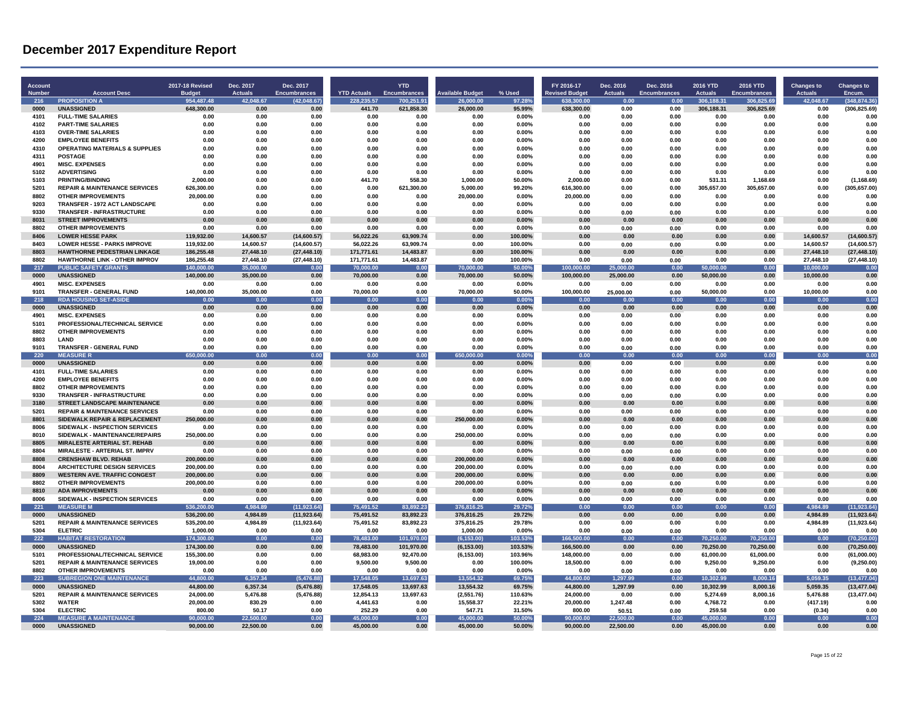# December 2017 Expenditure Report

| Account Number | Account Desc | 2017-18 Revised Budget | Dec. 2017 Actuals | Dec. 2017 Encumbrances | YTD Actuals | YTD Encumbrances | Available Budget | % Used | FY 2016-17 Revised Budget | Dec. 2016 Actuals | Dec. 2016 Encumbrances | 2016 YTD Actuals | 2016 YTD Encumbrances | Changes to Actuals | Changes to Encum. |
|---|---|---|---|---|---|---|---|---|---|---|---|---|---|---|---|
| 216 | PROPOSITION A | 954,487.48 | 42,048.67 | (42,048.67) | 228,235.57 | 700,251.91 | 26,000.00 | 97.28% | 638,300.00 | 0.00 | 0.00 | 306,188.31 | 306,825.69 | 42,048.67 | (348,874.36) |
| 0000 | UNASSIGNED | 648,300.00 | 0.00 | 0.00 | 441.70 | 621,858.30 | 26,000.00 | 95.99% | 638,300.00 | 0.00 | 0.00 | 306,188.31 | 306,825.69 | 0.00 | (306,825.69) |
| 4101 | FULL-TIME SALARIES | 0.00 | 0.00 | 0.00 | 0.00 | 0.00 | 0.00 | 0.00% | 0.00 | 0.00 | 0.00 | 0.00 | 0.00 | 0.00 | 0.00 |
| 4102 | PART-TIME SALARIES | 0.00 | 0.00 | 0.00 | 0.00 | 0.00 | 0.00 | 0.00% | 0.00 | 0.00 | 0.00 | 0.00 | 0.00 | 0.00 | 0.00 |
| 4103 | OVER-TIME SALARIES | 0.00 | 0.00 | 0.00 | 0.00 | 0.00 | 0.00 | 0.00% | 0.00 | 0.00 | 0.00 | 0.00 | 0.00 | 0.00 | 0.00 |
| 4200 | EMPLOYEE BENEFITS | 0.00 | 0.00 | 0.00 | 0.00 | 0.00 | 0.00 | 0.00% | 0.00 | 0.00 | 0.00 | 0.00 | 0.00 | 0.00 | 0.00 |
| 4310 | OPERATING MATERIALS & SUPPLIES | 0.00 | 0.00 | 0.00 | 0.00 | 0.00 | 0.00 | 0.00% | 0.00 | 0.00 | 0.00 | 0.00 | 0.00 | 0.00 | 0.00 |
| 4311 | POSTAGE | 0.00 | 0.00 | 0.00 | 0.00 | 0.00 | 0.00 | 0.00% | 0.00 | 0.00 | 0.00 | 0.00 | 0.00 | 0.00 | 0.00 |
| 4901 | MISC. EXPENSES | 0.00 | 0.00 | 0.00 | 0.00 | 0.00 | 0.00 | 0.00% | 0.00 | 0.00 | 0.00 | 0.00 | 0.00 | 0.00 | 0.00 |
| 5102 | ADVERTISING | 0.00 | 0.00 | 0.00 | 0.00 | 0.00 | 0.00 | 0.00% | 0.00 | 0.00 | 0.00 | 0.00 | 0.00 | 0.00 | 0.00 |
| 5103 | PRINTING/BINDING | 2,000.00 | 0.00 | 0.00 | 441.70 | 558.30 | 1,000.00 | 50.00% | 2,000.00 | 0.00 | 0.00 | 531.31 | 1,168.69 | 0.00 | (1,168.69) |
| 5201 | REPAIR & MAINTENANCE SERVICES | 626,300.00 | 0.00 | 0.00 | 0.00 | 621,300.00 | 5,000.00 | 99.20% | 616,300.00 | 0.00 | 0.00 | 305,657.00 | 305,657.00 | 0.00 | (305,657.00) |
| 8802 | OTHER IMPROVEMENTS | 20,000.00 | 0.00 | 0.00 | 0.00 | 0.00 | 20,000.00 | 0.00% | 20,000.00 | 0.00 | 0.00 | 0.00 | 0.00 | 0.00 | 0.00 |
| 9203 | TRANSFER - 1972 ACT LANDSCAPE | 0.00 | 0.00 | 0.00 | 0.00 | 0.00 | 0.00 | 0.00% | 0.00 | 0.00 | 0.00 | 0.00 | 0.00 | 0.00 | 0.00 |
| 9330 | TRANSFER - INFRASTRUCTURE | 0.00 | 0.00 | 0.00 | 0.00 | 0.00 | 0.00 | 0.00% | 0.00 | 0.00 | 0.00 | 0.00 | 0.00 | 0.00 | 0.00 |
| 8031 | STREET IMPROVEMENTS | 0.00 | 0.00 | 0.00 | 0.00 | 0.00 | 0.00 | 0.00% | 0.00 | 0.00 | 0.00 | 0.00 | 0.00 | 0.00 | 0.00 |
| 8802 | OTHER IMPROVEMENTS | 0.00 | 0.00 | 0.00 | 0.00 | 0.00 | 0.00 | 0.00% | 0.00 | 0.00 | 0.00 | 0.00 | 0.00 | 0.00 | 0.00 |
| 8406 | LOWER HESSE PARK | 119,932.00 | 14,600.57 | (14,600.57) | 56,022.26 | 63,909.74 | 0.00 | 100.00% | 0.00 | 0.00 | 0.00 | 0.00 | 0.00 | 14,600.57 | (14,600.57) |
| 8403 | LOWER HESSE - PARKS IMPROVE | 119,932.00 | 14,600.57 | (14,600.57) | 56,022.26 | 63,909.74 | 0.00 | 100.00% | 0.00 | 0.00 | 0.00 | 0.00 | 0.00 | 14,600.57 | (14,600.57) |
| 8803 | HAWTHORNE PEDESTRIAN LINKAGE | 186,255.48 | 27,448.10 | (27,448.10) | 171,771.61 | 14,483.87 | 0.00 | 100.00% | 0.00 | 0.00 | 0.00 | 0.00 | 0.00 | 27,448.10 | (27,448.10) |
| 8802 | HAWTHORNE LINK - OTHER IMPROV | 186,255.48 | 27,448.10 | (27,448.10) | 171,771.61 | 14,483.87 | 0.00 | 100.00% | 0.00 | 0.00 | 0.00 | 0.00 | 0.00 | 27,448.10 | (27,448.10) |
| 217 | PUBLIC SAFETY GRANTS | 140,000.00 | 35,000.00 | 0.00 | 70,000.00 | 0.00 | 70,000.00 | 50.00% | 100,000.00 | 25,000.00 | 0.00 | 50,000.00 | 0.00 | 10,000.00 | 0.00 |
| 0000 | UNASSIGNED | 140,000.00 | 35,000.00 | 0.00 | 70,000.00 | 0.00 | 70,000.00 | 50.00% | 100,000.00 | 25,000.00 | 0.00 | 50,000.00 | 0.00 | 10,000.00 | 0.00 |
| 4901 | MISC. EXPENSES | 0.00 | 0.00 | 0.00 | 0.00 | 0.00 | 0.00 | 0.00% | 0.00 | 0.00 | 0.00 | 0.00 | 0.00 | 0.00 | 0.00 |
| 9101 | TRANSFER - GENERAL FUND | 140,000.00 | 35,000.00 | 0.00 | 70,000.00 | 0.00 | 70,000.00 | 50.00% | 100,000.00 | 25,000.00 | 0.00 | 50,000.00 | 0.00 | 10,000.00 | 0.00 |
| 218 | RDA HOUSING SET-ASIDE | 0.00 | 0.00 | 0.00 | 0.00 | 0.00 | 0.00 | 0.00% | 0.00 | 0.00 | 0.00 | 0.00 | 0.00 | 0.00 | 0.00 |
| 0000 | UNASSIGNED | 0.00 | 0.00 | 0.00 | 0.00 | 0.00 | 0.00 | 0.00% | 0.00 | 0.00 | 0.00 | 0.00 | 0.00 | 0.00 | 0.00 |
| 4901 | MISC. EXPENSES | 0.00 | 0.00 | 0.00 | 0.00 | 0.00 | 0.00 | 0.00% | 0.00 | 0.00 | 0.00 | 0.00 | 0.00 | 0.00 | 0.00 |
| 5101 | PROFESSIONAL/TECHNICAL SERVICE | 0.00 | 0.00 | 0.00 | 0.00 | 0.00 | 0.00 | 0.00% | 0.00 | 0.00 | 0.00 | 0.00 | 0.00 | 0.00 | 0.00 |
| 8802 | OTHER IMPROVEMENTS | 0.00 | 0.00 | 0.00 | 0.00 | 0.00 | 0.00 | 0.00% | 0.00 | 0.00 | 0.00 | 0.00 | 0.00 | 0.00 | 0.00 |
| 8803 | LAND | 0.00 | 0.00 | 0.00 | 0.00 | 0.00 | 0.00 | 0.00% | 0.00 | 0.00 | 0.00 | 0.00 | 0.00 | 0.00 | 0.00 |
| 9101 | TRANSFER - GENERAL FUND | 0.00 | 0.00 | 0.00 | 0.00 | 0.00 | 0.00 | 0.00% | 0.00 | 0.00 | 0.00 | 0.00 | 0.00 | 0.00 | 0.00 |
| 220 | MEASURE R | 650,000.00 | 0.00 | 0.00 | 0.00 | 0.00 | 650,000.00 | 0.00% | 0.00 | 0.00 | 0.00 | 0.00 | 0.00 | 0.00 | 0.00 |
| 0000 | UNASSIGNED | 0.00 | 0.00 | 0.00 | 0.00 | 0.00 | 0.00 | 0.00% | 0.00 | 0.00 | 0.00 | 0.00 | 0.00 | 0.00 | 0.00 |
| 4101 | FULL-TIME SALARIES | 0.00 | 0.00 | 0.00 | 0.00 | 0.00 | 0.00 | 0.00% | 0.00 | 0.00 | 0.00 | 0.00 | 0.00 | 0.00 | 0.00 |
| 4200 | EMPLOYEE BENEFITS | 0.00 | 0.00 | 0.00 | 0.00 | 0.00 | 0.00 | 0.00% | 0.00 | 0.00 | 0.00 | 0.00 | 0.00 | 0.00 | 0.00 |
| 8802 | OTHER IMPROVEMENTS | 0.00 | 0.00 | 0.00 | 0.00 | 0.00 | 0.00 | 0.00% | 0.00 | 0.00 | 0.00 | 0.00 | 0.00 | 0.00 | 0.00 |
| 9330 | TRANSFER - INFRASTRUCTURE | 0.00 | 0.00 | 0.00 | 0.00 | 0.00 | 0.00 | 0.00% | 0.00 | 0.00 | 0.00 | 0.00 | 0.00 | 0.00 | 0.00 |
| 3180 | STREET LANDSCAPE MAINTENANCE | 0.00 | 0.00 | 0.00 | 0.00 | 0.00 | 0.00 | 0.00% | 0.00 | 0.00 | 0.00 | 0.00 | 0.00 | 0.00 | 0.00 |
| 5201 | REPAIR & MAINTENANCE SERVICES | 0.00 | 0.00 | 0.00 | 0.00 | 0.00 | 0.00 | 0.00% | 0.00 | 0.00 | 0.00 | 0.00 | 0.00 | 0.00 | 0.00 |
| 8801 | SIDEWALK REPAIR & REPLACEMENT | 250,000.00 | 0.00 | 0.00 | 0.00 | 0.00 | 250,000.00 | 0.00% | 0.00 | 0.00 | 0.00 | 0.00 | 0.00 | 0.00 | 0.00 |
| 8006 | SIDEWALK - INSPECTION SERVICES | 0.00 | 0.00 | 0.00 | 0.00 | 0.00 | 0.00 | 0.00% | 0.00 | 0.00 | 0.00 | 0.00 | 0.00 | 0.00 | 0.00 |
| 8010 | SIDEWALK - MAINTENANCE/REPAIRS | 250,000.00 | 0.00 | 0.00 | 0.00 | 0.00 | 250,000.00 | 0.00% | 0.00 | 0.00 | 0.00 | 0.00 | 0.00 | 0.00 | 0.00 |
| 8805 | MIRALESTE ARTERIAL ST. REHAB | 0.00 | 0.00 | 0.00 | 0.00 | 0.00 | 0.00 | 0.00% | 0.00 | 0.00 | 0.00 | 0.00 | 0.00 | 0.00 | 0.00 |
| 8804 | MIRALESTE - ARTERIAL ST. IMPRV | 0.00 | 0.00 | 0.00 | 0.00 | 0.00 | 0.00 | 0.00% | 0.00 | 0.00 | 0.00 | 0.00 | 0.00 | 0.00 | 0.00 |
| 8808 | CRENSHAW BLVD. REHAB | 200,000.00 | 0.00 | 0.00 | 0.00 | 0.00 | 200,000.00 | 0.00% | 0.00 | 0.00 | 0.00 | 0.00 | 0.00 | 0.00 | 0.00 |
| 8004 | ARCHITECTURE DESIGN SERVICES | 200,000.00 | 0.00 | 0.00 | 0.00 | 0.00 | 200,000.00 | 0.00% | 0.00 | 0.00 | 0.00 | 0.00 | 0.00 | 0.00 | 0.00 |
| 8809 | WESTERN AVE. TRAFFIC CONGEST | 200,000.00 | 0.00 | 0.00 | 0.00 | 0.00 | 200,000.00 | 0.00% | 0.00 | 0.00 | 0.00 | 0.00 | 0.00 | 0.00 | 0.00 |
| 8802 | OTHER IMPROVEMENTS | 200,000.00 | 0.00 | 0.00 | 0.00 | 0.00 | 200,000.00 | 0.00% | 0.00 | 0.00 | 0.00 | 0.00 | 0.00 | 0.00 | 0.00 |
| 8810 | ADA IMPROVEMENTS | 0.00 | 0.00 | 0.00 | 0.00 | 0.00 | 0.00 | 0.00% | 0.00 | 0.00 | 0.00 | 0.00 | 0.00 | 0.00 | 0.00 |
| 8006 | SIDEWALK - INSPECTION SERVICES | 0.00 | 0.00 | 0.00 | 0.00 | 0.00 | 0.00 | 0.00% | 0.00 | 0.00 | 0.00 | 0.00 | 0.00 | 0.00 | 0.00 |
| 221 | MEASURE M | 536,200.00 | 4,984.89 | (11,923.64) | 75,491.52 | 83,892.23 | 376,816.25 | 29.72% | 0.00 | 0.00 | 0.00 | 0.00 | 0.00 | 4,984.89 | (11,923.64) |
| 0000 | UNASSIGNED | 536,200.00 | 4,984.89 | (11,923.64) | 75,491.52 | 83,892.23 | 376,816.25 | 29.72% | 0.00 | 0.00 | 0.00 | 0.00 | 0.00 | 4,984.89 | (11,923.64) |
| 5201 | REPAIR & MAINTENANCE SERVICES | 535,200.00 | 4,984.89 | (11,923.64) | 75,491.52 | 83,892.23 | 375,816.25 | 29.78% | 0.00 | 0.00 | 0.00 | 0.00 | 0.00 | 4,984.89 | (11,923.64) |
| 5304 | ELETRIC | 1,000.00 | 0.00 | 0.00 | 0.00 | 0.00 | 1,000.00 | 0.00% | 0.00 | 0.00 | 0.00 | 0.00 | 0.00 | 0.00 | 0.00 |
| 222 | HABITAT RESTORATION | 174,300.00 | 0.00 | 0.00 | 78,483.00 | 101,970.00 | (6,153.00) | 103.53% | 166,500.00 | 0.00 | 0.00 | 70,250.00 | 70,250.00 | 0.00 | (70,250.00) |
| 0000 | UNASSIGNED | 174,300.00 | 0.00 | 0.00 | 78,483.00 | 101,970.00 | (6,153.00) | 103.53% | 166,500.00 | 0.00 | 0.00 | 70,250.00 | 70,250.00 | 0.00 | (70,250.00) |
| 5101 | PROFESSIONAL/TECHNICAL SERVICE | 155,300.00 | 0.00 | 0.00 | 68,983.00 | 92,470.00 | (6,153.00) | 103.96% | 148,000.00 | 0.00 | 0.00 | 61,000.00 | 61,000.00 | 0.00 | (61,000.00) |
| 5201 | REPAIR & MAINTENANCE SERVICES | 19,000.00 | 0.00 | 0.00 | 9,500.00 | 9,500.00 | 0.00 | 100.00% | 18,500.00 | 0.00 | 0.00 | 9,250.00 | 9,250.00 | 0.00 | (9,250.00) |
| 8802 | OTHER IMPROVEMENTS | 0.00 | 0.00 | 0.00 | 0.00 | 0.00 | 0.00 | 0.00% | 0.00 | 0.00 | 0.00 | 0.00 | 0.00 | 0.00 | 0.00 |
| 223 | SUBREGION ONE MAINTENANCE | 44,800.00 | 6,357.34 | (5,476.88) | 17,548.05 | 13,697.63 | 13,554.32 | 69.75% | 44,800.00 | 1,297.99 | 0.00 | 10,302.99 | 8,000.16 | 5,059.35 | (13,477.04) |
| 0000 | UNASSIGNED | 44,800.00 | 6,357.34 | (5,476.88) | 17,548.05 | 13,697.63 | 13,554.32 | 69.75% | 44,800.00 | 1,297.99 | 0.00 | 10,302.99 | 8,000.16 | 5,059.35 | (13,477.04) |
| 5201 | REPAIR & MAINTENANCE SERVICES | 24,000.00 | 5,476.88 | (5,476.88) | 12,854.13 | 13,697.63 | (2,551.76) | 110.63% | 24,000.00 | 0.00 | 0.00 | 5,274.69 | 8,000.16 | 5,476.88 | (13,477.04) |
| 5302 | WATER | 20,000.00 | 830.29 | 0.00 | 4,441.63 | 0.00 | 15,558.37 | 22.21% | 20,000.00 | 1,247.48 | 0.00 | 4,768.72 | 0.00 | (417.19) | 0.00 |
| 5304 | ELECTRIC | 800.00 | 50.17 | 0.00 | 252.29 | 0.00 | 547.71 | 31.50% | 800.00 | 50.51 | 0.00 | 259.58 | 0.00 | (0.34) | 0.00 |
| 224 | MEASURE A MAINTENANCE | 90,000.00 | 22,500.00 | 0.00 | 45,000.00 | 0.00 | 45,000.00 | 50.00% | 90,000.00 | 22,500.00 | 0.00 | 45,000.00 | 0.00 | 0.00 | 0.00 |
| 0000 | UNASSIGNED | 90,000.00 | 22,500.00 | 0.00 | 45,000.00 | 0.00 | 45,000.00 | 50.00% | 90,000.00 | 22,500.00 | 0.00 | 45,000.00 | 0.00 | 0.00 | 0.00 |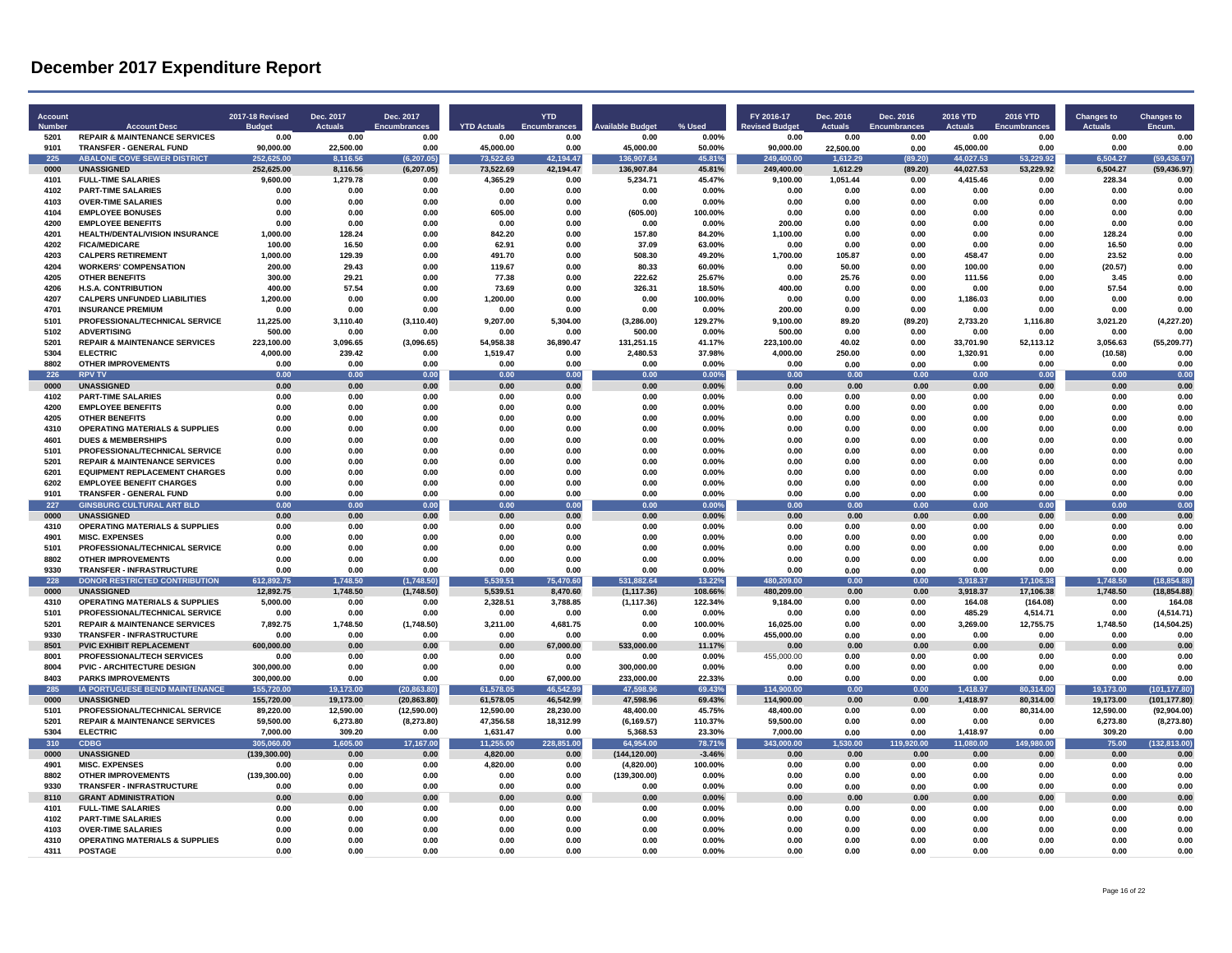# December 2017 Expenditure Report

| Account Number | Account Desc | 2017-18 Revised Budget | Dec. 2017 Actuals | Dec. 2017 Encumbrances | YTD Actuals | YTD Encumbrances | Available Budget | % Used | FY 2016-17 Revised Budget | Dec. 2016 Actuals | Dec. 2016 Encumbrances | 2016 YTD Actuals | 2016 YTD Encumbrances | Changes to Actuals | Changes to Encum. |
|---|---|---|---|---|---|---|---|---|---|---|---|---|---|---|---|
| 5201 | REPAIR & MAINTENANCE SERVICES | 0.00 | 0.00 | 0.00 | 0.00 | 0.00 | 0.00 | 0.00% | 0.00 | 0.00 | 0.00 | 0.00 | 0.00 | 0.00 | 0.00 |
| 9101 | TRANSFER - GENERAL FUND | 90,000.00 | 22,500.00 | 0.00 | 45,000.00 | 0.00 | 45,000.00 | 50.00% | 90,000.00 | 22,500.00 | 0.00 | 45,000.00 | 0.00 | 0.00 | 0.00 |
| 225 | ABALONE COVE SEWER DISTRICT | 252,625.00 | 8,116.56 | (6,207.05) | 73,522.69 | 42,194.47 | 136,907.84 | 45.81% | 249,400.00 | 1,612.29 | (89.20) | 44,027.53 | 53,229.92 | 6,504.27 | (59,436.97) |
| 0000 | UNASSIGNED | 252,625.00 | 8,116.56 | (6,207.05) | 73,522.69 | 42,194.47 | 136,907.84 | 45.81% | 249,400.00 | 1,612.29 | (89.20) | 44,027.53 | 53,229.92 | 6,504.27 | (59,436.97) |
| 4101 | FULL-TIME SALARIES | 9,600.00 | 1,279.78 | 0.00 | 4,365.29 | 0.00 | 5,234.71 | 45.47% | 9,100.00 | 1,051.44 | 0.00 | 4,415.46 | 0.00 | 228.34 | 0.00 |
| 4102 | PART-TIME SALARIES | 0.00 | 0.00 | 0.00 | 0.00 | 0.00 | 0.00 | 0.00% | 0.00 | 0.00 | 0.00 | 0.00 | 0.00 | 0.00 | 0.00 |
| 4103 | OVER-TIME SALARIES | 0.00 | 0.00 | 0.00 | 0.00 | 0.00 | 0.00 | 0.00% | 0.00 | 0.00 | 0.00 | 0.00 | 0.00 | 0.00 | 0.00 |
| 4104 | EMPLOYEE BONUSES | 0.00 | 0.00 | 0.00 | 605.00 | 0.00 | (605.00) | 100.00% | 0.00 | 0.00 | 0.00 | 0.00 | 0.00 | 0.00 | 0.00 |
| 4200 | EMPLOYEE BENEFITS | 0.00 | 0.00 | 0.00 | 0.00 | 0.00 | 0.00 | 0.00% | 200.00 | 0.00 | 0.00 | 0.00 | 0.00 | 0.00 | 0.00 |
| 4201 | HEALTH/DENTAL/VISION INSURANCE | 1,000.00 | 128.24 | 0.00 | 842.20 | 0.00 | 157.80 | 84.20% | 1,100.00 | 0.00 | 0.00 | 0.00 | 0.00 | 128.24 | 0.00 |
| 4202 | FICA/MEDICARE | 100.00 | 16.50 | 0.00 | 62.91 | 0.00 | 37.09 | 63.00% | 0.00 | 0.00 | 0.00 | 0.00 | 0.00 | 16.50 | 0.00 |
| 4203 | CALPERS RETIREMENT | 1,000.00 | 129.39 | 0.00 | 491.70 | 0.00 | 508.30 | 49.20% | 1,700.00 | 105.87 | 0.00 | 458.47 | 0.00 | 23.52 | 0.00 |
| 4204 | WORKERS' COMPENSATION | 200.00 | 29.43 | 0.00 | 119.67 | 0.00 | 80.33 | 60.00% | 0.00 | 50.00 | 0.00 | 100.00 | 0.00 | (20.57) | 0.00 |
| 4205 | OTHER BENEFITS | 300.00 | 29.21 | 0.00 | 77.38 | 0.00 | 222.62 | 25.67% | 0.00 | 25.76 | 0.00 | 111.56 | 0.00 | 3.45 | 0.00 |
| 4206 | H.S.A. CONTRIBUTION | 400.00 | 57.54 | 0.00 | 73.69 | 0.00 | 326.31 | 18.50% | 400.00 | 0.00 | 0.00 | 0.00 | 0.00 | 57.54 | 0.00 |
| 4207 | CALPERS UNFUNDED LIABILITIES | 1,200.00 | 0.00 | 0.00 | 1,200.00 | 0.00 | 0.00 | 100.00% | 0.00 | 0.00 | 0.00 | 1,186.03 | 0.00 | 0.00 | 0.00 |
| 4701 | INSURANCE PREMIUM | 0.00 | 0.00 | 0.00 | 0.00 | 0.00 | 0.00 | 0.00% | 200.00 | 0.00 | 0.00 | 0.00 | 0.00 | 0.00 | 0.00 |
| 5101 | PROFESSIONAL/TECHNICAL SERVICE | 11,225.00 | 3,110.40 | (3,110.40) | 9,207.00 | 5,304.00 | (3,286.00) | 129.27% | 9,100.00 | 89.20 | (89.20) | 2,733.20 | 1,116.80 | 3,021.20 | (4,227.20) |
| 5102 | ADVERTISING | 500.00 | 0.00 | 0.00 | 0.00 | 0.00 | 500.00 | 0.00% | 500.00 | 0.00 | 0.00 | 0.00 | 0.00 | 0.00 | 0.00 |
| 5201 | REPAIR & MAINTENANCE SERVICES | 223,100.00 | 3,096.65 | (3,096.65) | 54,958.38 | 36,890.47 | 131,251.15 | 41.17% | 223,100.00 | 40.02 | 0.00 | 33,701.90 | 52,113.12 | 3,056.63 | (55,209.77) |
| 5304 | ELECTRIC | 4,000.00 | 239.42 | 0.00 | 1,519.47 | 0.00 | 2,480.53 | 37.98% | 4,000.00 | 250.00 | 0.00 | 1,320.91 | 0.00 | (10.58) | 0.00 |
| 8802 | OTHER IMPROVEMENTS | 0.00 | 0.00 | 0.00 | 0.00 | 0.00 | 0.00 | 0.00% | 0.00 | 0.00 | 0.00 | 0.00 | 0.00 | 0.00 | 0.00 |
| 226 | RPV TV | 0.00 | 0.00 | 0.00 | 0.00 | 0.00 | 0.00 | 0.00% | 0.00 | 0.00 | 0.00 | 0.00 | 0.00 | 0.00 | 0.00 |
| 0000 | UNASSIGNED | 0.00 | 0.00 | 0.00 | 0.00 | 0.00 | 0.00 | 0.00% | 0.00 | 0.00 | 0.00 | 0.00 | 0.00 | 0.00 | 0.00 |
| 4102 | PART-TIME SALARIES | 0.00 | 0.00 | 0.00 | 0.00 | 0.00 | 0.00 | 0.00% | 0.00 | 0.00 | 0.00 | 0.00 | 0.00 | 0.00 | 0.00 |
| 4200 | EMPLOYEE BENEFITS | 0.00 | 0.00 | 0.00 | 0.00 | 0.00 | 0.00 | 0.00% | 0.00 | 0.00 | 0.00 | 0.00 | 0.00 | 0.00 | 0.00 |
| 4205 | OTHER BENEFITS | 0.00 | 0.00 | 0.00 | 0.00 | 0.00 | 0.00 | 0.00% | 0.00 | 0.00 | 0.00 | 0.00 | 0.00 | 0.00 | 0.00 |
| 4310 | OPERATING MATERIALS & SUPPLIES | 0.00 | 0.00 | 0.00 | 0.00 | 0.00 | 0.00 | 0.00% | 0.00 | 0.00 | 0.00 | 0.00 | 0.00 | 0.00 | 0.00 |
| 4601 | DUES & MEMBERSHIPS | 0.00 | 0.00 | 0.00 | 0.00 | 0.00 | 0.00 | 0.00% | 0.00 | 0.00 | 0.00 | 0.00 | 0.00 | 0.00 | 0.00 |
| 5101 | PROFESSIONAL/TECHNICAL SERVICE | 0.00 | 0.00 | 0.00 | 0.00 | 0.00 | 0.00 | 0.00% | 0.00 | 0.00 | 0.00 | 0.00 | 0.00 | 0.00 | 0.00 |
| 5201 | REPAIR & MAINTENANCE SERVICES | 0.00 | 0.00 | 0.00 | 0.00 | 0.00 | 0.00 | 0.00% | 0.00 | 0.00 | 0.00 | 0.00 | 0.00 | 0.00 | 0.00 |
| 6201 | EQUIPMENT REPLACEMENT CHARGES | 0.00 | 0.00 | 0.00 | 0.00 | 0.00 | 0.00 | 0.00% | 0.00 | 0.00 | 0.00 | 0.00 | 0.00 | 0.00 | 0.00 |
| 6202 | EMPLOYEE BENEFIT CHARGES | 0.00 | 0.00 | 0.00 | 0.00 | 0.00 | 0.00 | 0.00% | 0.00 | 0.00 | 0.00 | 0.00 | 0.00 | 0.00 | 0.00 |
| 9101 | TRANSFER - GENERAL FUND | 0.00 | 0.00 | 0.00 | 0.00 | 0.00 | 0.00 | 0.00% | 0.00 | 0.00 | 0.00 | 0.00 | 0.00 | 0.00 | 0.00 |
| 227 | GINSBURG CULTURAL ART BLD | 0.00 | 0.00 | 0.00 | 0.00 | 0.00 | 0.00 | 0.00% | 0.00 | 0.00 | 0.00 | 0.00 | 0.00 | 0.00 | 0.00 |
| 0000 | UNASSIGNED | 0.00 | 0.00 | 0.00 | 0.00 | 0.00 | 0.00 | 0.00% | 0.00 | 0.00 | 0.00 | 0.00 | 0.00 | 0.00 | 0.00 |
| 4310 | OPERATING MATERIALS & SUPPLIES | 0.00 | 0.00 | 0.00 | 0.00 | 0.00 | 0.00 | 0.00% | 0.00 | 0.00 | 0.00 | 0.00 | 0.00 | 0.00 | 0.00 |
| 4901 | MISC. EXPENSES | 0.00 | 0.00 | 0.00 | 0.00 | 0.00 | 0.00 | 0.00% | 0.00 | 0.00 | 0.00 | 0.00 | 0.00 | 0.00 | 0.00 |
| 5101 | PROFESSIONAL/TECHNICAL SERVICE | 0.00 | 0.00 | 0.00 | 0.00 | 0.00 | 0.00 | 0.00% | 0.00 | 0.00 | 0.00 | 0.00 | 0.00 | 0.00 | 0.00 |
| 8802 | OTHER IMPROVEMENTS | 0.00 | 0.00 | 0.00 | 0.00 | 0.00 | 0.00 | 0.00% | 0.00 | 0.00 | 0.00 | 0.00 | 0.00 | 0.00 | 0.00 |
| 9330 | TRANSFER - INFRASTRUCTURE | 0.00 | 0.00 | 0.00 | 0.00 | 0.00 | 0.00 | 0.00% | 0.00 | 0.00 | 0.00 | 0.00 | 0.00 | 0.00 | 0.00 |
| 228 | DONOR RESTRICTED CONTRIBUTION | 612,892.75 | 1,748.50 | (1,748.50) | 5,539.51 | 75,470.60 | 531,882.64 | 13.22% | 480,209.00 | 0.00 | 0.00 | 3,918.37 | 17,106.38 | 1,748.50 | (18,854.88) |
| 0000 | UNASSIGNED | 12,892.75 | 1,748.50 | (1,748.50) | 5,539.51 | 8,470.60 | (1,117.36) | 108.66% | 480,209.00 | 0.00 | 0.00 | 3,918.37 | 17,106.38 | 1,748.50 | (18,854.88) |
| 4310 | OPERATING MATERIALS & SUPPLIES | 5,000.00 | 0.00 | 0.00 | 2,328.51 | 3,788.85 | (1,117.36) | 122.34% | 9,184.00 | 0.00 | 0.00 | 164.08 | (164.08) | 0.00 | 164.08 |
| 5101 | PROFESSIONAL/TECHNICAL SERVICE | 0.00 | 0.00 | 0.00 | 0.00 | 0.00 | 0.00 | 0.00% | 0.00 | 0.00 | 0.00 | 485.29 | 4,514.71 | 0.00 | (4,514.71) |
| 5201 | REPAIR & MAINTENANCE SERVICES | 7,892.75 | 1,748.50 | (1,748.50) | 3,211.00 | 4,681.75 | 0.00 | 100.00% | 16,025.00 | 0.00 | 0.00 | 3,269.00 | 12,755.75 | 1,748.50 | (14,504.25) |
| 9330 | TRANSFER - INFRASTRUCTURE | 0.00 | 0.00 | 0.00 | 0.00 | 0.00 | 0.00 | 0.00% | 455,000.00 | 0.00 | 0.00 | 0.00 | 0.00 | 0.00 | 0.00 |
| 8501 | PVIC EXHIBIT REPLACEMENT | 600,000.00 | 0.00 | 0.00 | 0.00 | 67,000.00 | 533,000.00 | 11.17% | 0.00 | 0.00 | 0.00 | 0.00 | 0.00 | 0.00 | 0.00 |
| 8001 | PROFESSIONAL/TECH SERVICES | 0.00 | 0.00 | 0.00 | 0.00 | 0.00 | 0.00 | 0.00% | 455,000.00 | 0.00 | 0.00 | 0.00 | 0.00 | 0.00 | 0.00 |
| 8004 | PVIC - ARCHITECTURE DESIGN | 300,000.00 | 0.00 | 0.00 | 0.00 | 0.00 | 300,000.00 | 0.00% | 0.00 | 0.00 | 0.00 | 0.00 | 0.00 | 0.00 | 0.00 |
| 8403 | PARKS IMPROVEMENTS | 300,000.00 | 0.00 | 0.00 | 0.00 | 67,000.00 | 233,000.00 | 22.33% | 0.00 | 0.00 | 0.00 | 0.00 | 0.00 | 0.00 | 0.00 |
| 285 | IA PORTUGUESE BEND MAINTENANCE | 155,720.00 | 19,173.00 | (20,863.80) | 61,578.05 | 46,542.99 | 47,598.96 | 69.43% | 114,900.00 | 0.00 | 0.00 | 1,418.97 | 80,314.00 | 19,173.00 | (101,177.80) |
| 0000 | UNASSIGNED | 155,720.00 | 19,173.00 | (20,863.80) | 61,578.05 | 46,542.99 | 47,598.96 | 69.43% | 114,900.00 | 0.00 | 0.00 | 1,418.97 | 80,314.00 | 19,173.00 | (101,177.80) |
| 5101 | PROFESSIONAL/TECHNICAL SERVICE | 89,220.00 | 12,590.00 | (12,590.00) | 12,590.00 | 28,230.00 | 48,400.00 | 45.75% | 48,400.00 | 0.00 | 0.00 | 0.00 | 80,314.00 | 12,590.00 | (92,904.00) |
| 5201 | REPAIR & MAINTENANCE SERVICES | 59,500.00 | 6,273.80 | (8,273.80) | 47,356.58 | 18,312.99 | (6,169.57) | 110.37% | 59,500.00 | 0.00 | 0.00 | 0.00 | 0.00 | 6,273.80 | (8,273.80) |
| 5304 | ELECTRIC | 7,000.00 | 309.20 | 0.00 | 1,631.47 | 0.00 | 5,368.53 | 23.30% | 7,000.00 | 0.00 | 0.00 | 1,418.97 | 0.00 | 309.20 | 0.00 |
| 310 | CDBG | 305,060.00 | 1,605.00 | 17,167.00 | 11,255.00 | 228,851.00 | 64,954.00 | 78.71% | 343,000.00 | 1,530.00 | 119,920.00 | 11,080.00 | 149,980.00 | 75.00 | (132,813.00) |
| 0000 | UNASSIGNED | (139,300.00) | 0.00 | 0.00 | 4,820.00 | 0.00 | (144,120.00) | -3.46% | 0.00 | 0.00 | 0.00 | 0.00 | 0.00 | 0.00 | 0.00 |
| 4901 | MISC. EXPENSES | 0.00 | 0.00 | 0.00 | 4,820.00 | 0.00 | (4,820.00) | 100.00% | 0.00 | 0.00 | 0.00 | 0.00 | 0.00 | 0.00 | 0.00 |
| 8802 | OTHER IMPROVEMENTS | (139,300.00) | 0.00 | 0.00 | 0.00 | 0.00 | (139,300.00) | 0.00% | 0.00 | 0.00 | 0.00 | 0.00 | 0.00 | 0.00 | 0.00 |
| 9330 | TRANSFER - INFRASTRUCTURE | 0.00 | 0.00 | 0.00 | 0.00 | 0.00 | 0.00 | 0.00% | 0.00 | 0.00 | 0.00 | 0.00 | 0.00 | 0.00 | 0.00 |
| 8110 | GRANT ADMINISTRATION | 0.00 | 0.00 | 0.00 | 0.00 | 0.00 | 0.00 | 0.00% | 0.00 | 0.00 | 0.00 | 0.00 | 0.00 | 0.00 | 0.00 |
| 4101 | FULL-TIME SALARIES | 0.00 | 0.00 | 0.00 | 0.00 | 0.00 | 0.00 | 0.00% | 0.00 | 0.00 | 0.00 | 0.00 | 0.00 | 0.00 | 0.00 |
| 4102 | PART-TIME SALARIES | 0.00 | 0.00 | 0.00 | 0.00 | 0.00 | 0.00 | 0.00% | 0.00 | 0.00 | 0.00 | 0.00 | 0.00 | 0.00 | 0.00 |
| 4103 | OVER-TIME SALARIES | 0.00 | 0.00 | 0.00 | 0.00 | 0.00 | 0.00 | 0.00% | 0.00 | 0.00 | 0.00 | 0.00 | 0.00 | 0.00 | 0.00 |
| 4310 | OPERATING MATERIALS & SUPPLIES | 0.00 | 0.00 | 0.00 | 0.00 | 0.00 | 0.00 | 0.00% | 0.00 | 0.00 | 0.00 | 0.00 | 0.00 | 0.00 | 0.00 |
| 4311 | POSTAGE | 0.00 | 0.00 | 0.00 | 0.00 | 0.00 | 0.00 | 0.00% | 0.00 | 0.00 | 0.00 | 0.00 | 0.00 | 0.00 | 0.00 |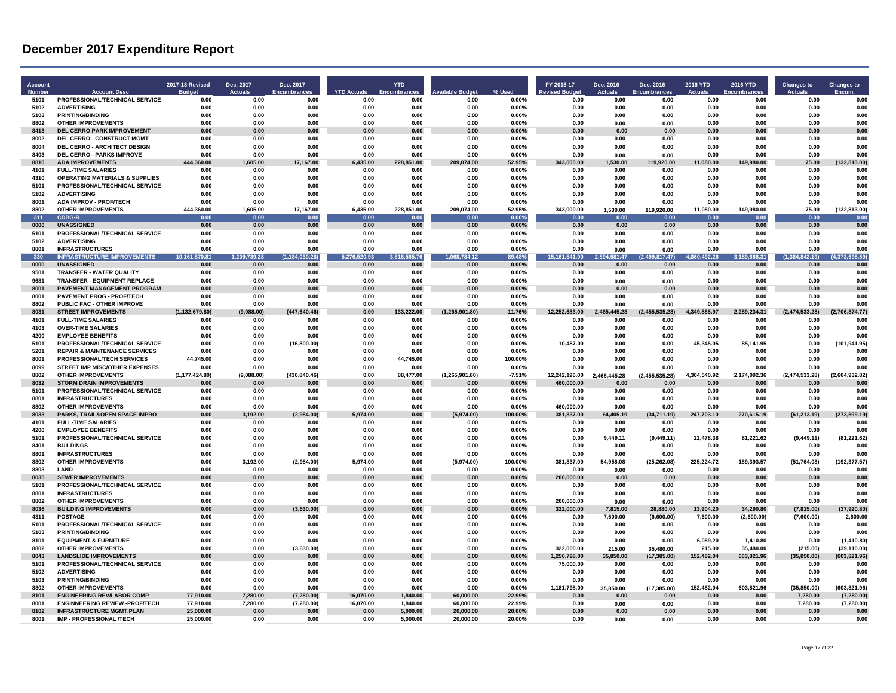# December 2017 Expenditure Report

| Account Number | Account Desc | 2017-18 Revised Budget | Dec. 2017 Actuals | Dec. 2017 Encumbrances | YTD Actuals | YTD Encumbrances | Available Budget | % Used | FY 2016-17 Revised Budget | Dec. 2016 Actuals | Dec. 2016 Encumbrances | 2016 YTD Actuals | 2016 YTD Encumbrances | Changes to Actuals | Changes to Encum. |
|---|---|---|---|---|---|---|---|---|---|---|---|---|---|---|---|
| 5101 | PROFESSIONAL/TECHNICAL SERVICE | 0.00 | 0.00 | 0.00 | 0.00 | 0.00 | 0.00 | 0.00% | 0.00 | 0.00 | 0.00 | 0.00 | 0.00 | 0.00 | 0.00 |
| 5102 | ADVERTISING | 0.00 | 0.00 | 0.00 | 0.00 | 0.00 | 0.00 | 0.00% | 0.00 | 0.00 | 0.00 | 0.00 | 0.00 | 0.00 | 0.00 |
| 5103 | PRINTING/BINDING | 0.00 | 0.00 | 0.00 | 0.00 | 0.00 | 0.00 | 0.00% | 0.00 | 0.00 | 0.00 | 0.00 | 0.00 | 0.00 | 0.00 |
| 8802 | OTHER IMPROVEMENTS | 0.00 | 0.00 | 0.00 | 0.00 | 0.00 | 0.00 | 0.00% | 0.00 | 0.00 | 0.00 | 0.00 | 0.00 | 0.00 | 0.00 |
| 8413 | DEL CERRO PARK IMPROVEMENT | 0.00 | 0.00 | 0.00 | 0.00 | 0.00 | 0.00 | 0.00% | 0.00 | 0.00 | 0.00 | 0.00 | 0.00 | 0.00 | 0.00 |
| 8002 | DEL CERRO - CONSTRUCT MGMT | 0.00 | 0.00 | 0.00 | 0.00 | 0.00 | 0.00 | 0.00% | 0.00 | 0.00 | 0.00 | 0.00 | 0.00 | 0.00 | 0.00 |
| 8004 | DEL CERRO - ARCHITECT DESIGN | 0.00 | 0.00 | 0.00 | 0.00 | 0.00 | 0.00 | 0.00% | 0.00 | 0.00 | 0.00 | 0.00 | 0.00 | 0.00 | 0.00 |
| 8403 | DEL CERRO - PARKS IMPROVE | 0.00 | 0.00 | 0.00 | 0.00 | 0.00 | 0.00 | 0.00% | 0.00 | 0.00 | 0.00 | 0.00 | 0.00 | 0.00 | 0.00 |
| 8810 | ADA IMPROVEMENTS | 444,360.00 | 1,605.00 | 17,167.00 | 6,435.00 | 228,851.00 | 209,074.00 | 52.95% | 343,000.00 | 1,530.00 | 119,920.00 | 11,080.00 | 149,980.00 | 75.00 | (132,813.00) |
| 4101 | FULL-TIME SALARIES | 0.00 | 0.00 | 0.00 | 0.00 | 0.00 | 0.00 | 0.00% | 0.00 | 0.00 | 0.00 | 0.00 | 0.00 | 0.00 | 0.00 |
| 4310 | OPERATING MATERIALS & SUPPLIES | 0.00 | 0.00 | 0.00 | 0.00 | 0.00 | 0.00 | 0.00% | 0.00 | 0.00 | 0.00 | 0.00 | 0.00 | 0.00 | 0.00 |
| 5101 | PROFESSIONAL/TECHNICAL SERVICE | 0.00 | 0.00 | 0.00 | 0.00 | 0.00 | 0.00 | 0.00% | 0.00 | 0.00 | 0.00 | 0.00 | 0.00 | 0.00 | 0.00 |
| 5102 | ADVERTISING | 0.00 | 0.00 | 0.00 | 0.00 | 0.00 | 0.00 | 0.00% | 0.00 | 0.00 | 0.00 | 0.00 | 0.00 | 0.00 | 0.00 |
| 8001 | ADA IMPROV - PROF/TECH | 0.00 | 0.00 | 0.00 | 0.00 | 0.00 | 0.00 | 0.00% | 0.00 | 0.00 | 0.00 | 0.00 | 0.00 | 0.00 | 0.00 |
| 8802 | OTHER IMPROVEMENTS | 444,360.00 | 1,605.00 | 17,167.00 | 6,435.00 | 228,851.00 | 209,074.00 | 52.95% | 343,000.00 | 1,530.00 | 119,920.00 | 11,080.00 | 149,980.00 | 75.00 | (132,813.00) |
| 311 | CDBG-R | 0.00 | 0.00 | 0.00 | 0.00 | 0.00 | 0.00 | 0.00% | 0.00 | 0.00 | 0.00 | 0.00 | 0.00 | 0.00 | 0.00 |
| 0000 | UNASSIGNED | 0.00 | 0.00 | 0.00 | 0.00 | 0.00 | 0.00 | 0.00% | 0.00 | 0.00 | 0.00 | 0.00 | 0.00 | 0.00 | 0.00 |
| 5101 | PROFESSIONAL/TECHNICAL SERVICE | 0.00 | 0.00 | 0.00 | 0.00 | 0.00 | 0.00 | 0.00% | 0.00 | 0.00 | 0.00 | 0.00 | 0.00 | 0.00 | 0.00 |
| 5102 | ADVERTISING | 0.00 | 0.00 | 0.00 | 0.00 | 0.00 | 0.00 | 0.00% | 0.00 | 0.00 | 0.00 | 0.00 | 0.00 | 0.00 | 0.00 |
| 8801 | INFRASTRUCTURES | 0.00 | 0.00 | 0.00 | 0.00 | 0.00 | 0.00 | 0.00% | 0.00 | 0.00 | 0.00 | 0.00 | 0.00 | 0.00 | 0.00 |
| 330 | INFRASTRUCTURE IMPROVEMENTS | 10,161,870.81 | 1,209,739.28 | (1,184,030.28) | 5,276,520.93 | 3,816,565.76 | 1,068,784.12 | 89.48% | 15,161,541.00 | 2,594,581.47 | (2,499,817.47) | 4,860,492.26 | 3,189,668.31 | (1,384,842.19) | (4,373,698.59) |
| 0000 | UNASSIGNED | 0.00 | 0.00 | 0.00 | 0.00 | 0.00 | 0.00 | 0.00% | 0.00 | 0.00 | 0.00 | 0.00 | 0.00 | 0.00 | 0.00 |
| 9501 | TRANSFER - WATER QUALITY | 0.00 | 0.00 | 0.00 | 0.00 | 0.00 | 0.00 | 0.00% | 0.00 | 0.00 | 0.00 | 0.00 | 0.00 | 0.00 | 0.00 |
| 9681 | TRANSFER - EQUIPMENT REPLACE | 0.00 | 0.00 | 0.00 | 0.00 | 0.00 | 0.00 | 0.00% | 0.00 | 0.00 | 0.00 | 0.00 | 0.00 | 0.00 | 0.00 |
| 8001 | PAVEMENT MANAGEMENT PROGRAM | 0.00 | 0.00 | 0.00 | 0.00 | 0.00 | 0.00 | 0.00% | 0.00 | 0.00 | 0.00 | 0.00 | 0.00 | 0.00 | 0.00 |
| 8001 | PAVEMENT PROG - PROF/TECH | 0.00 | 0.00 | 0.00 | 0.00 | 0.00 | 0.00 | 0.00% | 0.00 | 0.00 | 0.00 | 0.00 | 0.00 | 0.00 | 0.00 |
| 8802 | PUBLIC FAC - OTHER IMPROVE | 0.00 | 0.00 | 0.00 | 0.00 | 0.00 | 0.00 | 0.00% | 0.00 | 0.00 | 0.00 | 0.00 | 0.00 | 0.00 | 0.00 |
| 8031 | STREET IMPROVEMENTS | (1,132,679.80) | (9,088.00) | (447,640.46) | 0.00 | 133,222.00 | (1,265,901.80) | -11.76% | 12,252,683.00 | 2,465,445.28 | (2,455,535.28) | 4,349,885.97 | 2,259,234.31 | (2,474,533.28) | (2,706,874.77) |
| 4101 | FULL-TIME SALARIES | 0.00 | 0.00 | 0.00 | 0.00 | 0.00 | 0.00 | 0.00% | 0.00 | 0.00 | 0.00 | 0.00 | 0.00 | 0.00 | 0.00 |
| 4103 | OVER-TIME SALARIES | 0.00 | 0.00 | 0.00 | 0.00 | 0.00 | 0.00 | 0.00% | 0.00 | 0.00 | 0.00 | 0.00 | 0.00 | 0.00 | 0.00 |
| 4200 | EMPLOYEE BENEFITS | 0.00 | 0.00 | 0.00 | 0.00 | 0.00 | 0.00 | 0.00% | 0.00 | 0.00 | 0.00 | 0.00 | 0.00 | 0.00 | 0.00 |
| 5101 | PROFESSIONAL/TECHNICAL SERVICE | 0.00 | 0.00 | (16,800.00) | 0.00 | 0.00 | 0.00 | 0.00% | 10,487.00 | 0.00 | 0.00 | 45,345.05 | 85,141.95 | 0.00 | (101,941.95) |
| 5201 | REPAIR & MAINTENANCE SERVICES | 0.00 | 0.00 | 0.00 | 0.00 | 0.00 | 0.00 | 0.00% | 0.00 | 0.00 | 0.00 | 0.00 | 0.00 | 0.00 | 0.00 |
| 8001 | PROFESSIONAL/TECH SERVICES | 44,745.00 | 0.00 | 0.00 | 0.00 | 44,745.00 | 0.00 | 100.00% | 0.00 | 0.00 | 0.00 | 0.00 | 0.00 | 0.00 | 0.00 |
| 8099 | STREET IMP MISC/OTHER EXPENSES | 0.00 | 0.00 | 0.00 | 0.00 | 0.00 | 0.00 | 0.00% | 0.00 | 0.00 | 0.00 | 0.00 | 0.00 | 0.00 | 0.00 |
| 8802 | OTHER IMPROVEMENTS | (1,177,424.80) | (9,088.00) | (430,840.46) | 0.00 | 88,477.00 | (1,265,901.80) | -7.51% | 12,242,196.00 | 2,465,445.28 | (2,455,535.28) | 4,304,540.92 | 2,174,092.36 | (2,474,533.28) | (2,604,932.82) |
| 8032 | STORM DRAIN IMPROVEMENTS | 0.00 | 0.00 | 0.00 | 0.00 | 0.00 | 0.00 | 0.00% | 460,000.00 | 0.00 | 0.00 | 0.00 | 0.00 | 0.00 | 0.00 |
| 5101 | PROFESSIONAL/TECHNICAL SERVICE | 0.00 | 0.00 | 0.00 | 0.00 | 0.00 | 0.00 | 0.00% | 0.00 | 0.00 | 0.00 | 0.00 | 0.00 | 0.00 | 0.00 |
| 8801 | INFRASTRUCTURES | 0.00 | 0.00 | 0.00 | 0.00 | 0.00 | 0.00 | 0.00% | 0.00 | 0.00 | 0.00 | 0.00 | 0.00 | 0.00 | 0.00 |
| 8802 | OTHER IMPROVEMENTS | 0.00 | 0.00 | 0.00 | 0.00 | 0.00 | 0.00 | 0.00% | 460,000.00 | 0.00 | 0.00 | 0.00 | 0.00 | 0.00 | 0.00 |
| 8033 | PARKS, TRAIL&OPEN SPACE IMPRO | 0.00 | 3,192.00 | (2,984.00) | 5,974.00 | 0.00 | (5,974.00) | 100.00% | 381,837.00 | 64,405.19 | (34,711.19) | 247,703.10 | 270,615.19 | (61,213.19) | (273,599.19) |
| 4101 | FULL-TIME SALARIES | 0.00 | 0.00 | 0.00 | 0.00 | 0.00 | 0.00 | 0.00% | 0.00 | 0.00 | 0.00 | 0.00 | 0.00 | 0.00 | 0.00 |
| 4200 | EMPLOYEE BENEFITS | 0.00 | 0.00 | 0.00 | 0.00 | 0.00 | 0.00 | 0.00% | 0.00 | 0.00 | 0.00 | 0.00 | 0.00 | 0.00 | 0.00 |
| 5101 | PROFESSIONAL/TECHNICAL SERVICE | 0.00 | 0.00 | 0.00 | 0.00 | 0.00 | 0.00 | 0.00% | 0.00 | 9,449.11 | (9,449.11) | 22,478.38 | 81,221.62 | (9,449.11) | (81,221.62) |
| 8401 | BUILDINGS | 0.00 | 0.00 | 0.00 | 0.00 | 0.00 | 0.00 | 0.00% | 0.00 | 0.00 | 0.00 | 0.00 | 0.00 | 0.00 | 0.00 |
| 8801 | INFRASTRUCTURES | 0.00 | 0.00 | 0.00 | 0.00 | 0.00 | 0.00 | 0.00% | 0.00 | 0.00 | 0.00 | 0.00 | 0.00 | 0.00 | 0.00 |
| 8802 | OTHER IMPROVEMENTS | 0.00 | 3,192.00 | (2,984.00) | 5,974.00 | 0.00 | (5,974.00) | 100.00% | 381,837.00 | 54,956.08 | (25,262.08) | 225,224.72 | 189,393.57 | (51,764.08) | (192,377.57) |
| 8803 | LAND | 0.00 | 0.00 | 0.00 | 0.00 | 0.00 | 0.00 | 0.00% | 0.00 | 0.00 | 0.00 | 0.00 | 0.00 | 0.00 | 0.00 |
| 8035 | SEWER IMPROVEMENTS | 0.00 | 0.00 | 0.00 | 0.00 | 0.00 | 0.00 | 0.00% | 200,000.00 | 0.00 | 0.00 | 0.00 | 0.00 | 0.00 | 0.00 |
| 5101 | PROFESSIONAL/TECHNICAL SERVICE | 0.00 | 0.00 | 0.00 | 0.00 | 0.00 | 0.00 | 0.00% | 0.00 | 0.00 | 0.00 | 0.00 | 0.00 | 0.00 | 0.00 |
| 8801 | INFRASTRUCTURES | 0.00 | 0.00 | 0.00 | 0.00 | 0.00 | 0.00 | 0.00% | 0.00 | 0.00 | 0.00 | 0.00 | 0.00 | 0.00 | 0.00 |
| 8802 | OTHER IMPROVEMENTS | 0.00 | 0.00 | 0.00 | 0.00 | 0.00 | 0.00 | 0.00% | 200,000.00 | 0.00 | 0.00 | 0.00 | 0.00 | 0.00 | 0.00 |
| 8036 | BUILDING IMPROVEMENTS | 0.00 | 0.00 | (3,630.00) | 0.00 | 0.00 | 0.00 | 0.00% | 322,000.00 | 7,815.00 | 28,880.00 | 13,904.20 | 34,290.80 | (7,815.00) | (37,920.80) |
| 4311 | POSTAGE | 0.00 | 0.00 | 0.00 | 0.00 | 0.00 | 0.00 | 0.00% | 0.00 | 7,600.00 | (6,600.00) | 7,600.00 | (2,600.00) | (7,600.00) | 2,600.00 |
| 5101 | PROFESSIONAL/TECHNICAL SERVICE | 0.00 | 0.00 | 0.00 | 0.00 | 0.00 | 0.00 | 0.00% | 0.00 | 0.00 | 0.00 | 0.00 | 0.00 | 0.00 | 0.00 |
| 5103 | PRINTING/BINDING | 0.00 | 0.00 | 0.00 | 0.00 | 0.00 | 0.00 | 0.00% | 0.00 | 0.00 | 0.00 | 0.00 | 0.00 | 0.00 | 0.00 |
| 8101 | EQUIPMENT & FURNITURE | 0.00 | 0.00 | 0.00 | 0.00 | 0.00 | 0.00 | 0.00% | 0.00 | 0.00 | 0.00 | 6,089.20 | 1,410.80 | 0.00 | (1,410.80) |
| 8802 | OTHER IMPROVEMENTS | 0.00 | 0.00 | (3,630.00) | 0.00 | 0.00 | 0.00 | 0.00% | 322,000.00 | 215.00 | 35,480.00 | 215.00 | 35,480.00 | (215.00) | (39,110.00) |
| 8043 | LANDSLIDE IMPROVEMENTS | 0.00 | 0.00 | 0.00 | 0.00 | 0.00 | 0.00 | 0.00% | 1,256,798.00 | 35,850.00 | (17,385.00) | 152,482.04 | 603,821.96 | (35,850.00) | (603,821.96) |
| 5101 | PROFESSIONAL/TECHNICAL SERVICE | 0.00 | 0.00 | 0.00 | 0.00 | 0.00 | 0.00 | 0.00% | 75,000.00 | 0.00 | 0.00 | 0.00 | 0.00 | 0.00 | 0.00 |
| 5102 | ADVERTISING | 0.00 | 0.00 | 0.00 | 0.00 | 0.00 | 0.00 | 0.00% | 0.00 | 0.00 | 0.00 | 0.00 | 0.00 | 0.00 | 0.00 |
| 5103 | PRINTING/BINDING | 0.00 | 0.00 | 0.00 | 0.00 | 0.00 | 0.00 | 0.00% | 0.00 | 0.00 | 0.00 | 0.00 | 0.00 | 0.00 | 0.00 |
| 8802 | OTHER IMPROVEMENTS | 0.00 | 0.00 | 0.00 | 0.00 | 0.00 | 0.00 | 0.00% | 1,181,798.00 | 35,850.00 | (17,385.00) | 152,482.04 | 603,821.96 | (35,850.00) | (603,821.96) |
| 8101 | ENGINEERING REV/LABOR COMP | 77,910.00 | 7,280.00 | (7,280.00) | 16,070.00 | 1,840.00 | 60,000.00 | 22.99% | 0.00 | 0.00 | 0.00 | 0.00 | 0.00 | 7,280.00 | (7,280.00) |
| 8001 | ENGINNEERING REVIEW -PROF/TECH | 77,910.00 | 7,280.00 | (7,280.00) | 16,070.00 | 1,840.00 | 60,000.00 | 22.99% | 0.00 | 0.00 | 0.00 | 0.00 | 0.00 | 7,280.00 | (7,280.00) |
| 8102 | INFRASTRUCTURE MGMT.PLAN | 25,000.00 | 0.00 | 0.00 | 0.00 | 5,000.00 | 20,000.00 | 20.00% | 0.00 | 0.00 | 0.00 | 0.00 | 0.00 | 0.00 | 0.00 |
| 8001 | IMP - PROFESSIONAL /TECH | 25,000.00 | 0.00 | 0.00 | 0.00 | 5,000.00 | 20,000.00 | 20.00% | 0.00 | 0.00 | 0.00 | 0.00 | 0.00 | 0.00 | 0.00 |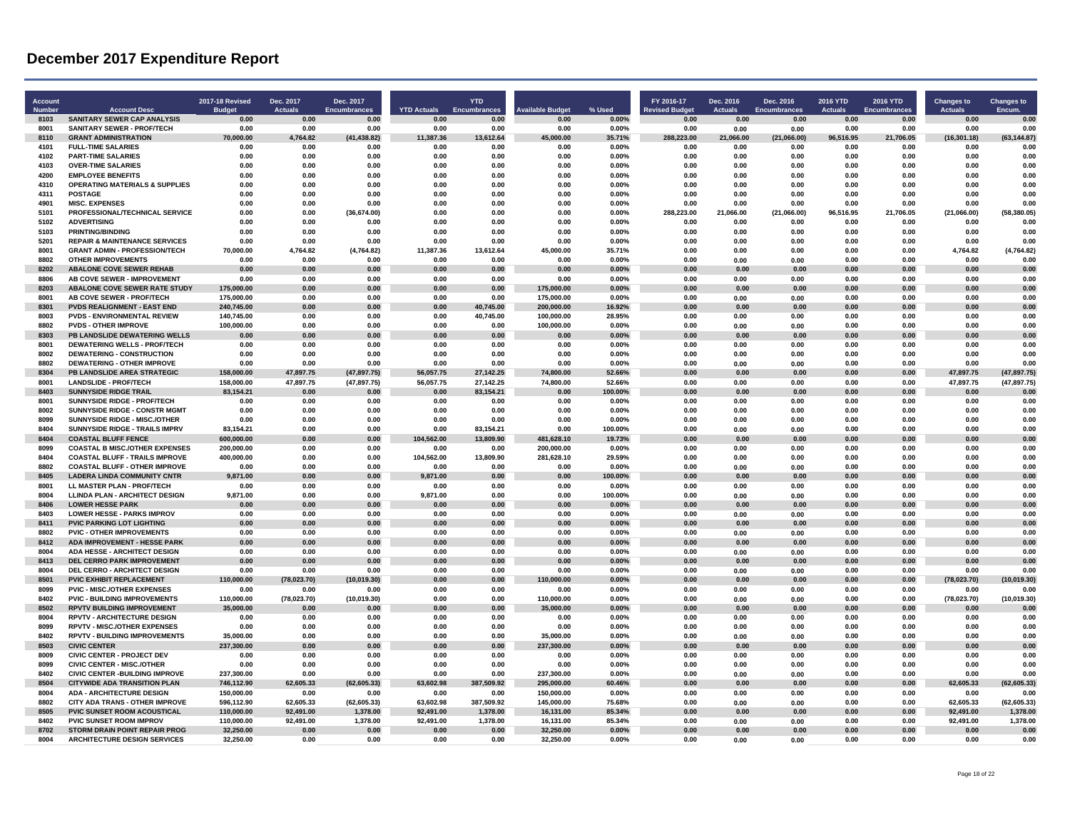# December 2017 Expenditure Report

| Account Number | Account Desc | 2017-18 Revised Budget | Dec. 2017 Actuals | Dec. 2017 Encumbrances | YTD Actuals | YTD Encumbrances | Available Budget | % Used | FY 2016-17 Revised Budget | Dec. 2016 Actuals | Dec. 2016 Encumbrances | 2016 YTD Actuals | 2016 YTD Encumbrances | Changes to Actuals | Changes to Encum. |
|---|---|---|---|---|---|---|---|---|---|---|---|---|---|---|---|
| 8103 | SANITARY SEWER CAP ANALYSIS | 0.00 | 0.00 | 0.00 | 0.00 | 0.00 | 0.00 | 0.00% | 0.00 | 0.00 | 0.00 | 0.00 | 0.00 | 0.00 | 0.00 |
| 8001 | SANITARY SEWER - PROF/TECH | 0.00 | 0.00 | 0.00 | 0.00 | 0.00 | 0.00 | 0.00% | 0.00 | 0.00 | 0.00 | 0.00 | 0.00 | 0.00 | 0.00 |
| 8110 | GRANT ADMINISTRATION | 70,000.00 | 4,764.82 | (41,438.82) | 11,387.36 | 13,612.64 | 45,000.00 | 35.71% | 288,223.00 | 21,066.00 | (21,066.00) | 96,516.95 | 21,706.05 | (16,301.18) | (63,144.87) |
| 4101 | FULL-TIME SALARIES | 0.00 | 0.00 | 0.00 | 0.00 | 0.00 | 0.00 | 0.00% | 0.00 | 0.00 | 0.00 | 0.00 | 0.00 | 0.00 | 0.00 |
| 4102 | PART-TIME SALARIES | 0.00 | 0.00 | 0.00 | 0.00 | 0.00 | 0.00 | 0.00% | 0.00 | 0.00 | 0.00 | 0.00 | 0.00 | 0.00 | 0.00 |
| 4103 | OVER-TIME SALARIES | 0.00 | 0.00 | 0.00 | 0.00 | 0.00 | 0.00 | 0.00% | 0.00 | 0.00 | 0.00 | 0.00 | 0.00 | 0.00 | 0.00 |
| 4200 | EMPLOYEE BENEFITS | 0.00 | 0.00 | 0.00 | 0.00 | 0.00 | 0.00 | 0.00% | 0.00 | 0.00 | 0.00 | 0.00 | 0.00 | 0.00 | 0.00 |
| 4310 | OPERATING MATERIALS & SUPPLIES | 0.00 | 0.00 | 0.00 | 0.00 | 0.00 | 0.00 | 0.00% | 0.00 | 0.00 | 0.00 | 0.00 | 0.00 | 0.00 | 0.00 |
| 4311 | POSTAGE | 0.00 | 0.00 | 0.00 | 0.00 | 0.00 | 0.00 | 0.00% | 0.00 | 0.00 | 0.00 | 0.00 | 0.00 | 0.00 | 0.00 |
| 4901 | MISC. EXPENSES | 0.00 | 0.00 | 0.00 | 0.00 | 0.00 | 0.00 | 0.00% | 0.00 | 0.00 | 0.00 | 0.00 | 0.00 | 0.00 | 0.00 |
| 5101 | PROFESSIONAL/TECHNICAL SERVICE | 0.00 | 0.00 | (36,674.00) | 0.00 | 0.00 | 0.00 | 0.00% | 288,223.00 | 21,066.00 | (21,066.00) | 96,516.95 | 21,706.05 | (21,066.00) | (58,380.05) |
| 5102 | ADVERTISING | 0.00 | 0.00 | 0.00 | 0.00 | 0.00 | 0.00 | 0.00% | 0.00 | 0.00 | 0.00 | 0.00 | 0.00 | 0.00 | 0.00 |
| 5103 | PRINTING/BINDING | 0.00 | 0.00 | 0.00 | 0.00 | 0.00 | 0.00 | 0.00% | 0.00 | 0.00 | 0.00 | 0.00 | 0.00 | 0.00 | 0.00 |
| 5201 | REPAIR & MAINTENANCE SERVICES | 0.00 | 0.00 | 0.00 | 0.00 | 0.00 | 0.00 | 0.00% | 0.00 | 0.00 | 0.00 | 0.00 | 0.00 | 0.00 | 0.00 |
| 8001 | GRANT ADMIN - PROFESSION/TECH | 70,000.00 | 4,764.82 | (4,764.82) | 11,387.36 | 13,612.64 | 45,000.00 | 35.71% | 0.00 | 0.00 | 0.00 | 0.00 | 0.00 | 4,764.82 | (4,764.82) |
| 8802 | OTHER IMPROVEMENTS | 0.00 | 0.00 | 0.00 | 0.00 | 0.00 | 0.00 | 0.00% | 0.00 | 0.00 | 0.00 | 0.00 | 0.00 | 0.00 | 0.00 |
| 8202 | ABALONE COVE SEWER REHAB | 0.00 | 0.00 | 0.00 | 0.00 | 0.00 | 0.00 | 0.00% | 0.00 | 0.00 | 0.00 | 0.00 | 0.00 | 0.00 | 0.00 |
| 8806 | AB COVE SEWER - IMPROVEMENT | 0.00 | 0.00 | 0.00 | 0.00 | 0.00 | 0.00 | 0.00% | 0.00 | 0.00 | 0.00 | 0.00 | 0.00 | 0.00 | 0.00 |
| 8203 | ABALONE COVE SEWER RATE STUDY | 175,000.00 | 0.00 | 0.00 | 0.00 | 0.00 | 175,000.00 | 0.00% | 0.00 | 0.00 | 0.00 | 0.00 | 0.00 | 0.00 | 0.00 |
| 8001 | AB COVE SEWER - PROF/TECH | 175,000.00 | 0.00 | 0.00 | 0.00 | 0.00 | 175,000.00 | 0.00% | 0.00 | 0.00 | 0.00 | 0.00 | 0.00 | 0.00 | 0.00 |
| 8301 | PVDS REALIGNMENT - EAST END | 240,745.00 | 0.00 | 0.00 | 0.00 | 40,745.00 | 200,000.00 | 16.92% | 0.00 | 0.00 | 0.00 | 0.00 | 0.00 | 0.00 | 0.00 |
| 8003 | PVDS - ENVIRONMENTAL REVIEW | 140,745.00 | 0.00 | 0.00 | 0.00 | 40,745.00 | 100,000.00 | 28.95% | 0.00 | 0.00 | 0.00 | 0.00 | 0.00 | 0.00 | 0.00 |
| 8802 | PVDS - OTHER IMPROVE | 100,000.00 | 0.00 | 0.00 | 0.00 | 0.00 | 100,000.00 | 0.00% | 0.00 | 0.00 | 0.00 | 0.00 | 0.00 | 0.00 | 0.00 |
| 8303 | PB LANDSLIDE DEWATERING WELLS | 0.00 | 0.00 | 0.00 | 0.00 | 0.00 | 0.00 | 0.00% | 0.00 | 0.00 | 0.00 | 0.00 | 0.00 | 0.00 | 0.00 |
| 8001 | DEWATERING WELLS - PROF/TECH | 0.00 | 0.00 | 0.00 | 0.00 | 0.00 | 0.00 | 0.00% | 0.00 | 0.00 | 0.00 | 0.00 | 0.00 | 0.00 | 0.00 |
| 8002 | DEWATERING - CONSTRUCTION | 0.00 | 0.00 | 0.00 | 0.00 | 0.00 | 0.00 | 0.00% | 0.00 | 0.00 | 0.00 | 0.00 | 0.00 | 0.00 | 0.00 |
| 8802 | DEWATERING - OTHER IMPROVE | 0.00 | 0.00 | 0.00 | 0.00 | 0.00 | 0.00 | 0.00% | 0.00 | 0.00 | 0.00 | 0.00 | 0.00 | 0.00 | 0.00 |
| 8304 | PB LANDSLIDE AREA STRATEGIC | 158,000.00 | 47,897.75 | (47,897.75) | 56,057.75 | 27,142.25 | 74,800.00 | 52.66% | 0.00 | 0.00 | 0.00 | 0.00 | 0.00 | 47,897.75 | (47,897.75) |
| 8001 | LANDSLIDE - PROF/TECH | 158,000.00 | 47,897.75 | (47,897.75) | 56,057.75 | 27,142.25 | 74,800.00 | 52.66% | 0.00 | 0.00 | 0.00 | 0.00 | 0.00 | 47,897.75 | (47,897.75) |
| 8403 | SUNNYSIDE RIDGE TRAIL | 83,154.21 | 0.00 | 0.00 | 0.00 | 83,154.21 | 0.00 | 100.00% | 0.00 | 0.00 | 0.00 | 0.00 | 0.00 | 0.00 | 0.00 |
| 8001 | SUNNYSIDE RIDGE - PROF/TECH | 0.00 | 0.00 | 0.00 | 0.00 | 0.00 | 0.00 | 0.00% | 0.00 | 0.00 | 0.00 | 0.00 | 0.00 | 0.00 | 0.00 |
| 8002 | SUNNYSIDE RIDGE - CONSTR MGMT | 0.00 | 0.00 | 0.00 | 0.00 | 0.00 | 0.00 | 0.00% | 0.00 | 0.00 | 0.00 | 0.00 | 0.00 | 0.00 | 0.00 |
| 8099 | SUNNYSIDE RIDGE - MISC./OTHER | 0.00 | 0.00 | 0.00 | 0.00 | 0.00 | 0.00 | 0.00% | 0.00 | 0.00 | 0.00 | 0.00 | 0.00 | 0.00 | 0.00 |
| 8404 | SUNNYSIDE RIDGE - TRAILS IMPRV | 83,154.21 | 0.00 | 0.00 | 0.00 | 83,154.21 | 0.00 | 100.00% | 0.00 | 0.00 | 0.00 | 0.00 | 0.00 | 0.00 | 0.00 |
| 8404 | COASTAL BLUFF FENCE | 600,000.00 | 0.00 | 0.00 | 104,562.00 | 13,809.90 | 481,628.10 | 19.73% | 0.00 | 0.00 | 0.00 | 0.00 | 0.00 | 0.00 | 0.00 |
| 8099 | COASTAL B MISC./OTHER EXPENSES | 200,000.00 | 0.00 | 0.00 | 0.00 | 0.00 | 200,000.00 | 0.00% | 0.00 | 0.00 | 0.00 | 0.00 | 0.00 | 0.00 | 0.00 |
| 8404 | COASTAL BLUFF - TRAILS IMPROVE | 400,000.00 | 0.00 | 0.00 | 104,562.00 | 13,809.90 | 281,628.10 | 29.59% | 0.00 | 0.00 | 0.00 | 0.00 | 0.00 | 0.00 | 0.00 |
| 8802 | COASTAL BLUFF - OTHER IMPROVE | 0.00 | 0.00 | 0.00 | 0.00 | 0.00 | 0.00 | 0.00% | 0.00 | 0.00 | 0.00 | 0.00 | 0.00 | 0.00 | 0.00 |
| 8405 | LADERA LINDA COMMUNITY CNTR | 9,871.00 | 0.00 | 0.00 | 9,871.00 | 0.00 | 0.00 | 100.00% | 0.00 | 0.00 | 0.00 | 0.00 | 0.00 | 0.00 | 0.00 |
| 8001 | LL MASTER PLAN - PROF/TECH | 0.00 | 0.00 | 0.00 | 0.00 | 0.00 | 0.00 | 0.00% | 0.00 | 0.00 | 0.00 | 0.00 | 0.00 | 0.00 | 0.00 |
| 8004 | LLINDA PLAN - ARCHITECT DESIGN | 9,871.00 | 0.00 | 0.00 | 9,871.00 | 0.00 | 0.00 | 100.00% | 0.00 | 0.00 | 0.00 | 0.00 | 0.00 | 0.00 | 0.00 |
| 8406 | LOWER HESSE PARK | 0.00 | 0.00 | 0.00 | 0.00 | 0.00 | 0.00 | 0.00% | 0.00 | 0.00 | 0.00 | 0.00 | 0.00 | 0.00 | 0.00 |
| 8403 | LOWER HESSE - PARKS IMPROV | 0.00 | 0.00 | 0.00 | 0.00 | 0.00 | 0.00 | 0.00% | 0.00 | 0.00 | 0.00 | 0.00 | 0.00 | 0.00 | 0.00 |
| 8411 | PVIC PARKING LOT LIGHTING | 0.00 | 0.00 | 0.00 | 0.00 | 0.00 | 0.00 | 0.00% | 0.00 | 0.00 | 0.00 | 0.00 | 0.00 | 0.00 | 0.00 |
| 8802 | PVIC - OTHER IMPROVEMENTS | 0.00 | 0.00 | 0.00 | 0.00 | 0.00 | 0.00 | 0.00% | 0.00 | 0.00 | 0.00 | 0.00 | 0.00 | 0.00 | 0.00 |
| 8412 | ADA IMPROVEMENT - HESSE PARK | 0.00 | 0.00 | 0.00 | 0.00 | 0.00 | 0.00 | 0.00% | 0.00 | 0.00 | 0.00 | 0.00 | 0.00 | 0.00 | 0.00 |
| 8004 | ADA HESSE - ARCHITECT DESIGN | 0.00 | 0.00 | 0.00 | 0.00 | 0.00 | 0.00 | 0.00% | 0.00 | 0.00 | 0.00 | 0.00 | 0.00 | 0.00 | 0.00 |
| 8413 | DEL CERRO PARK IMPROVEMENT | 0.00 | 0.00 | 0.00 | 0.00 | 0.00 | 0.00 | 0.00% | 0.00 | 0.00 | 0.00 | 0.00 | 0.00 | 0.00 | 0.00 |
| 8004 | DEL CERRO - ARCHITECT DESIGN | 0.00 | 0.00 | 0.00 | 0.00 | 0.00 | 0.00 | 0.00% | 0.00 | 0.00 | 0.00 | 0.00 | 0.00 | 0.00 | 0.00 |
| 8501 | PVIC EXHIBIT REPLACEMENT | 110,000.00 | (78,023.70) | (10,019.30) | 0.00 | 0.00 | 110,000.00 | 0.00% | 0.00 | 0.00 | 0.00 | 0.00 | 0.00 | (78,023.70) | (10,019.30) |
| 8099 | PVIC - MISC./OTHER EXPENSES | 0.00 | 0.00 | 0.00 | 0.00 | 0.00 | 0.00 | 0.00% | 0.00 | 0.00 | 0.00 | 0.00 | 0.00 | 0.00 | 0.00 |
| 8402 | PVIC - BUILDING IMPROVEMENTS | 110,000.00 | (78,023.70) | (10,019.30) | 0.00 | 0.00 | 110,000.00 | 0.00% | 0.00 | 0.00 | 0.00 | 0.00 | 0.00 | (78,023.70) | (10,019.30) |
| 8502 | RPVTV BUILDING IMPROVEMENT | 35,000.00 | 0.00 | 0.00 | 0.00 | 0.00 | 35,000.00 | 0.00% | 0.00 | 0.00 | 0.00 | 0.00 | 0.00 | 0.00 | 0.00 |
| 8004 | RPVTV - ARCHITECTURE DESIGN | 0.00 | 0.00 | 0.00 | 0.00 | 0.00 | 0.00 | 0.00% | 0.00 | 0.00 | 0.00 | 0.00 | 0.00 | 0.00 | 0.00 |
| 8099 | RPVTV - MISC./OTHER EXPENSES | 0.00 | 0.00 | 0.00 | 0.00 | 0.00 | 0.00 | 0.00% | 0.00 | 0.00 | 0.00 | 0.00 | 0.00 | 0.00 | 0.00 |
| 8402 | RPVTV - BUILDING IMPROVEMENTS | 35,000.00 | 0.00 | 0.00 | 0.00 | 0.00 | 35,000.00 | 0.00% | 0.00 | 0.00 | 0.00 | 0.00 | 0.00 | 0.00 | 0.00 |
| 8503 | CIVIC CENTER | 237,300.00 | 0.00 | 0.00 | 0.00 | 0.00 | 237,300.00 | 0.00% | 0.00 | 0.00 | 0.00 | 0.00 | 0.00 | 0.00 | 0.00 |
| 8009 | CIVIC CENTER - PROJECT DEV | 0.00 | 0.00 | 0.00 | 0.00 | 0.00 | 0.00 | 0.00% | 0.00 | 0.00 | 0.00 | 0.00 | 0.00 | 0.00 | 0.00 |
| 8099 | CIVIC CENTER - MISC./OTHER | 0.00 | 0.00 | 0.00 | 0.00 | 0.00 | 0.00 | 0.00% | 0.00 | 0.00 | 0.00 | 0.00 | 0.00 | 0.00 | 0.00 |
| 8402 | CIVIC CENTER -BUILDING IMPROVE | 237,300.00 | 0.00 | 0.00 | 0.00 | 0.00 | 237,300.00 | 0.00% | 0.00 | 0.00 | 0.00 | 0.00 | 0.00 | 0.00 | 0.00 |
| 8504 | CITYWIDE ADA TRANSITION PLAN | 746,112.90 | 62,605.33 | (62,605.33) | 63,602.98 | 387,509.92 | 295,000.00 | 60.46% | 0.00 | 0.00 | 0.00 | 0.00 | 0.00 | 62,605.33 | (62,605.33) |
| 8004 | ADA - ARCHITECTURE DESIGN | 150,000.00 | 0.00 | 0.00 | 0.00 | 0.00 | 150,000.00 | 0.00% | 0.00 | 0.00 | 0.00 | 0.00 | 0.00 | 0.00 | 0.00 |
| 8802 | CITY ADA TRANS - OTHER IMPROVE | 596,112.90 | 62,605.33 | (62,605.33) | 63,602.98 | 387,509.92 | 145,000.00 | 75.68% | 0.00 | 0.00 | 0.00 | 0.00 | 0.00 | 62,605.33 | (62,605.33) |
| 8505 | PVIC SUNSET ROOM ACOUSTICAL | 110,000.00 | 92,491.00 | 1,378.00 | 92,491.00 | 1,378.00 | 16,131.00 | 85.34% | 0.00 | 0.00 | 0.00 | 0.00 | 0.00 | 92,491.00 | 1,378.00 |
| 8402 | PVIC SUNSET ROOM IMPROV | 110,000.00 | 92,491.00 | 1,378.00 | 92,491.00 | 1,378.00 | 16,131.00 | 85.34% | 0.00 | 0.00 | 0.00 | 0.00 | 0.00 | 92,491.00 | 1,378.00 |
| 8702 | STORM DRAIN POINT REPAIR PROG | 32,250.00 | 0.00 | 0.00 | 0.00 | 0.00 | 32,250.00 | 0.00% | 0.00 | 0.00 | 0.00 | 0.00 | 0.00 | 0.00 | 0.00 |
| 8004 | ARCHITECTURE DESIGN SERVICES | 32,250.00 | 0.00 | 0.00 | 0.00 | 0.00 | 32,250.00 | 0.00% | 0.00 | 0.00 | 0.00 | 0.00 | 0.00 | 0.00 | 0.00 |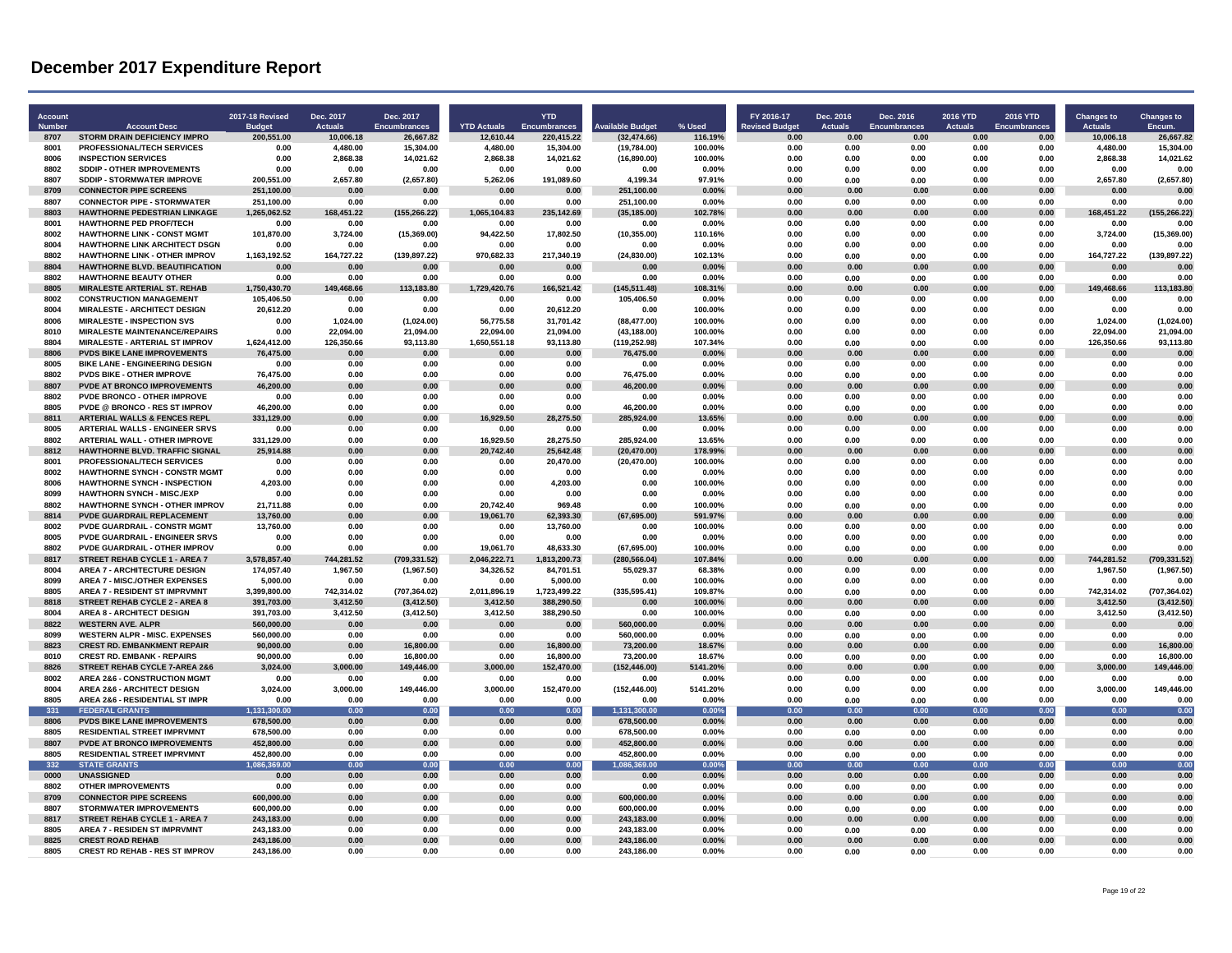# December 2017 Expenditure Report

| Account Number | Account Desc | 2017-18 Revised Budget | Dec. 2017 Actuals | Dec. 2017 Encumbrances | YTD Actuals | YTD Encumbrances | Available Budget | % Used | FY 2016-17 Revised Budget | Dec. 2016 Actuals | Dec. 2016 Encumbrances | 2016 YTD Actuals | 2016 YTD Encumbrances | Changes to Actuals | Changes to Encum. |
|---|---|---|---|---|---|---|---|---|---|---|---|---|---|---|---|
| 8707 | STORM DRAIN DEFICIENCY IMPRO | 200,551.00 | 10,006.18 | 26,667.82 | 12,610.44 | 220,415.22 | (32,474.66) | 116.19% | 0.00 | 0.00 | 0.00 | 0.00 | 0.00 | 10,006.18 | 26,667.82 |
| 8001 | PROFESSIONAL/TECH SERVICES | 0.00 | 4,480.00 | 15,304.00 | 4,480.00 | 15,304.00 | (19,784.00) | 100.00% | 0.00 | 0.00 | 0.00 | 0.00 | 0.00 | 4,480.00 | 15,304.00 |
| 8006 | INSPECTION SERVICES | 0.00 | 2,868.38 | 14,021.62 | 2,868.38 | 14,021.62 | (16,890.00) | 100.00% | 0.00 | 0.00 | 0.00 | 0.00 | 0.00 | 2,868.38 | 14,021.62 |
| 8802 | SDDIP - OTHER IMPROVEMENTS | 0.00 | 0.00 | 0.00 | 0.00 | 0.00 | 0.00 | 0.00% | 0.00 | 0.00 | 0.00 | 0.00 | 0.00 | 0.00 | 0.00 |
| 8807 | SDDIP - STORMWATER IMPROVE | 200,551.00 | 2,657.80 | (2,657.80) | 5,262.06 | 191,089.60 | 4,199.34 | 97.91% | 0.00 | 0.00 | 0.00 | 0.00 | 0.00 | 2,657.80 | (2,657.80) |
| 8709 | CONNECTOR PIPE SCREENS | 251,100.00 | 0.00 | 0.00 | 0.00 | 0.00 | 251,100.00 | 0.00% | 0.00 | 0.00 | 0.00 | 0.00 | 0.00 | 0.00 | 0.00 |
| 8807 | CONNECTOR PIPE - STORMWATER | 251,100.00 | 0.00 | 0.00 | 0.00 | 0.00 | 251,100.00 | 0.00% | 0.00 | 0.00 | 0.00 | 0.00 | 0.00 | 0.00 | 0.00 |
| 8803 | HAWTHORNE PEDESTRIAN LINKAGE | 1,265,062.52 | 168,451.22 | (155,266.22) | 1,065,104.83 | 235,142.69 | (35,185.00) | 102.78% | 0.00 | 0.00 | 0.00 | 0.00 | 0.00 | 168,451.22 | (155,266.22) |
| 8001 | HAWTHORNE PED PROF/TECH | 0.00 | 0.00 | 0.00 | 0.00 | 0.00 | 0.00 | 0.00% | 0.00 | 0.00 | 0.00 | 0.00 | 0.00 | 0.00 | 0.00 |
| 8002 | HAWTHORNE LINK - CONST MGMT | 101,870.00 | 3,724.00 | (15,369.00) | 94,422.50 | 17,802.50 | (10,355.00) | 110.16% | 0.00 | 0.00 | 0.00 | 0.00 | 0.00 | 3,724.00 | (15,369.00) |
| 8004 | HAWTHORNE LINK ARCHITECT DSGN | 0.00 | 0.00 | 0.00 | 0.00 | 0.00 | 0.00 | 0.00% | 0.00 | 0.00 | 0.00 | 0.00 | 0.00 | 0.00 | 0.00 |
| 8802 | HAWTHORNE LINK - OTHER IMPROV | 1,163,192.52 | 164,727.22 | (139,897.22) | 970,682.33 | 217,340.19 | (24,830.00) | 102.13% | 0.00 | 0.00 | 0.00 | 0.00 | 0.00 | 164,727.22 | (139,897.22) |
| 8804 | HAWTHORNE BLVD. BEAUTIFICATION | 0.00 | 0.00 | 0.00 | 0.00 | 0.00 | 0.00 | 0.00% | 0.00 | 0.00 | 0.00 | 0.00 | 0.00 | 0.00 | 0.00 |
| 8802 | HAWTHORNE BEAUTY OTHER | 0.00 | 0.00 | 0.00 | 0.00 | 0.00 | 0.00 | 0.00% | 0.00 | 0.00 | 0.00 | 0.00 | 0.00 | 0.00 | 0.00 |
| 8805 | MIRALESTE ARTERIAL ST. REHAB | 1,750,430.70 | 149,468.66 | 113,183.80 | 1,729,420.76 | 166,521.42 | (145,511.48) | 108.31% | 0.00 | 0.00 | 0.00 | 0.00 | 0.00 | 149,468.66 | 113,183.80 |
| 8002 | CONSTRUCTION MANAGEMENT | 105,406.50 | 0.00 | 0.00 | 0.00 | 0.00 | 105,406.50 | 0.00% | 0.00 | 0.00 | 0.00 | 0.00 | 0.00 | 0.00 | 0.00 |
| 8004 | MIRALESTE - ARCHITECT DESIGN | 20,612.20 | 0.00 | 0.00 | 0.00 | 20,612.20 | 0.00 | 100.00% | 0.00 | 0.00 | 0.00 | 0.00 | 0.00 | 0.00 | 0.00 |
| 8006 | MIRALESTE - INSPECTION SVS | 0.00 | 1,024.00 | (1,024.00) | 56,775.58 | 31,701.42 | (88,477.00) | 100.00% | 0.00 | 0.00 | 0.00 | 0.00 | 0.00 | 1,024.00 | (1,024.00) |
| 8010 | MIRALESTE MAINTENANCE/REPAIRS | 0.00 | 22,094.00 | 21,094.00 | 22,094.00 | 21,094.00 | (43,188.00) | 100.00% | 0.00 | 0.00 | 0.00 | 0.00 | 0.00 | 22,094.00 | 21,094.00 |
| 8804 | MIRALESTE - ARTERIAL ST IMPROV | 1,624,412.00 | 126,350.66 | 93,113.80 | 1,650,551.18 | 93,113.80 | (119,252.98) | 107.34% | 0.00 | 0.00 | 0.00 | 0.00 | 0.00 | 126,350.66 | 93,113.80 |
| 8806 | PVDS BIKE LANE IMPROVEMENTS | 76,475.00 | 0.00 | 0.00 | 0.00 | 0.00 | 76,475.00 | 0.00% | 0.00 | 0.00 | 0.00 | 0.00 | 0.00 | 0.00 | 0.00 |
| 8005 | BIKE LANE - ENGINEERING DESIGN | 0.00 | 0.00 | 0.00 | 0.00 | 0.00 | 0.00 | 0.00% | 0.00 | 0.00 | 0.00 | 0.00 | 0.00 | 0.00 | 0.00 |
| 8802 | PVDS BIKE - OTHER IMPROVE | 76,475.00 | 0.00 | 0.00 | 0.00 | 0.00 | 76,475.00 | 0.00% | 0.00 | 0.00 | 0.00 | 0.00 | 0.00 | 0.00 | 0.00 |
| 8807 | PVDE AT BRONCO IMPROVEMENTS | 46,200.00 | 0.00 | 0.00 | 0.00 | 0.00 | 46,200.00 | 0.00% | 0.00 | 0.00 | 0.00 | 0.00 | 0.00 | 0.00 | 0.00 |
| 8802 | PVDE BRONCO - OTHER IMPROVE | 0.00 | 0.00 | 0.00 | 0.00 | 0.00 | 0.00 | 0.00% | 0.00 | 0.00 | 0.00 | 0.00 | 0.00 | 0.00 | 0.00 |
| 8805 | PVDE @ BRONCO - RES ST IMPROV | 46,200.00 | 0.00 | 0.00 | 0.00 | 0.00 | 46,200.00 | 0.00% | 0.00 | 0.00 | 0.00 | 0.00 | 0.00 | 0.00 | 0.00 |
| 8811 | ARTERIAL WALLS & FENCES REPL | 331,129.00 | 0.00 | 0.00 | 16,929.50 | 28,275.50 | 285,924.00 | 13.65% | 0.00 | 0.00 | 0.00 | 0.00 | 0.00 | 0.00 | 0.00 |
| 8005 | ARTERIAL WALLS - ENGINEER SRVS | 0.00 | 0.00 | 0.00 | 0.00 | 0.00 | 0.00 | 0.00% | 0.00 | 0.00 | 0.00 | 0.00 | 0.00 | 0.00 | 0.00 |
| 8802 | ARTERIAL WALL - OTHER IMPROVE | 331,129.00 | 0.00 | 0.00 | 16,929.50 | 28,275.50 | 285,924.00 | 13.65% | 0.00 | 0.00 | 0.00 | 0.00 | 0.00 | 0.00 | 0.00 |
| 8812 | HAWTHORNE BLVD. TRAFFIC SIGNAL | 25,914.88 | 0.00 | 0.00 | 20,742.40 | 25,642.48 | (20,470.00) | 178.99% | 0.00 | 0.00 | 0.00 | 0.00 | 0.00 | 0.00 | 0.00 |
| 8001 | PROFESSIONAL/TECH SERVICES | 0.00 | 0.00 | 0.00 | 0.00 | 20,470.00 | (20,470.00) | 100.00% | 0.00 | 0.00 | 0.00 | 0.00 | 0.00 | 0.00 | 0.00 |
| 8002 | HAWTHORNE SYNCH - CONSTR MGMT | 0.00 | 0.00 | 0.00 | 0.00 | 0.00 | 0.00 | 0.00% | 0.00 | 0.00 | 0.00 | 0.00 | 0.00 | 0.00 | 0.00 |
| 8006 | HAWTHORNE SYNCH - INSPECTION | 4,203.00 | 0.00 | 0.00 | 0.00 | 4,203.00 | 0.00 | 100.00% | 0.00 | 0.00 | 0.00 | 0.00 | 0.00 | 0.00 | 0.00 |
| 8099 | HAWTHORN SYNCH - MISC./EXP | 0.00 | 0.00 | 0.00 | 0.00 | 0.00 | 0.00 | 0.00% | 0.00 | 0.00 | 0.00 | 0.00 | 0.00 | 0.00 | 0.00 |
| 8802 | HAWTHORNE SYNCH - OTHER IMPROV | 21,711.88 | 0.00 | 0.00 | 20,742.40 | 969.48 | 0.00 | 100.00% | 0.00 | 0.00 | 0.00 | 0.00 | 0.00 | 0.00 | 0.00 |
| 8814 | PVDE GUARDRAIL REPLACEMENT | 13,760.00 | 0.00 | 0.00 | 19,061.70 | 62,393.30 | (67,695.00) | 591.97% | 0.00 | 0.00 | 0.00 | 0.00 | 0.00 | 0.00 | 0.00 |
| 8002 | PVDE GUARDRAIL - CONSTR MGMT | 13,760.00 | 0.00 | 0.00 | 0.00 | 13,760.00 | 0.00 | 100.00% | 0.00 | 0.00 | 0.00 | 0.00 | 0.00 | 0.00 | 0.00 |
| 8005 | PVDE GUARDRAIL - ENGINEER SRVS | 0.00 | 0.00 | 0.00 | 0.00 | 0.00 | 0.00 | 0.00% | 0.00 | 0.00 | 0.00 | 0.00 | 0.00 | 0.00 | 0.00 |
| 8802 | PVDE GUARDRAIL - OTHER IMPROV | 0.00 | 0.00 | 0.00 | 19,061.70 | 48,633.30 | (67,695.00) | 100.00% | 0.00 | 0.00 | 0.00 | 0.00 | 0.00 | 0.00 | 0.00 |
| 8817 | STREET REHAB CYCLE 1 - AREA 7 | 3,578,857.40 | 744,281.52 | (709,331.52) | 2,046,222.71 | 1,813,200.73 | (280,566.04) | 107.84% | 0.00 | 0.00 | 0.00 | 0.00 | 0.00 | 744,281.52 | (709,331.52) |
| 8004 | AREA 7 - ARCHITECTURE DESIGN | 174,057.40 | 1,967.50 | (1,967.50) | 34,326.52 | 84,701.51 | 55,029.37 | 68.38% | 0.00 | 0.00 | 0.00 | 0.00 | 0.00 | 1,967.50 | (1,967.50) |
| 8099 | AREA 7 - MISC./OTHER EXPENSES | 5,000.00 | 0.00 | 0.00 | 0.00 | 5,000.00 | 0.00 | 100.00% | 0.00 | 0.00 | 0.00 | 0.00 | 0.00 | 0.00 | 0.00 |
| 8805 | AREA 7 - RESIDENT ST IMPRVMNT | 3,399,800.00 | 742,314.02 | (707,364.02) | 2,011,896.19 | 1,723,499.22 | (335,595.41) | 109.87% | 0.00 | 0.00 | 0.00 | 0.00 | 0.00 | 742,314.02 | (707,364.02) |
| 8818 | STREET REHAB CYCLE 2 - AREA 8 | 391,703.00 | 3,412.50 | (3,412.50) | 3,412.50 | 388,290.50 | 0.00 | 100.00% | 0.00 | 0.00 | 0.00 | 0.00 | 0.00 | 3,412.50 | (3,412.50) |
| 8004 | AREA 8 - ARCHITECT DESIGN | 391,703.00 | 3,412.50 | (3,412.50) | 3,412.50 | 388,290.50 | 0.00 | 100.00% | 0.00 | 0.00 | 0.00 | 0.00 | 0.00 | 3,412.50 | (3,412.50) |
| 8822 | WESTERN AVE. ALPR | 560,000.00 | 0.00 | 0.00 | 0.00 | 0.00 | 560,000.00 | 0.00% | 0.00 | 0.00 | 0.00 | 0.00 | 0.00 | 0.00 | 0.00 |
| 8099 | WESTERN ALPR - MISC. EXPENSES | 560,000.00 | 0.00 | 0.00 | 0.00 | 0.00 | 560,000.00 | 0.00% | 0.00 | 0.00 | 0.00 | 0.00 | 0.00 | 0.00 | 0.00 |
| 8823 | CREST RD. EMBANKMENT REPAIR | 90,000.00 | 0.00 | 16,800.00 | 0.00 | 16,800.00 | 73,200.00 | 18.67% | 0.00 | 0.00 | 0.00 | 0.00 | 0.00 | 0.00 | 16,800.00 |
| 8010 | CREST RD. EMBANK - REPAIRS | 90,000.00 | 0.00 | 16,800.00 | 0.00 | 16,800.00 | 73,200.00 | 18.67% | 0.00 | 0.00 | 0.00 | 0.00 | 0.00 | 0.00 | 16,800.00 |
| 8826 | STREET REHAB CYCLE 7-AREA 2&6 | 3,024.00 | 3,000.00 | 149,446.00 | 3,000.00 | 152,470.00 | (152,446.00) | 5141.20% | 0.00 | 0.00 | 0.00 | 0.00 | 0.00 | 3,000.00 | 149,446.00 |
| 8002 | AREA 2&6 - CONSTRUCTION MGMT | 0.00 | 0.00 | 0.00 | 0.00 | 0.00 | 0.00 | 0.00% | 0.00 | 0.00 | 0.00 | 0.00 | 0.00 | 0.00 | 0.00 |
| 8004 | AREA 2&6 - ARCHITECT DESIGN | 3,024.00 | 3,000.00 | 149,446.00 | 3,000.00 | 152,470.00 | (152,446.00) | 5141.20% | 0.00 | 0.00 | 0.00 | 0.00 | 0.00 | 3,000.00 | 149,446.00 |
| 8805 | AREA 2&6 - RESIDENTIAL ST IMPR | 0.00 | 0.00 | 0.00 | 0.00 | 0.00 | 0.00 | 0.00% | 0.00 | 0.00 | 0.00 | 0.00 | 0.00 | 0.00 | 0.00 |
| **331** | **FEDERAL GRANTS** | **1,131,300.00** | **0.00** | **0.00** | **0.00** | **0.00** | **1,131,300.00** | **0.00%** | **0.00** | **0.00** | **0.00** | **0.00** | **0.00** | **0.00** | **0.00** |
| 8806 | PVDS BIKE LANE IMPROVEMENTS | 678,500.00 | 0.00 | 0.00 | 0.00 | 0.00 | 678,500.00 | 0.00% | 0.00 | 0.00 | 0.00 | 0.00 | 0.00 | 0.00 | 0.00 |
| 8805 | RESIDENTIAL STREET IMPRVMNT | 678,500.00 | 0.00 | 0.00 | 0.00 | 0.00 | 678,500.00 | 0.00% | 0.00 | 0.00 | 0.00 | 0.00 | 0.00 | 0.00 | 0.00 |
| 8807 | PVDE AT BRONCO IMPROVEMENTS | 452,800.00 | 0.00 | 0.00 | 0.00 | 0.00 | 452,800.00 | 0.00% | 0.00 | 0.00 | 0.00 | 0.00 | 0.00 | 0.00 | 0.00 |
| 8805 | RESIDENTIAL STREET IMPRVMNT | 452,800.00 | 0.00 | 0.00 | 0.00 | 0.00 | 452,800.00 | 0.00% | 0.00 | 0.00 | 0.00 | 0.00 | 0.00 | 0.00 | 0.00 |
| **332** | **STATE GRANTS** | **1,086,369.00** | **0.00** | **0.00** | **0.00** | **0.00** | **1,086,369.00** | **0.00%** | **0.00** | **0.00** | **0.00** | **0.00** | **0.00** | **0.00** | **0.00** |
| 0000 | UNASSIGNED | 0.00 | 0.00 | 0.00 | 0.00 | 0.00 | 0.00 | 0.00% | 0.00 | 0.00 | 0.00 | 0.00 | 0.00 | 0.00 | 0.00 |
| 8802 | OTHER IMPROVEMENTS | 0.00 | 0.00 | 0.00 | 0.00 | 0.00 | 0.00 | 0.00% | 0.00 | 0.00 | 0.00 | 0.00 | 0.00 | 0.00 | 0.00 |
| 8709 | CONNECTOR PIPE SCREENS | 600,000.00 | 0.00 | 0.00 | 0.00 | 0.00 | 600,000.00 | 0.00% | 0.00 | 0.00 | 0.00 | 0.00 | 0.00 | 0.00 | 0.00 |
| 8807 | STORMWATER IMPROVEMENTS | 600,000.00 | 0.00 | 0.00 | 0.00 | 0.00 | 600,000.00 | 0.00% | 0.00 | 0.00 | 0.00 | 0.00 | 0.00 | 0.00 | 0.00 |
| 8817 | STREET REHAB CYCLE 1 - AREA 7 | 243,183.00 | 0.00 | 0.00 | 0.00 | 0.00 | 243,183.00 | 0.00% | 0.00 | 0.00 | 0.00 | 0.00 | 0.00 | 0.00 | 0.00 |
| 8805 | AREA 7 - RESIDEN ST IMPRVMNT | 243,183.00 | 0.00 | 0.00 | 0.00 | 0.00 | 243,183.00 | 0.00% | 0.00 | 0.00 | 0.00 | 0.00 | 0.00 | 0.00 | 0.00 |
| 8825 | CREST ROAD REHAB | 243,186.00 | 0.00 | 0.00 | 0.00 | 0.00 | 243,186.00 | 0.00% | 0.00 | 0.00 | 0.00 | 0.00 | 0.00 | 0.00 | 0.00 |
| 8805 | CREST RD REHAB - RES ST IMPROV | 243,186.00 | 0.00 | 0.00 | 0.00 | 0.00 | 243,186.00 | 0.00% | 0.00 | 0.00 | 0.00 | 0.00 | 0.00 | 0.00 | 0.00 |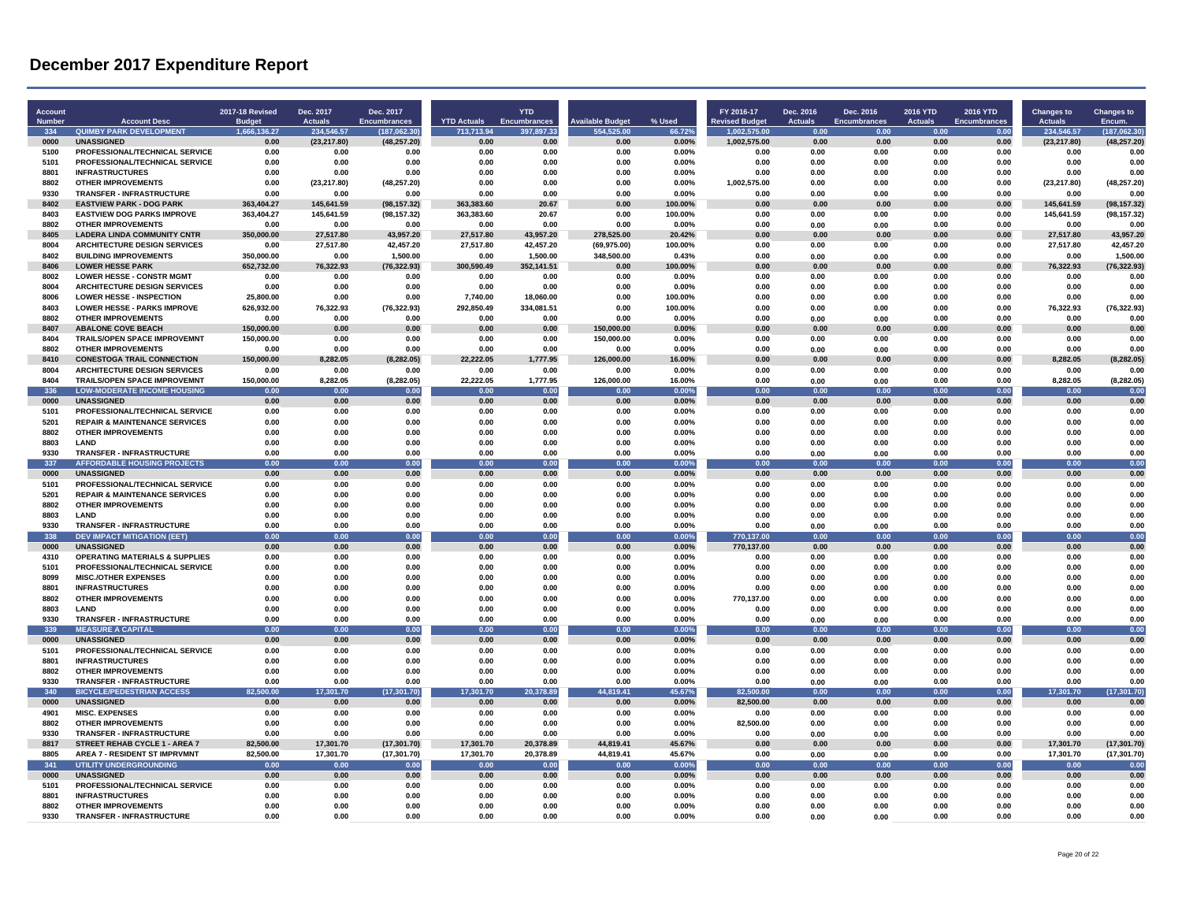# December 2017 Expenditure Report

| Account Number | Account Desc | 2017-18 Revised Budget | Dec. 2017 Actuals | Dec. 2017 Encumbrances | YTD Actuals | YTD Encumbrances | Available Budget | % Used | FY 2016-17 Revised Budget | Dec. 2016 Actuals | Dec. 2016 Encumbrances | 2016 YTD Actuals | 2016 YTD Encumbrances | Changes to Actuals | Changes to Encum. |
|---|---|---|---|---|---|---|---|---|---|---|---|---|---|---|---|
| 334 | QUIMBY PARK DEVELOPMENT | 1,666,136.27 | 234,546.57 | (187,062.30) | 713,713.94 | 397,897.33 | 554,525.00 | 66.72% | 1,002,575.00 | 0.00 | 0.00 | 0.00 | 0.00 | 234,546.57 | (187,062.30) |
| 0000 | UNASSIGNED | 0.00 | (23,217.80) | (48,257.20) | 0.00 | 0.00 | 0.00 | 0.00% | 1,002,575.00 | 0.00 | 0.00 | 0.00 | 0.00 | (23,217.80) | (48,257.20) |
| 5100 | PROFESSIONAL/TECHNICAL SERVICE | 0.00 | 0.00 | 0.00 | 0.00 | 0.00 | 0.00 | 0.00% | 0.00 | 0.00 | 0.00 | 0.00 | 0.00 | 0.00 | 0.00 |
| 5101 | PROFESSIONAL/TECHNICAL SERVICE | 0.00 | 0.00 | 0.00 | 0.00 | 0.00 | 0.00 | 0.00% | 0.00 | 0.00 | 0.00 | 0.00 | 0.00 | 0.00 | 0.00 |
| 8801 | INFRASTRUCTURES | 0.00 | 0.00 | 0.00 | 0.00 | 0.00 | 0.00 | 0.00% | 0.00 | 0.00 | 0.00 | 0.00 | 0.00 | 0.00 | 0.00 |
| 8802 | OTHER IMPROVEMENTS | 0.00 | (23,217.80) | (48,257.20) | 0.00 | 0.00 | 0.00 | 0.00% | 1,002,575.00 | 0.00 | 0.00 | 0.00 | 0.00 | (23,217.80) | (48,257.20) |
| 9330 | TRANSFER - INFRASTRUCTURE | 0.00 | 0.00 | 0.00 | 0.00 | 0.00 | 0.00 | 0.00% | 0.00 | 0.00 | 0.00 | 0.00 | 0.00 | 0.00 | 0.00 |
| 8402 | EASTVIEW PARK - DOG PARK | 363,404.27 | 145,641.59 | (98,157.32) | 363,383.60 | 20.67 | 0.00 | 100.00% | 0.00 | 0.00 | 0.00 | 0.00 | 0.00 | 145,641.59 | (98,157.32) |
| 8403 | EASTVIEW DOG PARKS IMPROVE | 363,404.27 | 145,641.59 | (98,157.32) | 363,383.60 | 20.67 | 0.00 | 100.00% | 0.00 | 0.00 | 0.00 | 0.00 | 0.00 | 145,641.59 | (98,157.32) |
| 8802 | OTHER IMPROVEMENTS | 0.00 | 0.00 | 0.00 | 0.00 | 0.00 | 0.00 | 0.00% | 0.00 | 0.00 | 0.00 | 0.00 | 0.00 | 0.00 | 0.00 |
| 8405 | LADERA LINDA COMMUNITY CNTR | 350,000.00 | 27,517.80 | 43,957.20 | 27,517.80 | 43,957.20 | 278,525.00 | 20.42% | 0.00 | 0.00 | 0.00 | 0.00 | 0.00 | 27,517.80 | 43,957.20 |
| 8004 | ARCHITECTURE DESIGN SERVICES | 0.00 | 27,517.80 | 42,457.20 | 27,517.80 | 42,457.20 | (69,975.00) | 100.00% | 0.00 | 0.00 | 0.00 | 0.00 | 0.00 | 27,517.80 | 42,457.20 |
| 8402 | BUILDING IMPROVEMENTS | 350,000.00 | 0.00 | 1,500.00 | 0.00 | 1,500.00 | 348,500.00 | 0.43% | 0.00 | 0.00 | 0.00 | 0.00 | 0.00 | 0.00 | 1,500.00 |
| 8406 | LOWER HESSE PARK | 652,732.00 | 76,322.93 | (76,322.93) | 300,590.49 | 352,141.51 | 0.00 | 100.00% | 0.00 | 0.00 | 0.00 | 0.00 | 0.00 | 76,322.93 | (76,322.93) |
| 8002 | LOWER HESSE - CONSTR MGMT | 0.00 | 0.00 | 0.00 | 0.00 | 0.00 | 0.00 | 0.00% | 0.00 | 0.00 | 0.00 | 0.00 | 0.00 | 0.00 | 0.00 |
| 8004 | ARCHITECTURE DESIGN SERVICES | 0.00 | 0.00 | 0.00 | 0.00 | 0.00 | 0.00 | 0.00% | 0.00 | 0.00 | 0.00 | 0.00 | 0.00 | 0.00 | 0.00 |
| 8006 | LOWER HESSE - INSPECTION | 25,800.00 | 0.00 | 0.00 | 7,740.00 | 18,060.00 | 0.00 | 100.00% | 0.00 | 0.00 | 0.00 | 0.00 | 0.00 | 0.00 | 0.00 |
| 8403 | LOWER HESSE - PARKS IMPROVE | 626,932.00 | 76,322.93 | (76,322.93) | 292,850.49 | 334,081.51 | 0.00 | 100.00% | 0.00 | 0.00 | 0.00 | 0.00 | 0.00 | 76,322.93 | (76,322.93) |
| 8802 | OTHER IMPROVEMENTS | 0.00 | 0.00 | 0.00 | 0.00 | 0.00 | 0.00 | 0.00% | 0.00 | 0.00 | 0.00 | 0.00 | 0.00 | 0.00 | 0.00 |
| 8407 | ABALONE COVE BEACH | 150,000.00 | 0.00 | 0.00 | 0.00 | 0.00 | 150,000.00 | 0.00% | 0.00 | 0.00 | 0.00 | 0.00 | 0.00 | 0.00 | 0.00 |
| 8404 | TRAILS/OPEN SPACE IMPROVEMNT | 150,000.00 | 0.00 | 0.00 | 0.00 | 0.00 | 150,000.00 | 0.00% | 0.00 | 0.00 | 0.00 | 0.00 | 0.00 | 0.00 | 0.00 |
| 8802 | OTHER IMPROVEMENTS | 0.00 | 0.00 | 0.00 | 0.00 | 0.00 | 0.00 | 0.00% | 0.00 | 0.00 | 0.00 | 0.00 | 0.00 | 0.00 | 0.00 |
| 8410 | CONESTOGA TRAIL CONNECTION | 150,000.00 | 8,282.05 | (8,282.05) | 22,222.05 | 1,777.95 | 126,000.00 | 16.00% | 0.00 | 0.00 | 0.00 | 0.00 | 0.00 | 8,282.05 | (8,282.05) |
| 8004 | ARCHITECTURE DESIGN SERVICES | 0.00 | 0.00 | 0.00 | 0.00 | 0.00 | 0.00 | 0.00% | 0.00 | 0.00 | 0.00 | 0.00 | 0.00 | 0.00 | 0.00 |
| 8404 | TRAILS/OPEN SPACE IMPROVEMNT | 150,000.00 | 8,282.05 | (8,282.05) | 22,222.05 | 1,777.95 | 126,000.00 | 16.00% | 0.00 | 0.00 | 0.00 | 0.00 | 0.00 | 8,282.05 | (8,282.05) |
| 336 | LOW-MODERATE INCOME HOUSING | 0.00 | 0.00 | 0.00 | 0.00 | 0.00 | 0.00 | 0.00% | 0.00 | 0.00 | 0.00 | 0.00 | 0.00 | 0.00 | 0.00 |
| 0000 | UNASSIGNED | 0.00 | 0.00 | 0.00 | 0.00 | 0.00 | 0.00 | 0.00% | 0.00 | 0.00 | 0.00 | 0.00 | 0.00 | 0.00 | 0.00 |
| 5101 | PROFESSIONAL/TECHNICAL SERVICE | 0.00 | 0.00 | 0.00 | 0.00 | 0.00 | 0.00 | 0.00% | 0.00 | 0.00 | 0.00 | 0.00 | 0.00 | 0.00 | 0.00 |
| 5201 | REPAIR & MAINTENANCE SERVICES | 0.00 | 0.00 | 0.00 | 0.00 | 0.00 | 0.00 | 0.00% | 0.00 | 0.00 | 0.00 | 0.00 | 0.00 | 0.00 | 0.00 |
| 8802 | OTHER IMPROVEMENTS | 0.00 | 0.00 | 0.00 | 0.00 | 0.00 | 0.00 | 0.00% | 0.00 | 0.00 | 0.00 | 0.00 | 0.00 | 0.00 | 0.00 |
| 8803 | LAND | 0.00 | 0.00 | 0.00 | 0.00 | 0.00 | 0.00 | 0.00% | 0.00 | 0.00 | 0.00 | 0.00 | 0.00 | 0.00 | 0.00 |
| 9330 | TRANSFER - INFRASTRUCTURE | 0.00 | 0.00 | 0.00 | 0.00 | 0.00 | 0.00 | 0.00% | 0.00 | 0.00 | 0.00 | 0.00 | 0.00 | 0.00 | 0.00 |
| 337 | AFFORDABLE HOUSING PROJECTS | 0.00 | 0.00 | 0.00 | 0.00 | 0.00 | 0.00 | 0.00% | 0.00 | 0.00 | 0.00 | 0.00 | 0.00 | 0.00 | 0.00 |
| 0000 | UNASSIGNED | 0.00 | 0.00 | 0.00 | 0.00 | 0.00 | 0.00 | 0.00% | 0.00 | 0.00 | 0.00 | 0.00 | 0.00 | 0.00 | 0.00 |
| 5101 | PROFESSIONAL/TECHNICAL SERVICE | 0.00 | 0.00 | 0.00 | 0.00 | 0.00 | 0.00 | 0.00% | 0.00 | 0.00 | 0.00 | 0.00 | 0.00 | 0.00 | 0.00 |
| 5201 | REPAIR & MAINTENANCE SERVICES | 0.00 | 0.00 | 0.00 | 0.00 | 0.00 | 0.00 | 0.00% | 0.00 | 0.00 | 0.00 | 0.00 | 0.00 | 0.00 | 0.00 |
| 8802 | OTHER IMPROVEMENTS | 0.00 | 0.00 | 0.00 | 0.00 | 0.00 | 0.00 | 0.00% | 0.00 | 0.00 | 0.00 | 0.00 | 0.00 | 0.00 | 0.00 |
| 8803 | LAND | 0.00 | 0.00 | 0.00 | 0.00 | 0.00 | 0.00 | 0.00% | 0.00 | 0.00 | 0.00 | 0.00 | 0.00 | 0.00 | 0.00 |
| 9330 | TRANSFER - INFRASTRUCTURE | 0.00 | 0.00 | 0.00 | 0.00 | 0.00 | 0.00 | 0.00% | 0.00 | 0.00 | 0.00 | 0.00 | 0.00 | 0.00 | 0.00 |
| 338 | DEV IMPACT MITIGATION (EET) | 0.00 | 0.00 | 0.00 | 0.00 | 0.00 | 0.00 | 0.00% | 770,137.00 | 0.00 | 0.00 | 0.00 | 0.00 | 0.00 | 0.00 |
| 0000 | UNASSIGNED | 0.00 | 0.00 | 0.00 | 0.00 | 0.00 | 0.00 | 0.00% | 770,137.00 | 0.00 | 0.00 | 0.00 | 0.00 | 0.00 | 0.00 |
| 4310 | OPERATING MATERIALS & SUPPLIES | 0.00 | 0.00 | 0.00 | 0.00 | 0.00 | 0.00 | 0.00% | 0.00 | 0.00 | 0.00 | 0.00 | 0.00 | 0.00 | 0.00 |
| 5101 | PROFESSIONAL/TECHNICAL SERVICE | 0.00 | 0.00 | 0.00 | 0.00 | 0.00 | 0.00 | 0.00% | 0.00 | 0.00 | 0.00 | 0.00 | 0.00 | 0.00 | 0.00 |
| 8099 | MISC./OTHER EXPENSES | 0.00 | 0.00 | 0.00 | 0.00 | 0.00 | 0.00 | 0.00% | 0.00 | 0.00 | 0.00 | 0.00 | 0.00 | 0.00 | 0.00 |
| 8801 | INFRASTRUCTURES | 0.00 | 0.00 | 0.00 | 0.00 | 0.00 | 0.00 | 0.00% | 0.00 | 0.00 | 0.00 | 0.00 | 0.00 | 0.00 | 0.00 |
| 8802 | OTHER IMPROVEMENTS | 0.00 | 0.00 | 0.00 | 0.00 | 0.00 | 0.00 | 0.00% | 770,137.00 | 0.00 | 0.00 | 0.00 | 0.00 | 0.00 | 0.00 |
| 8803 | LAND | 0.00 | 0.00 | 0.00 | 0.00 | 0.00 | 0.00 | 0.00% | 0.00 | 0.00 | 0.00 | 0.00 | 0.00 | 0.00 | 0.00 |
| 9330 | TRANSFER - INFRASTRUCTURE | 0.00 | 0.00 | 0.00 | 0.00 | 0.00 | 0.00 | 0.00% | 0.00 | 0.00 | 0.00 | 0.00 | 0.00 | 0.00 | 0.00 |
| 339 | MEASURE A CAPITAL | 0.00 | 0.00 | 0.00 | 0.00 | 0.00 | 0.00 | 0.00% | 0.00 | 0.00 | 0.00 | 0.00 | 0.00 | 0.00 | 0.00 |
| 0000 | UNASSIGNED | 0.00 | 0.00 | 0.00 | 0.00 | 0.00 | 0.00 | 0.00% | 0.00 | 0.00 | 0.00 | 0.00 | 0.00 | 0.00 | 0.00 |
| 5101 | PROFESSIONAL/TECHNICAL SERVICE | 0.00 | 0.00 | 0.00 | 0.00 | 0.00 | 0.00 | 0.00% | 0.00 | 0.00 | 0.00 | 0.00 | 0.00 | 0.00 | 0.00 |
| 8801 | INFRASTRUCTURES | 0.00 | 0.00 | 0.00 | 0.00 | 0.00 | 0.00 | 0.00% | 0.00 | 0.00 | 0.00 | 0.00 | 0.00 | 0.00 | 0.00 |
| 8802 | OTHER IMPROVEMENTS | 0.00 | 0.00 | 0.00 | 0.00 | 0.00 | 0.00 | 0.00% | 0.00 | 0.00 | 0.00 | 0.00 | 0.00 | 0.00 | 0.00 |
| 9330 | TRANSFER - INFRASTRUCTURE | 0.00 | 0.00 | 0.00 | 0.00 | 0.00 | 0.00 | 0.00% | 0.00 | 0.00 | 0.00 | 0.00 | 0.00 | 0.00 | 0.00 |
| 340 | BICYCLE/PEDESTRIAN ACCESS | 82,500.00 | 17,301.70 | (17,301.70) | 17,301.70 | 20,378.89 | 44,819.41 | 45.67% | 82,500.00 | 0.00 | 0.00 | 0.00 | 0.00 | 17,301.70 | (17,301.70) |
| 0000 | UNASSIGNED | 0.00 | 0.00 | 0.00 | 0.00 | 0.00 | 0.00 | 0.00% | 82,500.00 | 0.00 | 0.00 | 0.00 | 0.00 | 0.00 | 0.00 |
| 4901 | MISC. EXPENSES | 0.00 | 0.00 | 0.00 | 0.00 | 0.00 | 0.00 | 0.00% | 0.00 | 0.00 | 0.00 | 0.00 | 0.00 | 0.00 | 0.00 |
| 8802 | OTHER IMPROVEMENTS | 0.00 | 0.00 | 0.00 | 0.00 | 0.00 | 0.00 | 0.00% | 82,500.00 | 0.00 | 0.00 | 0.00 | 0.00 | 0.00 | 0.00 |
| 9330 | TRANSFER - INFRASTRUCTURE | 0.00 | 0.00 | 0.00 | 0.00 | 0.00 | 0.00 | 0.00% | 0.00 | 0.00 | 0.00 | 0.00 | 0.00 | 0.00 | 0.00 |
| 8817 | STREET REHAB CYCLE 1 - AREA 7 | 82,500.00 | 17,301.70 | (17,301.70) | 17,301.70 | 20,378.89 | 44,819.41 | 45.67% | 0.00 | 0.00 | 0.00 | 0.00 | 0.00 | 17,301.70 | (17,301.70) |
| 8805 | AREA 7 - RESIDENT ST IMPRVMNT | 82,500.00 | 17,301.70 | (17,301.70) | 17,301.70 | 20,378.89 | 44,819.41 | 45.67% | 0.00 | 0.00 | 0.00 | 0.00 | 0.00 | 17,301.70 | (17,301.70) |
| 341 | UTILITY UNDERGROUNDING | 0.00 | 0.00 | 0.00 | 0.00 | 0.00 | 0.00 | 0.00% | 0.00 | 0.00 | 0.00 | 0.00 | 0.00 | 0.00 | 0.00 |
| 0000 | UNASSIGNED | 0.00 | 0.00 | 0.00 | 0.00 | 0.00 | 0.00 | 0.00% | 0.00 | 0.00 | 0.00 | 0.00 | 0.00 | 0.00 | 0.00 |
| 5101 | PROFESSIONAL/TECHNICAL SERVICE | 0.00 | 0.00 | 0.00 | 0.00 | 0.00 | 0.00 | 0.00% | 0.00 | 0.00 | 0.00 | 0.00 | 0.00 | 0.00 | 0.00 |
| 8801 | INFRASTRUCTURES | 0.00 | 0.00 | 0.00 | 0.00 | 0.00 | 0.00 | 0.00% | 0.00 | 0.00 | 0.00 | 0.00 | 0.00 | 0.00 | 0.00 |
| 8802 | OTHER IMPROVEMENTS | 0.00 | 0.00 | 0.00 | 0.00 | 0.00 | 0.00 | 0.00% | 0.00 | 0.00 | 0.00 | 0.00 | 0.00 | 0.00 | 0.00 |
| 9330 | TRANSFER - INFRASTRUCTURE | 0.00 | 0.00 | 0.00 | 0.00 | 0.00 | 0.00 | 0.00% | 0.00 | 0.00 | 0.00 | 0.00 | 0.00 | 0.00 | 0.00 |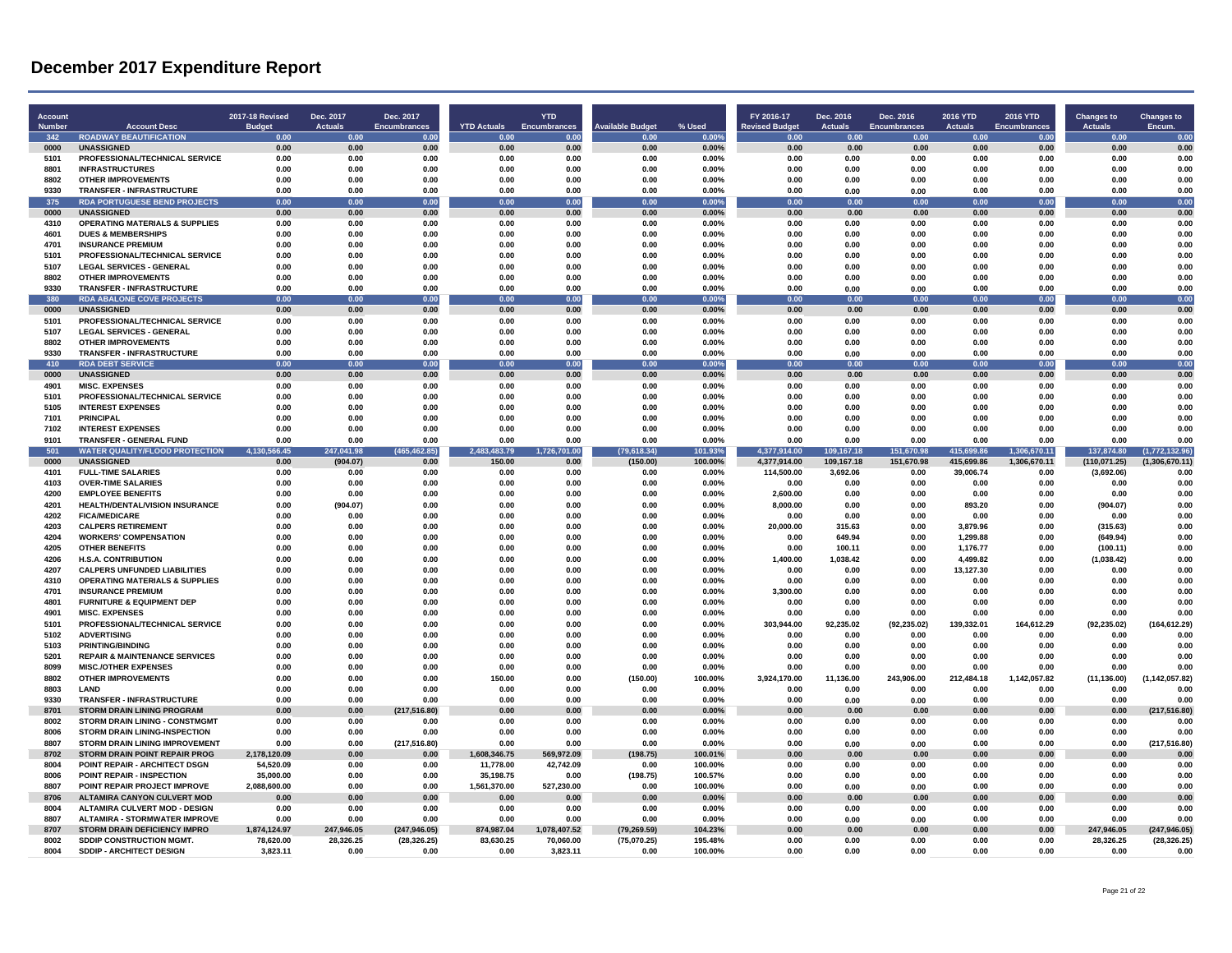# December 2017 Expenditure Report

| Account Number | Account Desc | 2017-18 Revised Budget | Dec. 2017 Actuals | Dec. 2017 Encumbrances | YTD Actuals | YTD Encumbrances | Available Budget | % Used | FY 2016-17 Revised Budget | Dec. 2016 Actuals | Dec. 2016 Encumbrances | 2016 YTD Actuals | 2016 YTD Encumbrances | Changes to Actuals | Changes to Encum. |
|---|---|---|---|---|---|---|---|---|---|---|---|---|---|---|---|
| 342 | ROADWAY BEAUTIFICATION | 0.00 | 0.00 | 0.00 | 0.00 | 0.00 | 0.00 | 0.00% | 0.00 | 0.00 | 0.00 | 0.00 | 0.00 | 0.00 | 0.00 |
| 0000 | UNASSIGNED | 0.00 | 0.00 | 0.00 | 0.00 | 0.00 | 0.00 | 0.00% | 0.00 | 0.00 | 0.00 | 0.00 | 0.00 | 0.00 | 0.00 |
| 5101 | PROFESSIONAL/TECHNICAL SERVICE | 0.00 | 0.00 | 0.00 | 0.00 | 0.00 | 0.00 | 0.00% | 0.00 | 0.00 | 0.00 | 0.00 | 0.00 | 0.00 | 0.00 |
| 8801 | INFRASTRUCTURES | 0.00 | 0.00 | 0.00 | 0.00 | 0.00 | 0.00 | 0.00% | 0.00 | 0.00 | 0.00 | 0.00 | 0.00 | 0.00 | 0.00 |
| 8802 | OTHER IMPROVEMENTS | 0.00 | 0.00 | 0.00 | 0.00 | 0.00 | 0.00 | 0.00% | 0.00 | 0.00 | 0.00 | 0.00 | 0.00 | 0.00 | 0.00 |
| 9330 | TRANSFER - INFRASTRUCTURE | 0.00 | 0.00 | 0.00 | 0.00 | 0.00 | 0.00 | 0.00% | 0.00 | 0.00 | 0.00 | 0.00 | 0.00 | 0.00 | 0.00 |
| 375 | RDA PORTUGUESE BEND PROJECTS | 0.00 | 0.00 | 0.00 | 0.00 | 0.00 | 0.00 | 0.00% | 0.00 | 0.00 | 0.00 | 0.00 | 0.00 | 0.00 | 0.00 |
| 0000 | UNASSIGNED | 0.00 | 0.00 | 0.00 | 0.00 | 0.00 | 0.00 | 0.00% | 0.00 | 0.00 | 0.00 | 0.00 | 0.00 | 0.00 | 0.00 |
| 4310 | OPERATING MATERIALS & SUPPLIES | 0.00 | 0.00 | 0.00 | 0.00 | 0.00 | 0.00 | 0.00% | 0.00 | 0.00 | 0.00 | 0.00 | 0.00 | 0.00 | 0.00 |
| 4601 | DUES & MEMBERSHIPS | 0.00 | 0.00 | 0.00 | 0.00 | 0.00 | 0.00 | 0.00% | 0.00 | 0.00 | 0.00 | 0.00 | 0.00 | 0.00 | 0.00 |
| 4701 | INSURANCE PREMIUM | 0.00 | 0.00 | 0.00 | 0.00 | 0.00 | 0.00 | 0.00% | 0.00 | 0.00 | 0.00 | 0.00 | 0.00 | 0.00 | 0.00 |
| 5101 | PROFESSIONAL/TECHNICAL SERVICE | 0.00 | 0.00 | 0.00 | 0.00 | 0.00 | 0.00 | 0.00% | 0.00 | 0.00 | 0.00 | 0.00 | 0.00 | 0.00 | 0.00 |
| 5107 | LEGAL SERVICES - GENERAL | 0.00 | 0.00 | 0.00 | 0.00 | 0.00 | 0.00 | 0.00% | 0.00 | 0.00 | 0.00 | 0.00 | 0.00 | 0.00 | 0.00 |
| 8802 | OTHER IMPROVEMENTS | 0.00 | 0.00 | 0.00 | 0.00 | 0.00 | 0.00 | 0.00% | 0.00 | 0.00 | 0.00 | 0.00 | 0.00 | 0.00 | 0.00 |
| 9330 | TRANSFER - INFRASTRUCTURE | 0.00 | 0.00 | 0.00 | 0.00 | 0.00 | 0.00 | 0.00% | 0.00 | 0.00 | 0.00 | 0.00 | 0.00 | 0.00 | 0.00 |
| 380 | RDA ABALONE COVE PROJECTS | 0.00 | 0.00 | 0.00 | 0.00 | 0.00 | 0.00 | 0.00% | 0.00 | 0.00 | 0.00 | 0.00 | 0.00 | 0.00 | 0.00 |
| 0000 | UNASSIGNED | 0.00 | 0.00 | 0.00 | 0.00 | 0.00 | 0.00 | 0.00% | 0.00 | 0.00 | 0.00 | 0.00 | 0.00 | 0.00 | 0.00 |
| 5101 | PROFESSIONAL/TECHNICAL SERVICE | 0.00 | 0.00 | 0.00 | 0.00 | 0.00 | 0.00 | 0.00% | 0.00 | 0.00 | 0.00 | 0.00 | 0.00 | 0.00 | 0.00 |
| 5107 | LEGAL SERVICES - GENERAL | 0.00 | 0.00 | 0.00 | 0.00 | 0.00 | 0.00 | 0.00% | 0.00 | 0.00 | 0.00 | 0.00 | 0.00 | 0.00 | 0.00 |
| 8802 | OTHER IMPROVEMENTS | 0.00 | 0.00 | 0.00 | 0.00 | 0.00 | 0.00 | 0.00% | 0.00 | 0.00 | 0.00 | 0.00 | 0.00 | 0.00 | 0.00 |
| 9330 | TRANSFER - INFRASTRUCTURE | 0.00 | 0.00 | 0.00 | 0.00 | 0.00 | 0.00 | 0.00% | 0.00 | 0.00 | 0.00 | 0.00 | 0.00 | 0.00 | 0.00 |
| 410 | RDA DEBT SERVICE | 0.00 | 0.00 | 0.00 | 0.00 | 0.00 | 0.00 | 0.00% | 0.00 | 0.00 | 0.00 | 0.00 | 0.00 | 0.00 | 0.00 |
| 0000 | UNASSIGNED | 0.00 | 0.00 | 0.00 | 0.00 | 0.00 | 0.00 | 0.00% | 0.00 | 0.00 | 0.00 | 0.00 | 0.00 | 0.00 | 0.00 |
| 4901 | MISC. EXPENSES | 0.00 | 0.00 | 0.00 | 0.00 | 0.00 | 0.00 | 0.00% | 0.00 | 0.00 | 0.00 | 0.00 | 0.00 | 0.00 | 0.00 |
| 5101 | PROFESSIONAL/TECHNICAL SERVICE | 0.00 | 0.00 | 0.00 | 0.00 | 0.00 | 0.00 | 0.00% | 0.00 | 0.00 | 0.00 | 0.00 | 0.00 | 0.00 | 0.00 |
| 5105 | INTEREST EXPENSES | 0.00 | 0.00 | 0.00 | 0.00 | 0.00 | 0.00 | 0.00% | 0.00 | 0.00 | 0.00 | 0.00 | 0.00 | 0.00 | 0.00 |
| 7101 | PRINCIPAL | 0.00 | 0.00 | 0.00 | 0.00 | 0.00 | 0.00 | 0.00% | 0.00 | 0.00 | 0.00 | 0.00 | 0.00 | 0.00 | 0.00 |
| 7102 | INTEREST EXPENSES | 0.00 | 0.00 | 0.00 | 0.00 | 0.00 | 0.00 | 0.00% | 0.00 | 0.00 | 0.00 | 0.00 | 0.00 | 0.00 | 0.00 |
| 9101 | TRANSFER - GENERAL FUND | 0.00 | 0.00 | 0.00 | 0.00 | 0.00 | 0.00 | 0.00% | 0.00 | 0.00 | 0.00 | 0.00 | 0.00 | 0.00 | 0.00 |
| 501 | WATER QUALITY/FLOOD PROTECTION | 4,130,566.45 | 247,041.98 | (465,462.85) | 2,483,483.79 | 1,726,701.00 | (79,618.34) | 101.93% | 4,377,914.00 | 109,167.18 | 151,670.98 | 415,699.86 | 1,306,670.11 | 137,874.80 | (1,772,132.96) |
| 0000 | UNASSIGNED | 0.00 | (904.07) | 0.00 | 150.00 | 0.00 | (150.00) | 100.00% | 4,377,914.00 | 109,167.18 | 151,670.98 | 415,699.86 | 1,306,670.11 | (110,071.25) | (1,306,670.11) |
| 4101 | FULL-TIME SALARIES | 0.00 | 0.00 | 0.00 | 0.00 | 0.00 | 0.00 | 0.00% | 114,500.00 | 3,692.06 | 0.00 | 39,006.74 | 0.00 | (3,692.06) | 0.00 |
| 4103 | OVER-TIME SALARIES | 0.00 | 0.00 | 0.00 | 0.00 | 0.00 | 0.00 | 0.00% | 0.00 | 0.00 | 0.00 | 0.00 | 0.00 | 0.00 | 0.00 |
| 4200 | EMPLOYEE BENEFITS | 0.00 | 0.00 | 0.00 | 0.00 | 0.00 | 0.00 | 0.00% | 2,600.00 | 0.00 | 0.00 | 0.00 | 0.00 | 0.00 | 0.00 |
| 4201 | HEALTH/DENTAL/VISION INSURANCE | 0.00 | (904.07) | 0.00 | 0.00 | 0.00 | 0.00 | 0.00% | 8,000.00 | 0.00 | 0.00 | 893.20 | 0.00 | (904.07) | 0.00 |
| 4202 | FICA/MEDICARE | 0.00 | 0.00 | 0.00 | 0.00 | 0.00 | 0.00 | 0.00% | 0.00 | 0.00 | 0.00 | 0.00 | 0.00 | 0.00 | 0.00 |
| 4203 | CALPERS RETIREMENT | 0.00 | 0.00 | 0.00 | 0.00 | 0.00 | 0.00 | 0.00% | 20,000.00 | 315.63 | 0.00 | 3,879.96 | 0.00 | (315.63) | 0.00 |
| 4204 | WORKERS' COMPENSATION | 0.00 | 0.00 | 0.00 | 0.00 | 0.00 | 0.00 | 0.00% | 0.00 | 649.94 | 0.00 | 1,299.88 | 0.00 | (649.94) | 0.00 |
| 4205 | OTHER BENEFITS | 0.00 | 0.00 | 0.00 | 0.00 | 0.00 | 0.00 | 0.00% | 0.00 | 100.11 | 0.00 | 1,176.77 | 0.00 | (100.11) | 0.00 |
| 4206 | H.S.A. CONTRIBUTION | 0.00 | 0.00 | 0.00 | 0.00 | 0.00 | 0.00 | 0.00% | 1,400.00 | 1,038.42 | 0.00 | 4,499.82 | 0.00 | (1,038.42) | 0.00 |
| 4207 | CALPERS UNFUNDED LIABILITIES | 0.00 | 0.00 | 0.00 | 0.00 | 0.00 | 0.00 | 0.00% | 0.00 | 0.00 | 0.00 | 13,127.30 | 0.00 | 0.00 | 0.00 |
| 4310 | OPERATING MATERIALS & SUPPLIES | 0.00 | 0.00 | 0.00 | 0.00 | 0.00 | 0.00 | 0.00% | 0.00 | 0.00 | 0.00 | 0.00 | 0.00 | 0.00 | 0.00 |
| 4701 | INSURANCE PREMIUM | 0.00 | 0.00 | 0.00 | 0.00 | 0.00 | 0.00 | 0.00% | 3,300.00 | 0.00 | 0.00 | 0.00 | 0.00 | 0.00 | 0.00 |
| 4801 | FURNITURE & EQUIPMENT DEP | 0.00 | 0.00 | 0.00 | 0.00 | 0.00 | 0.00 | 0.00% | 0.00 | 0.00 | 0.00 | 0.00 | 0.00 | 0.00 | 0.00 |
| 4901 | MISC. EXPENSES | 0.00 | 0.00 | 0.00 | 0.00 | 0.00 | 0.00 | 0.00% | 0.00 | 0.00 | 0.00 | 0.00 | 0.00 | 0.00 | 0.00 |
| 5101 | PROFESSIONAL/TECHNICAL SERVICE | 0.00 | 0.00 | 0.00 | 0.00 | 0.00 | 0.00 | 0.00% | 303,944.00 | 92,235.02 | (92,235.02) | 139,332.01 | 164,612.29 | (92,235.02) | (164,612.29) |
| 5102 | ADVERTISING | 0.00 | 0.00 | 0.00 | 0.00 | 0.00 | 0.00 | 0.00% | 0.00 | 0.00 | 0.00 | 0.00 | 0.00 | 0.00 | 0.00 |
| 5103 | PRINTING/BINDING | 0.00 | 0.00 | 0.00 | 0.00 | 0.00 | 0.00 | 0.00% | 0.00 | 0.00 | 0.00 | 0.00 | 0.00 | 0.00 | 0.00 |
| 5201 | REPAIR & MAINTENANCE SERVICES | 0.00 | 0.00 | 0.00 | 0.00 | 0.00 | 0.00 | 0.00% | 0.00 | 0.00 | 0.00 | 0.00 | 0.00 | 0.00 | 0.00 |
| 8099 | MISC./OTHER EXPENSES | 0.00 | 0.00 | 0.00 | 0.00 | 0.00 | 0.00 | 0.00% | 0.00 | 0.00 | 0.00 | 0.00 | 0.00 | 0.00 | 0.00 |
| 8802 | OTHER IMPROVEMENTS | 0.00 | 0.00 | 0.00 | 150.00 | 0.00 | (150.00) | 100.00% | 3,924,170.00 | 11,136.00 | 243,906.00 | 212,484.18 | 1,142,057.82 | (11,136.00) | (1,142,057.82) |
| 8803 | LAND | 0.00 | 0.00 | 0.00 | 0.00 | 0.00 | 0.00 | 0.00% | 0.00 | 0.00 | 0.00 | 0.00 | 0.00 | 0.00 | 0.00 |
| 9330 | TRANSFER - INFRASTRUCTURE | 0.00 | 0.00 | 0.00 | 0.00 | 0.00 | 0.00 | 0.00% | 0.00 | 0.00 | 0.00 | 0.00 | 0.00 | 0.00 | 0.00 |
| 8701 | STORM DRAIN LINING PROGRAM | 0.00 | 0.00 | (217,516.80) | 0.00 | 0.00 | 0.00 | 0.00% | 0.00 | 0.00 | 0.00 | 0.00 | 0.00 | 0.00 | (217,516.80) |
| 8002 | STORM DRAIN LINING - CONSTMGMT | 0.00 | 0.00 | 0.00 | 0.00 | 0.00 | 0.00 | 0.00% | 0.00 | 0.00 | 0.00 | 0.00 | 0.00 | 0.00 | 0.00 |
| 8006 | STORM DRAIN LINING-INSPECTION | 0.00 | 0.00 | 0.00 | 0.00 | 0.00 | 0.00 | 0.00% | 0.00 | 0.00 | 0.00 | 0.00 | 0.00 | 0.00 | 0.00 |
| 8807 | STORM DRAIN LINING IMPROVEMENT | 0.00 | 0.00 | (217,516.80) | 0.00 | 0.00 | 0.00 | 0.00% | 0.00 | 0.00 | 0.00 | 0.00 | 0.00 | 0.00 | (217,516.80) |
| 8702 | STORM DRAIN POINT REPAIR PROG | 2,178,120.09 | 0.00 | 0.00 | 1,608,346.75 | 569,972.09 | (198.75) | 100.01% | 0.00 | 0.00 | 0.00 | 0.00 | 0.00 | 0.00 | 0.00 |
| 8004 | POINT REPAIR - ARCHITECT DSGN | 54,520.09 | 0.00 | 0.00 | 11,778.00 | 42,742.09 | 0.00 | 100.00% | 0.00 | 0.00 | 0.00 | 0.00 | 0.00 | 0.00 | 0.00 |
| 8006 | POINT REPAIR - INSPECTION | 35,000.00 | 0.00 | 0.00 | 35,198.75 | 0.00 | (198.75) | 100.57% | 0.00 | 0.00 | 0.00 | 0.00 | 0.00 | 0.00 | 0.00 |
| 8807 | POINT REPAIR PROJECT IMPROVE | 2,088,600.00 | 0.00 | 0.00 | 1,561,370.00 | 527,230.00 | 0.00 | 100.00% | 0.00 | 0.00 | 0.00 | 0.00 | 0.00 | 0.00 | 0.00 |
| 8706 | ALTAMIRA CANYON CULVERT MOD | 0.00 | 0.00 | 0.00 | 0.00 | 0.00 | 0.00 | 0.00% | 0.00 | 0.00 | 0.00 | 0.00 | 0.00 | 0.00 | 0.00 |
| 8004 | ALTAMIRA CULVERT MOD - DESIGN | 0.00 | 0.00 | 0.00 | 0.00 | 0.00 | 0.00 | 0.00% | 0.00 | 0.00 | 0.00 | 0.00 | 0.00 | 0.00 | 0.00 |
| 8807 | ALTAMIRA - STORMWATER IMPROVE | 0.00 | 0.00 | 0.00 | 0.00 | 0.00 | 0.00 | 0.00% | 0.00 | 0.00 | 0.00 | 0.00 | 0.00 | 0.00 | 0.00 |
| 8707 | STORM DRAIN DEFICIENCY IMPRO | 1,874,124.97 | 247,946.05 | (247,946.05) | 874,987.04 | 1,078,407.52 | (79,269.59) | 104.23% | 0.00 | 0.00 | 0.00 | 0.00 | 0.00 | 247,946.05 | (247,946.05) |
| 8002 | SDDIP CONSTRUCTION MGMT. | 78,620.00 | 28,326.25 | (28,326.25) | 83,630.25 | 70,060.00 | (75,070.25) | 195.48% | 0.00 | 0.00 | 0.00 | 0.00 | 0.00 | 28,326.25 | (28,326.25) |
| 8004 | SDDIP - ARCHITECT DESIGN | 3,823.11 | 0.00 | 0.00 | 0.00 | 3,823.11 | 0.00 | 100.00% | 0.00 | 0.00 | 0.00 | 0.00 | 0.00 | 0.00 | 0.00 |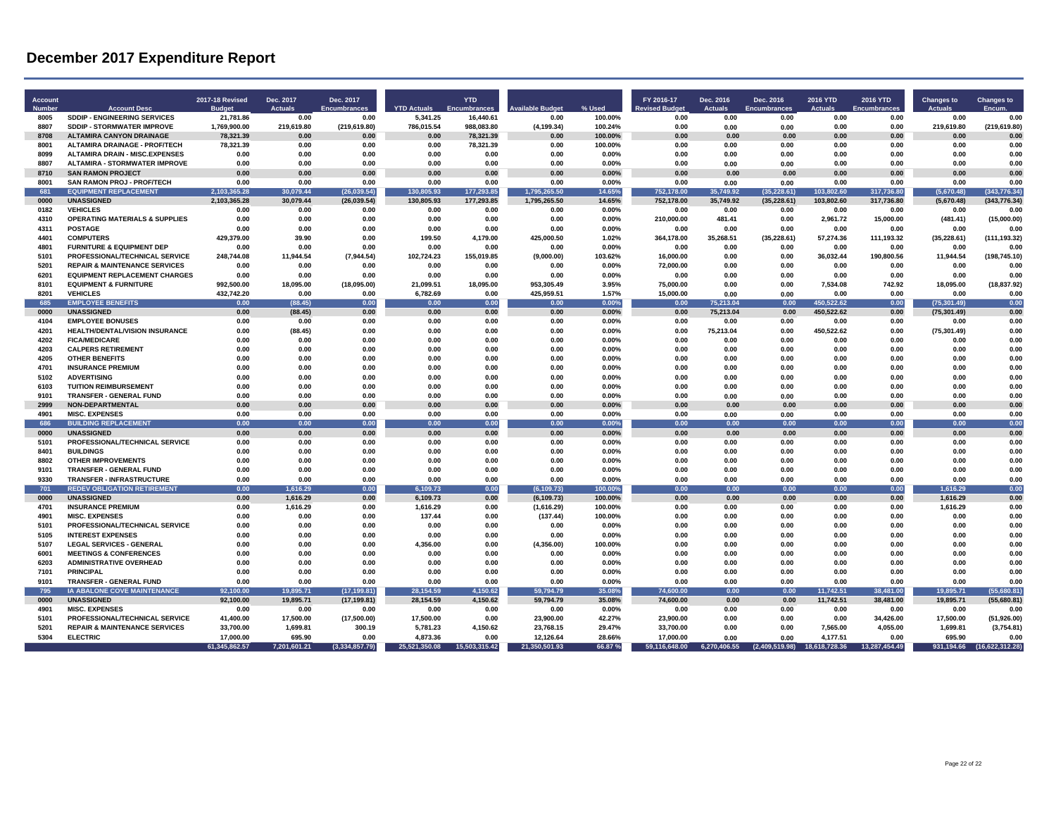# December 2017 Expenditure Report

| Account Number | Account Desc | 2017-18 Revised Budget | Dec. 2017 Actuals | Dec. 2017 Encumbrances | YTD Actuals | YTD Encumbrances | Available Budget | % Used | FY 2016-17 Revised Budget | Dec. 2016 Actuals | Dec. 2016 Encumbrances | 2016 YTD Actuals | 2016 YTD Encumbrances | Changes to Actuals | Changes to Encum. |
|---|---|---|---|---|---|---|---|---|---|---|---|---|---|---|---|
| 8005 | SDDIP - ENGINEERING SERVICES | 21,781.86 | 0.00 | 0.00 | 5,341.25 | 16,440.61 | 0.00 | 100.00% | 0.00 | 0.00 | 0.00 | 0.00 | 0.00 | 0.00 | 0.00 |
| 8807 | SDDIP - STORMWATER IMPROVE | 1,769,900.00 | 219,619.80 | (219,619.80) | 786,015.54 | 988,083.80 | (4,199.34) | 100.24% | 0.00 | 0.00 | 0.00 | 0.00 | 0.00 | 219,619.80 | (219,619.80) |
| 8708 | ALTAMIRA CANYON DRAINAGE | 78,321.39 | 0.00 | 0.00 | 0.00 | 78,321.39 | 0.00 | 100.00% | 0.00 | 0.00 | 0.00 | 0.00 | 0.00 | 0.00 | 0.00 |
| 8001 | ALTAMIRA DRAINAGE - PROF/TECH | 78,321.39 | 0.00 | 0.00 | 0.00 | 78,321.39 | 0.00 | 100.00% | 0.00 | 0.00 | 0.00 | 0.00 | 0.00 | 0.00 | 0.00 |
| 8099 | ALTAMIRA DRAIN - MISC.EXPENSES | 0.00 | 0.00 | 0.00 | 0.00 | 0.00 | 0.00 | 0.00% | 0.00 | 0.00 | 0.00 | 0.00 | 0.00 | 0.00 | 0.00 |
| 8807 | ALTAMIRA - STORMWATER IMPROVE | 0.00 | 0.00 | 0.00 | 0.00 | 0.00 | 0.00 | 0.00% | 0.00 | 0.00 | 0.00 | 0.00 | 0.00 | 0.00 | 0.00 |
| 8710 | SAN RAMON PROJECT | 0.00 | 0.00 | 0.00 | 0.00 | 0.00 | 0.00 | 0.00% | 0.00 | 0.00 | 0.00 | 0.00 | 0.00 | 0.00 | 0.00 |
| 8001 | SAN RAMON PROJ - PROF/TECH | 0.00 | 0.00 | 0.00 | 0.00 | 0.00 | 0.00 | 0.00% | 0.00 | 0.00 | 0.00 | 0.00 | 0.00 | 0.00 | 0.00 |
| 681 | EQUIPMENT REPLACEMENT | 2,103,365.28 | 30,079.44 | (26,039.54) | 130,805.93 | 177,293.85 | 1,795,265.50 | 14.65% | 752,178.00 | 35,749.92 | (35,228.61) | 103,802.60 | 317,736.80 | (5,670.48) | (343,776.34) |
| 0000 | UNASSIGNED | 2,103,365.28 | 30,079.44 | (26,039.54) | 130,805.93 | 177,293.85 | 1,795,265.50 | 14.65% | 752,178.00 | 35,749.92 | (35,228.61) | 103,802.60 | 317,736.80 | (5,670.48) | (343,776.34) |
| 0182 | VEHICLES | 0.00 | 0.00 | 0.00 | 0.00 | 0.00 | 0.00 | 0.00% | 0.00 | 0.00 | 0.00 | 0.00 | 0.00 | 0.00 | 0.00 |
| 4310 | OPERATING MATERIALS & SUPPLIES | 0.00 | 0.00 | 0.00 | 0.00 | 0.00 | 0.00 | 0.00% | 210,000.00 | 481.41 | 0.00 | 2,961.72 | 15,000.00 | (481.41) | (15,000.00) |
| 4311 | POSTAGE | 0.00 | 0.00 | 0.00 | 0.00 | 0.00 | 0.00 | 0.00% | 0.00 | 0.00 | 0.00 | 0.00 | 0.00 | 0.00 | 0.00 |
| 4401 | COMPUTERS | 429,379.00 | 39.90 | 0.00 | 199.50 | 4,179.00 | 425,000.50 | 1.02% | 364,178.00 | 35,268.51 | (35,228.61) | 57,274.36 | 111,193.32 | (35,228.61) | (111,193.32) |
| 4801 | FURNITURE & EQUIPMENT DEP | 0.00 | 0.00 | 0.00 | 0.00 | 0.00 | 0.00 | 0.00% | 0.00 | 0.00 | 0.00 | 0.00 | 0.00 | 0.00 | 0.00 |
| 5101 | PROFESSIONAL/TECHNICAL SERVICE | 248,744.08 | 11,944.54 | (7,944.54) | 102,724.23 | 155,019.85 | (9,000.00) | 103.62% | 16,000.00 | 0.00 | 0.00 | 36,032.44 | 190,800.56 | 11,944.54 | (198,745.10) |
| 5201 | REPAIR & MAINTENANCE SERVICES | 0.00 | 0.00 | 0.00 | 0.00 | 0.00 | 0.00 | 0.00% | 72,000.00 | 0.00 | 0.00 | 0.00 | 0.00 | 0.00 | 0.00 |
| 6201 | EQUIPMENT REPLACEMENT CHARGES | 0.00 | 0.00 | 0.00 | 0.00 | 0.00 | 0.00 | 0.00% | 0.00 | 0.00 | 0.00 | 0.00 | 0.00 | 0.00 | 0.00 |
| 8101 | EQUIPMENT & FURNITURE | 992,500.00 | 18,095.00 | (18,095.00) | 21,099.51 | 18,095.00 | 953,305.49 | 3.95% | 75,000.00 | 0.00 | 0.00 | 7,534.08 | 742.92 | 18,095.00 | (18,837.92) |
| 8201 | VEHICLES | 432,742.20 | 0.00 | 0.00 | 6,782.69 | 0.00 | 425,959.51 | 1.57% | 15,000.00 | 0.00 | 0.00 | 0.00 | 0.00 | 0.00 | 0.00 |
| 685 | EMPLOYEE BENEFITS | 0.00 | (88.45) | 0.00 | 0.00 | 0.00 | 0.00 | 0.00% | 0.00 | 75,213.04 | 0.00 | 450,522.62 | 0.00 | (75,301.49) | 0.00 |
| 0000 | UNASSIGNED | 0.00 | (88.45) | 0.00 | 0.00 | 0.00 | 0.00 | 0.00% | 0.00 | 75,213.04 | 0.00 | 450,522.62 | 0.00 | (75,301.49) | 0.00 |
| 4104 | EMPLOYEE BONUSES | 0.00 | 0.00 | 0.00 | 0.00 | 0.00 | 0.00 | 0.00% | 0.00 | 0.00 | 0.00 | 0.00 | 0.00 | 0.00 | 0.00 |
| 4201 | HEALTH/DENTAL/VISION INSURANCE | 0.00 | (88.45) | 0.00 | 0.00 | 0.00 | 0.00 | 0.00% | 0.00 | 75,213.04 | 0.00 | 450,522.62 | 0.00 | (75,301.49) | 0.00 |
| 4202 | FICA/MEDICARE | 0.00 | 0.00 | 0.00 | 0.00 | 0.00 | 0.00 | 0.00% | 0.00 | 0.00 | 0.00 | 0.00 | 0.00 | 0.00 | 0.00 |
| 4203 | CALPERS RETIREMENT | 0.00 | 0.00 | 0.00 | 0.00 | 0.00 | 0.00 | 0.00% | 0.00 | 0.00 | 0.00 | 0.00 | 0.00 | 0.00 | 0.00 |
| 4205 | OTHER BENEFITS | 0.00 | 0.00 | 0.00 | 0.00 | 0.00 | 0.00 | 0.00% | 0.00 | 0.00 | 0.00 | 0.00 | 0.00 | 0.00 | 0.00 |
| 4701 | INSURANCE PREMIUM | 0.00 | 0.00 | 0.00 | 0.00 | 0.00 | 0.00 | 0.00% | 0.00 | 0.00 | 0.00 | 0.00 | 0.00 | 0.00 | 0.00 |
| 5102 | ADVERTISING | 0.00 | 0.00 | 0.00 | 0.00 | 0.00 | 0.00 | 0.00% | 0.00 | 0.00 | 0.00 | 0.00 | 0.00 | 0.00 | 0.00 |
| 6103 | TUITION REIMBURSEMENT | 0.00 | 0.00 | 0.00 | 0.00 | 0.00 | 0.00 | 0.00% | 0.00 | 0.00 | 0.00 | 0.00 | 0.00 | 0.00 | 0.00 |
| 9101 | TRANSFER - GENERAL FUND | 0.00 | 0.00 | 0.00 | 0.00 | 0.00 | 0.00 | 0.00% | 0.00 | 0.00 | 0.00 | 0.00 | 0.00 | 0.00 | 0.00 |
| 2999 | NON-DEPARTMENTAL | 0.00 | 0.00 | 0.00 | 0.00 | 0.00 | 0.00 | 0.00% | 0.00 | 0.00 | 0.00 | 0.00 | 0.00 | 0.00 | 0.00 |
| 4901 | MISC. EXPENSES | 0.00 | 0.00 | 0.00 | 0.00 | 0.00 | 0.00 | 0.00% | 0.00 | 0.00 | 0.00 | 0.00 | 0.00 | 0.00 | 0.00 |
| 686 | BUILDING REPLACEMENT | 0.00 | 0.00 | 0.00 | 0.00 | 0.00 | 0.00 | 0.00% | 0.00 | 0.00 | 0.00 | 0.00 | 0.00 | 0.00 | 0.00 |
| 0000 | UNASSIGNED | 0.00 | 0.00 | 0.00 | 0.00 | 0.00 | 0.00 | 0.00% | 0.00 | 0.00 | 0.00 | 0.00 | 0.00 | 0.00 | 0.00 |
| 5101 | PROFESSIONAL/TECHNICAL SERVICE | 0.00 | 0.00 | 0.00 | 0.00 | 0.00 | 0.00 | 0.00% | 0.00 | 0.00 | 0.00 | 0.00 | 0.00 | 0.00 | 0.00 |
| 8401 | BUILDINGS | 0.00 | 0.00 | 0.00 | 0.00 | 0.00 | 0.00 | 0.00% | 0.00 | 0.00 | 0.00 | 0.00 | 0.00 | 0.00 | 0.00 |
| 8802 | OTHER IMPROVEMENTS | 0.00 | 0.00 | 0.00 | 0.00 | 0.00 | 0.00 | 0.00% | 0.00 | 0.00 | 0.00 | 0.00 | 0.00 | 0.00 | 0.00 |
| 9101 | TRANSFER - GENERAL FUND | 0.00 | 0.00 | 0.00 | 0.00 | 0.00 | 0.00 | 0.00% | 0.00 | 0.00 | 0.00 | 0.00 | 0.00 | 0.00 | 0.00 |
| 9330 | TRANSFER - INFRASTRUCTURE | 0.00 | 0.00 | 0.00 | 0.00 | 0.00 | 0.00 | 0.00% | 0.00 | 0.00 | 0.00 | 0.00 | 0.00 | 0.00 | 0.00 |
| 701 | REDEV OBLIGATION RETIREMENT | 0.00 | 1,616.29 | 0.00 | 6,109.73 | 0.00 | (6,109.73) | 100.00% | 0.00 | 0.00 | 0.00 | 0.00 | 0.00 | 1,616.29 | 0.00 |
| 0000 | UNASSIGNED | 0.00 | 1,616.29 | 0.00 | 6,109.73 | 0.00 | (6,109.73) | 100.00% | 0.00 | 0.00 | 0.00 | 0.00 | 0.00 | 1,616.29 | 0.00 |
| 4701 | INSURANCE PREMIUM | 0.00 | 1,616.29 | 0.00 | 1,616.29 | 0.00 | (1,616.29) | 100.00% | 0.00 | 0.00 | 0.00 | 0.00 | 0.00 | 1,616.29 | 0.00 |
| 4901 | MISC. EXPENSES | 0.00 | 0.00 | 0.00 | 137.44 | 0.00 | (137.44) | 100.00% | 0.00 | 0.00 | 0.00 | 0.00 | 0.00 | 0.00 | 0.00 |
| 5101 | PROFESSIONAL/TECHNICAL SERVICE | 0.00 | 0.00 | 0.00 | 0.00 | 0.00 | 0.00 | 0.00% | 0.00 | 0.00 | 0.00 | 0.00 | 0.00 | 0.00 | 0.00 |
| 5105 | INTEREST EXPENSES | 0.00 | 0.00 | 0.00 | 0.00 | 0.00 | 0.00 | 0.00% | 0.00 | 0.00 | 0.00 | 0.00 | 0.00 | 0.00 | 0.00 |
| 5107 | LEGAL SERVICES - GENERAL | 0.00 | 0.00 | 0.00 | 4,356.00 | 0.00 | (4,356.00) | 100.00% | 0.00 | 0.00 | 0.00 | 0.00 | 0.00 | 0.00 | 0.00 |
| 6001 | MEETINGS & CONFERENCES | 0.00 | 0.00 | 0.00 | 0.00 | 0.00 | 0.00 | 0.00% | 0.00 | 0.00 | 0.00 | 0.00 | 0.00 | 0.00 | 0.00 |
| 6203 | ADMINISTRATIVE OVERHEAD | 0.00 | 0.00 | 0.00 | 0.00 | 0.00 | 0.00 | 0.00% | 0.00 | 0.00 | 0.00 | 0.00 | 0.00 | 0.00 | 0.00 |
| 7101 | PRINCIPAL | 0.00 | 0.00 | 0.00 | 0.00 | 0.00 | 0.00 | 0.00% | 0.00 | 0.00 | 0.00 | 0.00 | 0.00 | 0.00 | 0.00 |
| 9101 | TRANSFER - GENERAL FUND | 0.00 | 0.00 | 0.00 | 0.00 | 0.00 | 0.00 | 0.00% | 0.00 | 0.00 | 0.00 | 0.00 | 0.00 | 0.00 | 0.00 |
| 795 | IA ABALONE COVE MAINTENANCE | 92,100.00 | 19,895.71 | (17,199.81) | 28,154.59 | 4,150.62 | 59,794.79 | 35.08% | 74,600.00 | 0.00 | 0.00 | 11,742.51 | 38,481.00 | 19,895.71 | (55,680.81) |
| 0000 | UNASSIGNED | 92,100.00 | 19,895.71 | (17,199.81) | 28,154.59 | 4,150.62 | 59,794.79 | 35.08% | 74,600.00 | 0.00 | 0.00 | 11,742.51 | 38,481.00 | 19,895.71 | (55,680.81) |
| 4901 | MISC. EXPENSES | 0.00 | 0.00 | 0.00 | 0.00 | 0.00 | 0.00 | 0.00% | 0.00 | 0.00 | 0.00 | 0.00 | 0.00 | 0.00 | 0.00 |
| 5101 | PROFESSIONAL/TECHNICAL SERVICE | 41,400.00 | 17,500.00 | (17,500.00) | 17,500.00 | 0.00 | 23,900.00 | 42.27% | 23,900.00 | 0.00 | 0.00 | 0.00 | 34,426.00 | 17,500.00 | (51,926.00) |
| 5201 | REPAIR & MAINTENANCE SERVICES | 33,700.00 | 1,699.81 | 300.19 | 5,781.23 | 4,150.62 | 23,768.15 | 29.47% | 33,700.00 | 0.00 | 0.00 | 7,565.00 | 4,055.00 | 1,699.81 | (3,754.81) |
| 5304 | ELECTRIC | 17,000.00 | 695.90 | 0.00 | 4,873.36 | 0.00 | 12,126.64 | 28.66% | 17,000.00 | 0.00 | 0.00 | 4,177.51 | 0.00 | 695.90 | 0.00 |
| | | 61,345,862.57 | 7,201,601.21 | (3,334,857.79) | 25,521,350.08 | 15,503,315.42 | 21,350,501.93 | 66.87 % | 59,116,648.00 | 6,270,406.55 | (2,409,519.98) | 18,618,728.36 | 13,287,454.49 | 931,194.66 | (16,622,312.28) |